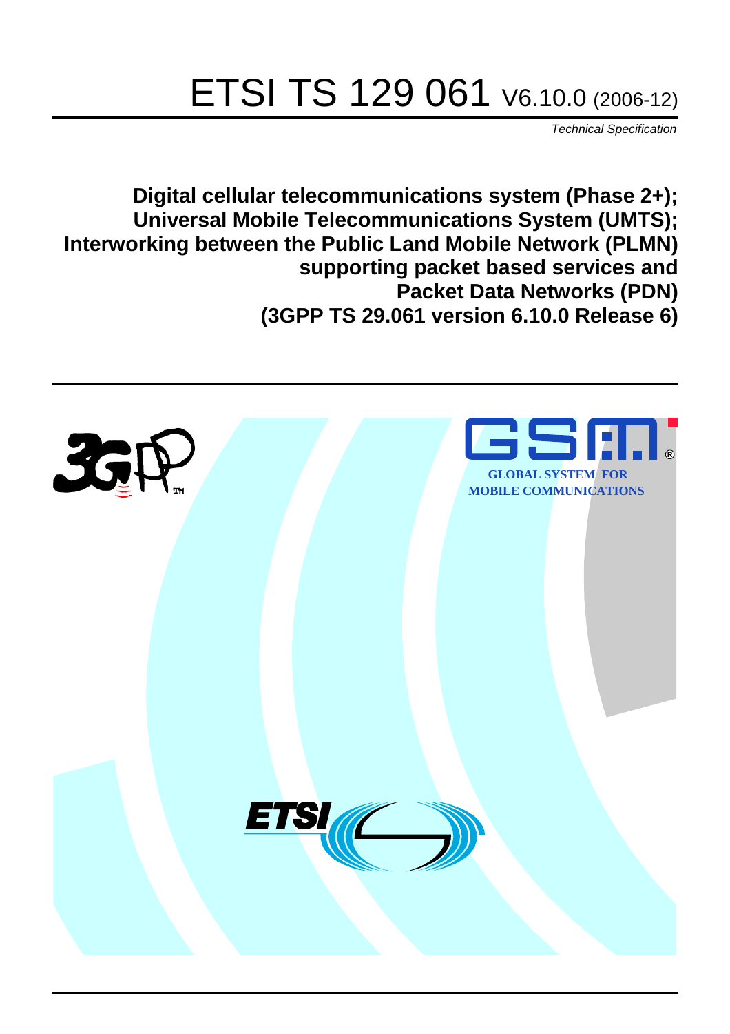# ETSI TS 129 061 V6.10.0 (2006-12)

*Technical Specification*

**Digital cellular telecommunications system (Phase 2+);
Universal Mobile Telecommunications System (UMTS);
Interworking between the Public Land Mobile Network (PLMN)
supporting packet based services and
Packet Data Networks (PDN)
(3GPP TS 29.061 version 6.10.0 Release 6)**

GLOBAL SYSTEM FOR
MOBILE COMMUNICATIONS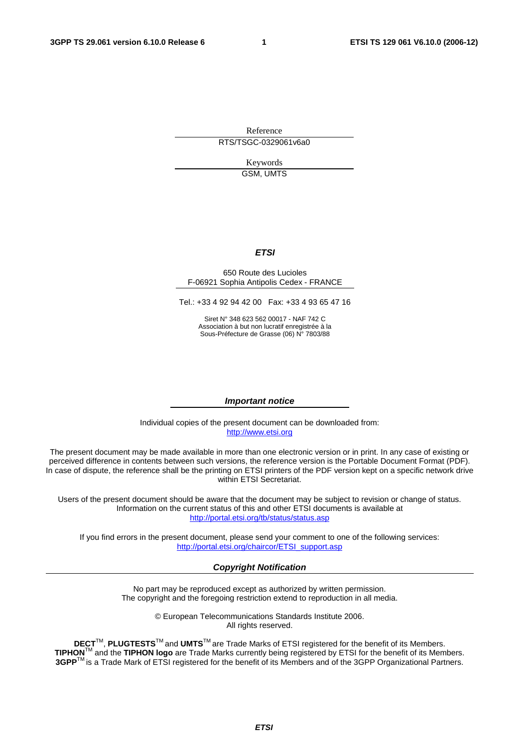Reference

RTS/TSGC-0329061v6a0

Keywords

GSM, UMTS

***ETSI***

650 Route des Lucioles
F-06921 Sophia Antipolis Cedex - FRANCE

Tel.: +33 4 92 94 42 00 Fax: +33 4 93 65 47 16

Siret N° 348 623 562 00017 - NAF 742 C
Association à but non lucratif enregistrée à la
Sous-Préfecture de Grasse (06) N° 7803/88

***Important notice***

Individual copies of the present document can be downloaded from:
http://www.etsi.org

The present document may be made available in more than one electronic version or in print. In any case of existing or perceived difference in contents between such versions, the reference version is the Portable Document Format (PDF). In case of dispute, the reference shall be the printing on ETSI printers of the PDF version kept on a specific network drive within ETSI Secretariat.

Users of the present document should be aware that the document may be subject to revision or change of status. Information on the current status of this and other ETSI documents is available at
http://portal.etsi.org/tb/status/status.asp

If you find errors in the present document, please send your comment to one of the following services:
http://portal.etsi.org/chaircor/ETSI_support.asp

***Copyright Notification***

No part may be reproduced except as authorized by written permission.
The copyright and the foregoing restriction extend to reproduction in all media.

© European Telecommunications Standards Institute 2006.
All rights reserved.

**DECT**TM, **PLUGTESTS**TM and **UMTS**TM are Trade Marks of ETSI registered for the benefit of its Members.
**TIPHON**TM and the **TIPHON logo** are Trade Marks currently being registered by ETSI for the benefit of its Members.
**3GPP**TM is a Trade Mark of ETSI registered for the benefit of its Members and of the 3GPP Organizational Partners.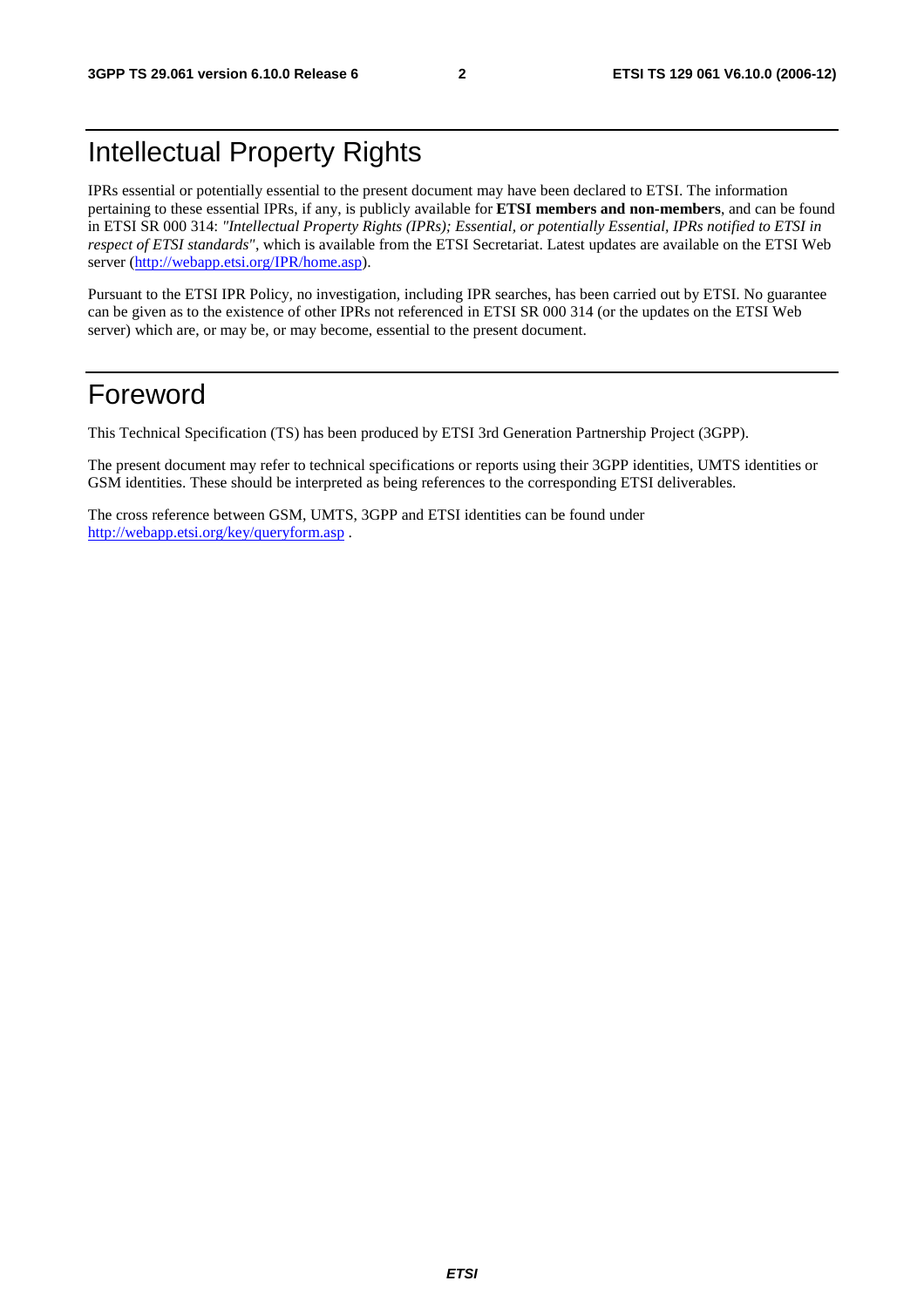# Intellectual Property Rights

IPRs essential or potentially essential to the present document may have been declared to ETSI. The information pertaining to these essential IPRs, if any, is publicly available for **ETSI members and non-members**, and can be found in ETSI SR 000 314: *"Intellectual Property Rights (IPRs); Essential, or potentially Essential, IPRs notified to ETSI in respect of ETSI standards"*, which is available from the ETSI Secretariat. Latest updates are available on the ETSI Web server (http://webapp.etsi.org/IPR/home.asp).

Pursuant to the ETSI IPR Policy, no investigation, including IPR searches, has been carried out by ETSI. No guarantee can be given as to the existence of other IPRs not referenced in ETSI SR 000 314 (or the updates on the ETSI Web server) which are, or may be, or may become, essential to the present document.

# Foreword

This Technical Specification (TS) has been produced by ETSI 3rd Generation Partnership Project (3GPP).

The present document may refer to technical specifications or reports using their 3GPP identities, UMTS identities or GSM identities. These should be interpreted as being references to the corresponding ETSI deliverables.

The cross reference between GSM, UMTS, 3GPP and ETSI identities can be found under http://webapp.etsi.org/key/queryform.asp .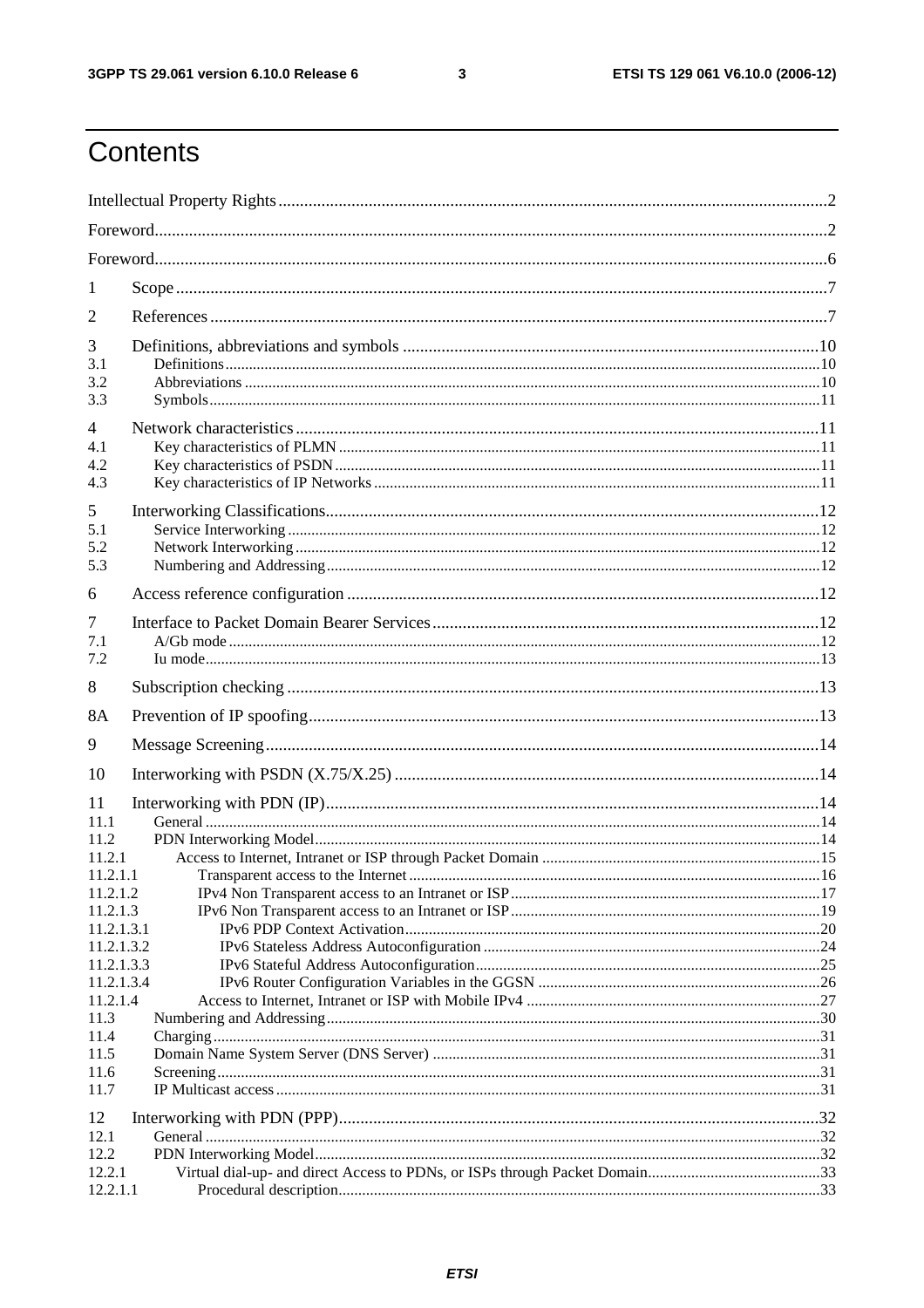# Contents

Intellectual Property Rights....................................................................................................................................2

Foreword...............................................................................................................................................................2

Foreword...............................................................................................................................................................6

1 Scope ...............................................................................................................................................................7

2 References .......................................................................................................................................................7

3 Definitions, abbreviations and symbols .......................................................................................................10
3.1 Definitions.......................................................................................................................................................10
3.2 Abbreviations ..................................................................................................................................................10
3.3 Symbols...........................................................................................................................................................11

4 Network characteristics ................................................................................................................................11
4.1 Key characteristics of PLMN .........................................................................................................................11
4.2 Key characteristics of PSDN ..........................................................................................................................11
4.3 Key characteristics of IP Networks .................................................................................................................11

5 Interworking Classifications..........................................................................................................................12
5.1 Service Interworking .......................................................................................................................................12
5.2 Network Interworking .....................................................................................................................................12
5.3 Numbering and Addressing.............................................................................................................................12

6 Access reference configuration .....................................................................................................................12

7 Interface to Packet Domain Bearer Services.................................................................................................12
7.1 A/Gb mode ......................................................................................................................................................12
7.2 Iu mode............................................................................................................................................................13

8 Subscription checking ...................................................................................................................................13

8A Prevention of IP spoofing.............................................................................................................................13

9 Message Screening ........................................................................................................................................14

10 Interworking with PSDN (X.75/X.25) .........................................................................................................14

11 Interworking with PDN (IP)..........................................................................................................................14
11.1 General ..........................................................................................................................................................14
11.2 PDN Interworking Model...............................................................................................................................14
11.2.1 Access to Internet, Intranet or ISP through Packet Domain ......................................................................15
11.2.1.1 Transparent access to the Internet ........................................................................................................16
11.2.1.2 IPv4 Non Transparent access to an Intranet or ISP..............................................................................17
11.2.1.3 IPv6 Non Transparent access to an Intranet or ISP..............................................................................19
11.2.1.3.1 IPv6 PDP Context Activation.........................................................................................................20
11.2.1.3.2 IPv6 Stateless Address Autoconfiguration .....................................................................................24
11.2.1.3.3 IPv6 Stateful Address Autoconfiguration.......................................................................................25
11.2.1.3.4 IPv6 Router Configuration Variables in the GGSN .......................................................................26
11.2.1.4 Access to Internet, Intranet or ISP with Mobile IPv4 ..........................................................................27
11.3 Numbering and Addressing............................................................................................................................30
11.4 Charging.........................................................................................................................................................31
11.5 Domain Name System Server (DNS Server) .................................................................................................31
11.6 Screening........................................................................................................................................................31
11.7 IP Multicast access .........................................................................................................................................31

12 Interworking with PDN (PPP)......................................................................................................................32
12.1 General ..........................................................................................................................................................32
12.2 PDN Interworking Model...............................................................................................................................32
12.2.1 Virtual dial-up- and direct Access to PDNs, or ISPs through Packet Domain...........................................33
12.2.1.1 Procedural description..........................................................................................................................33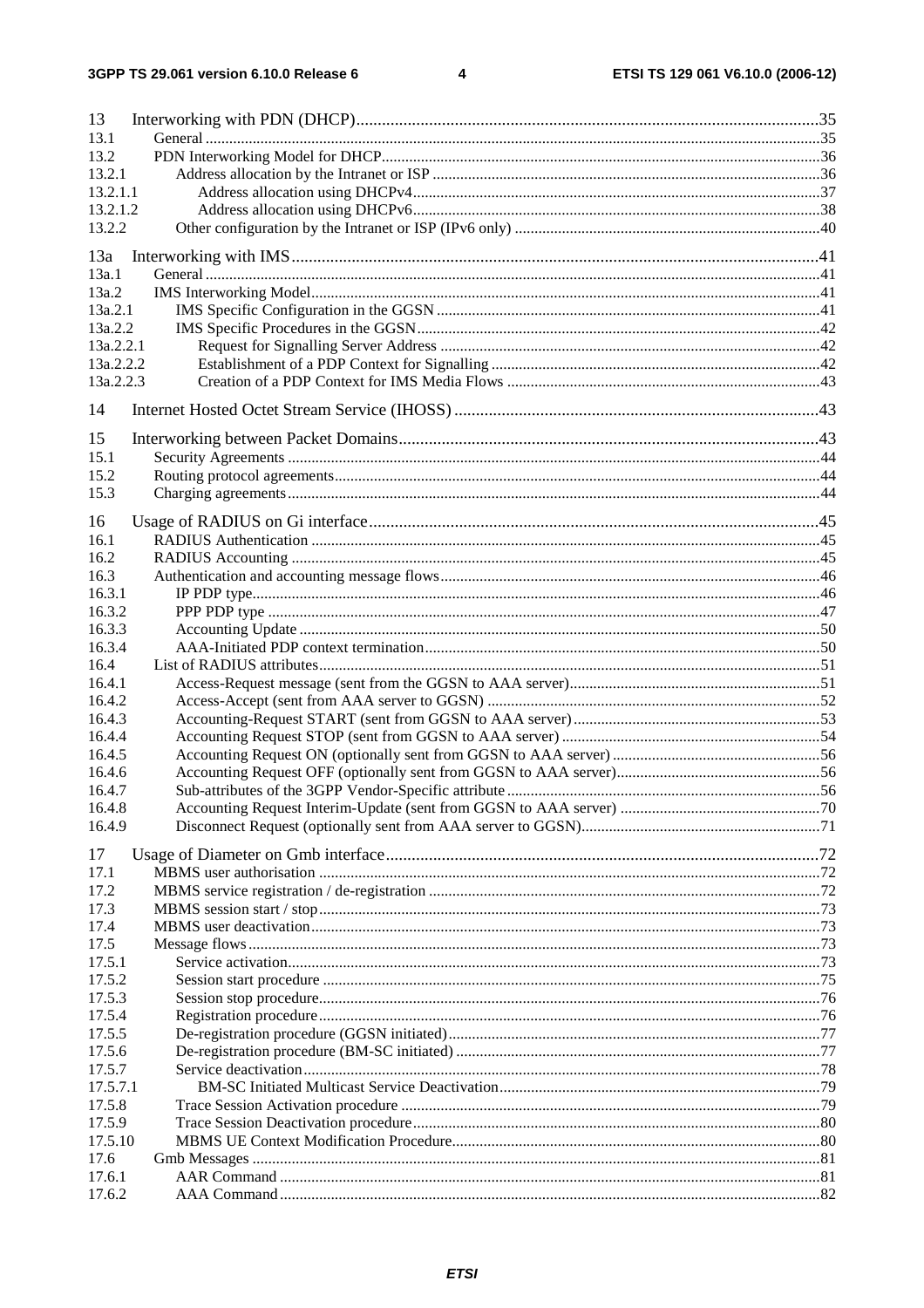13 Interworking with PDN (DHCP)....35
13.1 General....35
13.2 PDN Interworking Model for DHCP....36
13.2.1 Address allocation by the Intranet or ISP....36
13.2.1.1 Address allocation using DHCPv4....37
13.2.1.2 Address allocation using DHCPv6....38
13.2.2 Other configuration by the Intranet or ISP (IPv6 only)....40

13a Interworking with IMS....41
13a.1 General....41
13a.2 IMS Interworking Model....41
13a.2.1 IMS Specific Configuration in the GGSN....41
13a.2.2 IMS Specific Procedures in the GGSN....42
13a.2.2.1 Request for Signalling Server Address....42
13a.2.2.2 Establishment of a PDP Context for Signalling....42
13a.2.2.3 Creation of a PDP Context for IMS Media Flows....43

14 Internet Hosted Octet Stream Service (IHOSS)....43

15 Interworking between Packet Domains....43
15.1 Security Agreements....44
15.2 Routing protocol agreements....44
15.3 Charging agreements....44

16 Usage of RADIUS on Gi interface....45
16.1 RADIUS Authentication....45
16.2 RADIUS Accounting....45
16.3 Authentication and accounting message flows....46
16.3.1 IP PDP type....46
16.3.2 PPP PDP type....47
16.3.3 Accounting Update....50
16.3.4 AAA-Initiated PDP context termination....50
16.4 List of RADIUS attributes....51
16.4.1 Access-Request message (sent from the GGSN to AAA server)....51
16.4.2 Access-Accept (sent from AAA server to GGSN)....52
16.4.3 Accounting-Request START (sent from GGSN to AAA server)....53
16.4.4 Accounting Request STOP (sent from GGSN to AAA server)....54
16.4.5 Accounting Request ON (optionally sent from GGSN to AAA server)....56
16.4.6 Accounting Request OFF (optionally sent from GGSN to AAA server)....56
16.4.7 Sub-attributes of the 3GPP Vendor-Specific attribute....56
16.4.8 Accounting Request Interim-Update (sent from GGSN to AAA server)....70
16.4.9 Disconnect Request (optionally sent from AAA server to GGSN)....71

17 Usage of Diameter on Gmb interface....72
17.1 MBMS user authorisation....72
17.2 MBMS service registration / de-registration....72
17.3 MBMS session start / stop....73
17.4 MBMS user deactivation....73
17.5 Message flows....73
17.5.1 Service activation....73
17.5.2 Session start procedure....75
17.5.3 Session stop procedure....76
17.5.4 Registration procedure....76
17.5.5 De-registration procedure (GGSN initiated)....77
17.5.6 De-registration procedure (BM-SC initiated)....77
17.5.7 Service deactivation....78
17.5.7.1 BM-SC Initiated Multicast Service Deactivation....79
17.5.8 Trace Session Activation procedure....79
17.5.9 Trace Session Deactivation procedure....80
17.5.10 MBMS UE Context Modification Procedure....80
17.6 Gmb Messages....81
17.6.1 AAR Command....81
17.6.2 AAA Command....82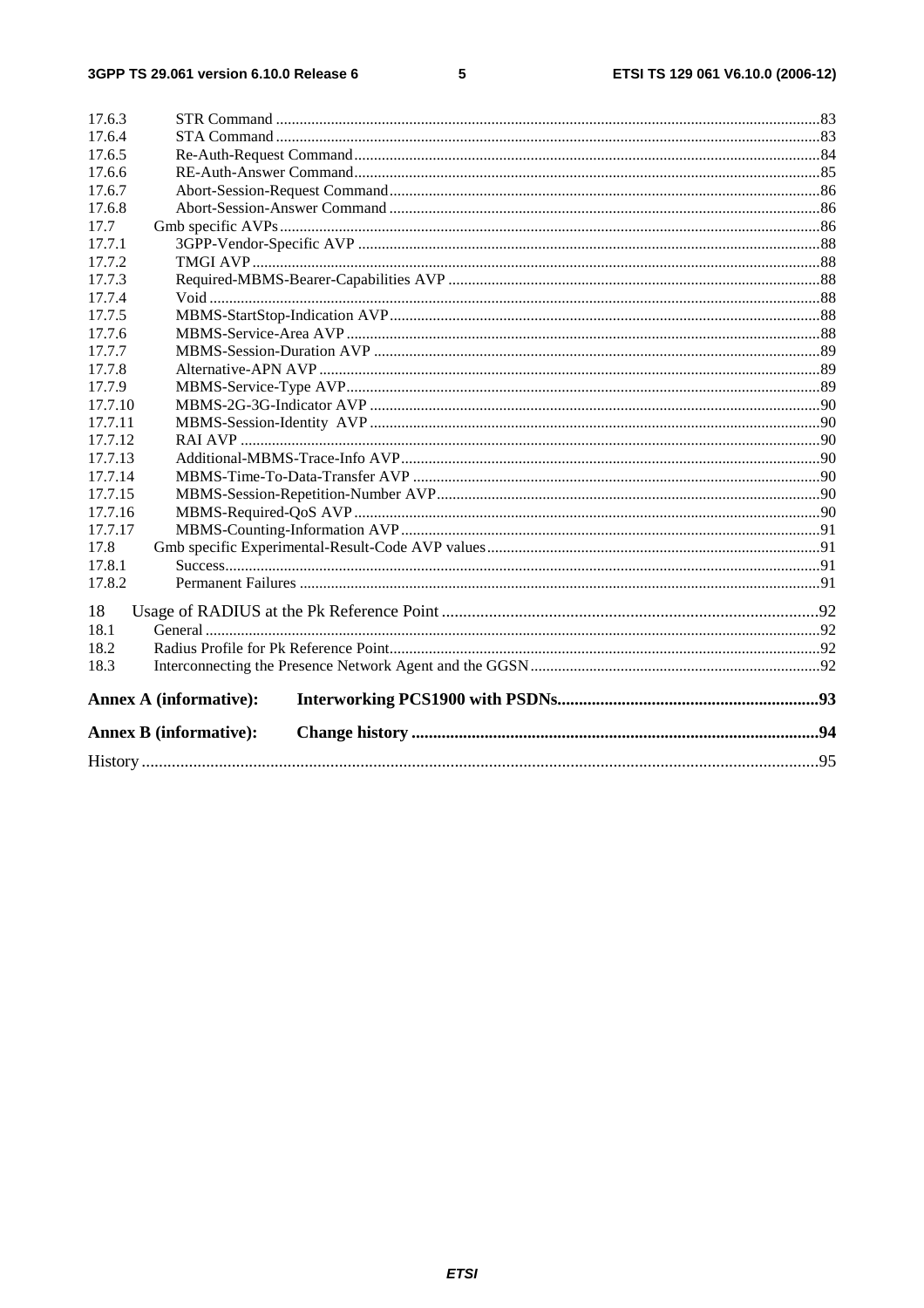| | | |
|---|---|---|
| 17.6.3 | STR Command | 83 |
| 17.6.4 | STA Command | 83 |
| 17.6.5 | Re-Auth-Request Command | 84 |
| 17.6.6 | RE-Auth-Answer Command | 85 |
| 17.6.7 | Abort-Session-Request Command | 86 |
| 17.6.8 | Abort-Session-Answer Command | 86 |
| 17.7 | Gmb specific AVPs | 86 |
| 17.7.1 | 3GPP-Vendor-Specific AVP | 88 |
| 17.7.2 | TMGI AVP | 88 |
| 17.7.3 | Required-MBMS-Bearer-Capabilities AVP | 88 |
| 17.7.4 | Void | 88 |
| 17.7.5 | MBMS-StartStop-Indication AVP | 88 |
| 17.7.6 | MBMS-Service-Area AVP | 88 |
| 17.7.7 | MBMS-Session-Duration AVP | 89 |
| 17.7.8 | Alternative-APN AVP | 89 |
| 17.7.9 | MBMS-Service-Type AVP | 89 |
| 17.7.10 | MBMS-2G-3G-Indicator AVP | 90 |
| 17.7.11 | MBMS-Session-Identity AVP | 90 |
| 17.7.12 | RAI AVP | 90 |
| 17.7.13 | Additional-MBMS-Trace-Info AVP | 90 |
| 17.7.14 | MBMS-Time-To-Data-Transfer AVP | 90 |
| 17.7.15 | MBMS-Session-Repetition-Number AVP | 90 |
| 17.7.16 | MBMS-Required-QoS AVP | 90 |
| 17.7.17 | MBMS-Counting-Information AVP | 91 |
| 17.8 | Gmb specific Experimental-Result-Code AVP values | 91 |
| 17.8.1 | Success | 91 |
| 17.8.2 | Permanent Failures | 91 |
| 18 | Usage of RADIUS at the Pk Reference Point | 92 |
| 18.1 | General | 92 |
| 18.2 | Radius Profile for Pk Reference Point | 92 |
| 18.3 | Interconnecting the Presence Network Agent and the GGSN | 92 |
| **Annex A (informative):** | **Interworking PCS1900 with PSDNs** | **93** |
| **Annex B (informative):** | **Change history** | **94** |
| History | | 95 |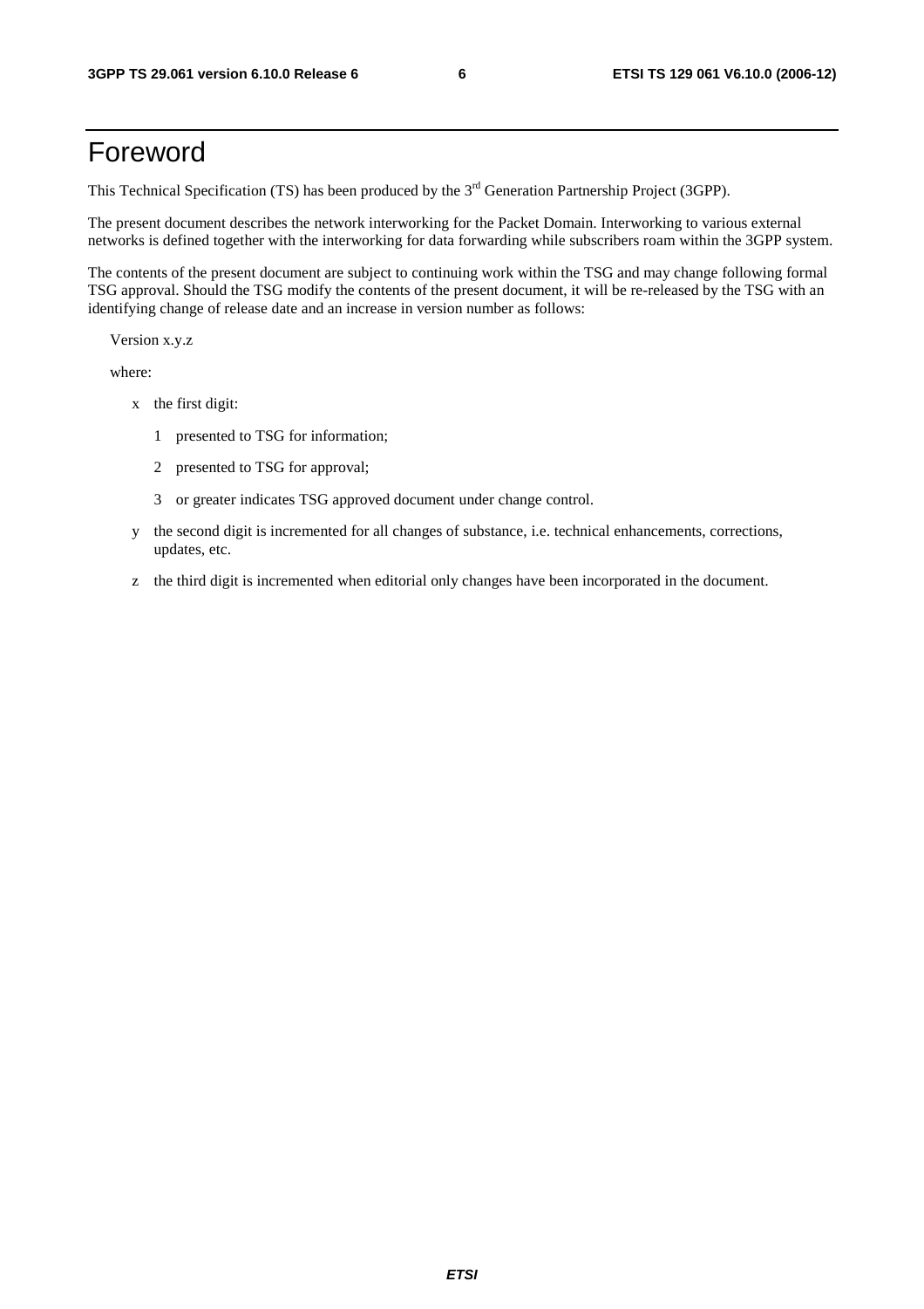# Foreword

This Technical Specification (TS) has been produced by the 3rd Generation Partnership Project (3GPP).

The present document describes the network interworking for the Packet Domain. Interworking to various external networks is defined together with the interworking for data forwarding while subscribers roam within the 3GPP system.

The contents of the present document are subject to continuing work within the TSG and may change following formal TSG approval. Should the TSG modify the contents of the present document, it will be re-released by the TSG with an identifying change of release date and an increase in version number as follows:

Version x.y.z

where:

- x the first digit:
  - 1 presented to TSG for information;
  - 2 presented to TSG for approval;
  - 3 or greater indicates TSG approved document under change control.
- y the second digit is incremented for all changes of substance, i.e. technical enhancements, corrections, updates, etc.
- z the third digit is incremented when editorial only changes have been incorporated in the document.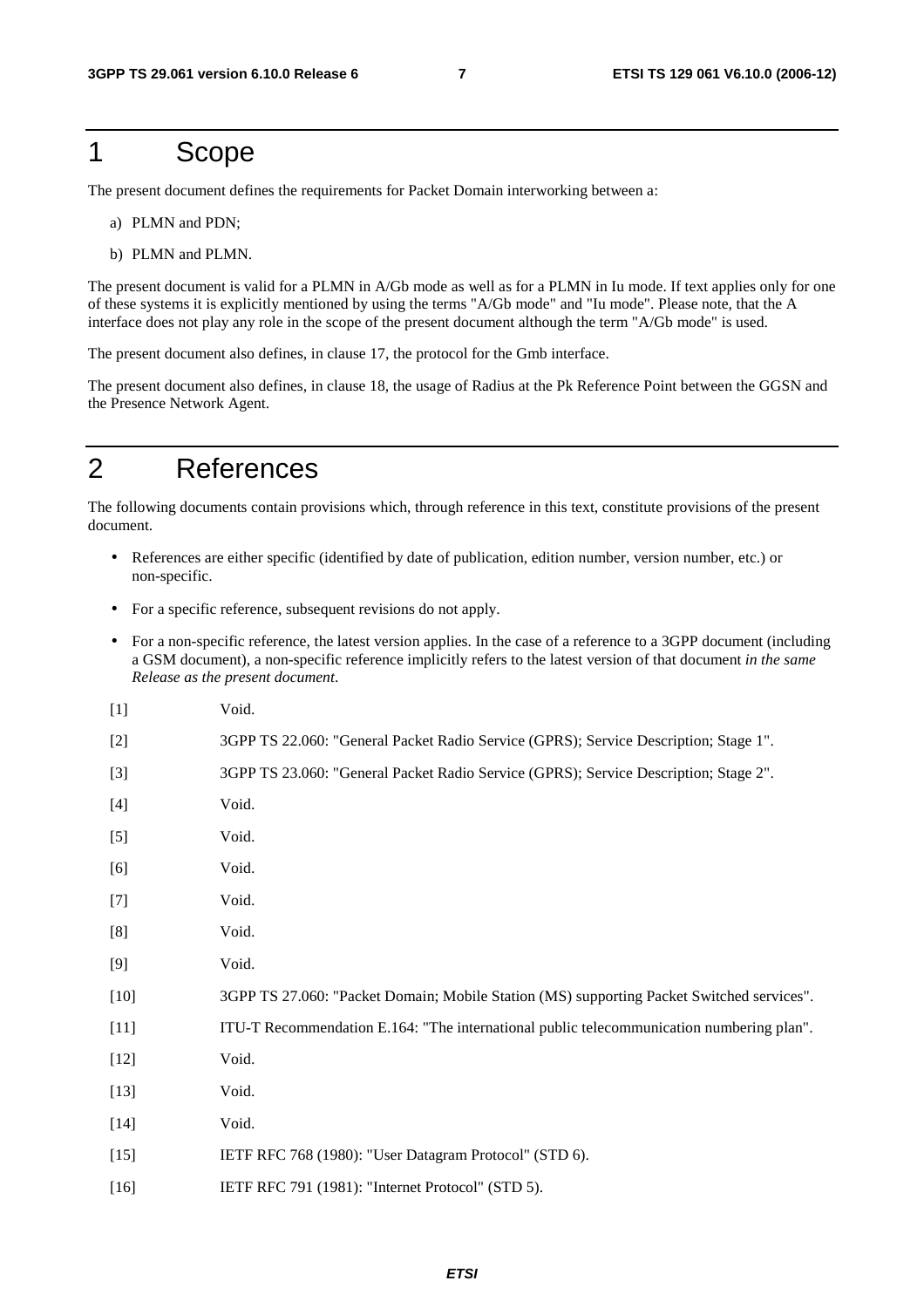# 1 Scope

The present document defines the requirements for Packet Domain interworking between a:

a) PLMN and PDN;

b) PLMN and PLMN.

The present document is valid for a PLMN in A/Gb mode as well as for a PLMN in Iu mode. If text applies only for one of these systems it is explicitly mentioned by using the terms "A/Gb mode" and "Iu mode". Please note, that the A interface does not play any role in the scope of the present document although the term "A/Gb mode" is used.

The present document also defines, in clause 17, the protocol for the Gmb interface.

The present document also defines, in clause 18, the usage of Radius at the Pk Reference Point between the GGSN and the Presence Network Agent.

# 2 References

The following documents contain provisions which, through reference in this text, constitute provisions of the present document.

- References are either specific (identified by date of publication, edition number, version number, etc.) or non-specific.
- For a specific reference, subsequent revisions do not apply.
- For a non-specific reference, the latest version applies. In the case of a reference to a 3GPP document (including a GSM document), a non-specific reference implicitly refers to the latest version of that document *in the same Release as the present document*.

[1] Void.

[2] 3GPP TS 22.060: "General Packet Radio Service (GPRS); Service Description; Stage 1".

[3] 3GPP TS 23.060: "General Packet Radio Service (GPRS); Service Description; Stage 2".

[4] Void.

[5] Void.

[6] Void.

[7] Void.

[8] Void.

[9] Void.

[10] 3GPP TS 27.060: "Packet Domain; Mobile Station (MS) supporting Packet Switched services".

[11] ITU-T Recommendation E.164: "The international public telecommunication numbering plan".

[12] Void.

[13] Void.

[14] Void.

[15] IETF RFC 768 (1980): "User Datagram Protocol" (STD 6).

[16] IETF RFC 791 (1981): "Internet Protocol" (STD 5).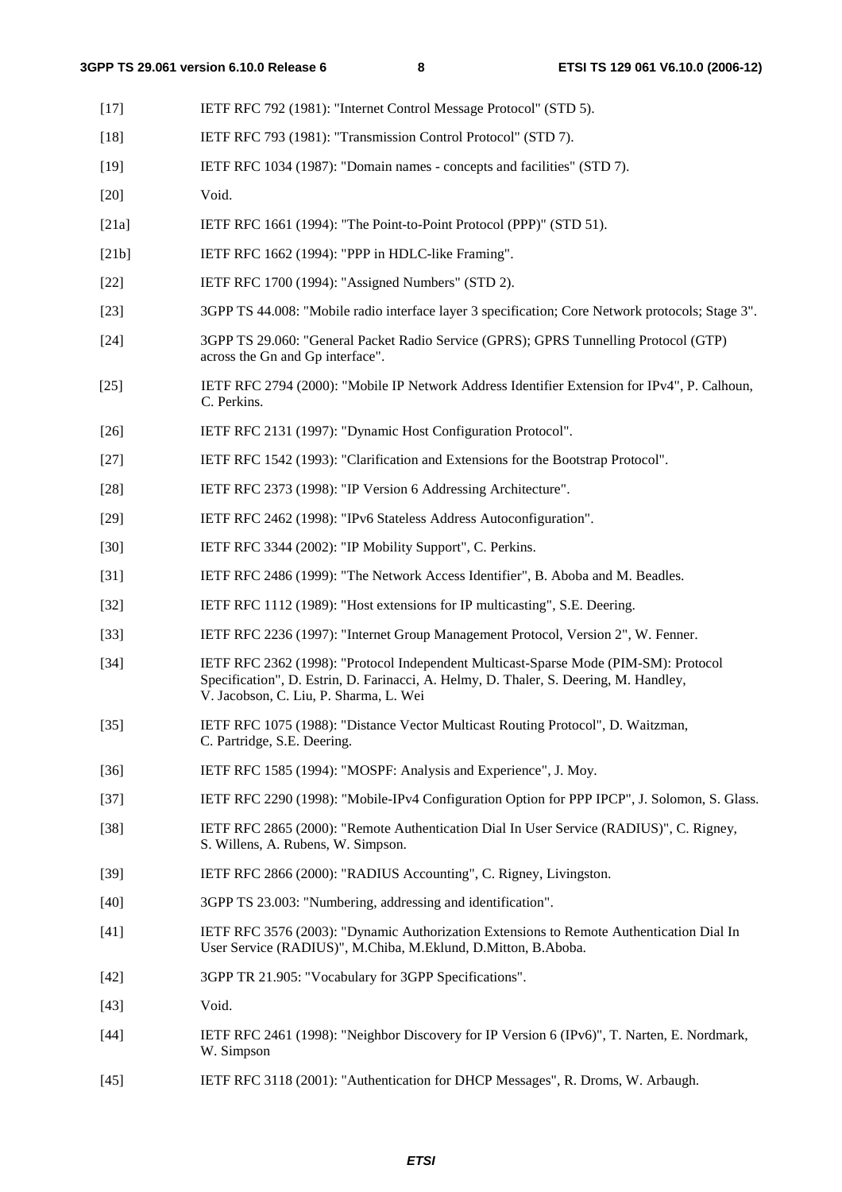[17] IETF RFC 792 (1981): "Internet Control Message Protocol" (STD 5).

[18] IETF RFC 793 (1981): "Transmission Control Protocol" (STD 7).

[19] IETF RFC 1034 (1987): "Domain names - concepts and facilities" (STD 7).

[20] Void.

[21a] IETF RFC 1661 (1994): "The Point-to-Point Protocol (PPP)" (STD 51).

[21b] IETF RFC 1662 (1994): "PPP in HDLC-like Framing".

[22] IETF RFC 1700 (1994): "Assigned Numbers" (STD 2).

[23] 3GPP TS 44.008: "Mobile radio interface layer 3 specification; Core Network protocols; Stage 3".

[24] 3GPP TS 29.060: "General Packet Radio Service (GPRS); GPRS Tunnelling Protocol (GTP) across the Gn and Gp interface".

[25] IETF RFC 2794 (2000): "Mobile IP Network Address Identifier Extension for IPv4", P. Calhoun, C. Perkins.

[26] IETF RFC 2131 (1997): "Dynamic Host Configuration Protocol".

[27] IETF RFC 1542 (1993): "Clarification and Extensions for the Bootstrap Protocol".

[28] IETF RFC 2373 (1998): "IP Version 6 Addressing Architecture".

[29] IETF RFC 2462 (1998): "IPv6 Stateless Address Autoconfiguration".

[30] IETF RFC 3344 (2002): "IP Mobility Support", C. Perkins.

[31] IETF RFC 2486 (1999): "The Network Access Identifier", B. Aboba and M. Beadles.

[32] IETF RFC 1112 (1989): "Host extensions for IP multicasting", S.E. Deering.

[33] IETF RFC 2236 (1997): "Internet Group Management Protocol, Version 2", W. Fenner.

[34] IETF RFC 2362 (1998): "Protocol Independent Multicast-Sparse Mode (PIM-SM): Protocol Specification", D. Estrin, D. Farinacci, A. Helmy, D. Thaler, S. Deering, M. Handley, V. Jacobson, C. Liu, P. Sharma, L. Wei

[35] IETF RFC 1075 (1988): "Distance Vector Multicast Routing Protocol", D. Waitzman, C. Partridge, S.E. Deering.

[36] IETF RFC 1585 (1994): "MOSPF: Analysis and Experience", J. Moy.

[37] IETF RFC 2290 (1998): "Mobile-IPv4 Configuration Option for PPP IPCP", J. Solomon, S. Glass.

[38] IETF RFC 2865 (2000): "Remote Authentication Dial In User Service (RADIUS)", C. Rigney, S. Willens, A. Rubens, W. Simpson.

[39] IETF RFC 2866 (2000): "RADIUS Accounting", C. Rigney, Livingston.

[40] 3GPP TS 23.003: "Numbering, addressing and identification".

[41] IETF RFC 3576 (2003): "Dynamic Authorization Extensions to Remote Authentication Dial In User Service (RADIUS)", M.Chiba, M.Eklund, D.Mitton, B.Aboba.

[42] 3GPP TR 21.905: "Vocabulary for 3GPP Specifications".

[43] Void.

[44] IETF RFC 2461 (1998): "Neighbor Discovery for IP Version 6 (IPv6)", T. Narten, E. Nordmark, W. Simpson

[45] IETF RFC 3118 (2001): "Authentication for DHCP Messages", R. Droms, W. Arbaugh.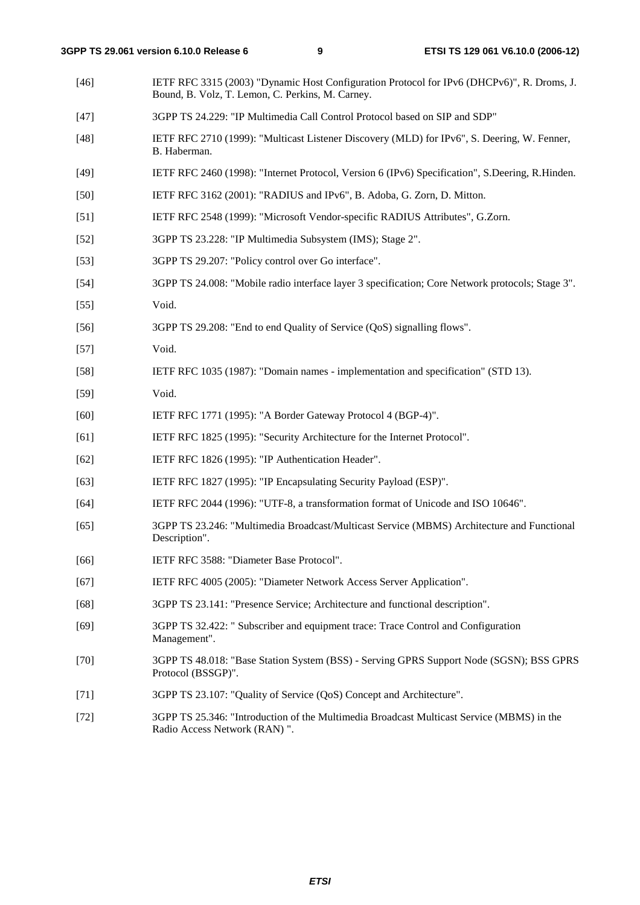[46] IETF RFC 3315 (2003) "Dynamic Host Configuration Protocol for IPv6 (DHCPv6)", R. Droms, J. Bound, B. Volz, T. Lemon, C. Perkins, M. Carney.

[47] 3GPP TS 24.229: "IP Multimedia Call Control Protocol based on SIP and SDP"

[48] IETF RFC 2710 (1999): "Multicast Listener Discovery (MLD) for IPv6", S. Deering, W. Fenner, B. Haberman.

[49] IETF RFC 2460 (1998): "Internet Protocol, Version 6 (IPv6) Specification", S.Deering, R.Hinden.

[50] IETF RFC 3162 (2001): "RADIUS and IPv6", B. Adoba, G. Zorn, D. Mitton.

[51] IETF RFC 2548 (1999): "Microsoft Vendor-specific RADIUS Attributes", G.Zorn.

[52] 3GPP TS 23.228: "IP Multimedia Subsystem (IMS); Stage 2".

[53] 3GPP TS 29.207: "Policy control over Go interface".

[54] 3GPP TS 24.008: "Mobile radio interface layer 3 specification; Core Network protocols; Stage 3".

[55] Void.

[56] 3GPP TS 29.208: "End to end Quality of Service (QoS) signalling flows".

[57] Void.

[58] IETF RFC 1035 (1987): "Domain names - implementation and specification" (STD 13).

[59] Void.

[60] IETF RFC 1771 (1995): "A Border Gateway Protocol 4 (BGP-4)".

[61] IETF RFC 1825 (1995): "Security Architecture for the Internet Protocol".

[62] IETF RFC 1826 (1995): "IP Authentication Header".

[63] IETF RFC 1827 (1995): "IP Encapsulating Security Payload (ESP)".

[64] IETF RFC 2044 (1996): "UTF-8, a transformation format of Unicode and ISO 10646".

[65] 3GPP TS 23.246: "Multimedia Broadcast/Multicast Service (MBMS) Architecture and Functional Description".

[66] IETF RFC 3588: "Diameter Base Protocol".

[67] IETF RFC 4005 (2005): "Diameter Network Access Server Application".

[68] 3GPP TS 23.141: "Presence Service; Architecture and functional description".

[69] 3GPP TS 32.422: " Subscriber and equipment trace: Trace Control and Configuration Management".

[70] 3GPP TS 48.018: "Base Station System (BSS) - Serving GPRS Support Node (SGSN); BSS GPRS Protocol (BSSGP)".

[71] 3GPP TS 23.107: "Quality of Service (QoS) Concept and Architecture".

[72] 3GPP TS 25.346: "Introduction of the Multimedia Broadcast Multicast Service (MBMS) in the Radio Access Network (RAN) ".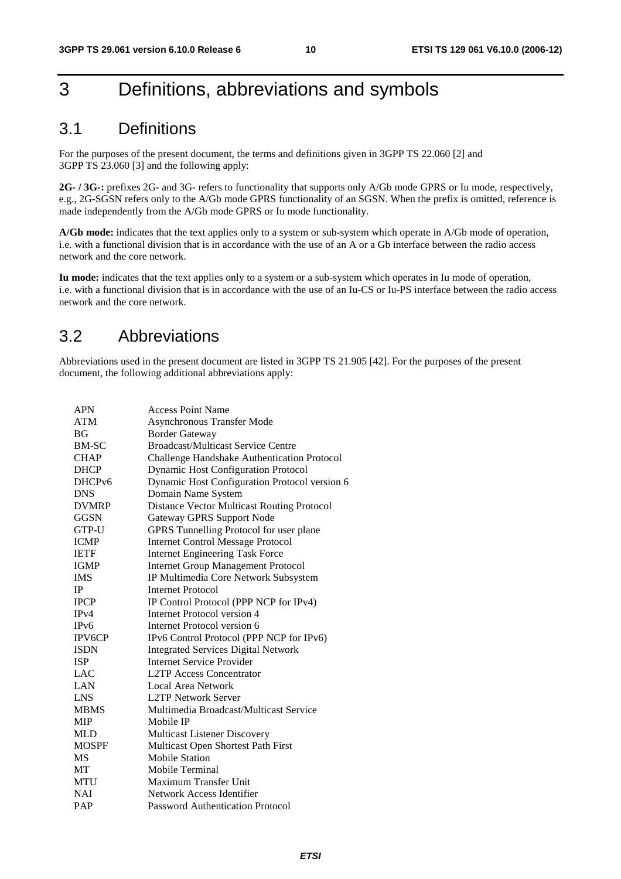# 3 Definitions, abbreviations and symbols

## 3.1 Definitions

For the purposes of the present document, the terms and definitions given in 3GPP TS 22.060 [2] and 3GPP TS 23.060 [3] and the following apply:

**2G- / 3G-:** prefixes 2G- and 3G- refers to functionality that supports only A/Gb mode GPRS or Iu mode, respectively, e.g., 2G-SGSN refers only to the A/Gb mode GPRS functionality of an SGSN. When the prefix is omitted, reference is made independently from the A/Gb mode GPRS or Iu mode functionality.

**A/Gb mode:** indicates that the text applies only to a system or sub-system which operate in A/Gb mode of operation, i.e. with a functional division that is in accordance with the use of an A or a Gb interface between the radio access network and the core network.

**Iu mode:** indicates that the text applies only to a system or a sub-system which operates in Iu mode of operation, i.e. with a functional division that is in accordance with the use of an Iu-CS or Iu-PS interface between the radio access network and the core network.

## 3.2 Abbreviations

Abbreviations used in the present document are listed in 3GPP TS 21.905 [42]. For the purposes of the present document, the following additional abbreviations apply:

| | |
|---|---|
| APN | Access Point Name |
| ATM | Asynchronous Transfer Mode |
| BG | Border Gateway |
| BM-SC | Broadcast/Multicast Service Centre |
| CHAP | Challenge Handshake Authentication Protocol |
| DHCP | Dynamic Host Configuration Protocol |
| DHCPv6 | Dynamic Host Configuration Protocol version 6 |
| DNS | Domain Name System |
| DVMRP | Distance Vector Multicast Routing Protocol |
| GGSN | Gateway GPRS Support Node |
| GTP-U | GPRS Tunnelling Protocol for user plane |
| ICMP | Internet Control Message Protocol |
| IETF | Internet Engineering Task Force |
| IGMP | Internet Group Management Protocol |
| IMS | IP Multimedia Core Network Subsystem |
| IP | Internet Protocol |
| IPCP | IP Control Protocol (PPP NCP for IPv4) |
| IPv4 | Internet Protocol version 4 |
| IPv6 | Internet Protocol version 6 |
| IPV6CP | IPv6 Control Protocol (PPP NCP for IPv6) |
| ISDN | Integrated Services Digital Network |
| ISP | Internet Service Provider |
| LAC | L2TP Access Concentrator |
| LAN | Local Area Network |
| LNS | L2TP Network Server |
| MBMS | Multimedia Broadcast/Multicast Service |
| MIP | Mobile IP |
| MLD | Multicast Listener Discovery |
| MOSPF | Multicast Open Shortest Path First |
| MS | Mobile Station |
| MT | Mobile Terminal |
| MTU | Maximum Transfer Unit |
| NAI | Network Access Identifier |
| PAP | Password Authentication Protocol |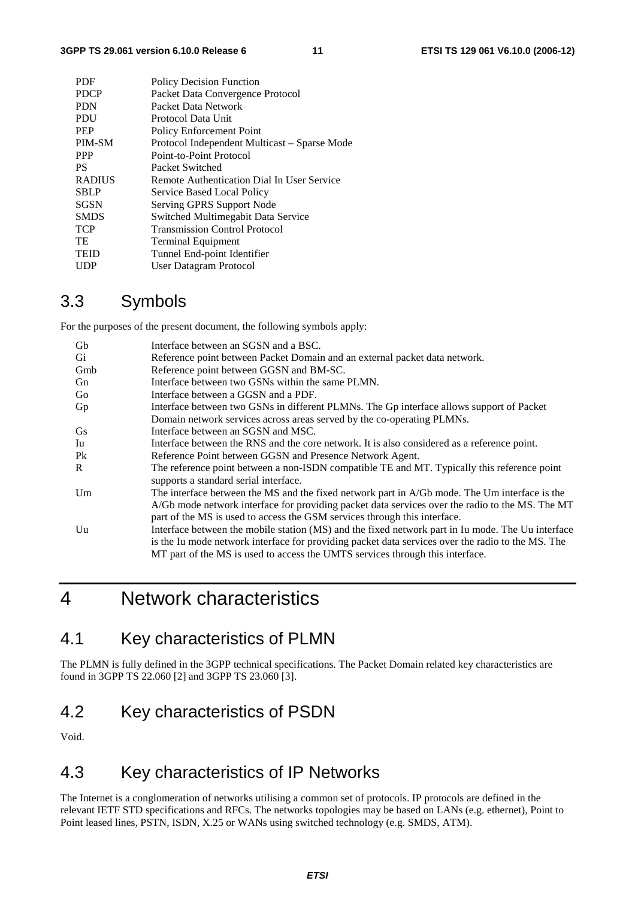| | |
|---|---|
| PDF | Policy Decision Function |
| PDCP | Packet Data Convergence Protocol |
| PDN | Packet Data Network |
| PDU | Protocol Data Unit |
| PEP | Policy Enforcement Point |
| PIM-SM | Protocol Independent Multicast – Sparse Mode |
| PPP | Point-to-Point Protocol |
| PS | Packet Switched |
| RADIUS | Remote Authentication Dial In User Service |
| SBLP | Service Based Local Policy |
| SGSN | Serving GPRS Support Node |
| SMDS | Switched Multimegabit Data Service |
| TCP | Transmission Control Protocol |
| TE | Terminal Equipment |
| TEID | Tunnel End-point Identifier |
| UDP | User Datagram Protocol |

## 3.3 Symbols

For the purposes of the present document, the following symbols apply:

| | |
|---|---|
| Gb | Interface between an SGSN and a BSC. |
| Gi | Reference point between Packet Domain and an external packet data network. |
| Gmb | Reference point between GGSN and BM-SC. |
| Gn | Interface between two GSNs within the same PLMN. |
| Go | Interface between a GGSN and a PDF. |
| Gp | Interface between two GSNs in different PLMNs. The Gp interface allows support of Packet Domain network services across areas served by the co-operating PLMNs. |
| Gs | Interface between an SGSN and MSC. |
| Iu | Interface between the RNS and the core network. It is also considered as a reference point. |
| Pk | Reference Point between GGSN and Presence Network Agent. |
| R | The reference point between a non-ISDN compatible TE and MT. Typically this reference point supports a standard serial interface. |
| Um | The interface between the MS and the fixed network part in A/Gb mode. The Um interface is the A/Gb mode network interface for providing packet data services over the radio to the MS. The MT part of the MS is used to access the GSM services through this interface. |
| Uu | Interface between the mobile station (MS) and the fixed network part in Iu mode. The Uu interface is the Iu mode network interface for providing packet data services over the radio to the MS. The MT part of the MS is used to access the UMTS services through this interface. |

# 4 Network characteristics

## 4.1 Key characteristics of PLMN

The PLMN is fully defined in the 3GPP technical specifications. The Packet Domain related key characteristics are found in 3GPP TS 22.060 [2] and 3GPP TS 23.060 [3].

## 4.2 Key characteristics of PSDN

Void.

## 4.3 Key characteristics of IP Networks

The Internet is a conglomeration of networks utilising a common set of protocols. IP protocols are defined in the relevant IETF STD specifications and RFCs. The networks topologies may be based on LANs (e.g. ethernet), Point to Point leased lines, PSTN, ISDN, X.25 or WANs using switched technology (e.g. SMDS, ATM).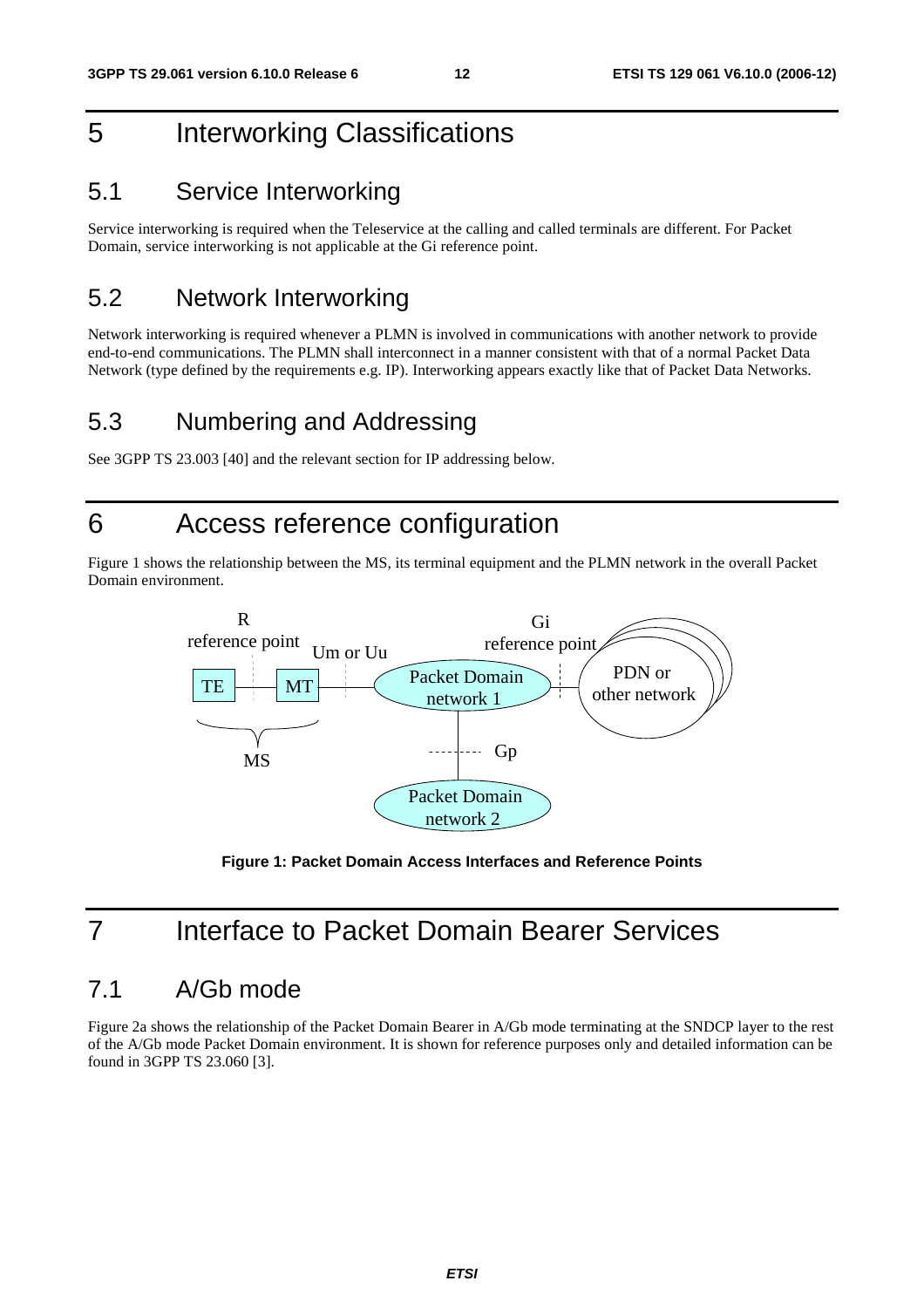# 5 Interworking Classifications

## 5.1 Service Interworking

Service interworking is required when the Teleservice at the calling and called terminals are different. For Packet Domain, service interworking is not applicable at the Gi reference point.

## 5.2 Network Interworking

Network interworking is required whenever a PLMN is involved in communications with another network to provide end-to-end communications. The PLMN shall interconnect in a manner consistent with that of a normal Packet Data Network (type defined by the requirements e.g. IP). Interworking appears exactly like that of Packet Data Networks.

## 5.3 Numbering and Addressing

See 3GPP TS 23.003 [40] and the relevant section for IP addressing below.

# 6 Access reference configuration

Figure 1 shows the relationship between the MS, its terminal equipment and the PLMN network in the overall Packet Domain environment.

**Figure 1: Packet Domain Access Interfaces and Reference Points**

# 7 Interface to Packet Domain Bearer Services

## 7.1 A/Gb mode

Figure 2a shows the relationship of the Packet Domain Bearer in A/Gb mode terminating at the SNDCP layer to the rest of the A/Gb mode Packet Domain environment. It is shown for reference purposes only and detailed information can be found in 3GPP TS 23.060 [3].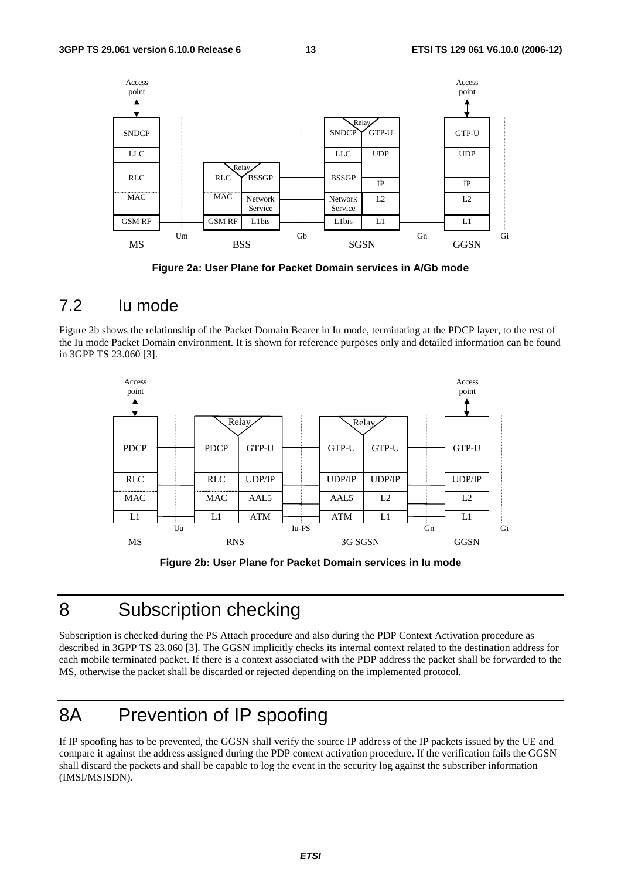Figure 2a: User Plane for Packet Domain services in A/Gb mode

## 7.2 Iu mode

Figure 2b shows the relationship of the Packet Domain Bearer in Iu mode, terminating at the PDCP layer, to the rest of the Iu mode Packet Domain environment. It is shown for reference purposes only and detailed information can be found in 3GPP TS 23.060 [3].

Figure 2b: User Plane for Packet Domain services in Iu mode

# 8 Subscription checking

Subscription is checked during the PS Attach procedure and also during the PDP Context Activation procedure as described in 3GPP TS 23.060 [3]. The GGSN implicitly checks its internal context related to the destination address for each mobile terminated packet. If there is a context associated with the PDP address the packet shall be forwarded to the MS, otherwise the packet shall be discarded or rejected depending on the implemented protocol.

# 8A Prevention of IP spoofing

If IP spoofing has to be prevented, the GGSN shall verify the source IP address of the IP packets issued by the UE and compare it against the address assigned during the PDP context activation procedure. If the verification fails the GGSN shall discard the packets and shall be capable to log the event in the security log against the subscriber information (IMSI/MSISDN).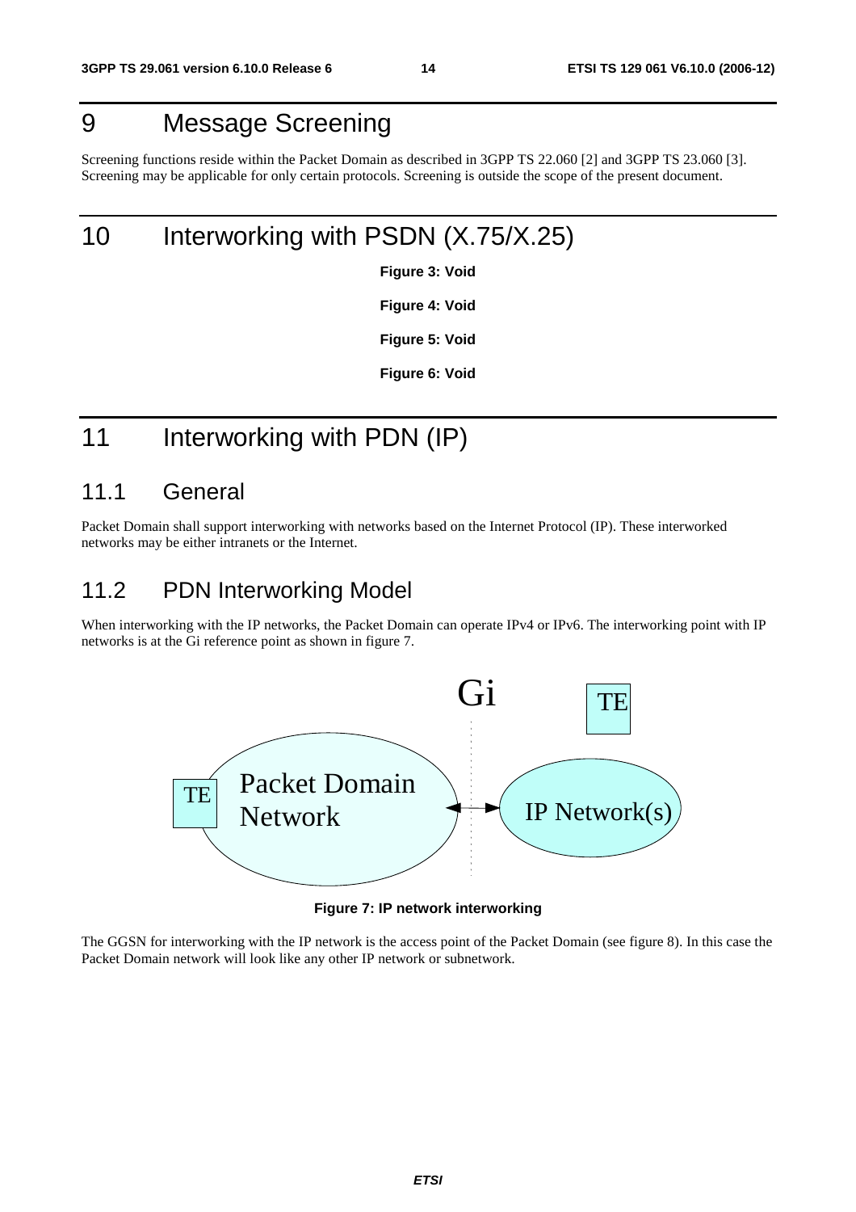# 9 Message Screening

Screening functions reside within the Packet Domain as described in 3GPP TS 22.060 [2] and 3GPP TS 23.060 [3]. Screening may be applicable for only certain protocols. Screening is outside the scope of the present document.

# 10 Interworking with PSDN (X.75/X.25)

**Figure 3: Void**

**Figure 4: Void**

**Figure 5: Void**

**Figure 6: Void**

# 11 Interworking with PDN (IP)

## 11.1 General

Packet Domain shall support interworking with networks based on the Internet Protocol (IP). These interworked networks may be either intranets or the Internet.

## 11.2 PDN Interworking Model

When interworking with the IP networks, the Packet Domain can operate IPv4 or IPv6. The interworking point with IP networks is at the Gi reference point as shown in figure 7.

Gi

TE

TE

Packet Domain Network

IP Network(s)

**Figure 7: IP network interworking**

The GGSN for interworking with the IP network is the access point of the Packet Domain (see figure 8). In this case the Packet Domain network will look like any other IP network or subnetwork.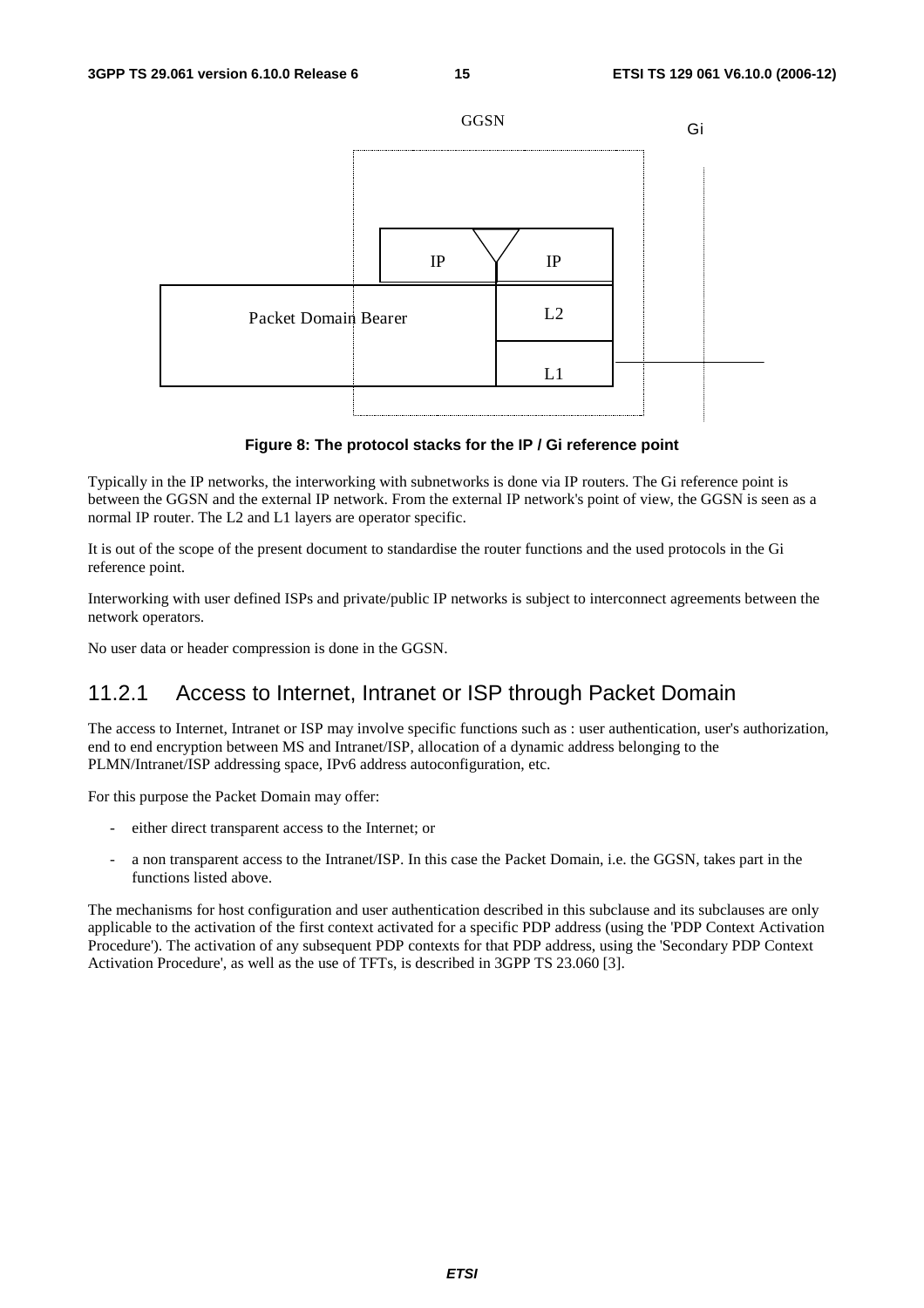Figure 8: The protocol stacks for the IP / Gi reference point

Typically in the IP networks, the interworking with subnetworks is done via IP routers. The Gi reference point is between the GGSN and the external IP network. From the external IP network's point of view, the GGSN is seen as a normal IP router. The L2 and L1 layers are operator specific.

It is out of the scope of the present document to standardise the router functions and the used protocols in the Gi reference point.

Interworking with user defined ISPs and private/public IP networks is subject to interconnect agreements between the network operators.

No user data or header compression is done in the GGSN.

### 11.2.1 Access to Internet, Intranet or ISP through Packet Domain

The access to Internet, Intranet or ISP may involve specific functions such as : user authentication, user's authorization, end to end encryption between MS and Intranet/ISP, allocation of a dynamic address belonging to the PLMN/Intranet/ISP addressing space, IPv6 address autoconfiguration, etc.

For this purpose the Packet Domain may offer:

- either direct transparent access to the Internet; or
- a non transparent access to the Intranet/ISP. In this case the Packet Domain, i.e. the GGSN, takes part in the functions listed above.

The mechanisms for host configuration and user authentication described in this subclause and its subclauses are only applicable to the activation of the first context activated for a specific PDP address (using the 'PDP Context Activation Procedure'). The activation of any subsequent PDP contexts for that PDP address, using the 'Secondary PDP Context Activation Procedure', as well as the use of TFTs, is described in 3GPP TS 23.060 [3].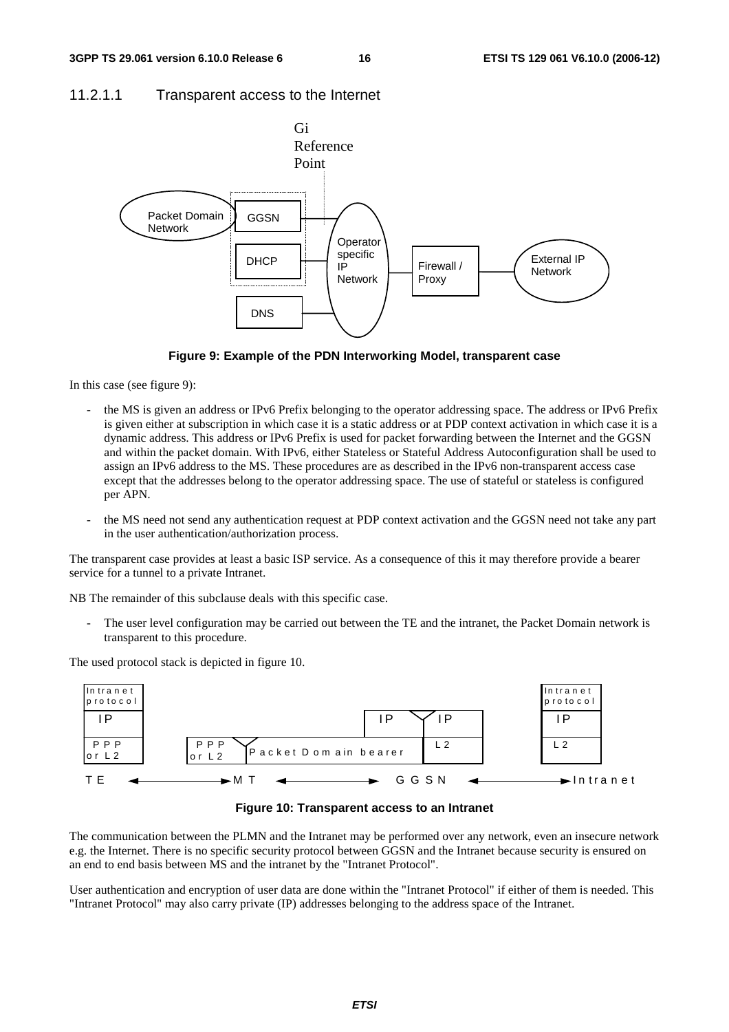### 11.2.1.1 Transparent access to the Internet

**Figure 9: Example of the PDN Interworking Model, transparent case**

In this case (see figure 9):

- the MS is given an address or IPv6 Prefix belonging to the operator addressing space. The address or IPv6 Prefix is given either at subscription in which case it is a static address or at PDP context activation in which case it is a dynamic address. This address or IPv6 Prefix is used for packet forwarding between the Internet and the GGSN and within the packet domain. With IPv6, either Stateless or Stateful Address Autoconfiguration shall be used to assign an IPv6 address to the MS. These procedures are as described in the IPv6 non-transparent access case except that the addresses belong to the operator addressing space. The use of stateful or stateless is configured per APN.
- the MS need not send any authentication request at PDP context activation and the GGSN need not take any part in the user authentication/authorization process.

The transparent case provides at least a basic ISP service. As a consequence of this it may therefore provide a bearer service for a tunnel to a private Intranet.

NB The remainder of this subclause deals with this specific case.

- The user level configuration may be carried out between the TE and the intranet, the Packet Domain network is transparent to this procedure.

The used protocol stack is depicted in figure 10.

**Figure 10: Transparent access to an Intranet**

The communication between the PLMN and the Intranet may be performed over any network, even an insecure network e.g. the Internet. There is no specific security protocol between GGSN and the Intranet because security is ensured on an end to end basis between MS and the intranet by the "Intranet Protocol".

User authentication and encryption of user data are done within the "Intranet Protocol" if either of them is needed. This "Intranet Protocol" may also carry private (IP) addresses belonging to the address space of the Intranet.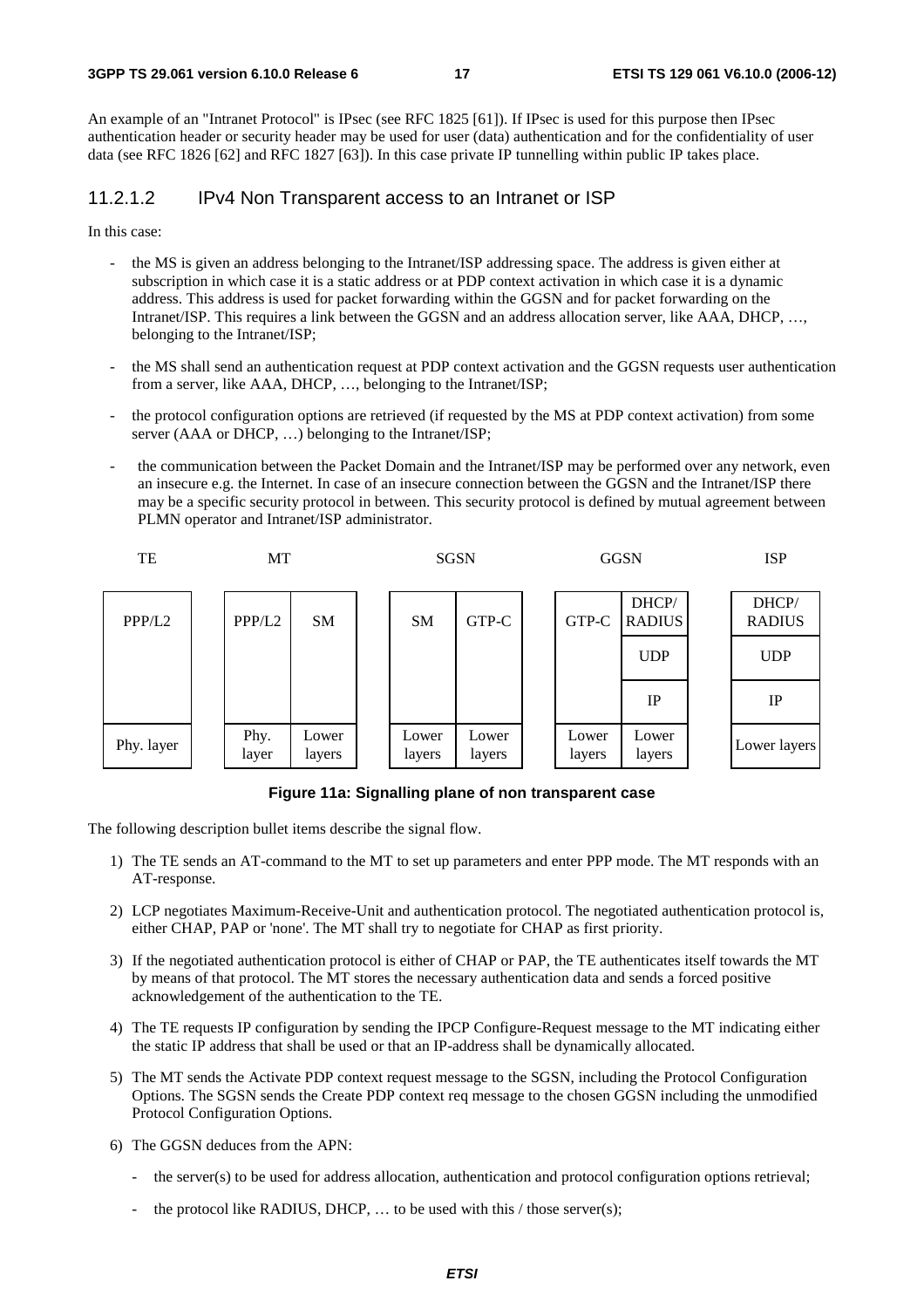An example of an "Intranet Protocol" is IPsec (see RFC 1825 [61]). If IPsec is used for this purpose then IPsec authentication header or security header may be used for user (data) authentication and for the confidentiality of user data (see RFC 1826 [62] and RFC 1827 [63]). In this case private IP tunnelling within public IP takes place.

#### 11.2.1.2 IPv4 Non Transparent access to an Intranet or ISP

In this case:

- the MS is given an address belonging to the Intranet/ISP addressing space. The address is given either at subscription in which case it is a static address or at PDP context activation in which case it is a dynamic address. This address is used for packet forwarding within the GGSN and for packet forwarding on the Intranet/ISP. This requires a link between the GGSN and an address allocation server, like AAA, DHCP, …, belonging to the Intranet/ISP;
- the MS shall send an authentication request at PDP context activation and the GGSN requests user authentication from a server, like AAA, DHCP, …, belonging to the Intranet/ISP;
- the protocol configuration options are retrieved (if requested by the MS at PDP context activation) from some server (AAA or DHCP, …) belonging to the Intranet/ISP;
- the communication between the Packet Domain and the Intranet/ISP may be performed over any network, even an insecure e.g. the Internet. In case of an insecure connection between the GGSN and the Intranet/ISP there may be a specific security protocol in between. This security protocol is defined by mutual agreement between PLMN operator and Intranet/ISP administrator.

| TE | MT | | SGSN | | GGSN | | ISP |
|---|---|---|---|---|---|---|---|
| PPP/L2 | PPP/L2 | SM | SM | GTP-C | GTP-C | DHCP/ RADIUS | DHCP/ RADIUS |
| | | | | | | UDP | UDP |
| | | | | | | IP | IP |
| Phy. layer | Phy. layer | Lower layers | Lower layers | Lower layers | Lower layers | Lower layers | Lower layers |

**Figure 11a: Signalling plane of non transparent case**

The following description bullet items describe the signal flow.

1) The TE sends an AT-command to the MT to set up parameters and enter PPP mode. The MT responds with an AT-response.

2) LCP negotiates Maximum-Receive-Unit and authentication protocol. The negotiated authentication protocol is, either CHAP, PAP or 'none'. The MT shall try to negotiate for CHAP as first priority.

3) If the negotiated authentication protocol is either of CHAP or PAP, the TE authenticates itself towards the MT by means of that protocol. The MT stores the necessary authentication data and sends a forced positive acknowledgement of the authentication to the TE.

4) The TE requests IP configuration by sending the IPCP Configure-Request message to the MT indicating either the static IP address that shall be used or that an IP-address shall be dynamically allocated.

5) The MT sends the Activate PDP context request message to the SGSN, including the Protocol Configuration Options. The SGSN sends the Create PDP context req message to the chosen GGSN including the unmodified Protocol Configuration Options.

6) The GGSN deduces from the APN:

   - the server(s) to be used for address allocation, authentication and protocol configuration options retrieval;
   - the protocol like RADIUS, DHCP, … to be used with this / those server(s);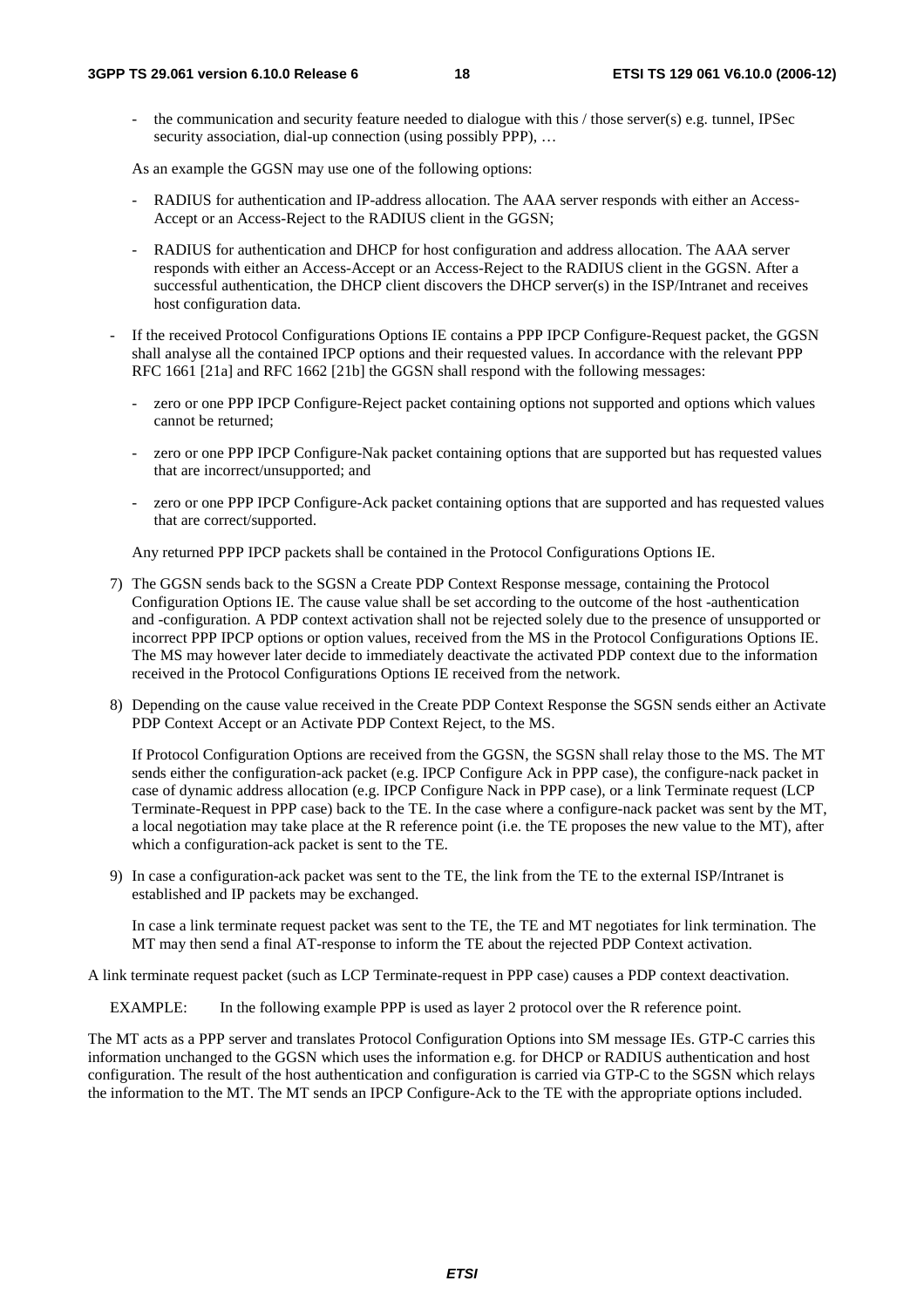- the communication and security feature needed to dialogue with this / those server(s) e.g. tunnel, IPSec security association, dial-up connection (using possibly PPP), …

As an example the GGSN may use one of the following options:

- RADIUS for authentication and IP-address allocation. The AAA server responds with either an Access-Accept or an Access-Reject to the RADIUS client in the GGSN;
- RADIUS for authentication and DHCP for host configuration and address allocation. The AAA server responds with either an Access-Accept or an Access-Reject to the RADIUS client in the GGSN. After a successful authentication, the DHCP client discovers the DHCP server(s) in the ISP/Intranet and receives host configuration data.

- If the received Protocol Configurations Options IE contains a PPP IPCP Configure-Request packet, the GGSN shall analyse all the contained IPCP options and their requested values. In accordance with the relevant PPP RFC 1661 [21a] and RFC 1662 [21b] the GGSN shall respond with the following messages:
  - zero or one PPP IPCP Configure-Reject packet containing options not supported and options which values cannot be returned;
  - zero or one PPP IPCP Configure-Nak packet containing options that are supported but has requested values that are incorrect/unsupported; and
  - zero or one PPP IPCP Configure-Ack packet containing options that are supported and has requested values that are correct/supported.

  Any returned PPP IPCP packets shall be contained in the Protocol Configurations Options IE.

7) The GGSN sends back to the SGSN a Create PDP Context Response message, containing the Protocol Configuration Options IE. The cause value shall be set according to the outcome of the host -authentication and -configuration. A PDP context activation shall not be rejected solely due to the presence of unsupported or incorrect PPP IPCP options or option values, received from the MS in the Protocol Configurations Options IE. The MS may however later decide to immediately deactivate the activated PDP context due to the information received in the Protocol Configurations Options IE received from the network.

8) Depending on the cause value received in the Create PDP Context Response the SGSN sends either an Activate PDP Context Accept or an Activate PDP Context Reject, to the MS.

   If Protocol Configuration Options are received from the GGSN, the SGSN shall relay those to the MS. The MT sends either the configuration-ack packet (e.g. IPCP Configure Ack in PPP case), the configure-nack packet in case of dynamic address allocation (e.g. IPCP Configure Nack in PPP case), or a link Terminate request (LCP Terminate-Request in PPP case) back to the TE. In the case where a configure-nack packet was sent by the MT, a local negotiation may take place at the R reference point (i.e. the TE proposes the new value to the MT), after which a configuration-ack packet is sent to the TE.

9) In case a configuration-ack packet was sent to the TE, the link from the TE to the external ISP/Intranet is established and IP packets may be exchanged.

   In case a link terminate request packet was sent to the TE, the TE and MT negotiates for link termination. The MT may then send a final AT-response to inform the TE about the rejected PDP Context activation.

A link terminate request packet (such as LCP Terminate-request in PPP case) causes a PDP context deactivation.

EXAMPLE: In the following example PPP is used as layer 2 protocol over the R reference point.

The MT acts as a PPP server and translates Protocol Configuration Options into SM message IEs. GTP-C carries this information unchanged to the GGSN which uses the information e.g. for DHCP or RADIUS authentication and host configuration. The result of the host authentication and configuration is carried via GTP-C to the SGSN which relays the information to the MT. The MT sends an IPCP Configure-Ack to the TE with the appropriate options included.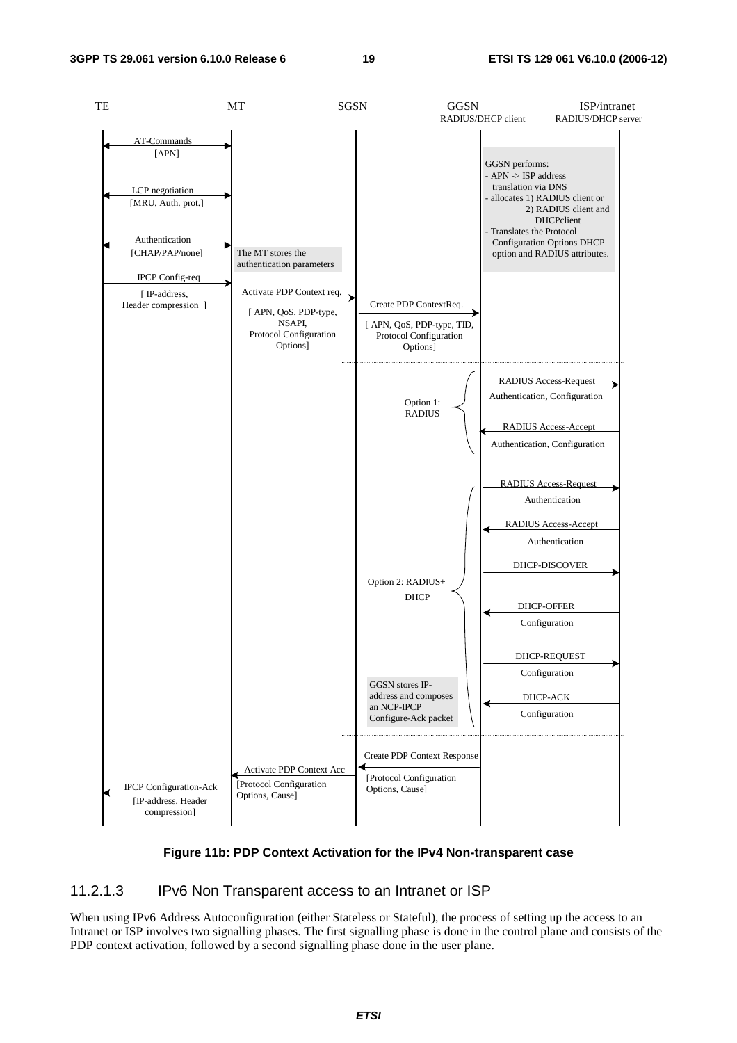**Figure 11b: PDP Context Activation for the IPv4 Non-transparent case**

### 11.2.1.3 IPv6 Non Transparent access to an Intranet or ISP

When using IPv6 Address Autoconfiguration (either Stateless or Stateful), the process of setting up the access to an Intranet or ISP involves two signalling phases. The first signalling phase is done in the control plane and consists of the PDP context activation, followed by a second signalling phase done in the user plane.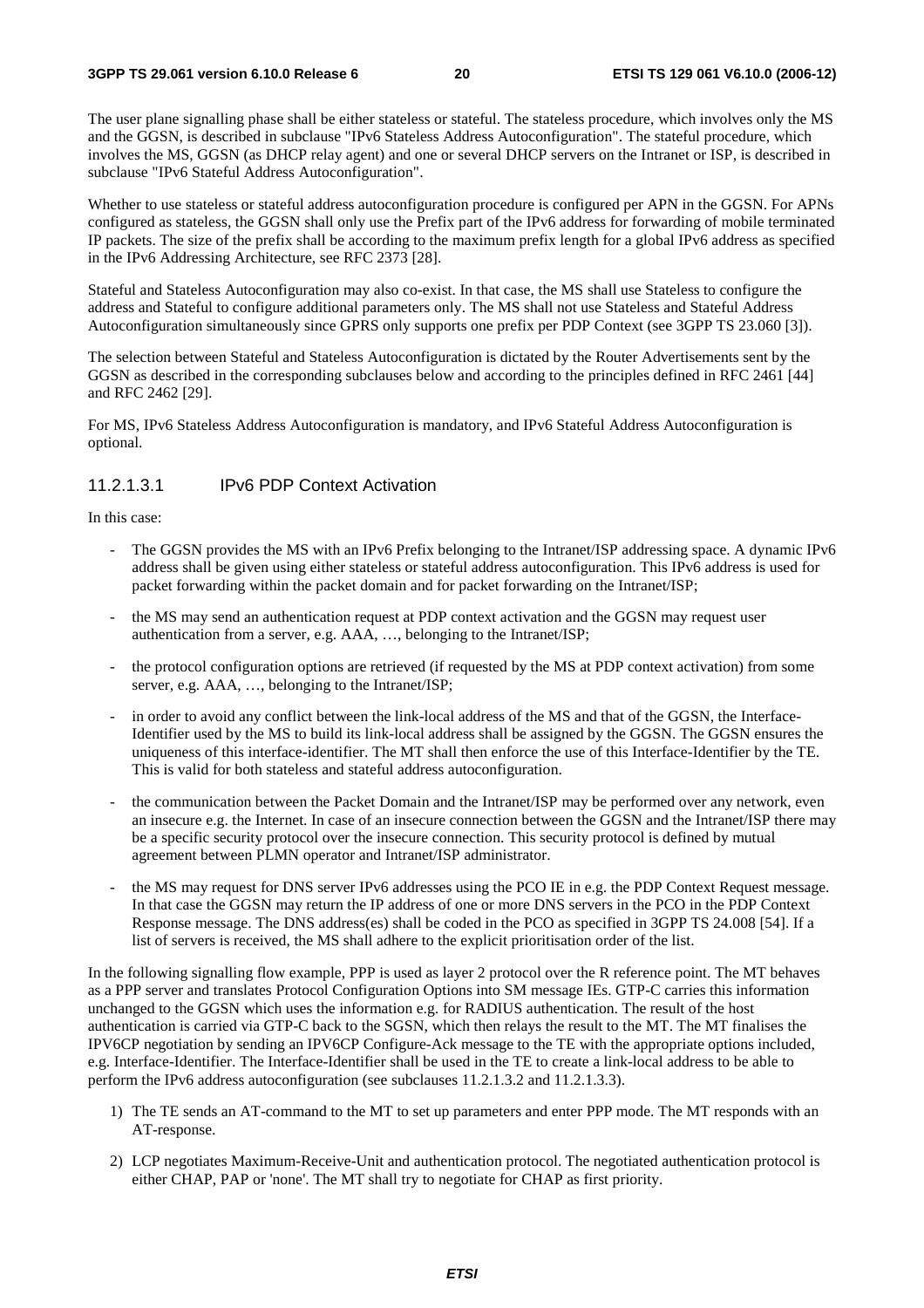The user plane signalling phase shall be either stateless or stateful. The stateless procedure, which involves only the MS and the GGSN, is described in subclause "IPv6 Stateless Address Autoconfiguration". The stateful procedure, which involves the MS, GGSN (as DHCP relay agent) and one or several DHCP servers on the Intranet or ISP, is described in subclause "IPv6 Stateful Address Autoconfiguration".

Whether to use stateless or stateful address autoconfiguration procedure is configured per APN in the GGSN. For APNs configured as stateless, the GGSN shall only use the Prefix part of the IPv6 address for forwarding of mobile terminated IP packets. The size of the prefix shall be according to the maximum prefix length for a global IPv6 address as specified in the IPv6 Addressing Architecture, see RFC 2373 [28].

Stateful and Stateless Autoconfiguration may also co-exist. In that case, the MS shall use Stateless to configure the address and Stateful to configure additional parameters only. The MS shall not use Stateless and Stateful Address Autoconfiguration simultaneously since GPRS only supports one prefix per PDP Context (see 3GPP TS 23.060 [3]).

The selection between Stateful and Stateless Autoconfiguration is dictated by the Router Advertisements sent by the GGSN as described in the corresponding subclauses below and according to the principles defined in RFC 2461 [44] and RFC 2462 [29].

For MS, IPv6 Stateless Address Autoconfiguration is mandatory, and IPv6 Stateful Address Autoconfiguration is optional.

#### 11.2.1.3.1 IPv6 PDP Context Activation

In this case:

- The GGSN provides the MS with an IPv6 Prefix belonging to the Intranet/ISP addressing space. A dynamic IPv6 address shall be given using either stateless or stateful address autoconfiguration. This IPv6 address is used for packet forwarding within the packet domain and for packet forwarding on the Intranet/ISP;
- the MS may send an authentication request at PDP context activation and the GGSN may request user authentication from a server, e.g. AAA, …, belonging to the Intranet/ISP;
- the protocol configuration options are retrieved (if requested by the MS at PDP context activation) from some server, e.g. AAA, …, belonging to the Intranet/ISP;
- in order to avoid any conflict between the link-local address of the MS and that of the GGSN, the Interface-Identifier used by the MS to build its link-local address shall be assigned by the GGSN. The GGSN ensures the uniqueness of this interface-identifier. The MT shall then enforce the use of this Interface-Identifier by the TE. This is valid for both stateless and stateful address autoconfiguration.
- the communication between the Packet Domain and the Intranet/ISP may be performed over any network, even an insecure e.g. the Internet. In case of an insecure connection between the GGSN and the Intranet/ISP there may be a specific security protocol over the insecure connection. This security protocol is defined by mutual agreement between PLMN operator and Intranet/ISP administrator.
- the MS may request for DNS server IPv6 addresses using the PCO IE in e.g. the PDP Context Request message. In that case the GGSN may return the IP address of one or more DNS servers in the PCO in the PDP Context Response message. The DNS address(es) shall be coded in the PCO as specified in 3GPP TS 24.008 [54]. If a list of servers is received, the MS shall adhere to the explicit prioritisation order of the list.

In the following signalling flow example, PPP is used as layer 2 protocol over the R reference point. The MT behaves as a PPP server and translates Protocol Configuration Options into SM message IEs. GTP-C carries this information unchanged to the GGSN which uses the information e.g. for RADIUS authentication. The result of the host authentication is carried via GTP-C back to the SGSN, which then relays the result to the MT. The MT finalises the IPV6CP negotiation by sending an IPV6CP Configure-Ack message to the TE with the appropriate options included, e.g. Interface-Identifier. The Interface-Identifier shall be used in the TE to create a link-local address to be able to perform the IPv6 address autoconfiguration (see subclauses 11.2.1.3.2 and 11.2.1.3.3).

1) The TE sends an AT-command to the MT to set up parameters and enter PPP mode. The MT responds with an AT-response.
2) LCP negotiates Maximum-Receive-Unit and authentication protocol. The negotiated authentication protocol is either CHAP, PAP or 'none'. The MT shall try to negotiate for CHAP as first priority.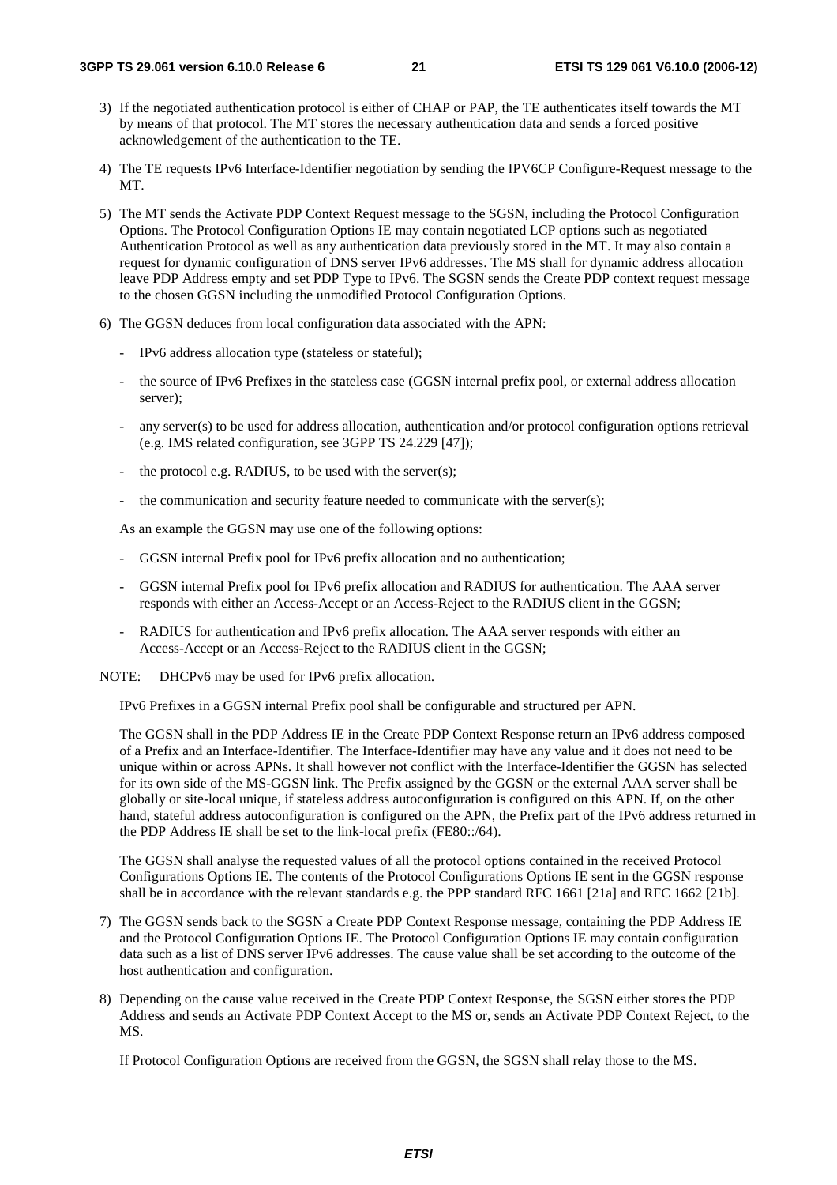3) If the negotiated authentication protocol is either of CHAP or PAP, the TE authenticates itself towards the MT by means of that protocol. The MT stores the necessary authentication data and sends a forced positive acknowledgement of the authentication to the TE.

4) The TE requests IPv6 Interface-Identifier negotiation by sending the IPV6CP Configure-Request message to the MT.

5) The MT sends the Activate PDP Context Request message to the SGSN, including the Protocol Configuration Options. The Protocol Configuration Options IE may contain negotiated LCP options such as negotiated Authentication Protocol as well as any authentication data previously stored in the MT. It may also contain a request for dynamic configuration of DNS server IPv6 addresses. The MS shall for dynamic address allocation leave PDP Address empty and set PDP Type to IPv6. The SGSN sends the Create PDP context request message to the chosen GGSN including the unmodified Protocol Configuration Options.

6) The GGSN deduces from local configuration data associated with the APN:

   - IPv6 address allocation type (stateless or stateful);
   - the source of IPv6 Prefixes in the stateless case (GGSN internal prefix pool, or external address allocation server);
   - any server(s) to be used for address allocation, authentication and/or protocol configuration options retrieval (e.g. IMS related configuration, see 3GPP TS 24.229 [47]);
   - the protocol e.g. RADIUS, to be used with the server(s);
   - the communication and security feature needed to communicate with the server(s);

   As an example the GGSN may use one of the following options:

   - GGSN internal Prefix pool for IPv6 prefix allocation and no authentication;
   - GGSN internal Prefix pool for IPv6 prefix allocation and RADIUS for authentication. The AAA server responds with either an Access-Accept or an Access-Reject to the RADIUS client in the GGSN;
   - RADIUS for authentication and IPv6 prefix allocation. The AAA server responds with either an Access-Accept or an Access-Reject to the RADIUS client in the GGSN;

NOTE: DHCPv6 may be used for IPv6 prefix allocation.

   IPv6 Prefixes in a GGSN internal Prefix pool shall be configurable and structured per APN.

   The GGSN shall in the PDP Address IE in the Create PDP Context Response return an IPv6 address composed of a Prefix and an Interface-Identifier. The Interface-Identifier may have any value and it does not need to be unique within or across APNs. It shall however not conflict with the Interface-Identifier the GGSN has selected for its own side of the MS-GGSN link. The Prefix assigned by the GGSN or the external AAA server shall be globally or site-local unique, if stateless address autoconfiguration is configured on this APN. If, on the other hand, stateful address autoconfiguration is configured on the APN, the Prefix part of the IPv6 address returned in the PDP Address IE shall be set to the link-local prefix (FE80::/64).

   The GGSN shall analyse the requested values of all the protocol options contained in the received Protocol Configurations Options IE. The contents of the Protocol Configurations Options IE sent in the GGSN response shall be in accordance with the relevant standards e.g. the PPP standard RFC 1661 [21a] and RFC 1662 [21b].

7) The GGSN sends back to the SGSN a Create PDP Context Response message, containing the PDP Address IE and the Protocol Configuration Options IE. The Protocol Configuration Options IE may contain configuration data such as a list of DNS server IPv6 addresses. The cause value shall be set according to the outcome of the host authentication and configuration.

8) Depending on the cause value received in the Create PDP Context Response, the SGSN either stores the PDP Address and sends an Activate PDP Context Accept to the MS or, sends an Activate PDP Context Reject, to the MS.

   If Protocol Configuration Options are received from the GGSN, the SGSN shall relay those to the MS.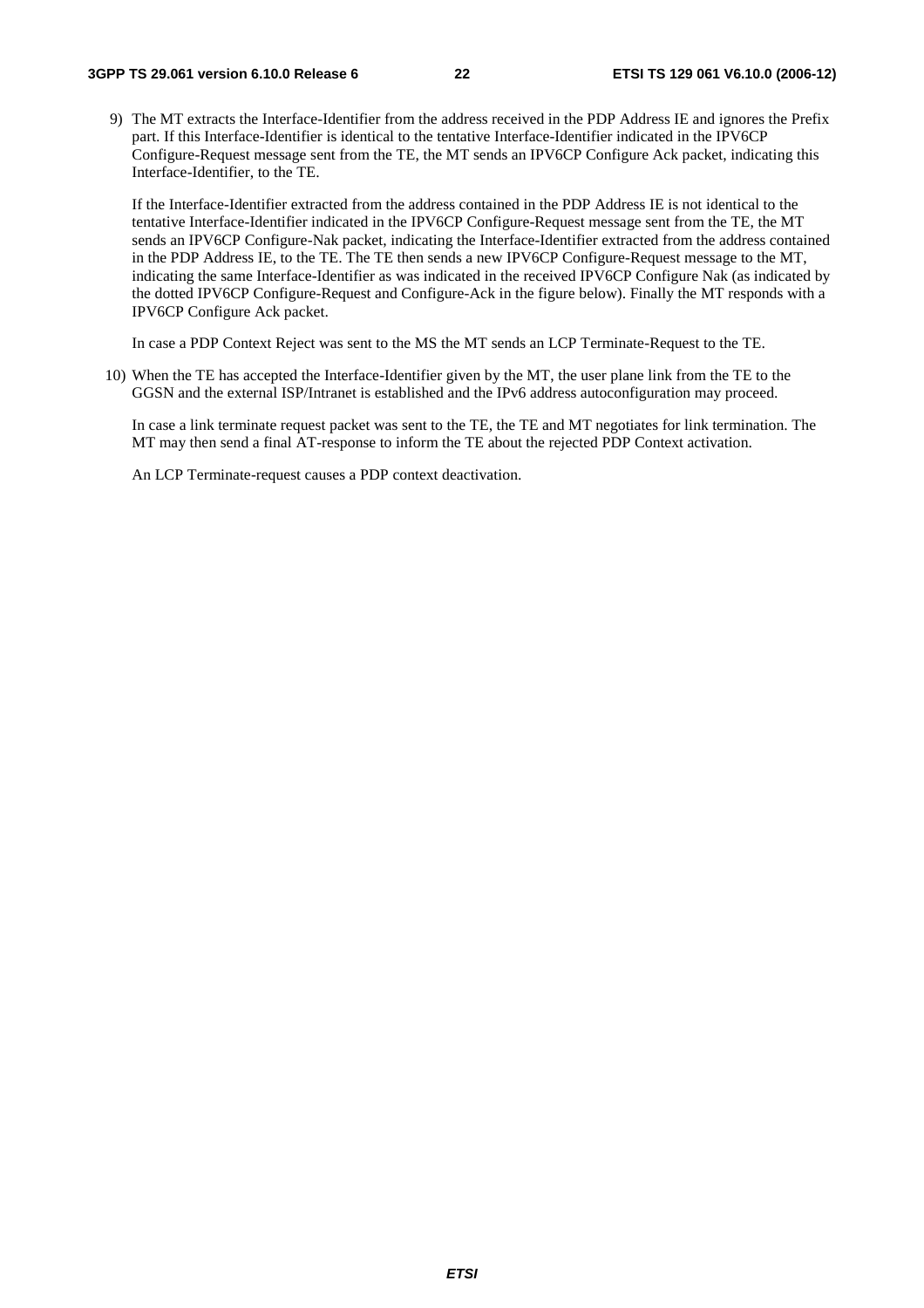9) The MT extracts the Interface-Identifier from the address received in the PDP Address IE and ignores the Prefix part. If this Interface-Identifier is identical to the tentative Interface-Identifier indicated in the IPV6CP Configure-Request message sent from the TE, the MT sends an IPV6CP Configure Ack packet, indicating this Interface-Identifier, to the TE.

   If the Interface-Identifier extracted from the address contained in the PDP Address IE is not identical to the tentative Interface-Identifier indicated in the IPV6CP Configure-Request message sent from the TE, the MT sends an IPV6CP Configure-Nak packet, indicating the Interface-Identifier extracted from the address contained in the PDP Address IE, to the TE. The TE then sends a new IPV6CP Configure-Request message to the MT, indicating the same Interface-Identifier as was indicated in the received IPV6CP Configure Nak (as indicated by the dotted IPV6CP Configure-Request and Configure-Ack in the figure below). Finally the MT responds with a IPV6CP Configure Ack packet.

   In case a PDP Context Reject was sent to the MS the MT sends an LCP Terminate-Request to the TE.

10) When the TE has accepted the Interface-Identifier given by the MT, the user plane link from the TE to the GGSN and the external ISP/Intranet is established and the IPv6 address autoconfiguration may proceed.

    In case a link terminate request packet was sent to the TE, the TE and MT negotiates for link termination. The MT may then send a final AT-response to inform the TE about the rejected PDP Context activation.

    An LCP Terminate-request causes a PDP context deactivation.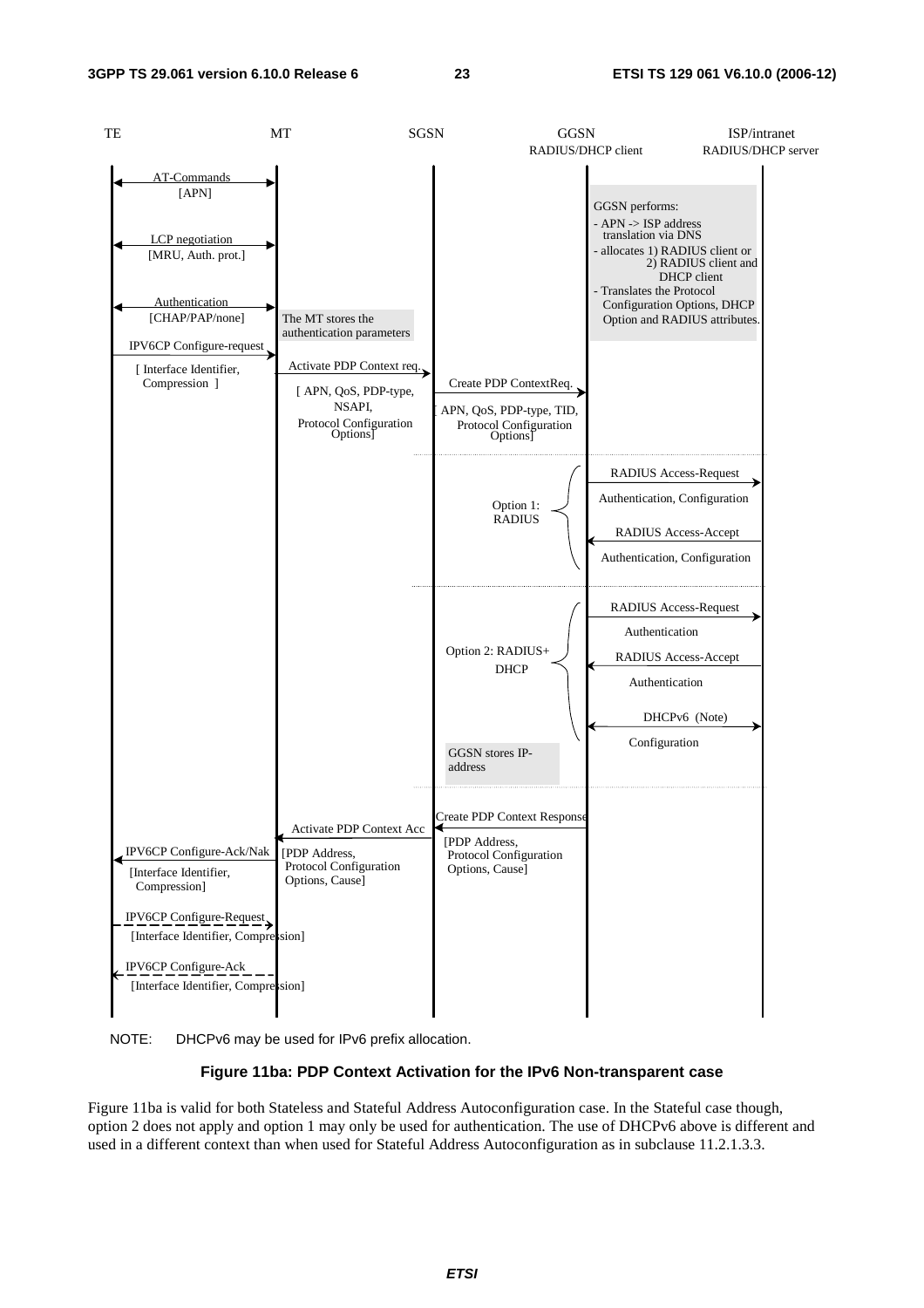NOTE: DHCPv6 may be used for IPv6 prefix allocation.

**Figure 11ba: PDP Context Activation for the IPv6 Non-transparent case**

Figure 11ba is valid for both Stateless and Stateful Address Autoconfiguration case. In the Stateful case though, option 2 does not apply and option 1 may only be used for authentication. The use of DHCPv6 above is different and used in a different context than when used for Stateful Address Autoconfiguration as in subclause 11.2.1.3.3.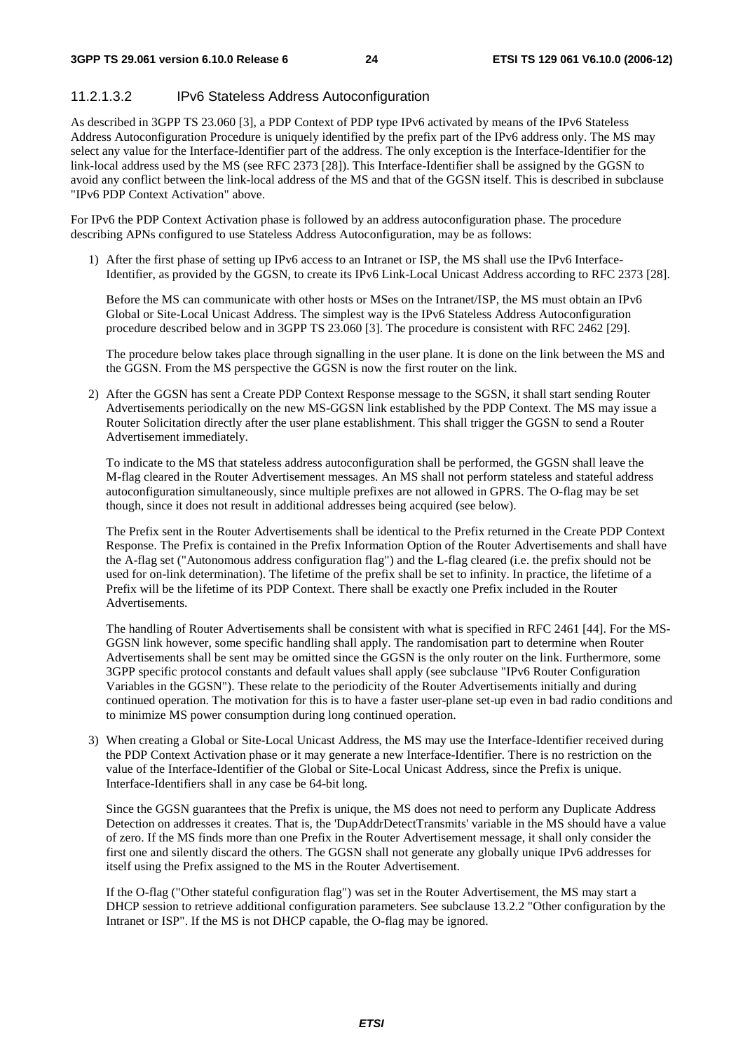#### 11.2.1.3.2 IPv6 Stateless Address Autoconfiguration

As described in 3GPP TS 23.060 [3], a PDP Context of PDP type IPv6 activated by means of the IPv6 Stateless Address Autoconfiguration Procedure is uniquely identified by the prefix part of the IPv6 address only. The MS may select any value for the Interface-Identifier part of the address. The only exception is the Interface-Identifier for the link-local address used by the MS (see RFC 2373 [28]). This Interface-Identifier shall be assigned by the GGSN to avoid any conflict between the link-local address of the MS and that of the GGSN itself. This is described in subclause "IPv6 PDP Context Activation" above.

For IPv6 the PDP Context Activation phase is followed by an address autoconfiguration phase. The procedure describing APNs configured to use Stateless Address Autoconfiguration, may be as follows:

1) After the first phase of setting up IPv6 access to an Intranet or ISP, the MS shall use the IPv6 Interface-Identifier, as provided by the GGSN, to create its IPv6 Link-Local Unicast Address according to RFC 2373 [28].

   Before the MS can communicate with other hosts or MSes on the Intranet/ISP, the MS must obtain an IPv6 Global or Site-Local Unicast Address. The simplest way is the IPv6 Stateless Address Autoconfiguration procedure described below and in 3GPP TS 23.060 [3]. The procedure is consistent with RFC 2462 [29].

   The procedure below takes place through signalling in the user plane. It is done on the link between the MS and the GGSN. From the MS perspective the GGSN is now the first router on the link.

2) After the GGSN has sent a Create PDP Context Response message to the SGSN, it shall start sending Router Advertisements periodically on the new MS-GGSN link established by the PDP Context. The MS may issue a Router Solicitation directly after the user plane establishment. This shall trigger the GGSN to send a Router Advertisement immediately.

   To indicate to the MS that stateless address autoconfiguration shall be performed, the GGSN shall leave the M-flag cleared in the Router Advertisement messages. An MS shall not perform stateless and stateful address autoconfiguration simultaneously, since multiple prefixes are not allowed in GPRS. The O-flag may be set though, since it does not result in additional addresses being acquired (see below).

   The Prefix sent in the Router Advertisements shall be identical to the Prefix returned in the Create PDP Context Response. The Prefix is contained in the Prefix Information Option of the Router Advertisements and shall have the A-flag set ("Autonomous address configuration flag") and the L-flag cleared (i.e. the prefix should not be used for on-link determination). The lifetime of the prefix shall be set to infinity. In practice, the lifetime of a Prefix will be the lifetime of its PDP Context. There shall be exactly one Prefix included in the Router Advertisements.

   The handling of Router Advertisements shall be consistent with what is specified in RFC 2461 [44]. For the MS-GGSN link however, some specific handling shall apply. The randomisation part to determine when Router Advertisements shall be sent may be omitted since the GGSN is the only router on the link. Furthermore, some 3GPP specific protocol constants and default values shall apply (see subclause "IPv6 Router Configuration Variables in the GGSN"). These relate to the periodicity of the Router Advertisements initially and during continued operation. The motivation for this is to have a faster user-plane set-up even in bad radio conditions and to minimize MS power consumption during long continued operation.

3) When creating a Global or Site-Local Unicast Address, the MS may use the Interface-Identifier received during the PDP Context Activation phase or it may generate a new Interface-Identifier. There is no restriction on the value of the Interface-Identifier of the Global or Site-Local Unicast Address, since the Prefix is unique. Interface-Identifiers shall in any case be 64-bit long.

   Since the GGSN guarantees that the Prefix is unique, the MS does not need to perform any Duplicate Address Detection on addresses it creates. That is, the 'DupAddrDetectTransmits' variable in the MS should have a value of zero. If the MS finds more than one Prefix in the Router Advertisement message, it shall only consider the first one and silently discard the others. The GGSN shall not generate any globally unique IPv6 addresses for itself using the Prefix assigned to the MS in the Router Advertisement.

   If the O-flag ("Other stateful configuration flag") was set in the Router Advertisement, the MS may start a DHCP session to retrieve additional configuration parameters. See subclause 13.2.2 "Other configuration by the Intranet or ISP". If the MS is not DHCP capable, the O-flag may be ignored.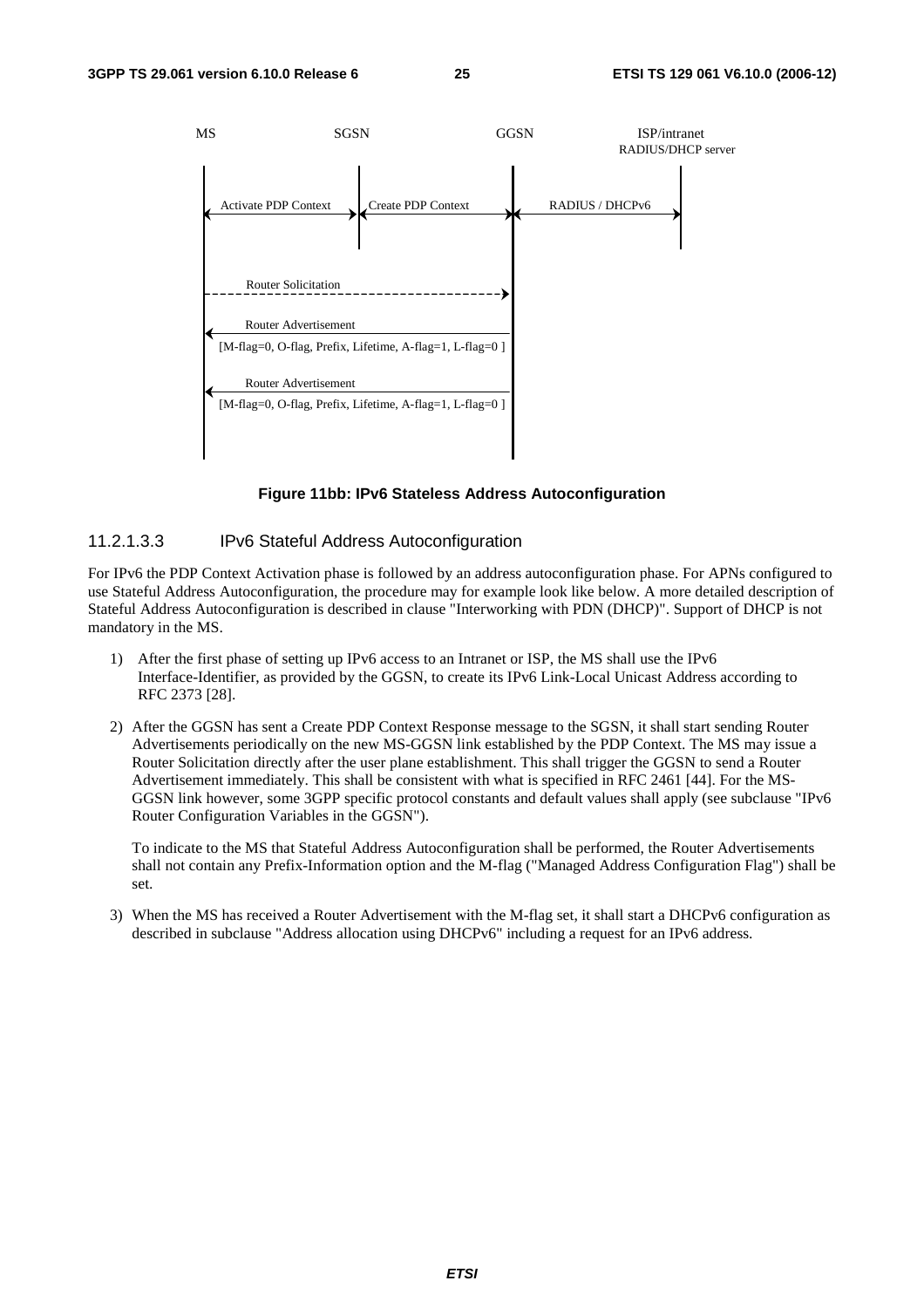MS SGSN GGSN ISP/intranet RADIUS/DHCP server

Activate PDP Context

Create PDP Context

RADIUS / DHCPv6

Router Solicitation

Router Advertisement

[M-flag=0, O-flag, Prefix, Lifetime, A-flag=1, L-flag=0 ]

Router Advertisement

[M-flag=0, O-flag, Prefix, Lifetime, A-flag=1, L-flag=0 ]

**Figure 11bb: IPv6 Stateless Address Autoconfiguration**

### 11.2.1.3.3 IPv6 Stateful Address Autoconfiguration

For IPv6 the PDP Context Activation phase is followed by an address autoconfiguration phase. For APNs configured to use Stateful Address Autoconfiguration, the procedure may for example look like below. A more detailed description of Stateful Address Autoconfiguration is described in clause "Interworking with PDN (DHCP)". Support of DHCP is not mandatory in the MS.

1) After the first phase of setting up IPv6 access to an Intranet or ISP, the MS shall use the IPv6 Interface-Identifier, as provided by the GGSN, to create its IPv6 Link-Local Unicast Address according to RFC 2373 [28].

2) After the GGSN has sent a Create PDP Context Response message to the SGSN, it shall start sending Router Advertisements periodically on the new MS-GGSN link established by the PDP Context. The MS may issue a Router Solicitation directly after the user plane establishment. This shall trigger the GGSN to send a Router Advertisement immediately. This shall be consistent with what is specified in RFC 2461 [44]. For the MS-GGSN link however, some 3GPP specific protocol constants and default values shall apply (see subclause "IPv6 Router Configuration Variables in the GGSN").

   To indicate to the MS that Stateful Address Autoconfiguration shall be performed, the Router Advertisements shall not contain any Prefix-Information option and the M-flag ("Managed Address Configuration Flag") shall be set.

3) When the MS has received a Router Advertisement with the M-flag set, it shall start a DHCPv6 configuration as described in subclause "Address allocation using DHCPv6" including a request for an IPv6 address.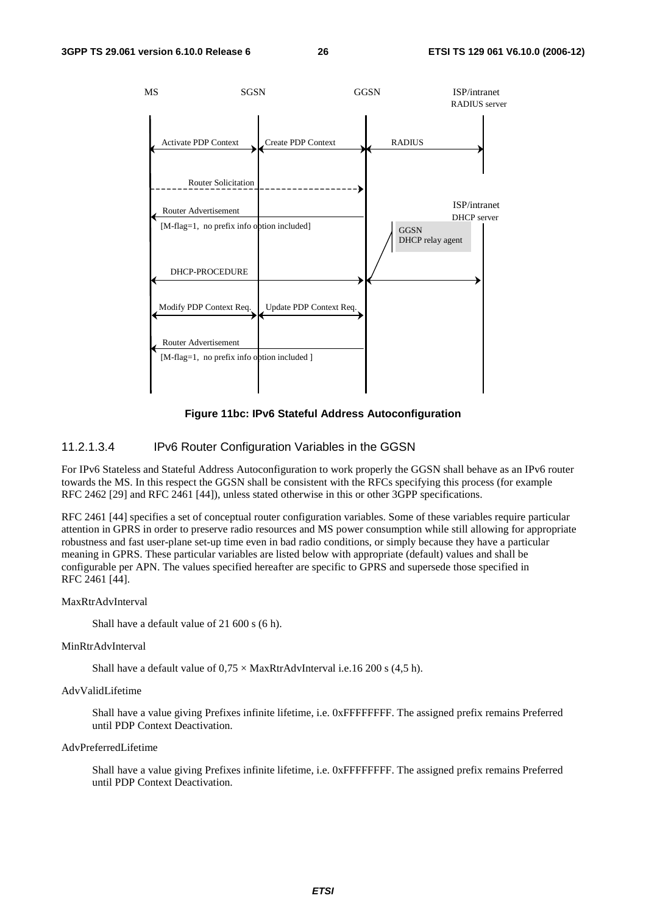Figure 11bc: IPv6 Stateful Address Autoconfiguration

#### 11.2.1.3.4 IPv6 Router Configuration Variables in the GGSN

For IPv6 Stateless and Stateful Address Autoconfiguration to work properly the GGSN shall behave as an IPv6 router towards the MS. In this respect the GGSN shall be consistent with the RFCs specifying this process (for example RFC 2462 [29] and RFC 2461 [44]), unless stated otherwise in this or other 3GPP specifications.

RFC 2461 [44] specifies a set of conceptual router configuration variables. Some of these variables require particular attention in GPRS in order to preserve radio resources and MS power consumption while still allowing for appropriate robustness and fast user-plane set-up time even in bad radio conditions, or simply because they have a particular meaning in GPRS. These particular variables are listed below with appropriate (default) values and shall be configurable per APN. The values specified hereafter are specific to GPRS and supersede those specified in RFC 2461 [44].

MaxRtrAdvInterval

Shall have a default value of 21 600 s (6 h).

MinRtrAdvInterval

Shall have a default value of 0,75 × MaxRtrAdvInterval i.e.16 200 s (4,5 h).

AdvValidLifetime

Shall have a value giving Prefixes infinite lifetime, i.e. 0xFFFFFFFF. The assigned prefix remains Preferred until PDP Context Deactivation.

AdvPreferredLifetime

Shall have a value giving Prefixes infinite lifetime, i.e. 0xFFFFFFFF. The assigned prefix remains Preferred until PDP Context Deactivation.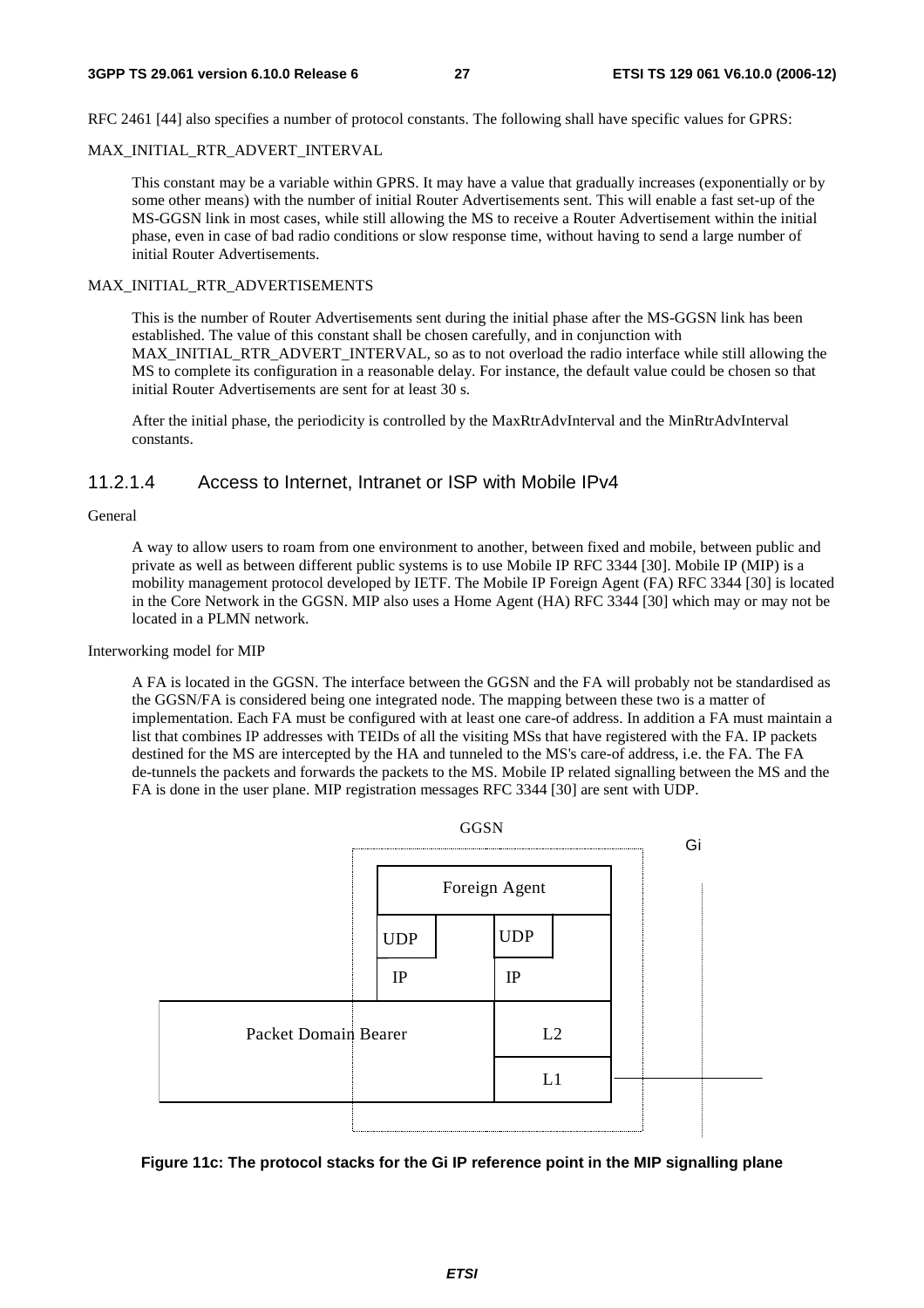RFC 2461 [44] also specifies a number of protocol constants. The following shall have specific values for GPRS:

MAX_INITIAL_RTR_ADVERT_INTERVAL

> This constant may be a variable within GPRS. It may have a value that gradually increases (exponentially or by some other means) with the number of initial Router Advertisements sent. This will enable a fast set-up of the MS-GGSN link in most cases, while still allowing the MS to receive a Router Advertisement within the initial phase, even in case of bad radio conditions or slow response time, without having to send a large number of initial Router Advertisements.

MAX_INITIAL_RTR_ADVERTISEMENTS

> This is the number of Router Advertisements sent during the initial phase after the MS-GGSN link has been established. The value of this constant shall be chosen carefully, and in conjunction with MAX_INITIAL_RTR_ADVERT_INTERVAL, so as to not overload the radio interface while still allowing the MS to complete its configuration in a reasonable delay. For instance, the default value could be chosen so that initial Router Advertisements are sent for at least 30 s.
>
> After the initial phase, the periodicity is controlled by the MaxRtrAdvInterval and the MinRtrAdvInterval constants.

#### 11.2.1.4 Access to Internet, Intranet or ISP with Mobile IPv4

General

> A way to allow users to roam from one environment to another, between fixed and mobile, between public and private as well as between different public systems is to use Mobile IP RFC 3344 [30]. Mobile IP (MIP) is a mobility management protocol developed by IETF. The Mobile IP Foreign Agent (FA) RFC 3344 [30] is located in the Core Network in the GGSN. MIP also uses a Home Agent (HA) RFC 3344 [30] which may or may not be located in a PLMN network.

Interworking model for MIP

> A FA is located in the GGSN. The interface between the GGSN and the FA will probably not be standardised as the GGSN/FA is considered being one integrated node. The mapping between these two is a matter of implementation. Each FA must be configured with at least one care-of address. In addition a FA must maintain a list that combines IP addresses with TEIDs of all the visiting MSs that have registered with the FA. IP packets destined for the MS are intercepted by the HA and tunneled to the MS's care-of address, i.e. the FA. The FA de-tunnels the packets and forwards the packets to the MS. Mobile IP related signalling between the MS and the FA is done in the user plane. MIP registration messages RFC 3344 [30] are sent with UDP.

GGSN

Gi

Foreign Agent

UDP UDP

IP IP

Packet Domain Bearer L2

L1

**Figure 11c: The protocol stacks for the Gi IP reference point in the MIP signalling plane**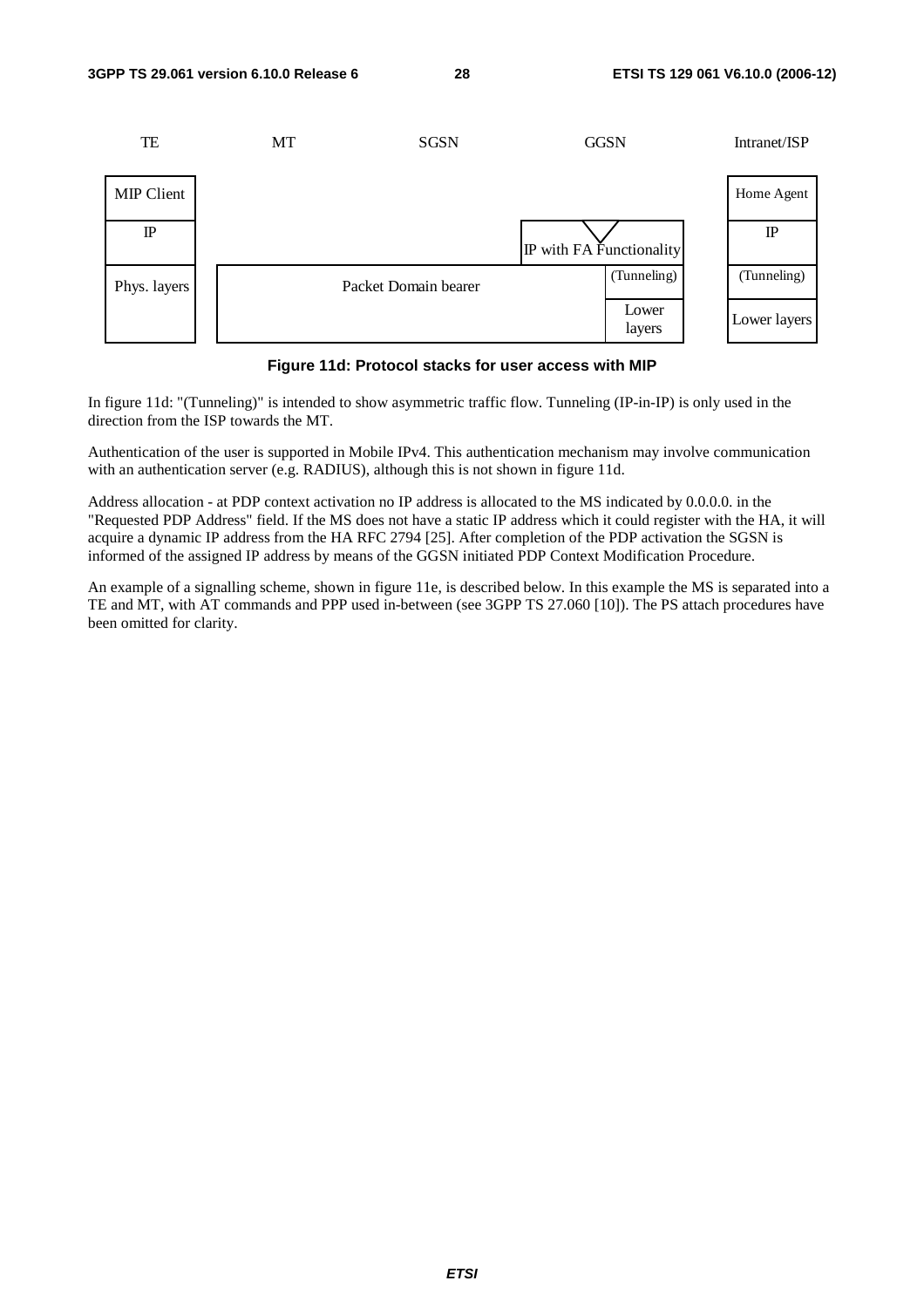| TE | MT | SGSN | GGSN | | Intranet/ISP |
|---|---|---|---|---|---|
| MIP Client | | | | | Home Agent |
| IP | | | IP with FA Functionality | | IP |
| Phys. layers | Packet Domain bearer | | | (Tunneling) | (Tunneling) |
| | | | | Lower layers | Lower layers |

**Figure 11d: Protocol stacks for user access with MIP**

In figure 11d: "(Tunneling)" is intended to show asymmetric traffic flow. Tunneling (IP-in-IP) is only used in the direction from the ISP towards the MT.

Authentication of the user is supported in Mobile IPv4. This authentication mechanism may involve communication with an authentication server (e.g. RADIUS), although this is not shown in figure 11d.

Address allocation - at PDP context activation no IP address is allocated to the MS indicated by 0.0.0.0. in the "Requested PDP Address" field. If the MS does not have a static IP address which it could register with the HA, it will acquire a dynamic IP address from the HA RFC 2794 [25]. After completion of the PDP activation the SGSN is informed of the assigned IP address by means of the GGSN initiated PDP Context Modification Procedure.

An example of a signalling scheme, shown in figure 11e, is described below. In this example the MS is separated into a TE and MT, with AT commands and PPP used in-between (see 3GPP TS 27.060 [10]). The PS attach procedures have been omitted for clarity.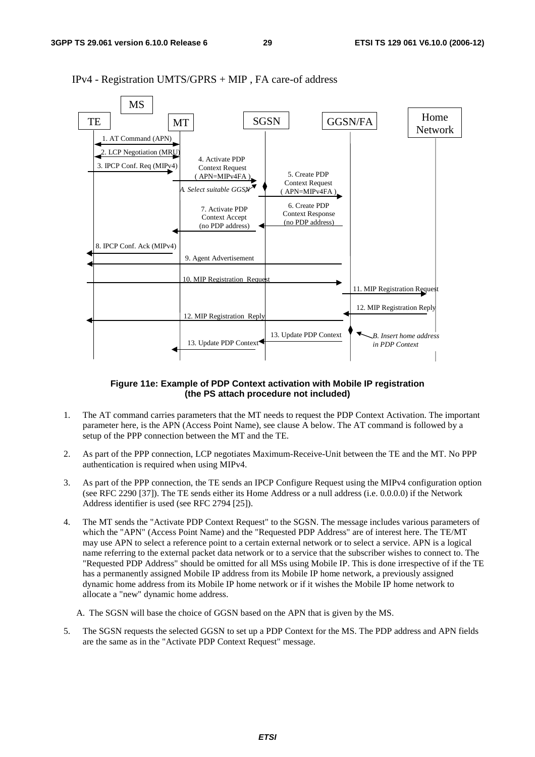IPv4 - Registration UMTS/GPRS + MIP , FA care-of address

**Figure 11e: Example of PDP Context activation with Mobile IP registration (the PS attach procedure not included)**

1. The AT command carries parameters that the MT needs to request the PDP Context Activation. The important parameter here, is the APN (Access Point Name), see clause A below. The AT command is followed by a setup of the PPP connection between the MT and the TE.

2. As part of the PPP connection, LCP negotiates Maximum-Receive-Unit between the TE and the MT. No PPP authentication is required when using MIPv4.

3. As part of the PPP connection, the TE sends an IPCP Configure Request using the MIPv4 configuration option (see RFC 2290 [37]). The TE sends either its Home Address or a null address (i.e. 0.0.0.0) if the Network Address identifier is used (see RFC 2794 [25]).

4. The MT sends the "Activate PDP Context Request" to the SGSN. The message includes various parameters of which the "APN" (Access Point Name) and the "Requested PDP Address" are of interest here. The TE/MT may use APN to select a reference point to a certain external network or to select a service. APN is a logical name referring to the external packet data network or to a service that the subscriber wishes to connect to. The "Requested PDP Address" should be omitted for all MSs using Mobile IP. This is done irrespective of if the TE has a permanently assigned Mobile IP address from its Mobile IP home network, a previously assigned dynamic home address from its Mobile IP home network or if it wishes the Mobile IP home network to allocate a "new" dynamic home address.

   A. The SGSN will base the choice of GGSN based on the APN that is given by the MS.

5. The SGSN requests the selected GGSN to set up a PDP Context for the MS. The PDP address and APN fields are the same as in the "Activate PDP Context Request" message.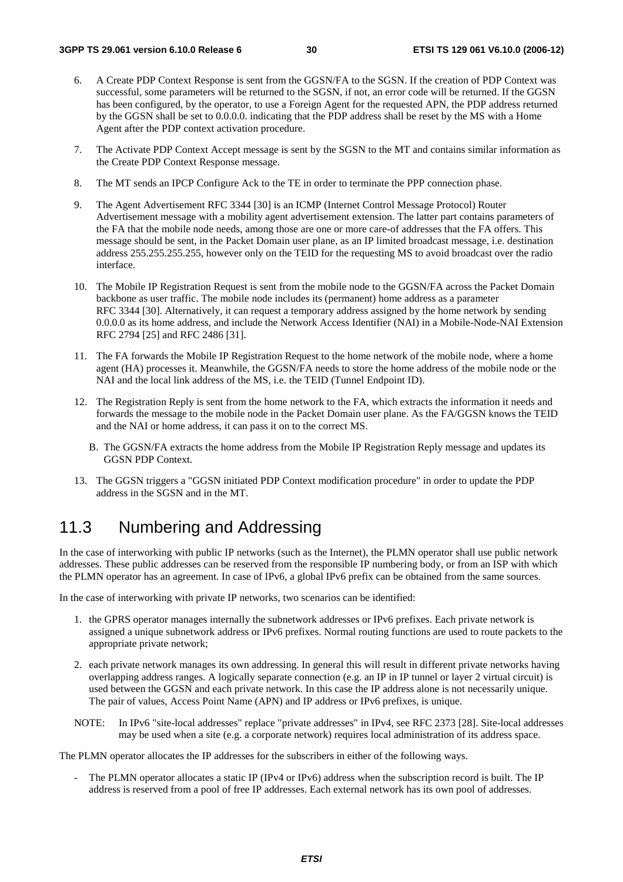6. A Create PDP Context Response is sent from the GGSN/FA to the SGSN. If the creation of PDP Context was successful, some parameters will be returned to the SGSN, if not, an error code will be returned. If the GGSN has been configured, by the operator, to use a Foreign Agent for the requested APN, the PDP address returned by the GGSN shall be set to 0.0.0.0. indicating that the PDP address shall be reset by the MS with a Home Agent after the PDP context activation procedure.

7. The Activate PDP Context Accept message is sent by the SGSN to the MT and contains similar information as the Create PDP Context Response message.

8. The MT sends an IPCP Configure Ack to the TE in order to terminate the PPP connection phase.

9. The Agent Advertisement RFC 3344 [30] is an ICMP (Internet Control Message Protocol) Router Advertisement message with a mobility agent advertisement extension. The latter part contains parameters of the FA that the mobile node needs, among those are one or more care-of addresses that the FA offers. This message should be sent, in the Packet Domain user plane, as an IP limited broadcast message, i.e. destination address 255.255.255.255, however only on the TEID for the requesting MS to avoid broadcast over the radio interface.

10. The Mobile IP Registration Request is sent from the mobile node to the GGSN/FA across the Packet Domain backbone as user traffic. The mobile node includes its (permanent) home address as a parameter RFC 3344 [30]. Alternatively, it can request a temporary address assigned by the home network by sending 0.0.0.0 as its home address, and include the Network Access Identifier (NAI) in a Mobile-Node-NAI Extension RFC 2794 [25] and RFC 2486 [31].

11. The FA forwards the Mobile IP Registration Request to the home network of the mobile node, where a home agent (HA) processes it. Meanwhile, the GGSN/FA needs to store the home address of the mobile node or the NAI and the local link address of the MS, i.e. the TEID (Tunnel Endpoint ID).

12. The Registration Reply is sent from the home network to the FA, which extracts the information it needs and forwards the message to the mobile node in the Packet Domain user plane. As the FA/GGSN knows the TEID and the NAI or home address, it can pass it on to the correct MS.

    B. The GGSN/FA extracts the home address from the Mobile IP Registration Reply message and updates its GGSN PDP Context.

13. The GGSN triggers a "GGSN initiated PDP Context modification procedure" in order to update the PDP address in the SGSN and in the MT.

## 11.3 Numbering and Addressing

In the case of interworking with public IP networks (such as the Internet), the PLMN operator shall use public network addresses. These public addresses can be reserved from the responsible IP numbering body, or from an ISP with which the PLMN operator has an agreement. In case of IPv6, a global IPv6 prefix can be obtained from the same sources.

In the case of interworking with private IP networks, two scenarios can be identified:

1. the GPRS operator manages internally the subnetwork addresses or IPv6 prefixes. Each private network is assigned a unique subnetwork address or IPv6 prefixes. Normal routing functions are used to route packets to the appropriate private network;

2. each private network manages its own addressing. In general this will result in different private networks having overlapping address ranges. A logically separate connection (e.g. an IP in IP tunnel or layer 2 virtual circuit) is used between the GGSN and each private network. In this case the IP address alone is not necessarily unique. The pair of values, Access Point Name (APN) and IP address or IPv6 prefixes, is unique.

NOTE: In IPv6 "site-local addresses" replace "private addresses" in IPv4, see RFC 2373 [28]. Site-local addresses may be used when a site (e.g. a corporate network) requires local administration of its address space.

The PLMN operator allocates the IP addresses for the subscribers in either of the following ways.

- The PLMN operator allocates a static IP (IPv4 or IPv6) address when the subscription record is built. The IP address is reserved from a pool of free IP addresses. Each external network has its own pool of addresses.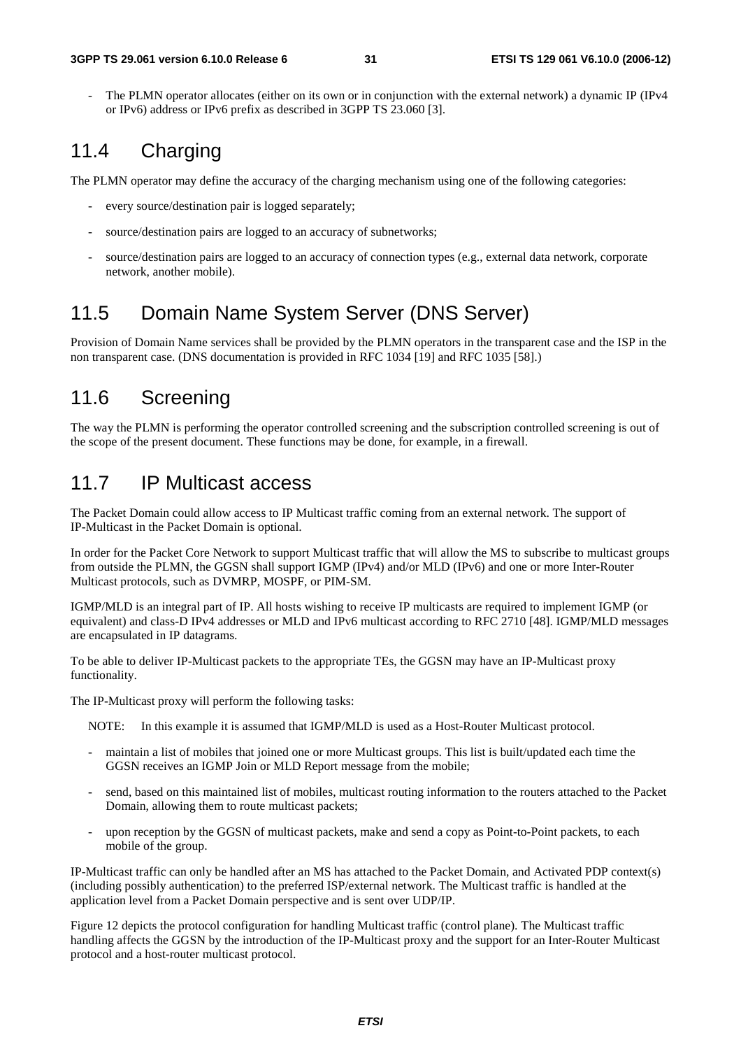- The PLMN operator allocates (either on its own or in conjunction with the external network) a dynamic IP (IPv4 or IPv6) address or IPv6 prefix as described in 3GPP TS 23.060 [3].

## 11.4 Charging

The PLMN operator may define the accuracy of the charging mechanism using one of the following categories:

- every source/destination pair is logged separately;
- source/destination pairs are logged to an accuracy of subnetworks;
- source/destination pairs are logged to an accuracy of connection types (e.g., external data network, corporate network, another mobile).

## 11.5 Domain Name System Server (DNS Server)

Provision of Domain Name services shall be provided by the PLMN operators in the transparent case and the ISP in the non transparent case. (DNS documentation is provided in RFC 1034 [19] and RFC 1035 [58].)

## 11.6 Screening

The way the PLMN is performing the operator controlled screening and the subscription controlled screening is out of the scope of the present document. These functions may be done, for example, in a firewall.

## 11.7 IP Multicast access

The Packet Domain could allow access to IP Multicast traffic coming from an external network. The support of IP-Multicast in the Packet Domain is optional.

In order for the Packet Core Network to support Multicast traffic that will allow the MS to subscribe to multicast groups from outside the PLMN, the GGSN shall support IGMP (IPv4) and/or MLD (IPv6) and one or more Inter-Router Multicast protocols, such as DVMRP, MOSPF, or PIM-SM.

IGMP/MLD is an integral part of IP. All hosts wishing to receive IP multicasts are required to implement IGMP (or equivalent) and class-D IPv4 addresses or MLD and IPv6 multicast according to RFC 2710 [48]. IGMP/MLD messages are encapsulated in IP datagrams.

To be able to deliver IP-Multicast packets to the appropriate TEs, the GGSN may have an IP-Multicast proxy functionality.

The IP-Multicast proxy will perform the following tasks:

NOTE: In this example it is assumed that IGMP/MLD is used as a Host-Router Multicast protocol.

- maintain a list of mobiles that joined one or more Multicast groups. This list is built/updated each time the GGSN receives an IGMP Join or MLD Report message from the mobile;
- send, based on this maintained list of mobiles, multicast routing information to the routers attached to the Packet Domain, allowing them to route multicast packets;
- upon reception by the GGSN of multicast packets, make and send a copy as Point-to-Point packets, to each mobile of the group.

IP-Multicast traffic can only be handled after an MS has attached to the Packet Domain, and Activated PDP context(s) (including possibly authentication) to the preferred ISP/external network. The Multicast traffic is handled at the application level from a Packet Domain perspective and is sent over UDP/IP.

Figure 12 depicts the protocol configuration for handling Multicast traffic (control plane). The Multicast traffic handling affects the GGSN by the introduction of the IP-Multicast proxy and the support for an Inter-Router Multicast protocol and a host-router multicast protocol.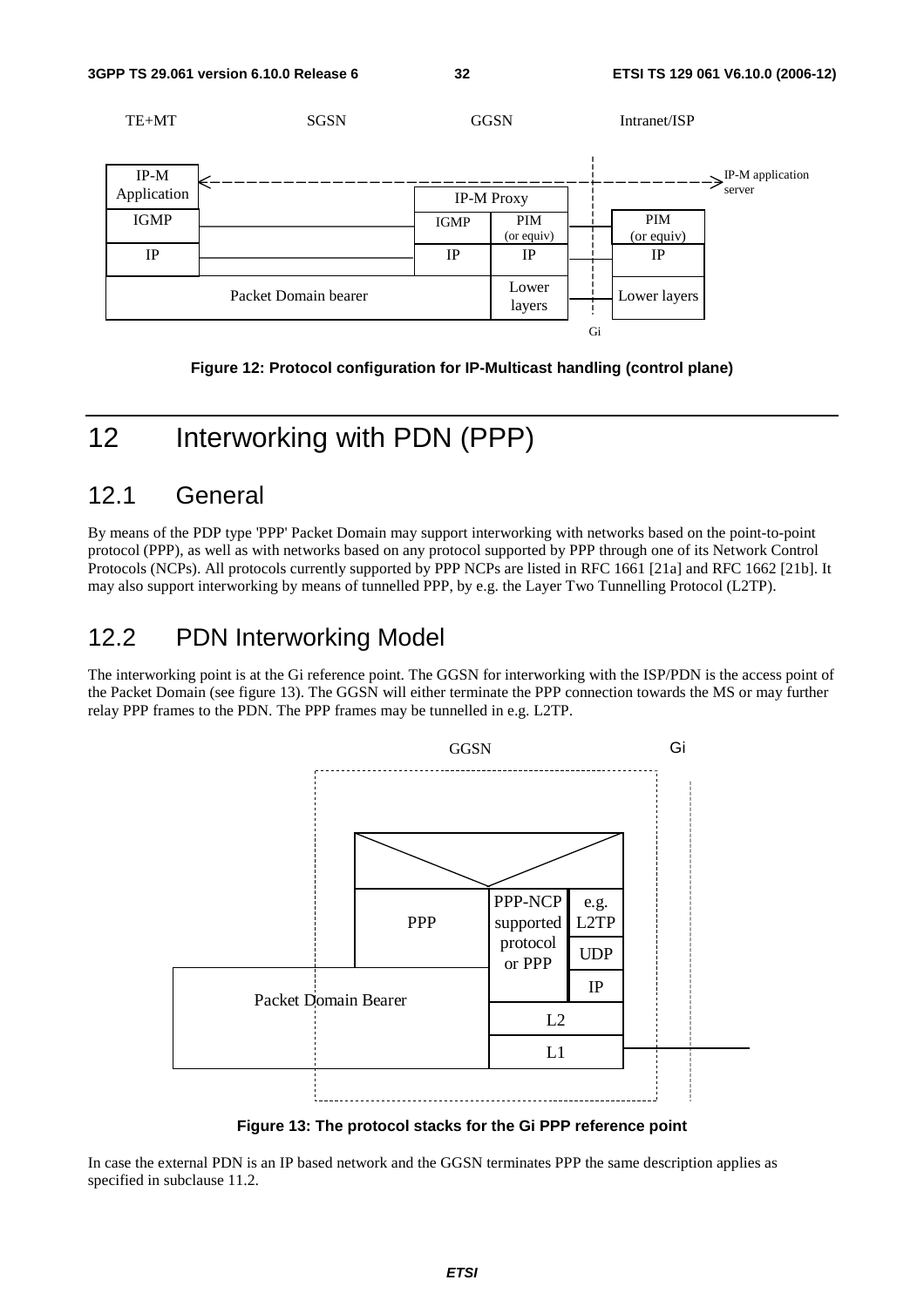Figure 12: Protocol configuration for IP-Multicast handling (control plane)

# 12 Interworking with PDN (PPP)

## 12.1 General

By means of the PDP type 'PPP' Packet Domain may support interworking with networks based on the point-to-point protocol (PPP), as well as with networks based on any protocol supported by PPP through one of its Network Control Protocols (NCPs). All protocols currently supported by PPP NCPs are listed in RFC 1661 [21a] and RFC 1662 [21b]. It may also support interworking by means of tunnelled PPP, by e.g. the Layer Two Tunnelling Protocol (L2TP).

## 12.2 PDN Interworking Model

The interworking point is at the Gi reference point. The GGSN for interworking with the ISP/PDN is the access point of the Packet Domain (see figure 13). The GGSN will either terminate the PPP connection towards the MS or may further relay PPP frames to the PDN. The PPP frames may be tunnelled in e.g. L2TP.

Figure 13: The protocol stacks for the Gi PPP reference point

In case the external PDN is an IP based network and the GGSN terminates PPP the same description applies as specified in subclause 11.2.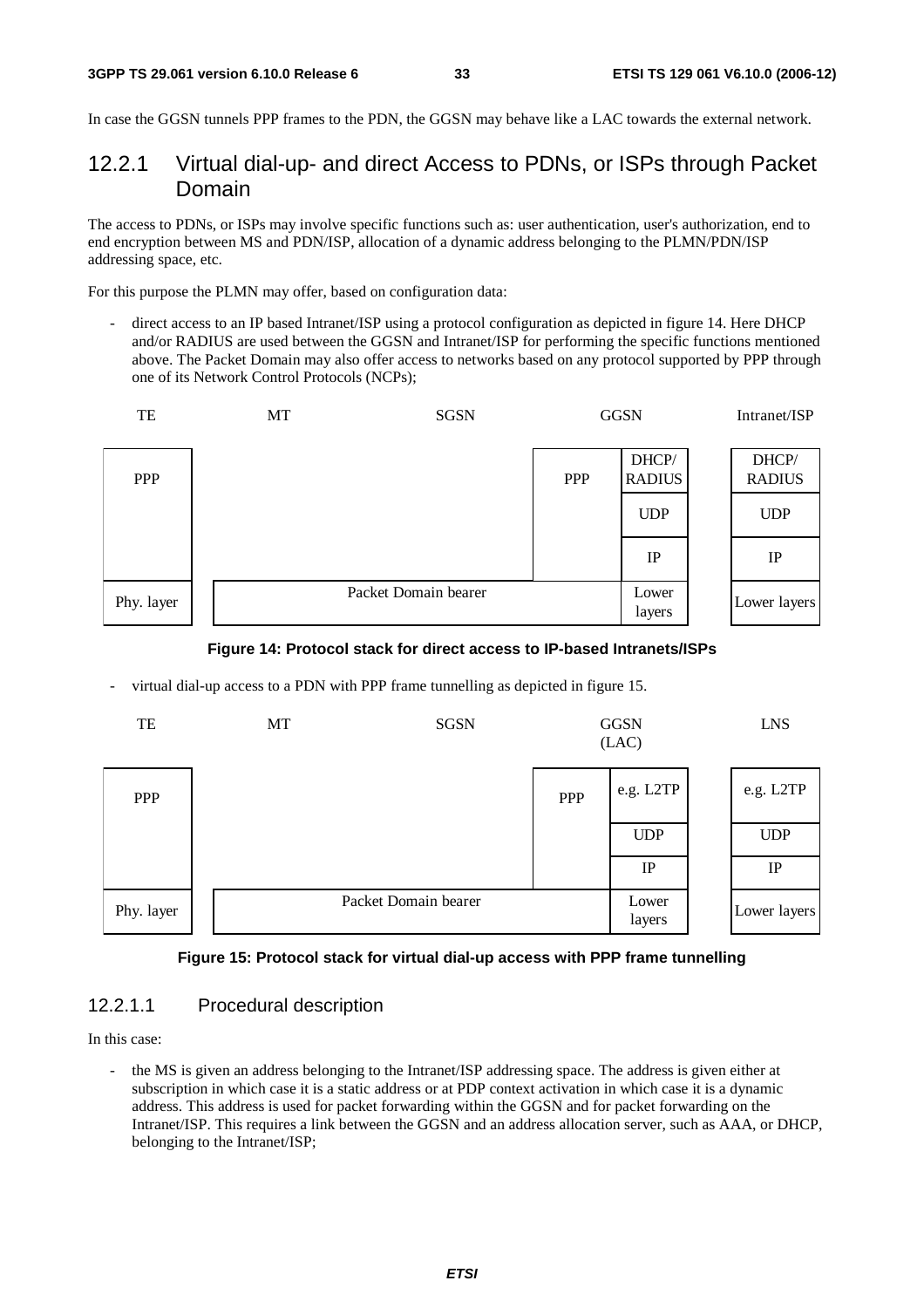In case the GGSN tunnels PPP frames to the PDN, the GGSN may behave like a LAC towards the external network.

### 12.2.1 Virtual dial-up- and direct Access to PDNs, or ISPs through Packet Domain

The access to PDNs, or ISPs may involve specific functions such as: user authentication, user's authorization, end to end encryption between MS and PDN/ISP, allocation of a dynamic address belonging to the PLMN/PDN/ISP addressing space, etc.

For this purpose the PLMN may offer, based on configuration data:

- direct access to an IP based Intranet/ISP using a protocol configuration as depicted in figure 14. Here DHCP and/or RADIUS are used between the GGSN and Intranet/ISP for performing the specific functions mentioned above. The Packet Domain may also offer access to networks based on any protocol supported by PPP through one of its Network Control Protocols (NCPs);

| TE | MT | SGSN | GGSN | | Intranet/ISP |
|---|---|---|---|---|---|
| PPP | | | PPP | DHCP/ RADIUS | DHCP/ RADIUS |
| | | | | UDP | UDP |
| | | | | IP | IP |
| Phy. layer | Packet Domain bearer | | | Lower layers | Lower layers |

**Figure 14: Protocol stack for direct access to IP-based Intranets/ISPs**

- virtual dial-up access to a PDN with PPP frame tunnelling as depicted in figure 15.

| TE | MT | SGSN | GGSN (LAC) | | LNS |
|---|---|---|---|---|---|
| PPP | | | PPP | e.g. L2TP | e.g. L2TP |
| | | | | UDP | UDP |
| | | | | IP | IP |
| Phy. layer | Packet Domain bearer | | | Lower layers | Lower layers |

**Figure 15: Protocol stack for virtual dial-up access with PPP frame tunnelling**

#### 12.2.1.1 Procedural description

In this case:

- the MS is given an address belonging to the Intranet/ISP addressing space. The address is given either at subscription in which case it is a static address or at PDP context activation in which case it is a dynamic address. This address is used for packet forwarding within the GGSN and for packet forwarding on the Intranet/ISP. This requires a link between the GGSN and an address allocation server, such as AAA, or DHCP, belonging to the Intranet/ISP;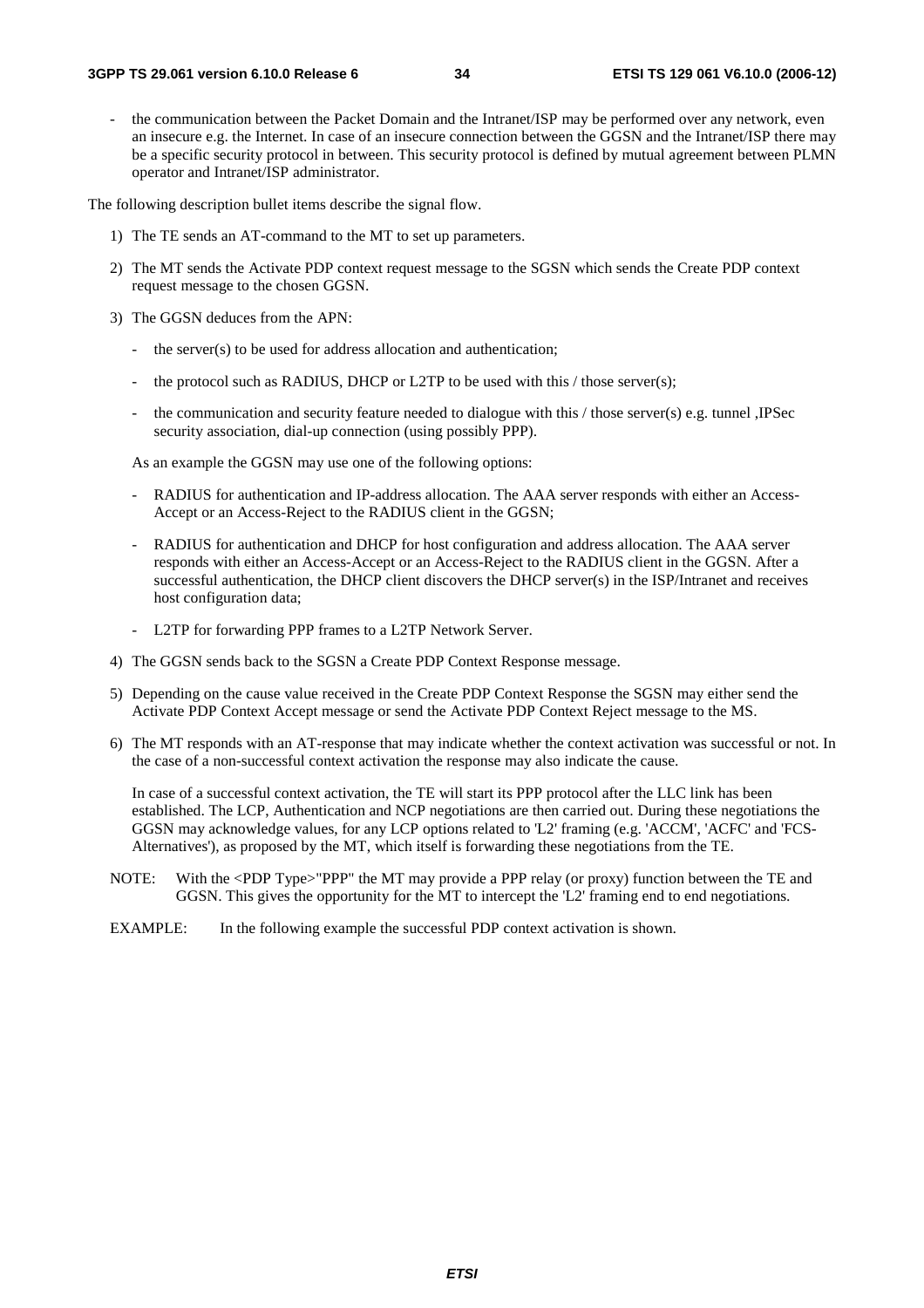- the communication between the Packet Domain and the Intranet/ISP may be performed over any network, even an insecure e.g. the Internet. In case of an insecure connection between the GGSN and the Intranet/ISP there may be a specific security protocol in between. This security protocol is defined by mutual agreement between PLMN operator and Intranet/ISP administrator.

The following description bullet items describe the signal flow.

1) The TE sends an AT-command to the MT to set up parameters.

2) The MT sends the Activate PDP context request message to the SGSN which sends the Create PDP context request message to the chosen GGSN.

3) The GGSN deduces from the APN:

   - the server(s) to be used for address allocation and authentication;

   - the protocol such as RADIUS, DHCP or L2TP to be used with this / those server(s);

   - the communication and security feature needed to dialogue with this / those server(s) e.g. tunnel ,IPSec security association, dial-up connection (using possibly PPP).

   As an example the GGSN may use one of the following options:

   - RADIUS for authentication and IP-address allocation. The AAA server responds with either an Access-Accept or an Access-Reject to the RADIUS client in the GGSN;

   - RADIUS for authentication and DHCP for host configuration and address allocation. The AAA server responds with either an Access-Accept or an Access-Reject to the RADIUS client in the GGSN. After a successful authentication, the DHCP client discovers the DHCP server(s) in the ISP/Intranet and receives host configuration data;

   - L2TP for forwarding PPP frames to a L2TP Network Server.

4) The GGSN sends back to the SGSN a Create PDP Context Response message.

5) Depending on the cause value received in the Create PDP Context Response the SGSN may either send the Activate PDP Context Accept message or send the Activate PDP Context Reject message to the MS.

6) The MT responds with an AT-response that may indicate whether the context activation was successful or not. In the case of a non-successful context activation the response may also indicate the cause.

   In case of a successful context activation, the TE will start its PPP protocol after the LLC link has been established. The LCP, Authentication and NCP negotiations are then carried out. During these negotiations the GGSN may acknowledge values, for any LCP options related to 'L2' framing (e.g. 'ACCM', 'ACFC' and 'FCS-Alternatives'), as proposed by the MT, which itself is forwarding these negotiations from the TE.

NOTE: With the <PDP Type>"PPP" the MT may provide a PPP relay (or proxy) function between the TE and GGSN. This gives the opportunity for the MT to intercept the 'L2' framing end to end negotiations.

EXAMPLE: In the following example the successful PDP context activation is shown.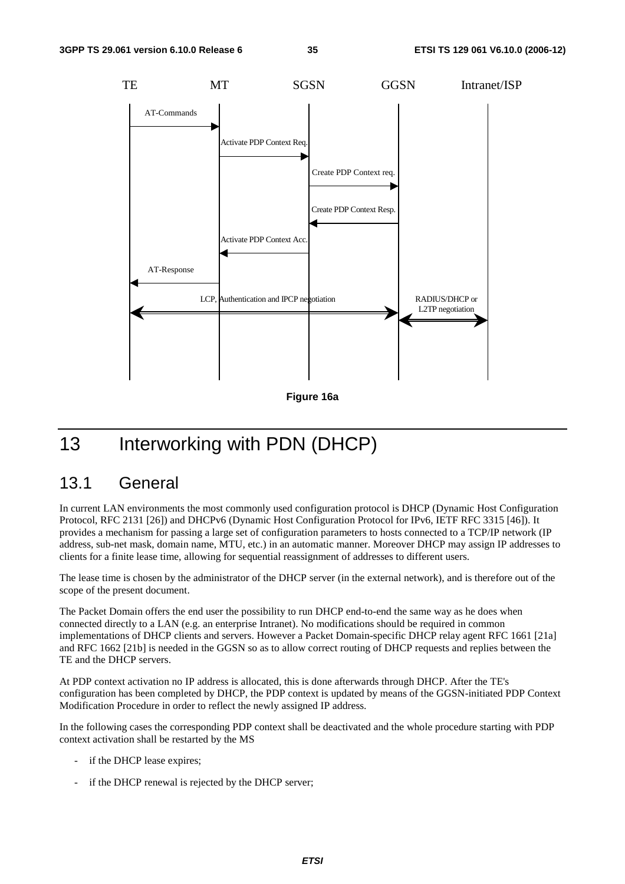Figure 16a

# 13 Interworking with PDN (DHCP)

## 13.1 General

In current LAN environments the most commonly used configuration protocol is DHCP (Dynamic Host Configuration Protocol, RFC 2131 [26]) and DHCPv6 (Dynamic Host Configuration Protocol for IPv6, IETF RFC 3315 [46]). It provides a mechanism for passing a large set of configuration parameters to hosts connected to a TCP/IP network (IP address, sub-net mask, domain name, MTU, etc.) in an automatic manner. Moreover DHCP may assign IP addresses to clients for a finite lease time, allowing for sequential reassignment of addresses to different users.

The lease time is chosen by the administrator of the DHCP server (in the external network), and is therefore out of the scope of the present document.

The Packet Domain offers the end user the possibility to run DHCP end-to-end the same way as he does when connected directly to a LAN (e.g. an enterprise Intranet). No modifications should be required in common implementations of DHCP clients and servers. However a Packet Domain-specific DHCP relay agent RFC 1661 [21a] and RFC 1662 [21b] is needed in the GGSN so as to allow correct routing of DHCP requests and replies between the TE and the DHCP servers.

At PDP context activation no IP address is allocated, this is done afterwards through DHCP. After the TE's configuration has been completed by DHCP, the PDP context is updated by means of the GGSN-initiated PDP Context Modification Procedure in order to reflect the newly assigned IP address.

In the following cases the corresponding PDP context shall be deactivated and the whole procedure starting with PDP context activation shall be restarted by the MS

- if the DHCP lease expires;
- if the DHCP renewal is rejected by the DHCP server;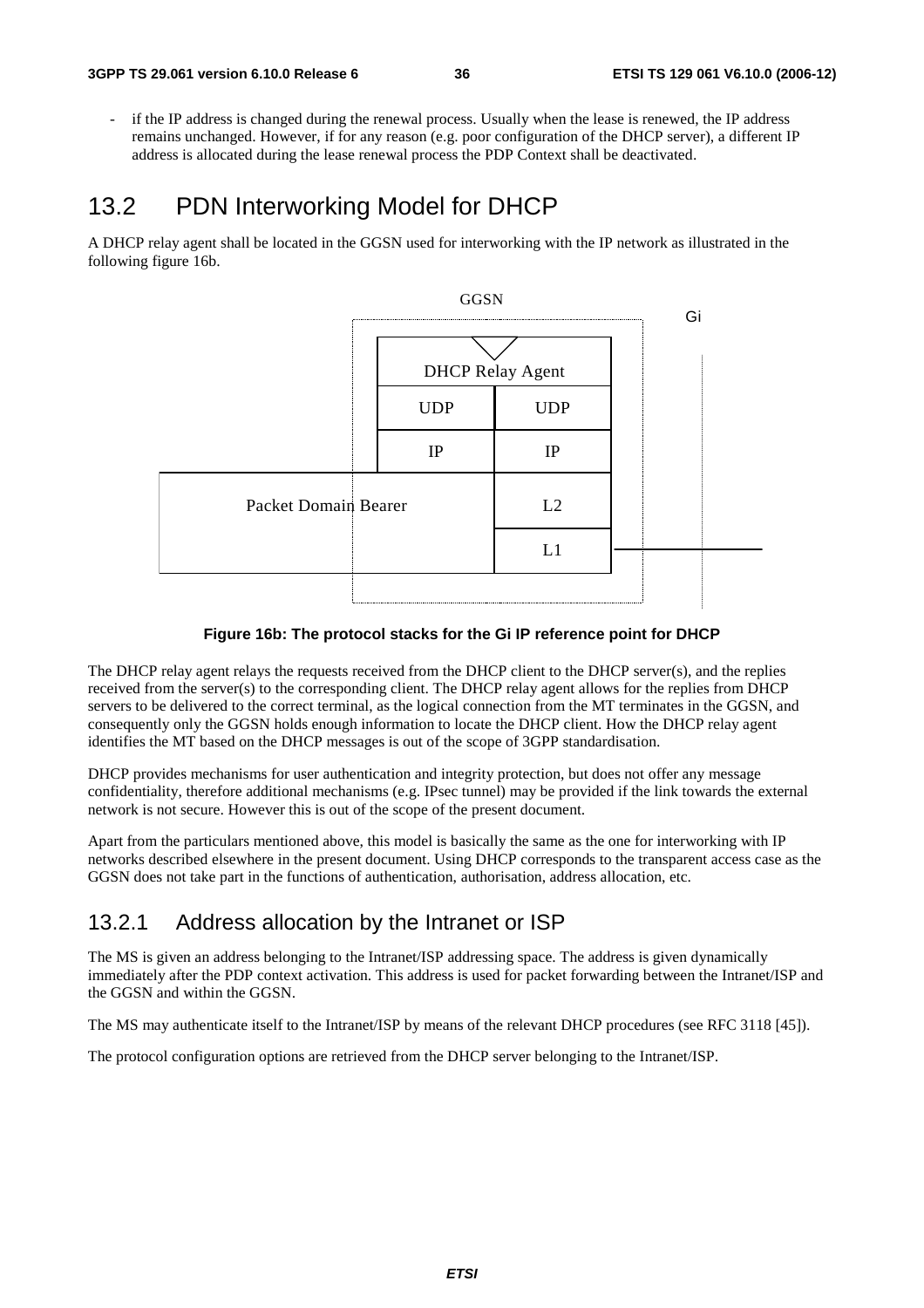- if the IP address is changed during the renewal process. Usually when the lease is renewed, the IP address remains unchanged. However, if for any reason (e.g. poor configuration of the DHCP server), a different IP address is allocated during the lease renewal process the PDP Context shall be deactivated.

## 13.2 PDN Interworking Model for DHCP

A DHCP relay agent shall be located in the GGSN used for interworking with the IP network as illustrated in the following figure 16b.

**Figure 16b: The protocol stacks for the Gi IP reference point for DHCP**

The DHCP relay agent relays the requests received from the DHCP client to the DHCP server(s), and the replies received from the server(s) to the corresponding client. The DHCP relay agent allows for the replies from DHCP servers to be delivered to the correct terminal, as the logical connection from the MT terminates in the GGSN, and consequently only the GGSN holds enough information to locate the DHCP client. How the DHCP relay agent identifies the MT based on the DHCP messages is out of the scope of 3GPP standardisation.

DHCP provides mechanisms for user authentication and integrity protection, but does not offer any message confidentiality, therefore additional mechanisms (e.g. IPsec tunnel) may be provided if the link towards the external network is not secure. However this is out of the scope of the present document.

Apart from the particulars mentioned above, this model is basically the same as the one for interworking with IP networks described elsewhere in the present document. Using DHCP corresponds to the transparent access case as the GGSN does not take part in the functions of authentication, authorisation, address allocation, etc.

### 13.2.1 Address allocation by the Intranet or ISP

The MS is given an address belonging to the Intranet/ISP addressing space. The address is given dynamically immediately after the PDP context activation. This address is used for packet forwarding between the Intranet/ISP and the GGSN and within the GGSN.

The MS may authenticate itself to the Intranet/ISP by means of the relevant DHCP procedures (see RFC 3118 [45]).

The protocol configuration options are retrieved from the DHCP server belonging to the Intranet/ISP.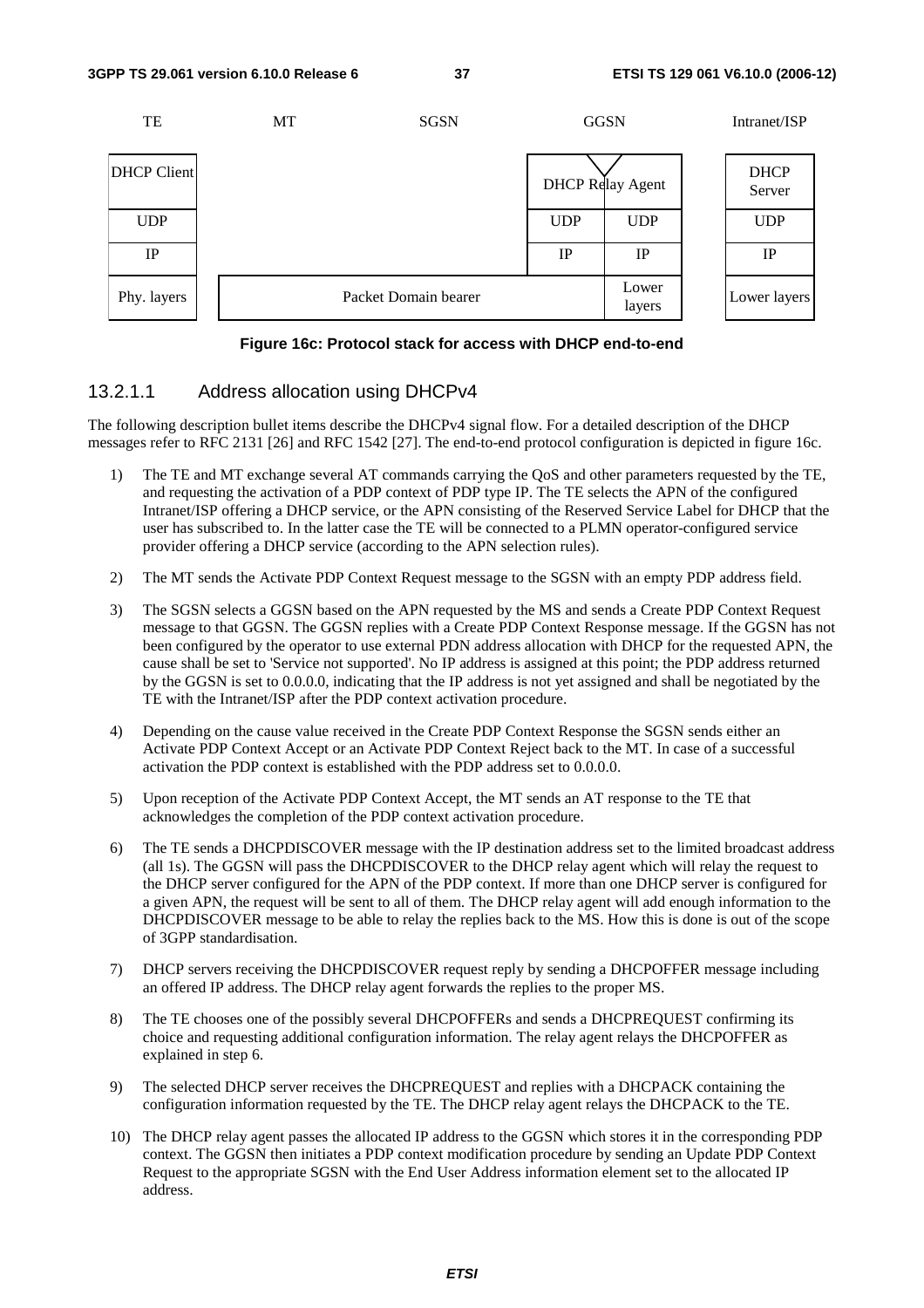| TE | MT | SGSN | GGSN | | Intranet/ISP |
|---|---|---|---|---|---|
| DHCP Client | | | DHCP Relay Agent | | DHCP Server |
| UDP | | | UDP | UDP | UDP |
| IP | | | IP | IP | IP |
| Phy. layers | Packet Domain bearer | | | Lower layers | Lower layers |

**Figure 16c: Protocol stack for access with DHCP end-to-end**

#### 13.2.1.1 Address allocation using DHCPv4

The following description bullet items describe the DHCPv4 signal flow. For a detailed description of the DHCP messages refer to RFC 2131 [26] and RFC 1542 [27]. The end-to-end protocol configuration is depicted in figure 16c.

1) The TE and MT exchange several AT commands carrying the QoS and other parameters requested by the TE, and requesting the activation of a PDP context of PDP type IP. The TE selects the APN of the configured Intranet/ISP offering a DHCP service, or the APN consisting of the Reserved Service Label for DHCP that the user has subscribed to. In the latter case the TE will be connected to a PLMN operator-configured service provider offering a DHCP service (according to the APN selection rules).

2) The MT sends the Activate PDP Context Request message to the SGSN with an empty PDP address field.

3) The SGSN selects a GGSN based on the APN requested by the MS and sends a Create PDP Context Request message to that GGSN. The GGSN replies with a Create PDP Context Response message. If the GGSN has not been configured by the operator to use external PDN address allocation with DHCP for the requested APN, the cause shall be set to 'Service not supported'. No IP address is assigned at this point; the PDP address returned by the GGSN is set to 0.0.0.0, indicating that the IP address is not yet assigned and shall be negotiated by the TE with the Intranet/ISP after the PDP context activation procedure.

4) Depending on the cause value received in the Create PDP Context Response the SGSN sends either an Activate PDP Context Accept or an Activate PDP Context Reject back to the MT. In case of a successful activation the PDP context is established with the PDP address set to 0.0.0.0.

5) Upon reception of the Activate PDP Context Accept, the MT sends an AT response to the TE that acknowledges the completion of the PDP context activation procedure.

6) The TE sends a DHCPDISCOVER message with the IP destination address set to the limited broadcast address (all 1s). The GGSN will pass the DHCPDISCOVER to the DHCP relay agent which will relay the request to the DHCP server configured for the APN of the PDP context. If more than one DHCP server is configured for a given APN, the request will be sent to all of them. The DHCP relay agent will add enough information to the DHCPDISCOVER message to be able to relay the replies back to the MS. How this is done is out of the scope of 3GPP standardisation.

7) DHCP servers receiving the DHCPDISCOVER request reply by sending a DHCPOFFER message including an offered IP address. The DHCP relay agent forwards the replies to the proper MS.

8) The TE chooses one of the possibly several DHCPOFFERs and sends a DHCPREQUEST confirming its choice and requesting additional configuration information. The relay agent relays the DHCPOFFER as explained in step 6.

9) The selected DHCP server receives the DHCPREQUEST and replies with a DHCPACK containing the configuration information requested by the TE. The DHCP relay agent relays the DHCPACK to the TE.

10) The DHCP relay agent passes the allocated IP address to the GGSN which stores it in the corresponding PDP context. The GGSN then initiates a PDP context modification procedure by sending an Update PDP Context Request to the appropriate SGSN with the End User Address information element set to the allocated IP address.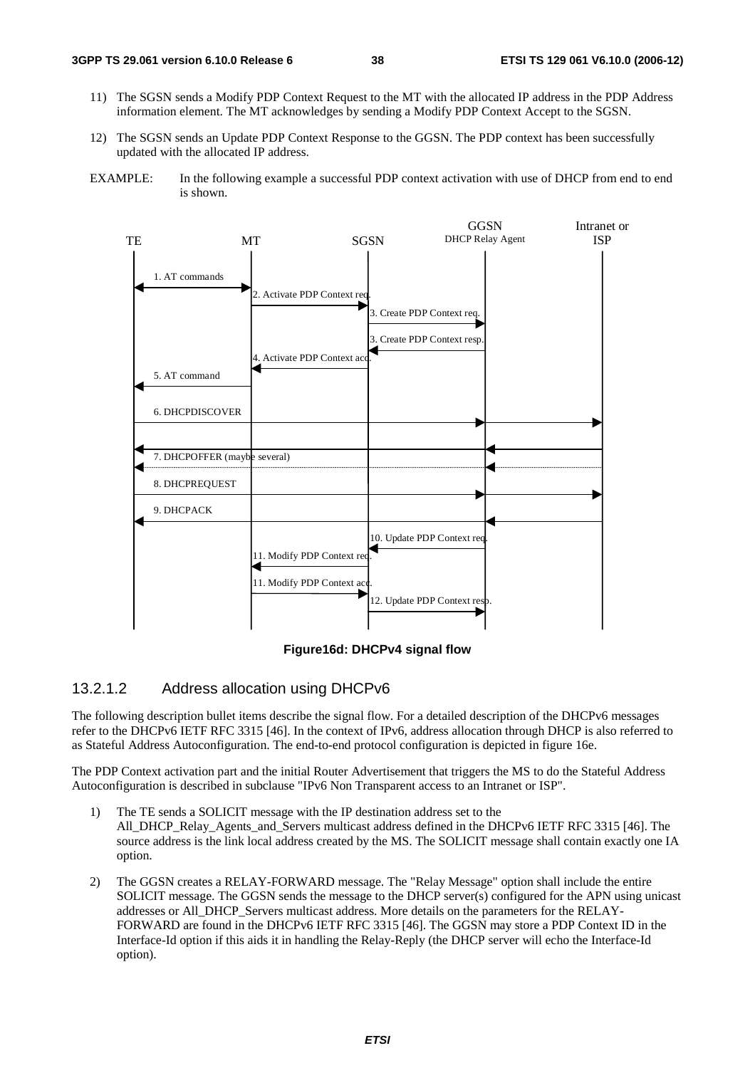11) The SGSN sends a Modify PDP Context Request to the MT with the allocated IP address in the PDP Address information element. The MT acknowledges by sending a Modify PDP Context Accept to the SGSN.

12) The SGSN sends an Update PDP Context Response to the GGSN. The PDP context has been successfully updated with the allocated IP address.

EXAMPLE: In the following example a successful PDP context activation with use of DHCP from end to end is shown.

**Figure16d: DHCPv4 signal flow**

### 13.2.1.2 Address allocation using DHCPv6

The following description bullet items describe the signal flow. For a detailed description of the DHCPv6 messages refer to the DHCPv6 IETF RFC 3315 [46]. In the context of IPv6, address allocation through DHCP is also referred to as Stateful Address Autoconfiguration. The end-to-end protocol configuration is depicted in figure 16e.

The PDP Context activation part and the initial Router Advertisement that triggers the MS to do the Stateful Address Autoconfiguration is described in subclause "IPv6 Non Transparent access to an Intranet or ISP".

1) The TE sends a SOLICIT message with the IP destination address set to the All_DHCP_Relay_Agents_and_Servers multicast address defined in the DHCPv6 IETF RFC 3315 [46]. The source address is the link local address created by the MS. The SOLICIT message shall contain exactly one IA option.

2) The GGSN creates a RELAY-FORWARD message. The "Relay Message" option shall include the entire SOLICIT message. The GGSN sends the message to the DHCP server(s) configured for the APN using unicast addresses or All_DHCP_Servers multicast address. More details on the parameters for the RELAY-FORWARD are found in the DHCPv6 IETF RFC 3315 [46]. The GGSN may store a PDP Context ID in the Interface-Id option if this aids it in handling the Relay-Reply (the DHCP server will echo the Interface-Id option).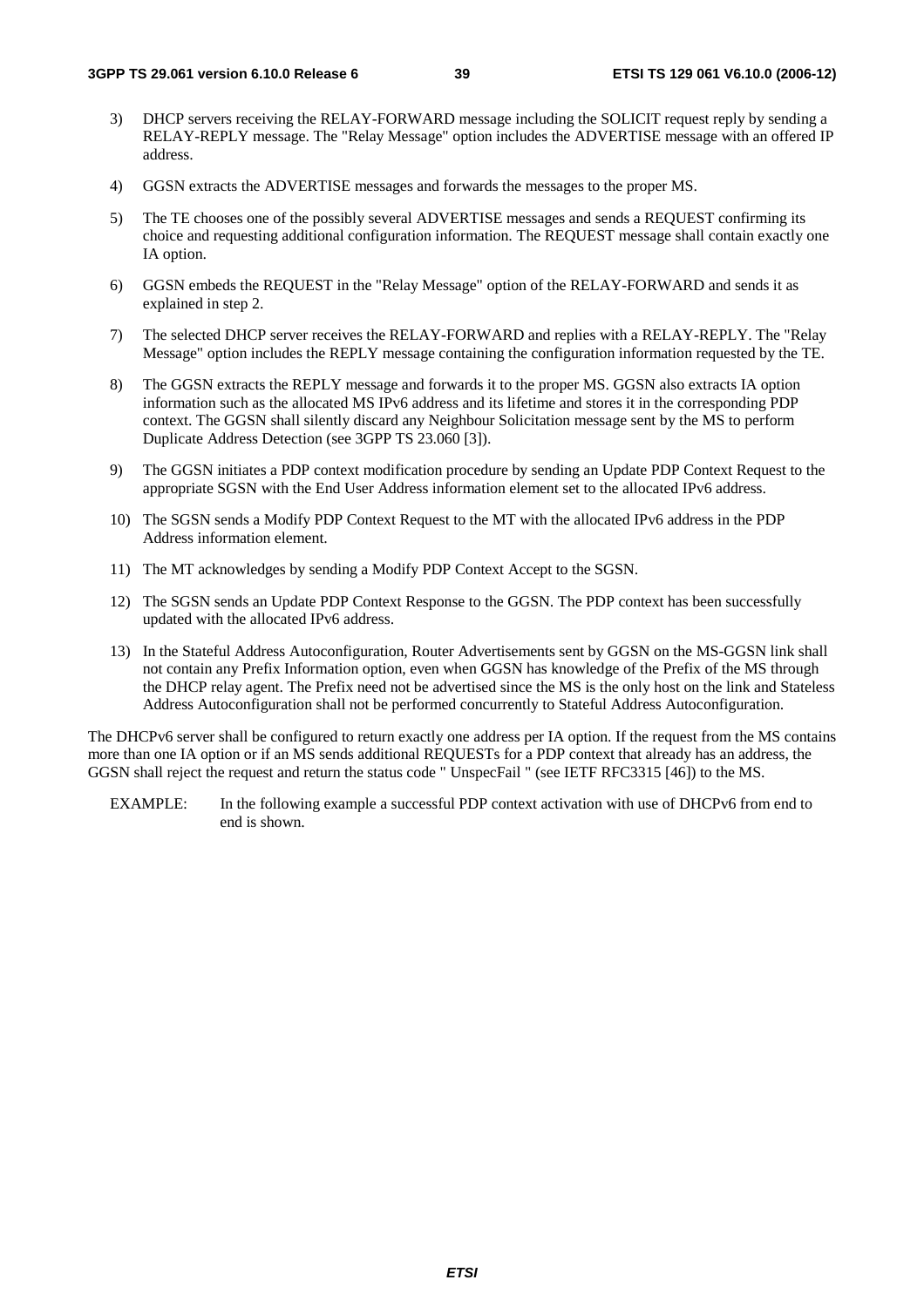3) DHCP servers receiving the RELAY-FORWARD message including the SOLICIT request reply by sending a RELAY-REPLY message. The "Relay Message" option includes the ADVERTISE message with an offered IP address.

4) GGSN extracts the ADVERTISE messages and forwards the messages to the proper MS.

5) The TE chooses one of the possibly several ADVERTISE messages and sends a REQUEST confirming its choice and requesting additional configuration information. The REQUEST message shall contain exactly one IA option.

6) GGSN embeds the REQUEST in the "Relay Message" option of the RELAY-FORWARD and sends it as explained in step 2.

7) The selected DHCP server receives the RELAY-FORWARD and replies with a RELAY-REPLY. The "Relay Message" option includes the REPLY message containing the configuration information requested by the TE.

8) The GGSN extracts the REPLY message and forwards it to the proper MS. GGSN also extracts IA option information such as the allocated MS IPv6 address and its lifetime and stores it in the corresponding PDP context. The GGSN shall silently discard any Neighbour Solicitation message sent by the MS to perform Duplicate Address Detection (see 3GPP TS 23.060 [3]).

9) The GGSN initiates a PDP context modification procedure by sending an Update PDP Context Request to the appropriate SGSN with the End User Address information element set to the allocated IPv6 address.

10) The SGSN sends a Modify PDP Context Request to the MT with the allocated IPv6 address in the PDP Address information element.

11) The MT acknowledges by sending a Modify PDP Context Accept to the SGSN.

12) The SGSN sends an Update PDP Context Response to the GGSN. The PDP context has been successfully updated with the allocated IPv6 address.

13) In the Stateful Address Autoconfiguration, Router Advertisements sent by GGSN on the MS-GGSN link shall not contain any Prefix Information option, even when GGSN has knowledge of the Prefix of the MS through the DHCP relay agent. The Prefix need not be advertised since the MS is the only host on the link and Stateless Address Autoconfiguration shall not be performed concurrently to Stateful Address Autoconfiguration.

The DHCPv6 server shall be configured to return exactly one address per IA option. If the request from the MS contains more than one IA option or if an MS sends additional REQUESTs for a PDP context that already has an address, the GGSN shall reject the request and return the status code " UnspecFail " (see IETF RFC3315 [46]) to the MS.

EXAMPLE: In the following example a successful PDP context activation with use of DHCPv6 from end to end is shown.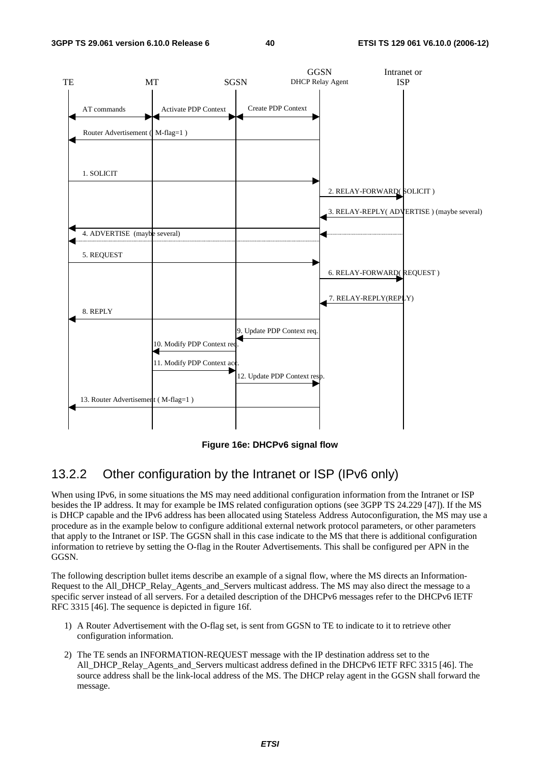Figure 16e: DHCPv6 signal flow

### 13.2.2 Other configuration by the Intranet or ISP (IPv6 only)

When using IPv6, in some situations the MS may need additional configuration information from the Intranet or ISP besides the IP address. It may for example be IMS related configuration options (see 3GPP TS 24.229 [47]). If the MS is DHCP capable and the IPv6 address has been allocated using Stateless Address Autoconfiguration, the MS may use a procedure as in the example below to configure additional external network protocol parameters, or other parameters that apply to the Intranet or ISP. The GGSN shall in this case indicate to the MS that there is additional configuration information to retrieve by setting the O-flag in the Router Advertisements. This shall be configured per APN in the GGSN.

The following description bullet items describe an example of a signal flow, where the MS directs an Information-Request to the All_DHCP_Relay_Agents_and_Servers multicast address. The MS may also direct the message to a specific server instead of all servers. For a detailed description of the DHCPv6 messages refer to the DHCPv6 IETF RFC 3315 [46]. The sequence is depicted in figure 16f.

1) A Router Advertisement with the O-flag set, is sent from GGSN to TE to indicate to it to retrieve other configuration information.

2) The TE sends an INFORMATION-REQUEST message with the IP destination address set to the All_DHCP_Relay_Agents_and_Servers multicast address defined in the DHCPv6 IETF RFC 3315 [46]. The source address shall be the link-local address of the MS. The DHCP relay agent in the GGSN shall forward the message.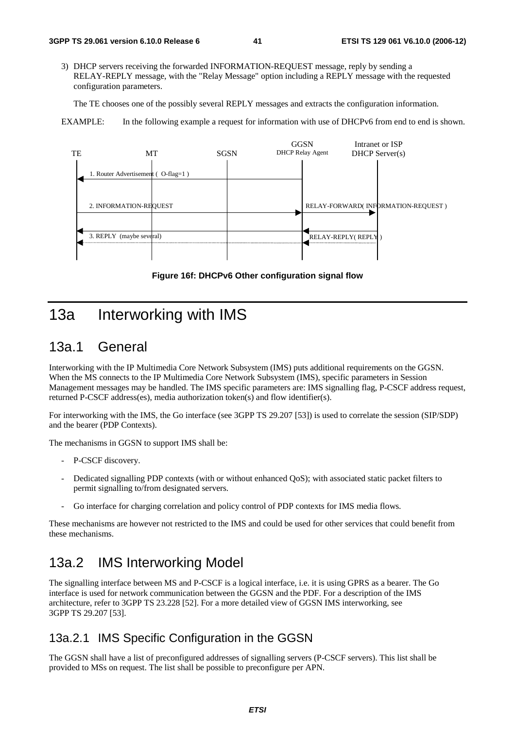3) DHCP servers receiving the forwarded INFORMATION-REQUEST message, reply by sending a RELAY-REPLY message, with the "Relay Message" option including a REPLY message with the requested configuration parameters.

   The TE chooses one of the possibly several REPLY messages and extracts the configuration information.

EXAMPLE: In the following example a request for information with use of DHCPv6 from end to end is shown.

TE | MT | SGSN | GGSN DHCP Relay Agent | Intranet or ISP DHCP Server(s)

1. Router Advertisement ( O-flag=1 )

2. INFORMATION-REQUEST — RELAY-FORWARD( INFORMATION-REQUEST )

3. REPLY (maybe several) — RELAY-REPLY( REPLY )

**Figure 16f: DHCPv6 Other configuration signal flow**

# 13a Interworking with IMS

## 13a.1 General

Interworking with the IP Multimedia Core Network Subsystem (IMS) puts additional requirements on the GGSN. When the MS connects to the IP Multimedia Core Network Subsystem (IMS), specific parameters in Session Management messages may be handled. The IMS specific parameters are: IMS signalling flag, P-CSCF address request, returned P-CSCF address(es), media authorization token(s) and flow identifier(s).

For interworking with the IMS, the Go interface (see 3GPP TS 29.207 [53]) is used to correlate the session (SIP/SDP) and the bearer (PDP Contexts).

The mechanisms in GGSN to support IMS shall be:

- P-CSCF discovery.
- Dedicated signalling PDP contexts (with or without enhanced QoS); with associated static packet filters to permit signalling to/from designated servers.
- Go interface for charging correlation and policy control of PDP contexts for IMS media flows.

These mechanisms are however not restricted to the IMS and could be used for other services that could benefit from these mechanisms.

## 13a.2 IMS Interworking Model

The signalling interface between MS and P-CSCF is a logical interface, i.e. it is using GPRS as a bearer. The Go interface is used for network communication between the GGSN and the PDF. For a description of the IMS architecture, refer to 3GPP TS 23.228 [52]. For a more detailed view of GGSN IMS interworking, see 3GPP TS 29.207 [53].

### 13a.2.1 IMS Specific Configuration in the GGSN

The GGSN shall have a list of preconfigured addresses of signalling servers (P-CSCF servers). This list shall be provided to MSs on request. The list shall be possible to preconfigure per APN.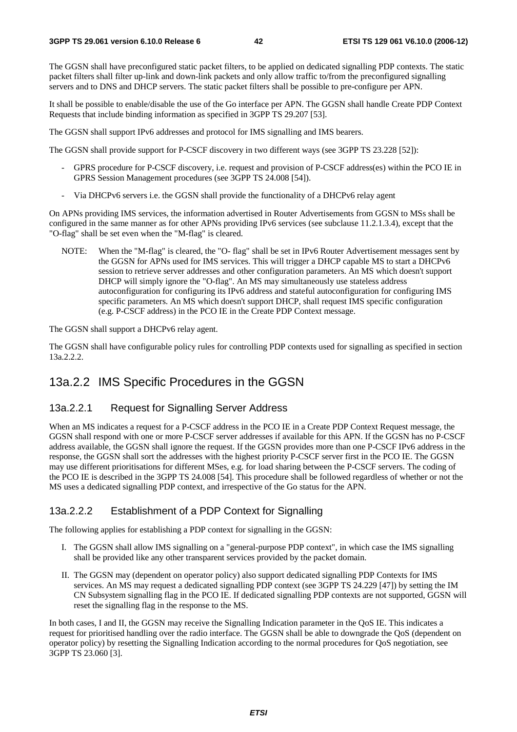The GGSN shall have preconfigured static packet filters, to be applied on dedicated signalling PDP contexts. The static packet filters shall filter up-link and down-link packets and only allow traffic to/from the preconfigured signalling servers and to DNS and DHCP servers. The static packet filters shall be possible to pre-configure per APN.

It shall be possible to enable/disable the use of the Go interface per APN. The GGSN shall handle Create PDP Context Requests that include binding information as specified in 3GPP TS 29.207 [53].

The GGSN shall support IPv6 addresses and protocol for IMS signalling and IMS bearers.

The GGSN shall provide support for P-CSCF discovery in two different ways (see 3GPP TS 23.228 [52]):

- GPRS procedure for P-CSCF discovery, i.e. request and provision of P-CSCF address(es) within the PCO IE in GPRS Session Management procedures (see 3GPP TS 24.008 [54]).
- Via DHCPv6 servers i.e. the GGSN shall provide the functionality of a DHCPv6 relay agent

On APNs providing IMS services, the information advertised in Router Advertisements from GGSN to MSs shall be configured in the same manner as for other APNs providing IPv6 services (see subclause 11.2.1.3.4), except that the "O-flag" shall be set even when the "M-flag" is cleared.

NOTE: When the "M-flag" is cleared, the "O- flag" shall be set in IPv6 Router Advertisement messages sent by the GGSN for APNs used for IMS services. This will trigger a DHCP capable MS to start a DHCPv6 session to retrieve server addresses and other configuration parameters. An MS which doesn't support DHCP will simply ignore the "O-flag". An MS may simultaneously use stateless address autoconfiguration for configuring its IPv6 address and stateful autoconfiguration for configuring IMS specific parameters. An MS which doesn't support DHCP, shall request IMS specific configuration (e.g. P-CSCF address) in the PCO IE in the Create PDP Context message.

The GGSN shall support a DHCPv6 relay agent.

The GGSN shall have configurable policy rules for controlling PDP contexts used for signalling as specified in section 13a.2.2.2.

## 13a.2.2 IMS Specific Procedures in the GGSN

### 13a.2.2.1 Request for Signalling Server Address

When an MS indicates a request for a P-CSCF address in the PCO IE in a Create PDP Context Request message, the GGSN shall respond with one or more P-CSCF server addresses if available for this APN. If the GGSN has no P-CSCF address available, the GGSN shall ignore the request. If the GGSN provides more than one P-CSCF IPv6 address in the response, the GGSN shall sort the addresses with the highest priority P-CSCF server first in the PCO IE. The GGSN may use different prioritisations for different MSes, e.g. for load sharing between the P-CSCF servers. The coding of the PCO IE is described in the 3GPP TS 24.008 [54]. This procedure shall be followed regardless of whether or not the MS uses a dedicated signalling PDP context, and irrespective of the Go status for the APN.

### 13a.2.2.2 Establishment of a PDP Context for Signalling

The following applies for establishing a PDP context for signalling in the GGSN:

I. The GGSN shall allow IMS signalling on a "general-purpose PDP context", in which case the IMS signalling shall be provided like any other transparent services provided by the packet domain.

II. The GGSN may (dependent on operator policy) also support dedicated signalling PDP Contexts for IMS services. An MS may request a dedicated signalling PDP context (see 3GPP TS 24.229 [47]) by setting the IM CN Subsystem signalling flag in the PCO IE. If dedicated signalling PDP contexts are not supported, GGSN will reset the signalling flag in the response to the MS.

In both cases, I and II, the GGSN may receive the Signalling Indication parameter in the QoS IE. This indicates a request for prioritised handling over the radio interface. The GGSN shall be able to downgrade the QoS (dependent on operator policy) by resetting the Signalling Indication according to the normal procedures for QoS negotiation, see 3GPP TS 23.060 [3].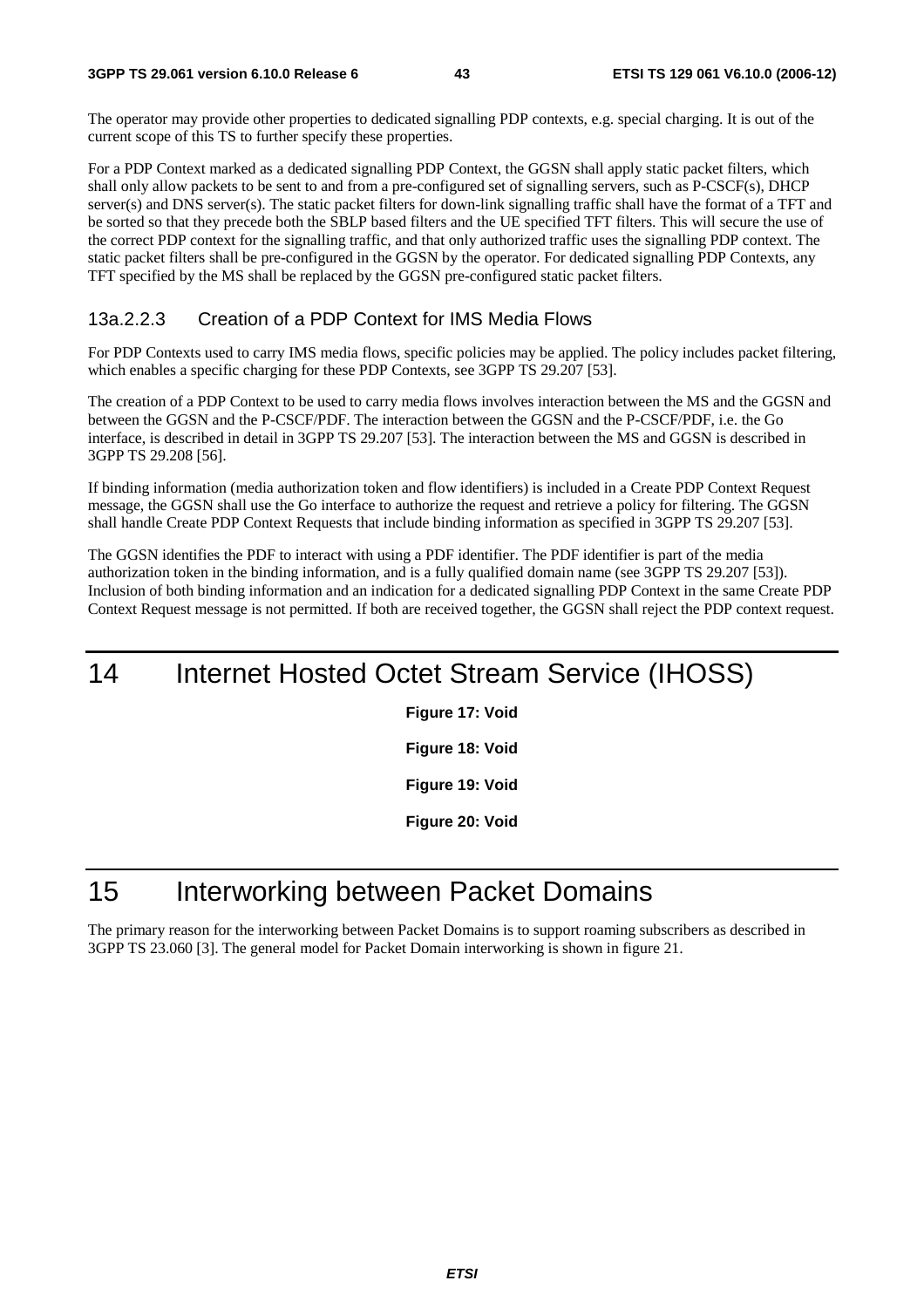The operator may provide other properties to dedicated signalling PDP contexts, e.g. special charging. It is out of the current scope of this TS to further specify these properties.

For a PDP Context marked as a dedicated signalling PDP Context, the GGSN shall apply static packet filters, which shall only allow packets to be sent to and from a pre-configured set of signalling servers, such as P-CSCF(s), DHCP server(s) and DNS server(s). The static packet filters for down-link signalling traffic shall have the format of a TFT and be sorted so that they precede both the SBLP based filters and the UE specified TFT filters. This will secure the use of the correct PDP context for the signalling traffic, and that only authorized traffic uses the signalling PDP context. The static packet filters shall be pre-configured in the GGSN by the operator. For dedicated signalling PDP Contexts, any TFT specified by the MS shall be replaced by the GGSN pre-configured static packet filters.

#### 13a.2.2.3 Creation of a PDP Context for IMS Media Flows

For PDP Contexts used to carry IMS media flows, specific policies may be applied. The policy includes packet filtering, which enables a specific charging for these PDP Contexts, see 3GPP TS 29.207 [53].

The creation of a PDP Context to be used to carry media flows involves interaction between the MS and the GGSN and between the GGSN and the P-CSCF/PDF. The interaction between the GGSN and the P-CSCF/PDF, i.e. the Go interface, is described in detail in 3GPP TS 29.207 [53]. The interaction between the MS and GGSN is described in 3GPP TS 29.208 [56].

If binding information (media authorization token and flow identifiers) is included in a Create PDP Context Request message, the GGSN shall use the Go interface to authorize the request and retrieve a policy for filtering. The GGSN shall handle Create PDP Context Requests that include binding information as specified in 3GPP TS 29.207 [53].

The GGSN identifies the PDF to interact with using a PDF identifier. The PDF identifier is part of the media authorization token in the binding information, and is a fully qualified domain name (see 3GPP TS 29.207 [53]). Inclusion of both binding information and an indication for a dedicated signalling PDP Context in the same Create PDP Context Request message is not permitted. If both are received together, the GGSN shall reject the PDP context request.

# 14 Internet Hosted Octet Stream Service (IHOSS)

**Figure 17: Void**

**Figure 18: Void**

**Figure 19: Void**

**Figure 20: Void**

# 15 Interworking between Packet Domains

The primary reason for the interworking between Packet Domains is to support roaming subscribers as described in 3GPP TS 23.060 [3]. The general model for Packet Domain interworking is shown in figure 21.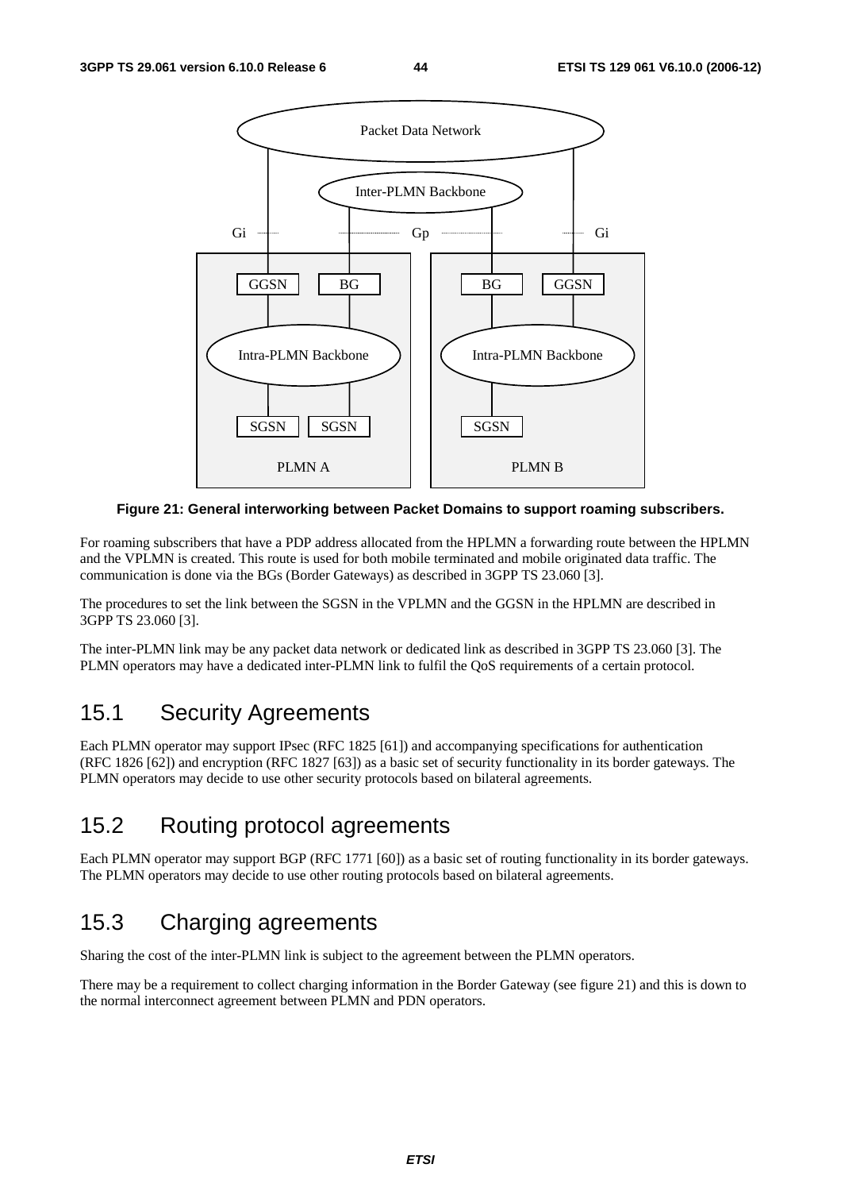**Figure 21: General interworking between Packet Domains to support roaming subscribers.**

For roaming subscribers that have a PDP address allocated from the HPLMN a forwarding route between the HPLMN and the VPLMN is created. This route is used for both mobile terminated and mobile originated data traffic. The communication is done via the BGs (Border Gateways) as described in 3GPP TS 23.060 [3].

The procedures to set the link between the SGSN in the VPLMN and the GGSN in the HPLMN are described in 3GPP TS 23.060 [3].

The inter-PLMN link may be any packet data network or dedicated link as described in 3GPP TS 23.060 [3]. The PLMN operators may have a dedicated inter-PLMN link to fulfil the QoS requirements of a certain protocol.

## 15.1 Security Agreements

Each PLMN operator may support IPsec (RFC 1825 [61]) and accompanying specifications for authentication (RFC 1826 [62]) and encryption (RFC 1827 [63]) as a basic set of security functionality in its border gateways. The PLMN operators may decide to use other security protocols based on bilateral agreements.

## 15.2 Routing protocol agreements

Each PLMN operator may support BGP (RFC 1771 [60]) as a basic set of routing functionality in its border gateways. The PLMN operators may decide to use other routing protocols based on bilateral agreements.

## 15.3 Charging agreements

Sharing the cost of the inter-PLMN link is subject to the agreement between the PLMN operators.

There may be a requirement to collect charging information in the Border Gateway (see figure 21) and this is down to the normal interconnect agreement between PLMN and PDN operators.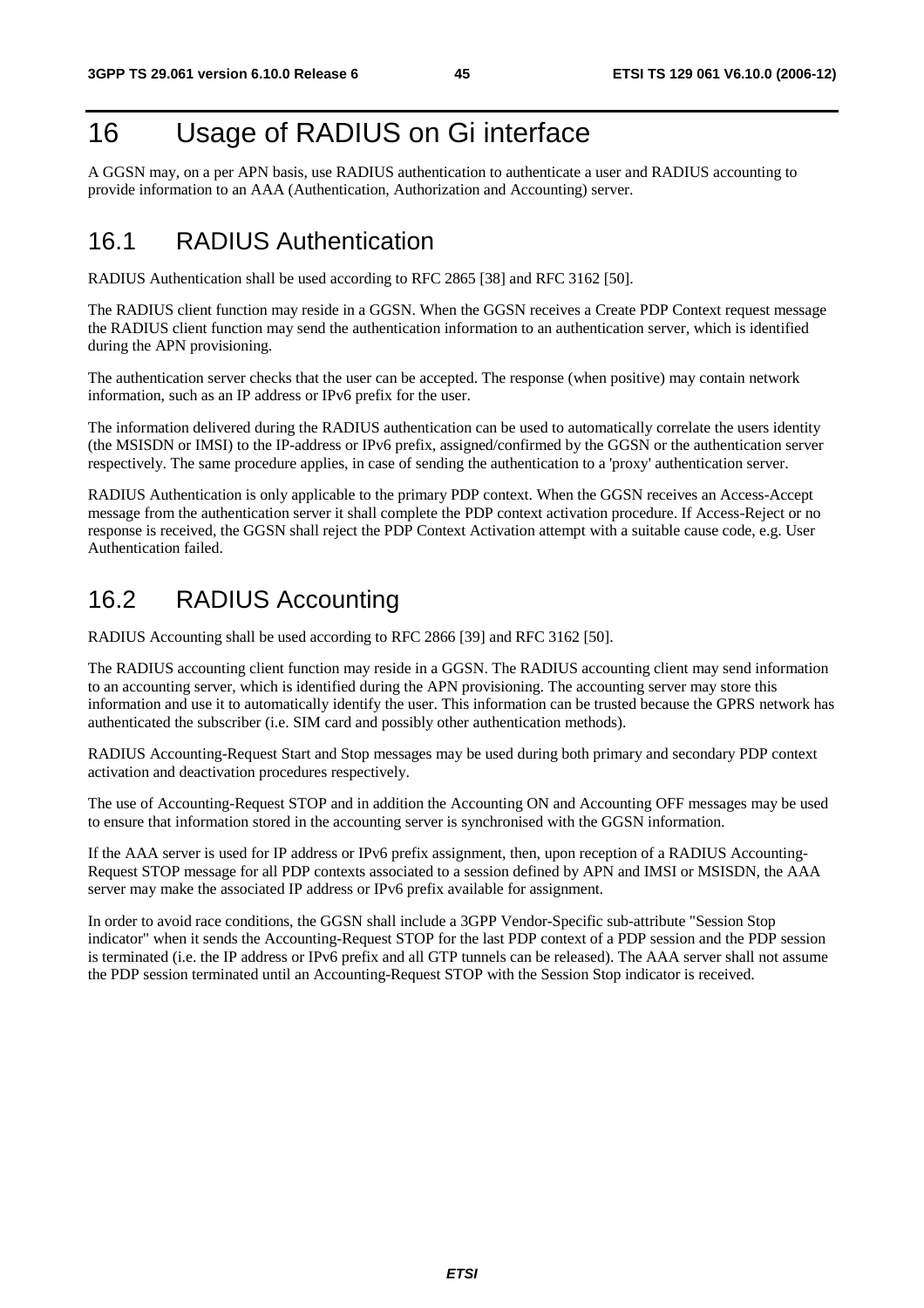# 16 Usage of RADIUS on Gi interface

A GGSN may, on a per APN basis, use RADIUS authentication to authenticate a user and RADIUS accounting to provide information to an AAA (Authentication, Authorization and Accounting) server.

## 16.1 RADIUS Authentication

RADIUS Authentication shall be used according to RFC 2865 [38] and RFC 3162 [50].

The RADIUS client function may reside in a GGSN. When the GGSN receives a Create PDP Context request message the RADIUS client function may send the authentication information to an authentication server, which is identified during the APN provisioning.

The authentication server checks that the user can be accepted. The response (when positive) may contain network information, such as an IP address or IPv6 prefix for the user.

The information delivered during the RADIUS authentication can be used to automatically correlate the users identity (the MSISDN or IMSI) to the IP-address or IPv6 prefix, assigned/confirmed by the GGSN or the authentication server respectively. The same procedure applies, in case of sending the authentication to a 'proxy' authentication server.

RADIUS Authentication is only applicable to the primary PDP context. When the GGSN receives an Access-Accept message from the authentication server it shall complete the PDP context activation procedure. If Access-Reject or no response is received, the GGSN shall reject the PDP Context Activation attempt with a suitable cause code, e.g. User Authentication failed.

## 16.2 RADIUS Accounting

RADIUS Accounting shall be used according to RFC 2866 [39] and RFC 3162 [50].

The RADIUS accounting client function may reside in a GGSN. The RADIUS accounting client may send information to an accounting server, which is identified during the APN provisioning. The accounting server may store this information and use it to automatically identify the user. This information can be trusted because the GPRS network has authenticated the subscriber (i.e. SIM card and possibly other authentication methods).

RADIUS Accounting-Request Start and Stop messages may be used during both primary and secondary PDP context activation and deactivation procedures respectively.

The use of Accounting-Request STOP and in addition the Accounting ON and Accounting OFF messages may be used to ensure that information stored in the accounting server is synchronised with the GGSN information.

If the AAA server is used for IP address or IPv6 prefix assignment, then, upon reception of a RADIUS Accounting-Request STOP message for all PDP contexts associated to a session defined by APN and IMSI or MSISDN, the AAA server may make the associated IP address or IPv6 prefix available for assignment.

In order to avoid race conditions, the GGSN shall include a 3GPP Vendor-Specific sub-attribute "Session Stop indicator" when it sends the Accounting-Request STOP for the last PDP context of a PDP session and the PDP session is terminated (i.e. the IP address or IPv6 prefix and all GTP tunnels can be released). The AAA server shall not assume the PDP session terminated until an Accounting-Request STOP with the Session Stop indicator is received.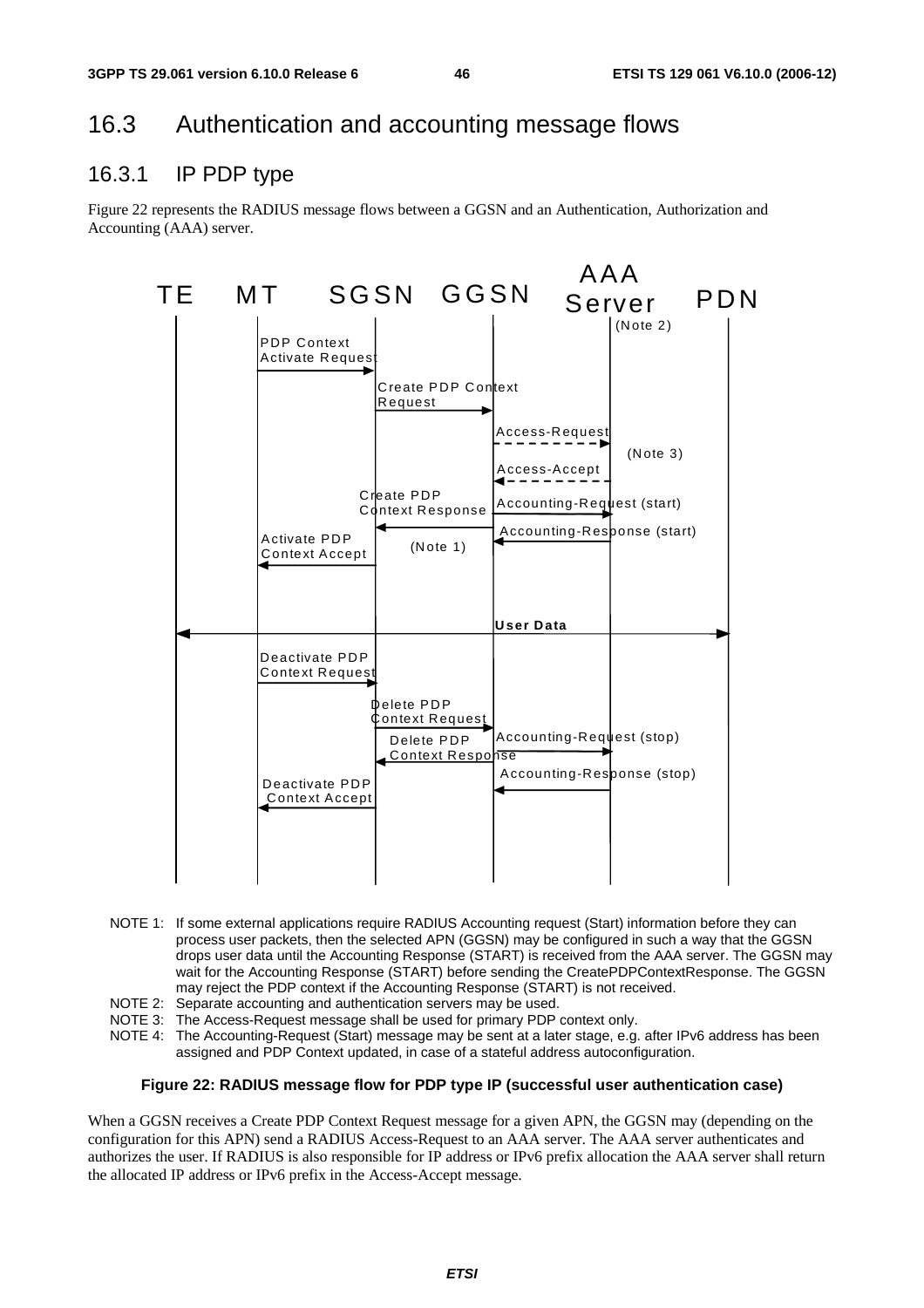## 16.3 Authentication and accounting message flows

### 16.3.1 IP PDP type

Figure 22 represents the RADIUS message flows between a GGSN and an Authentication, Authorization and Accounting (AAA) server.

NOTE 1: If some external applications require RADIUS Accounting request (Start) information before they can process user packets, then the selected APN (GGSN) may be configured in such a way that the GGSN drops user data until the Accounting Response (START) is received from the AAA server. The GGSN may wait for the Accounting Response (START) before sending the CreatePDPContextResponse. The GGSN may reject the PDP context if the Accounting Response (START) is not received.

NOTE 2: Separate accounting and authentication servers may be used.

NOTE 3: The Access-Request message shall be used for primary PDP context only.

NOTE 4: The Accounting-Request (Start) message may be sent at a later stage, e.g. after IPv6 address has been assigned and PDP Context updated, in case of a stateful address autoconfiguration.

**Figure 22: RADIUS message flow for PDP type IP (successful user authentication case)**

When a GGSN receives a Create PDP Context Request message for a given APN, the GGSN may (depending on the configuration for this APN) send a RADIUS Access-Request to an AAA server. The AAA server authenticates and authorizes the user. If RADIUS is also responsible for IP address or IPv6 prefix allocation the AAA server shall return the allocated IP address or IPv6 prefix in the Access-Accept message.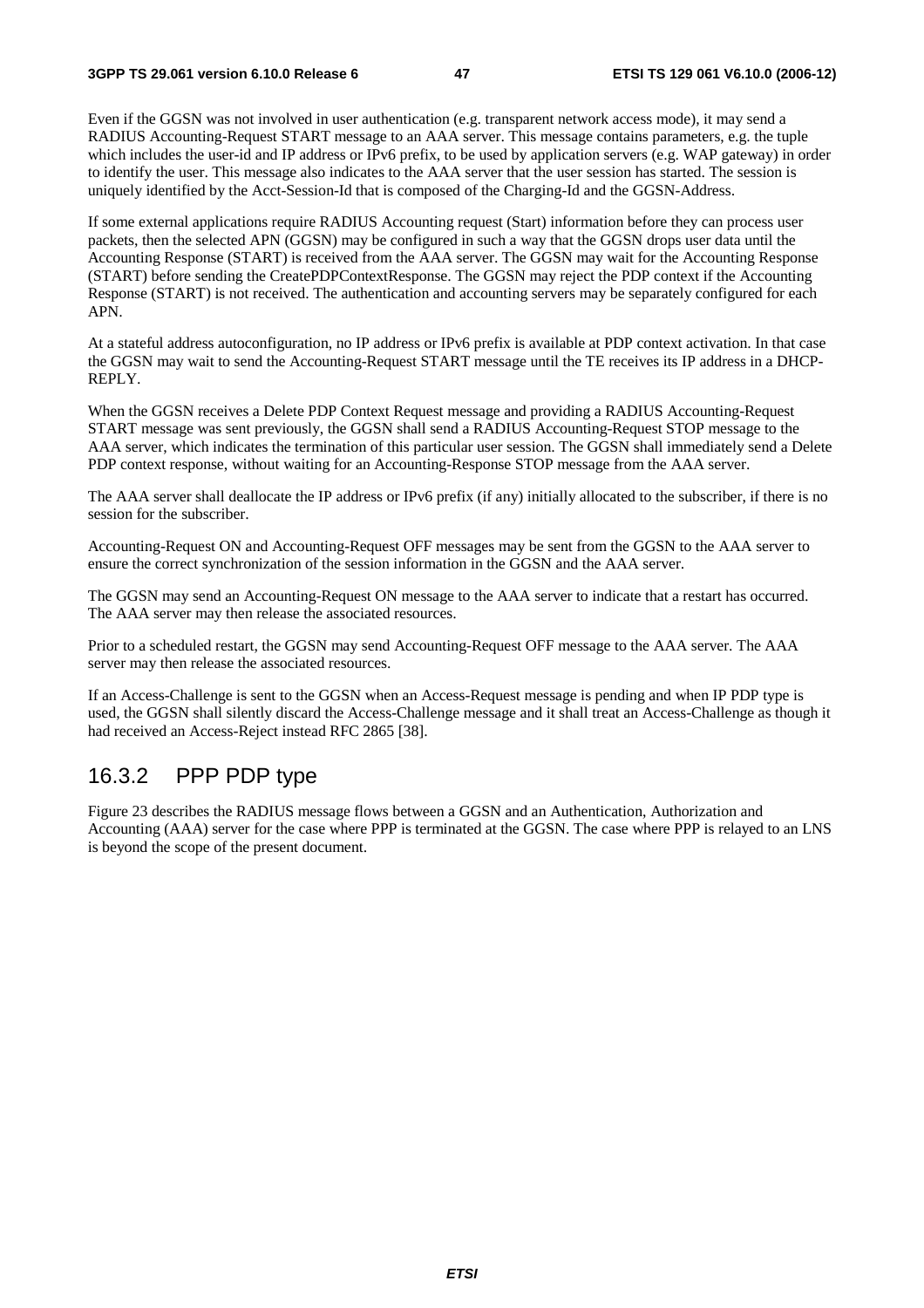Even if the GGSN was not involved in user authentication (e.g. transparent network access mode), it may send a RADIUS Accounting-Request START message to an AAA server. This message contains parameters, e.g. the tuple which includes the user-id and IP address or IPv6 prefix, to be used by application servers (e.g. WAP gateway) in order to identify the user. This message also indicates to the AAA server that the user session has started. The session is uniquely identified by the Acct-Session-Id that is composed of the Charging-Id and the GGSN-Address.

If some external applications require RADIUS Accounting request (Start) information before they can process user packets, then the selected APN (GGSN) may be configured in such a way that the GGSN drops user data until the Accounting Response (START) is received from the AAA server. The GGSN may wait for the Accounting Response (START) before sending the CreatePDPContextResponse. The GGSN may reject the PDP context if the Accounting Response (START) is not received. The authentication and accounting servers may be separately configured for each APN.

At a stateful address autoconfiguration, no IP address or IPv6 prefix is available at PDP context activation. In that case the GGSN may wait to send the Accounting-Request START message until the TE receives its IP address in a DHCP-REPLY.

When the GGSN receives a Delete PDP Context Request message and providing a RADIUS Accounting-Request START message was sent previously, the GGSN shall send a RADIUS Accounting-Request STOP message to the AAA server, which indicates the termination of this particular user session. The GGSN shall immediately send a Delete PDP context response, without waiting for an Accounting-Response STOP message from the AAA server.

The AAA server shall deallocate the IP address or IPv6 prefix (if any) initially allocated to the subscriber, if there is no session for the subscriber.

Accounting-Request ON and Accounting-Request OFF messages may be sent from the GGSN to the AAA server to ensure the correct synchronization of the session information in the GGSN and the AAA server.

The GGSN may send an Accounting-Request ON message to the AAA server to indicate that a restart has occurred. The AAA server may then release the associated resources.

Prior to a scheduled restart, the GGSN may send Accounting-Request OFF message to the AAA server. The AAA server may then release the associated resources.

If an Access-Challenge is sent to the GGSN when an Access-Request message is pending and when IP PDP type is used, the GGSN shall silently discard the Access-Challenge message and it shall treat an Access-Challenge as though it had received an Access-Reject instead RFC 2865 [38].

## 16.3.2 PPP PDP type

Figure 23 describes the RADIUS message flows between a GGSN and an Authentication, Authorization and Accounting (AAA) server for the case where PPP is terminated at the GGSN. The case where PPP is relayed to an LNS is beyond the scope of the present document.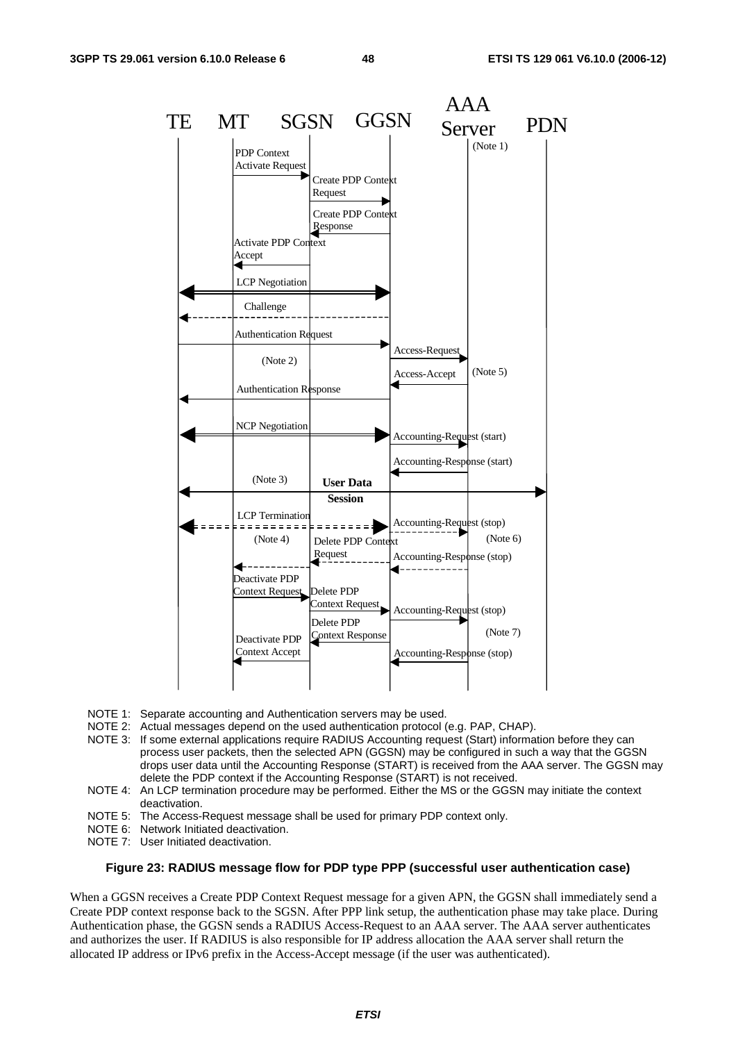NOTE 1: Separate accounting and Authentication servers may be used.

NOTE 2: Actual messages depend on the used authentication protocol (e.g. PAP, CHAP).

NOTE 3: If some external applications require RADIUS Accounting request (Start) information before they can process user packets, then the selected APN (GGSN) may be configured in such a way that the GGSN drops user data until the Accounting Response (START) is received from the AAA server. The GGSN may delete the PDP context if the Accounting Response (START) is not received.

NOTE 4: An LCP termination procedure may be performed. Either the MS or the GGSN may initiate the context deactivation.

NOTE 5: The Access-Request message shall be used for primary PDP context only.

NOTE 6: Network Initiated deactivation.

NOTE 7: User Initiated deactivation.

**Figure 23: RADIUS message flow for PDP type PPP (successful user authentication case)**

When a GGSN receives a Create PDP Context Request message for a given APN, the GGSN shall immediately send a Create PDP context response back to the SGSN. After PPP link setup, the authentication phase may take place. During Authentication phase, the GGSN sends a RADIUS Access-Request to an AAA server. The AAA server authenticates and authorizes the user. If RADIUS is also responsible for IP address allocation the AAA server shall return the allocated IP address or IPv6 prefix in the Access-Accept message (if the user was authenticated).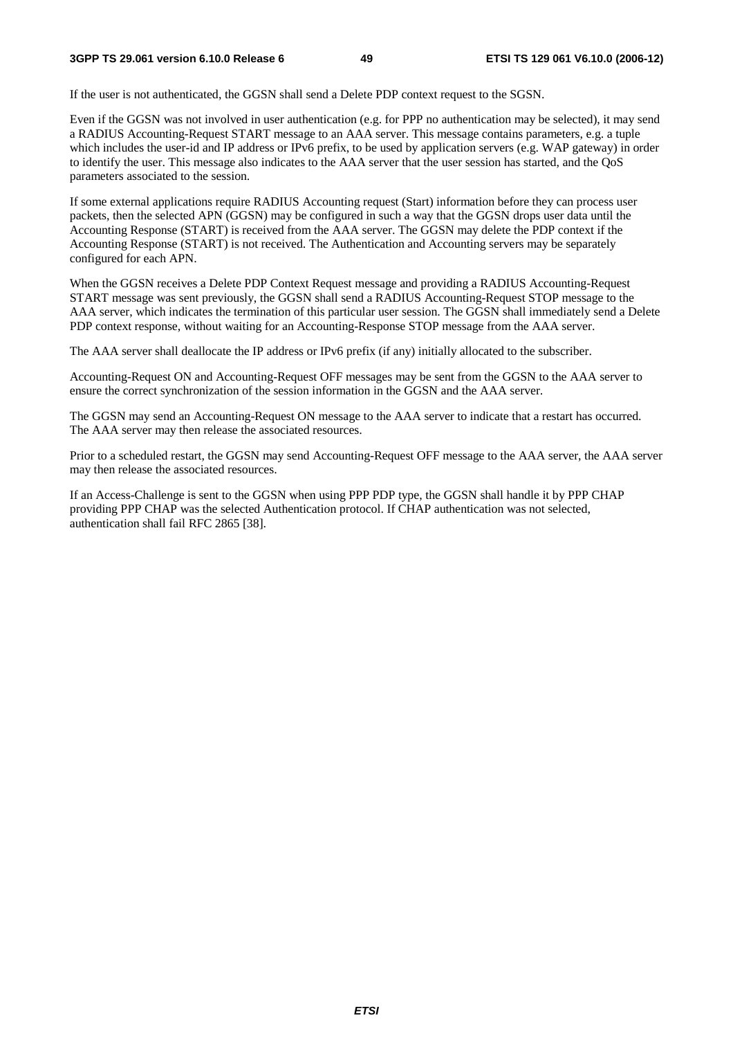If the user is not authenticated, the GGSN shall send a Delete PDP context request to the SGSN.

Even if the GGSN was not involved in user authentication (e.g. for PPP no authentication may be selected), it may send a RADIUS Accounting-Request START message to an AAA server. This message contains parameters, e.g. a tuple which includes the user-id and IP address or IPv6 prefix, to be used by application servers (e.g. WAP gateway) in order to identify the user. This message also indicates to the AAA server that the user session has started, and the QoS parameters associated to the session.

If some external applications require RADIUS Accounting request (Start) information before they can process user packets, then the selected APN (GGSN) may be configured in such a way that the GGSN drops user data until the Accounting Response (START) is received from the AAA server. The GGSN may delete the PDP context if the Accounting Response (START) is not received. The Authentication and Accounting servers may be separately configured for each APN.

When the GGSN receives a Delete PDP Context Request message and providing a RADIUS Accounting-Request START message was sent previously, the GGSN shall send a RADIUS Accounting-Request STOP message to the AAA server, which indicates the termination of this particular user session. The GGSN shall immediately send a Delete PDP context response, without waiting for an Accounting-Response STOP message from the AAA server.

The AAA server shall deallocate the IP address or IPv6 prefix (if any) initially allocated to the subscriber.

Accounting-Request ON and Accounting-Request OFF messages may be sent from the GGSN to the AAA server to ensure the correct synchronization of the session information in the GGSN and the AAA server.

The GGSN may send an Accounting-Request ON message to the AAA server to indicate that a restart has occurred. The AAA server may then release the associated resources.

Prior to a scheduled restart, the GGSN may send Accounting-Request OFF message to the AAA server, the AAA server may then release the associated resources.

If an Access-Challenge is sent to the GGSN when using PPP PDP type, the GGSN shall handle it by PPP CHAP providing PPP CHAP was the selected Authentication protocol. If CHAP authentication was not selected, authentication shall fail RFC 2865 [38].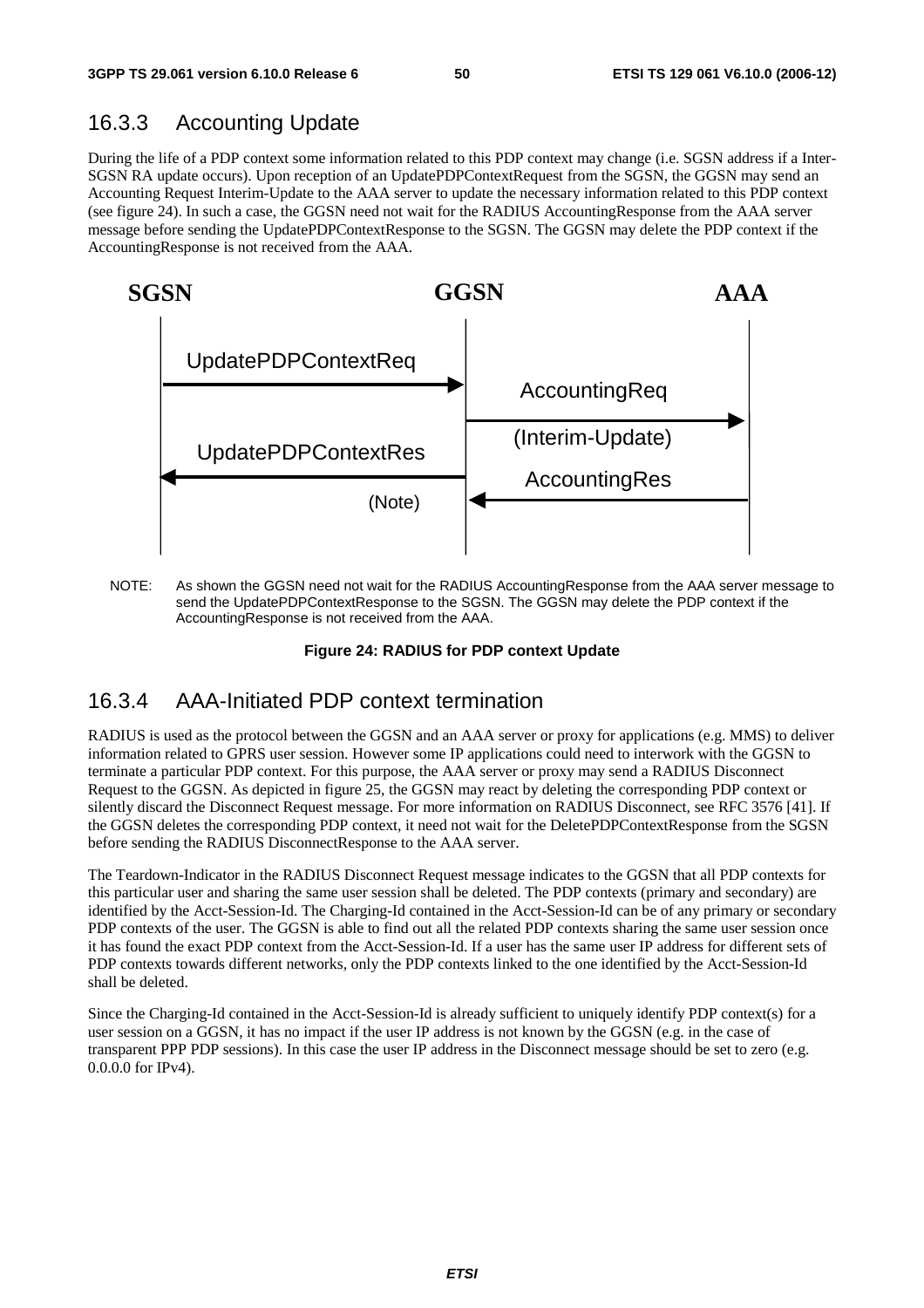### 16.3.3 Accounting Update

During the life of a PDP context some information related to this PDP context may change (i.e. SGSN address if a Inter-SGSN RA update occurs). Upon reception of an UpdatePDPContextRequest from the SGSN, the GGSN may send an Accounting Request Interim-Update to the AAA server to update the necessary information related to this PDP context (see figure 24). In such a case, the GGSN need not wait for the RADIUS AccountingResponse from the AAA server message before sending the UpdatePDPContextResponse to the SGSN. The GGSN may delete the PDP context if the AccountingResponse is not received from the AAA.

NOTE: As shown the GGSN need not wait for the RADIUS AccountingResponse from the AAA server message to send the UpdatePDPContextResponse to the SGSN. The GGSN may delete the PDP context if the AccountingResponse is not received from the AAA.

**Figure 24: RADIUS for PDP context Update**

### 16.3.4 AAA-Initiated PDP context termination

RADIUS is used as the protocol between the GGSN and an AAA server or proxy for applications (e.g. MMS) to deliver information related to GPRS user session. However some IP applications could need to interwork with the GGSN to terminate a particular PDP context. For this purpose, the AAA server or proxy may send a RADIUS Disconnect Request to the GGSN. As depicted in figure 25, the GGSN may react by deleting the corresponding PDP context or silently discard the Disconnect Request message. For more information on RADIUS Disconnect, see RFC 3576 [41]. If the GGSN deletes the corresponding PDP context, it need not wait for the DeletePDPContextResponse from the SGSN before sending the RADIUS DisconnectResponse to the AAA server.

The Teardown-Indicator in the RADIUS Disconnect Request message indicates to the GGSN that all PDP contexts for this particular user and sharing the same user session shall be deleted. The PDP contexts (primary and secondary) are identified by the Acct-Session-Id. The Charging-Id contained in the Acct-Session-Id can be of any primary or secondary PDP contexts of the user. The GGSN is able to find out all the related PDP contexts sharing the same user session once it has found the exact PDP context from the Acct-Session-Id. If a user has the same user IP address for different sets of PDP contexts towards different networks, only the PDP contexts linked to the one identified by the Acct-Session-Id shall be deleted.

Since the Charging-Id contained in the Acct-Session-Id is already sufficient to uniquely identify PDP context(s) for a user session on a GGSN, it has no impact if the user IP address is not known by the GGSN (e.g. in the case of transparent PPP PDP sessions). In this case the user IP address in the Disconnect message should be set to zero (e.g. 0.0.0.0 for IPv4).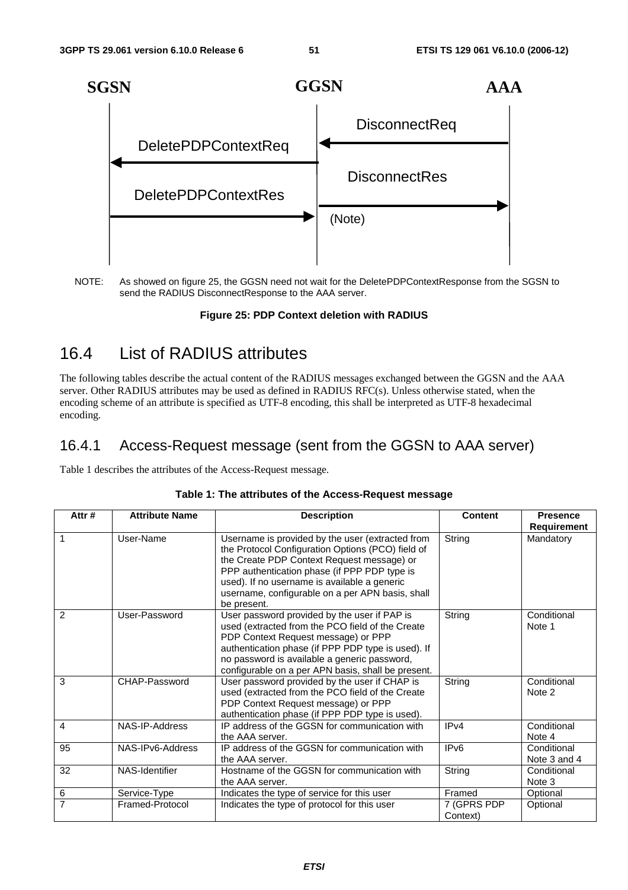NOTE: As showed on figure 25, the GGSN need not wait for the DeletePDPContextResponse from the SGSN to send the RADIUS DisconnectResponse to the AAA server.

**Figure 25: PDP Context deletion with RADIUS**

## 16.4 List of RADIUS attributes

The following tables describe the actual content of the RADIUS messages exchanged between the GGSN and the AAA server. Other RADIUS attributes may be used as defined in RADIUS RFC(s). Unless otherwise stated, when the encoding scheme of an attribute is specified as UTF-8 encoding, this shall be interpreted as UTF-8 hexadecimal encoding.

### 16.4.1 Access-Request message (sent from the GGSN to AAA server)

Table 1 describes the attributes of the Access-Request message.

**Table 1: The attributes of the Access-Request message**

| Attr # | Attribute Name | Description | Content | Presence Requirement |
|---|---|---|---|---|
| 1 | User-Name | Username is provided by the user (extracted from the Protocol Configuration Options (PCO) field of the Create PDP Context Request message) or PPP authentication phase (if PPP PDP type is used). If no username is available a generic username, configurable on a per APN basis, shall be present. | String | Mandatory |
| 2 | User-Password | User password provided by the user if PAP is used (extracted from the PCO field of the Create PDP Context Request message) or PPP authentication phase (if PPP PDP type is used). If no password is available a generic password, configurable on a per APN basis, shall be present. | String | Conditional Note 1 |
| 3 | CHAP-Password | User password provided by the user if CHAP is used (extracted from the PCO field of the Create PDP Context Request message) or PPP authentication phase (if PPP PDP type is used). | String | Conditional Note 2 |
| 4 | NAS-IP-Address | IP address of the GGSN for communication with the AAA server. | IPv4 | Conditional Note 4 |
| 95 | NAS-IPv6-Address | IP address of the GGSN for communication with the AAA server. | IPv6 | Conditional Note 3 and 4 |
| 32 | NAS-Identifier | Hostname of the GGSN for communication with the AAA server. | String | Conditional Note 3 |
| 6 | Service-Type | Indicates the type of service for this user | Framed | Optional |
| 7 | Framed-Protocol | Indicates the type of protocol for this user | 7 (GPRS PDP Context) | Optional |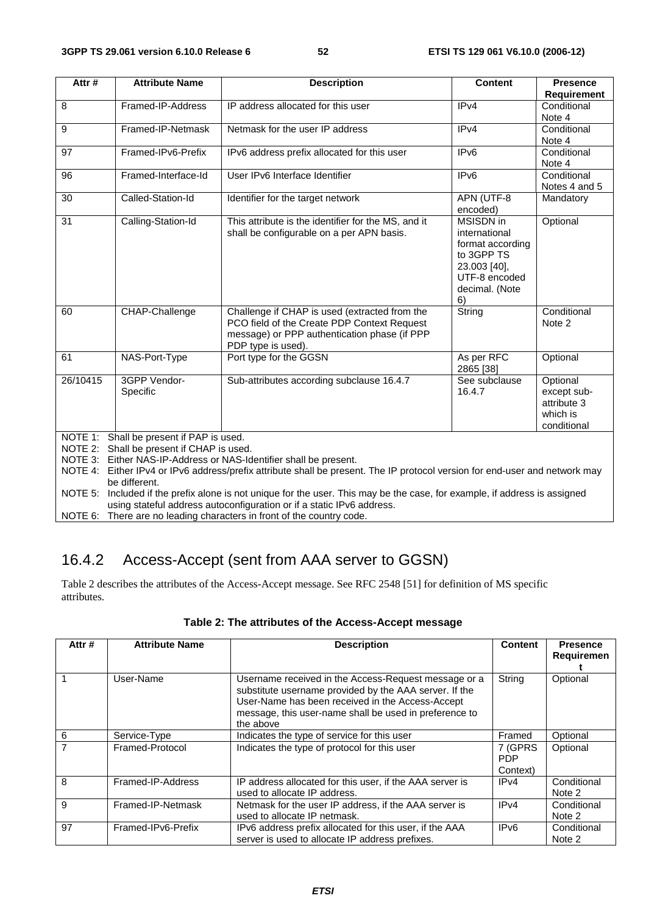| Attr # | Attribute Name | Description | Content | Presence Requirement |
|---|---|---|---|---|
| 8 | Framed-IP-Address | IP address allocated for this user | IPv4 | Conditional Note 4 |
| 9 | Framed-IP-Netmask | Netmask for the user IP address | IPv4 | Conditional Note 4 |
| 97 | Framed-IPv6-Prefix | IPv6 address prefix allocated for this user | IPv6 | Conditional Note 4 |
| 96 | Framed-Interface-Id | User IPv6 Interface Identifier | IPv6 | Conditional Notes 4 and 5 |
| 30 | Called-Station-Id | Identifier for the target network | APN (UTF-8 encoded) | Mandatory |
| 31 | Calling-Station-Id | This attribute is the identifier for the MS, and it shall be configurable on a per APN basis. | MSISDN in international format according to 3GPP TS 23.003 [40], UTF-8 encoded decimal. (Note 6) | Optional |
| 60 | CHAP-Challenge | Challenge if CHAP is used (extracted from the PCO field of the Create PDP Context Request message) or PPP authentication phase (if PPP PDP type is used). | String | Conditional Note 2 |
| 61 | NAS-Port-Type | Port type for the GGSN | As per RFC 2865 [38] | Optional |
| 26/10415 | 3GPP Vendor-Specific | Sub-attributes according subclause 16.4.7 | See subclause 16.4.7 | Optional except sub-attribute 3 which is conditional |

NOTE 1: Shall be present if PAP is used.
NOTE 2: Shall be present if CHAP is used.
NOTE 3: Either NAS-IP-Address or NAS-Identifier shall be present.
NOTE 4: Either IPv4 or IPv6 address/prefix attribute shall be present. The IP protocol version for end-user and network may be different.
NOTE 5: Included if the prefix alone is not unique for the user. This may be the case, for example, if address is assigned using stateful address autoconfiguration or if a static IPv6 address.
NOTE 6: There are no leading characters in front of the country code.

## 16.4.2 Access-Accept (sent from AAA server to GGSN)

Table 2 describes the attributes of the Access-Accept message. See RFC 2548 [51] for definition of MS specific attributes.

**Table 2: The attributes of the Access-Accept message**

| Attr # | Attribute Name | Description | Content | Presence Requirement |
|---|---|---|---|---|
| 1 | User-Name | Username received in the Access-Request message or a substitute username provided by the AAA server. If the User-Name has been received in the Access-Accept message, this user-name shall be used in preference to the above | String | Optional |
| 6 | Service-Type | Indicates the type of service for this user | Framed | Optional |
| 7 | Framed-Protocol | Indicates the type of protocol for this user | 7 (GPRS PDP Context) | Optional |
| 8 | Framed-IP-Address | IP address allocated for this user, if the AAA server is used to allocate IP address. | IPv4 | Conditional Note 2 |
| 9 | Framed-IP-Netmask | Netmask for the user IP address, if the AAA server is used to allocate IP netmask. | IPv4 | Conditional Note 2 |
| 97 | Framed-IPv6-Prefix | IPv6 address prefix allocated for this user, if the AAA server is used to allocate IP address prefixes. | IPv6 | Conditional Note 2 |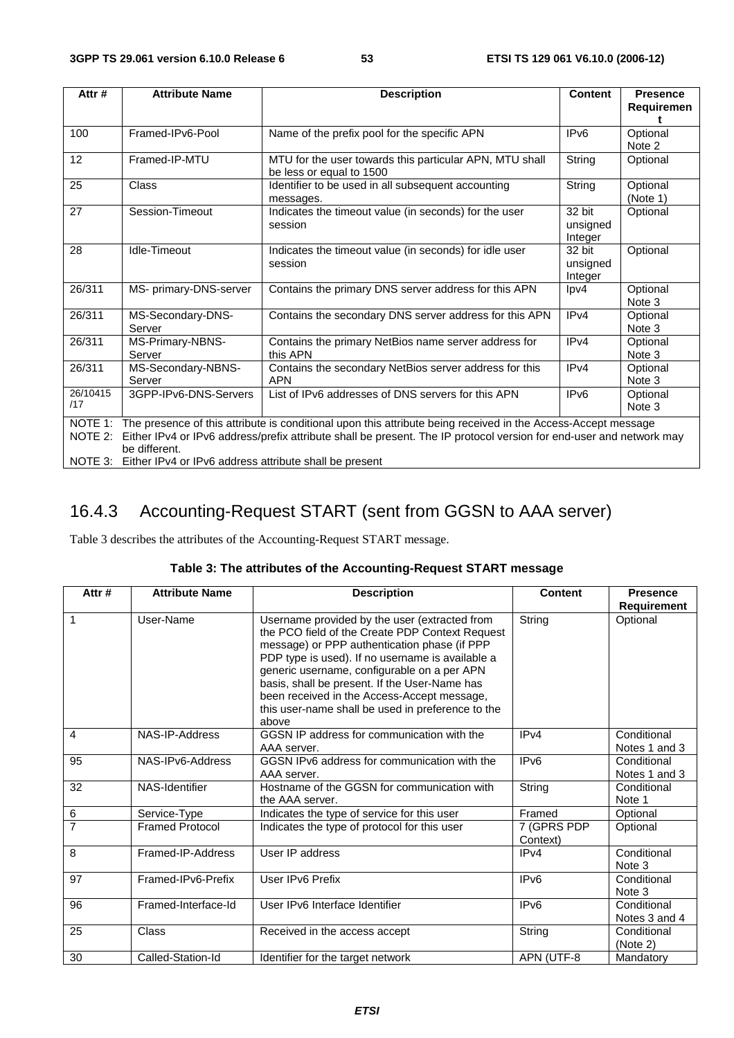| Attr # | Attribute Name | Description | Content | Presence Requirement |
|---|---|---|---|---|
| 100 | Framed-IPv6-Pool | Name of the prefix pool for the specific APN | IPv6 | Optional Note 2 |
| 12 | Framed-IP-MTU | MTU for the user towards this particular APN, MTU shall be less or equal to 1500 | String | Optional |
| 25 | Class | Identifier to be used in all subsequent accounting messages. | String | Optional (Note 1) |
| 27 | Session-Timeout | Indicates the timeout value (in seconds) for the user session | 32 bit unsigned Integer | Optional |
| 28 | Idle-Timeout | Indicates the timeout value (in seconds) for idle user session | 32 bit unsigned Integer | Optional |
| 26/311 | MS- primary-DNS-server | Contains the primary DNS server address for this APN | Ipv4 | Optional Note 3 |
| 26/311 | MS-Secondary-DNS-Server | Contains the secondary DNS server address for this APN | IPv4 | Optional Note 3 |
| 26/311 | MS-Primary-NBNS-Server | Contains the primary NetBios name server address for this APN | IPv4 | Optional Note 3 |
| 26/311 | MS-Secondary-NBNS-Server | Contains the secondary NetBios server address for this APN | IPv4 | Optional Note 3 |
| 26/10415 /17 | 3GPP-IPv6-DNS-Servers | List of IPv6 addresses of DNS servers for this APN | IPv6 | Optional Note 3 |

NOTE 1: The presence of this attribute is conditional upon this attribute being received in the Access-Accept message

NOTE 2: Either IPv4 or IPv6 address/prefix attribute shall be present. The IP protocol version for end-user and network may be different.

NOTE 3: Either IPv4 or IPv6 address attribute shall be present

## 16.4.3 Accounting-Request START (sent from GGSN to AAA server)

Table 3 describes the attributes of the Accounting-Request START message.

**Table 3: The attributes of the Accounting-Request START message**

| Attr # | Attribute Name | Description | Content | Presence Requirement |
|---|---|---|---|---|
| 1 | User-Name | Username provided by the user (extracted from the PCO field of the Create PDP Context Request message) or PPP authentication phase (if PPP PDP type is used). If no username is available a generic username, configurable on a per APN basis, shall be present. If the User-Name has been received in the Access-Accept message, this user-name shall be used in preference to the above | String | Optional |
| 4 | NAS-IP-Address | GGSN IP address for communication with the AAA server. | IPv4 | Conditional Notes 1 and 3 |
| 95 | NAS-IPv6-Address | GGSN IPv6 address for communication with the AAA server. | IPv6 | Conditional Notes 1 and 3 |
| 32 | NAS-Identifier | Hostname of the GGSN for communication with the AAA server. | String | Conditional Note 1 |
| 6 | Service-Type | Indicates the type of service for this user | Framed | Optional |
| 7 | Framed Protocol | Indicates the type of protocol for this user | 7 (GPRS PDP Context) | Optional |
| 8 | Framed-IP-Address | User IP address | IPv4 | Conditional Note 3 |
| 97 | Framed-IPv6-Prefix | User IPv6 Prefix | IPv6 | Conditional Note 3 |
| 96 | Framed-Interface-Id | User IPv6 Interface Identifier | IPv6 | Conditional Notes 3 and 4 |
| 25 | Class | Received in the access accept | String | Conditional (Note 2) |
| 30 | Called-Station-Id | Identifier for the target network | APN (UTF-8 | Mandatory |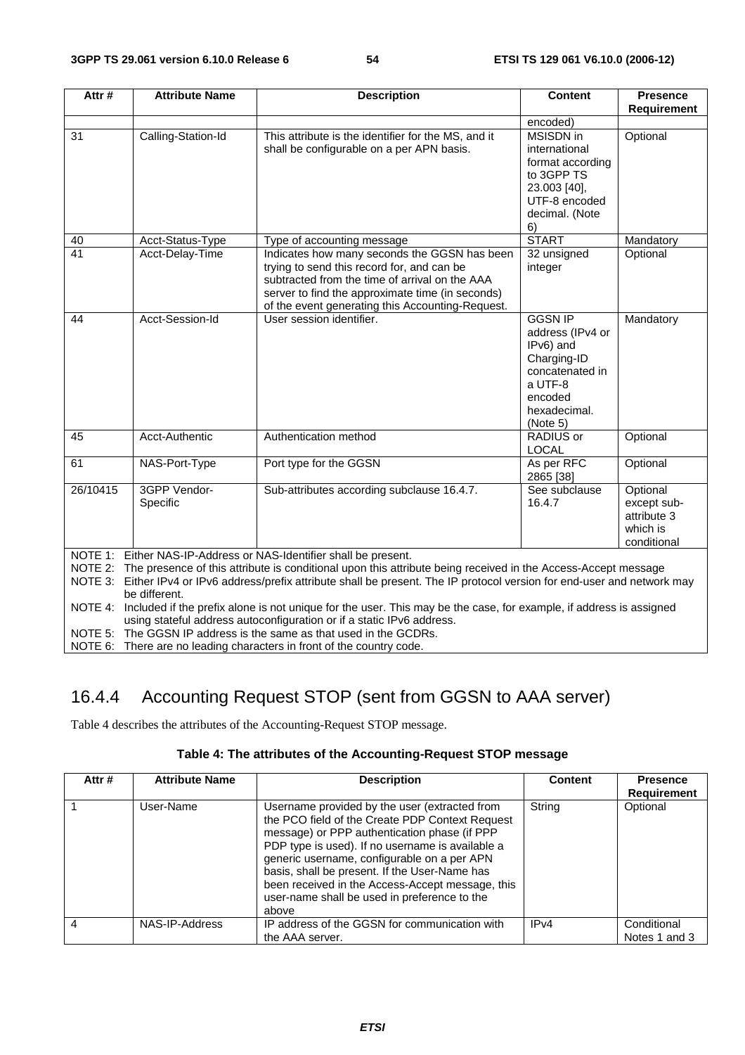| Attr # | Attribute Name | Description | Content | Presence Requirement |
|---|---|---|---|---|
| | | | encoded) | |
| 31 | Calling-Station-Id | This attribute is the identifier for the MS, and it shall be configurable on a per APN basis. | MSISDN in international format according to 3GPP TS 23.003 [40], UTF-8 encoded decimal. (Note 6) | Optional |
| 40 | Acct-Status-Type | Type of accounting message | START | Mandatory |
| 41 | Acct-Delay-Time | Indicates how many seconds the GGSN has been trying to send this record for, and can be subtracted from the time of arrival on the AAA server to find the approximate time (in seconds) of the event generating this Accounting-Request. | 32 unsigned integer | Optional |
| 44 | Acct-Session-Id | User session identifier. | GGSN IP address (IPv4 or IPv6) and Charging-ID concatenated in a UTF-8 encoded hexadecimal. (Note 5) | Mandatory |
| 45 | Acct-Authentic | Authentication method | RADIUS or LOCAL | Optional |
| 61 | NAS-Port-Type | Port type for the GGSN | As per RFC 2865 [38] | Optional |
| 26/10415 | 3GPP Vendor-Specific | Sub-attributes according subclause 16.4.7. | See subclause 16.4.7 | Optional except sub-attribute 3 which is conditional |

NOTE 1: Either NAS-IP-Address or NAS-Identifier shall be present.
NOTE 2: The presence of this attribute is conditional upon this attribute being received in the Access-Accept message
NOTE 3: Either IPv4 or IPv6 address/prefix attribute shall be present. The IP protocol version for end-user and network may be different.
NOTE 4: Included if the prefix alone is not unique for the user. This may be the case, for example, if address is assigned using stateful address autoconfiguration or if a static IPv6 address.
NOTE 5: The GGSN IP address is the same as that used in the GCDRs.
NOTE 6: There are no leading characters in front of the country code.

## 16.4.4 Accounting Request STOP (sent from GGSN to AAA server)

Table 4 describes the attributes of the Accounting-Request STOP message.

**Table 4: The attributes of the Accounting-Request STOP message**

| Attr # | Attribute Name | Description | Content | Presence Requirement |
|---|---|---|---|---|
| 1 | User-Name | Username provided by the user (extracted from the PCO field of the Create PDP Context Request message) or PPP authentication phase (if PPP PDP type is used). If no username is available a generic username, configurable on a per APN basis, shall be present. If the User-Name has been received in the Access-Accept message, this user-name shall be used in preference to the above | String | Optional |
| 4 | NAS-IP-Address | IP address of the GGSN for communication with the AAA server. | IPv4 | Conditional Notes 1 and 3 |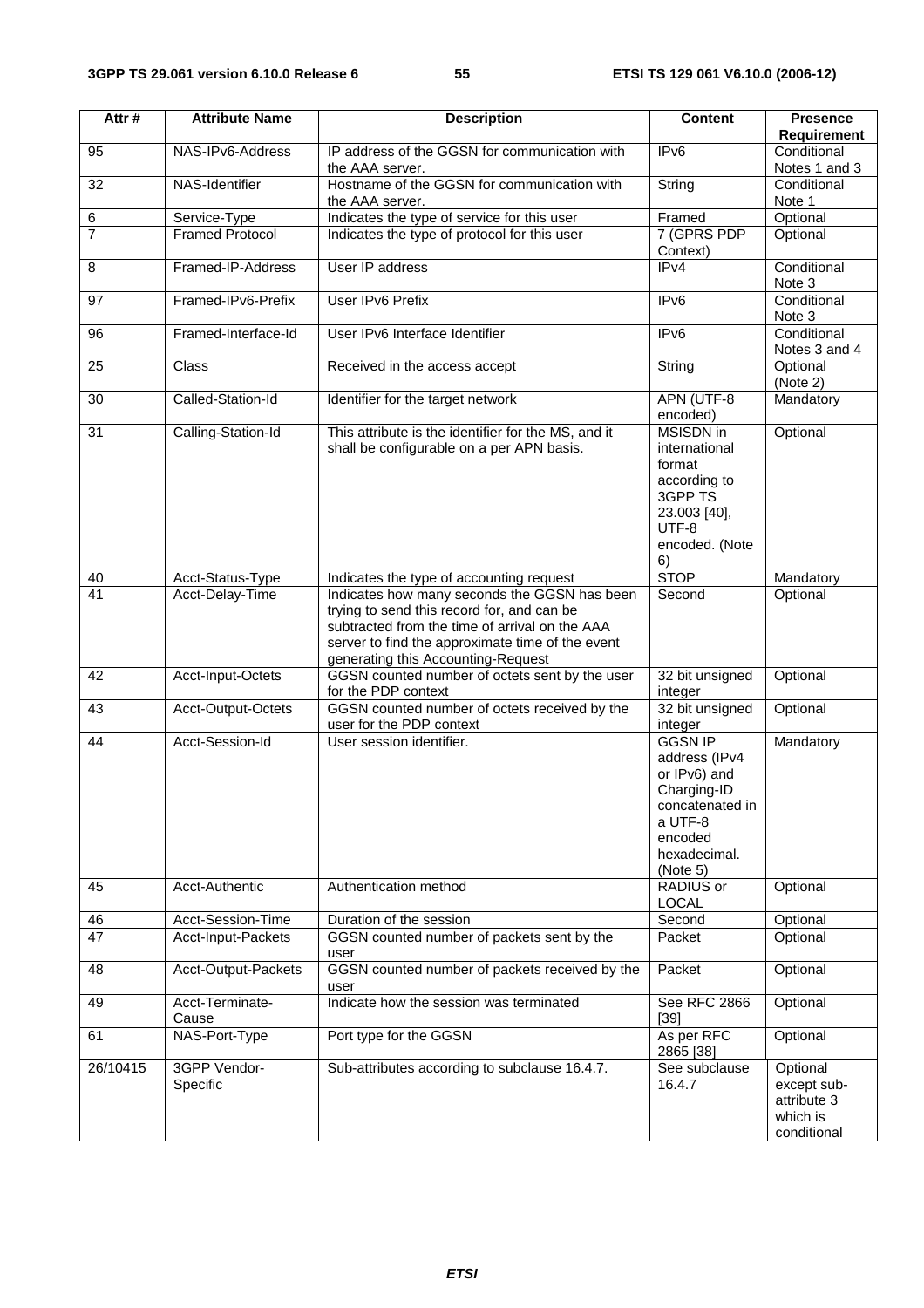| Attr # | Attribute Name | Description | Content | Presence Requirement |
|---|---|---|---|---|
| 95 | NAS-IPv6-Address | IP address of the GGSN for communication with the AAA server. | IPv6 | Conditional Notes 1 and 3 |
| 32 | NAS-Identifier | Hostname of the GGSN for communication with the AAA server. | String | Conditional Note 1 |
| 6 | Service-Type | Indicates the type of service for this user | Framed | Optional |
| 7 | Framed Protocol | Indicates the type of protocol for this user | 7 (GPRS PDP Context) | Optional |
| 8 | Framed-IP-Address | User IP address | IPv4 | Conditional Note 3 |
| 97 | Framed-IPv6-Prefix | User IPv6 Prefix | IPv6 | Conditional Note 3 |
| 96 | Framed-Interface-Id | User IPv6 Interface Identifier | IPv6 | Conditional Notes 3 and 4 |
| 25 | Class | Received in the access accept | String | Optional (Note 2) |
| 30 | Called-Station-Id | Identifier for the target network | APN (UTF-8 encoded) | Mandatory |
| 31 | Calling-Station-Id | This attribute is the identifier for the MS, and it shall be configurable on a per APN basis. | MSISDN in international format according to 3GPP TS 23.003 [40], UTF-8 encoded. (Note 6) | Optional |
| 40 | Acct-Status-Type | Indicates the type of accounting request | STOP | Mandatory |
| 41 | Acct-Delay-Time | Indicates how many seconds the GGSN has been trying to send this record for, and can be subtracted from the time of arrival on the AAA server to find the approximate time of the event generating this Accounting-Request | Second | Optional |
| 42 | Acct-Input-Octets | GGSN counted number of octets sent by the user for the PDP context | 32 bit unsigned integer | Optional |
| 43 | Acct-Output-Octets | GGSN counted number of octets received by the user for the PDP context | 32 bit unsigned integer | Optional |
| 44 | Acct-Session-Id | User session identifier. | GGSN IP address (IPv4 or IPv6) and Charging-ID concatenated in a UTF-8 encoded hexadecimal. (Note 5) | Mandatory |
| 45 | Acct-Authentic | Authentication method | RADIUS or LOCAL | Optional |
| 46 | Acct-Session-Time | Duration of the session | Second | Optional |
| 47 | Acct-Input-Packets | GGSN counted number of packets sent by the user | Packet | Optional |
| 48 | Acct-Output-Packets | GGSN counted number of packets received by the user | Packet | Optional |
| 49 | Acct-Terminate-Cause | Indicate how the session was terminated | See RFC 2866 [39] | Optional |
| 61 | NAS-Port-Type | Port type for the GGSN | As per RFC 2865 [38] | Optional |
| 26/10415 | 3GPP Vendor-Specific | Sub-attributes according to subclause 16.4.7. | See subclause 16.4.7 | Optional except sub-attribute 3 which is conditional |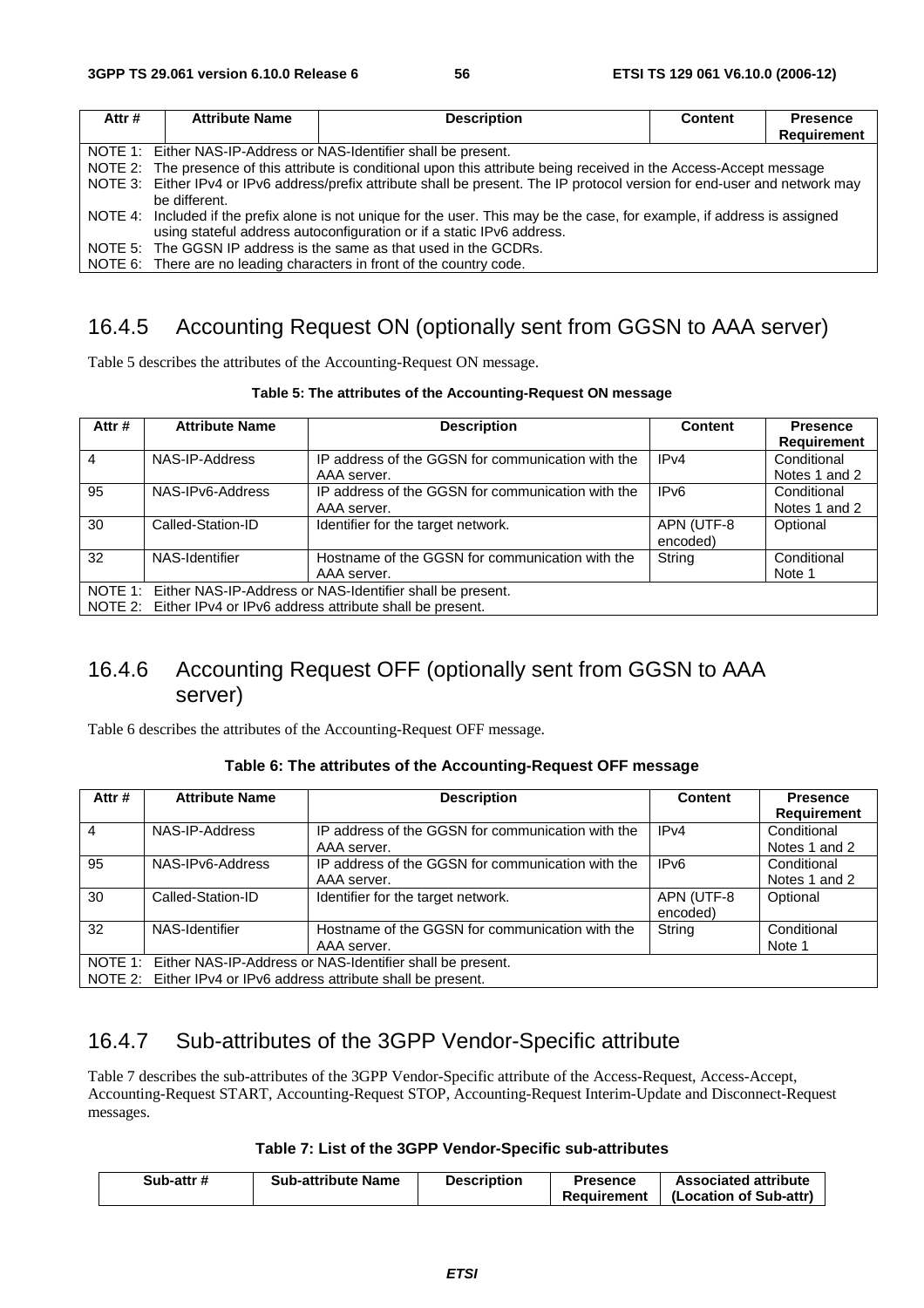| Attr # | Attribute Name | Description | Content | Presence Requirement |
|---|---|---|---|---|
| NOTE 1: Either NAS-IP-Address or NAS-Identifier shall be present.<br>NOTE 2: The presence of this attribute is conditional upon this attribute being received in the Access-Accept message<br>NOTE 3: Either IPv4 or IPv6 address/prefix attribute shall be present. The IP protocol version for end-user and network may be different.<br>NOTE 4: Included if the prefix alone is not unique for the user. This may be the case, for example, if address is assigned using stateful address autoconfiguration or if a static IPv6 address.<br>NOTE 5: The GGSN IP address is the same as that used in the GCDRs.<br>NOTE 6: There are no leading characters in front of the country code. | | | | |

## 16.4.5 Accounting Request ON (optionally sent from GGSN to AAA server)

Table 5 describes the attributes of the Accounting-Request ON message.

**Table 5: The attributes of the Accounting-Request ON message**

| Attr # | Attribute Name | Description | Content | Presence Requirement |
|---|---|---|---|---|
| 4 | NAS-IP-Address | IP address of the GGSN for communication with the AAA server. | IPv4 | Conditional Notes 1 and 2 |
| 95 | NAS-IPv6-Address | IP address of the GGSN for communication with the AAA server. | IPv6 | Conditional Notes 1 and 2 |
| 30 | Called-Station-ID | Identifier for the target network. | APN (UTF-8 encoded) | Optional |
| 32 | NAS-Identifier | Hostname of the GGSN for communication with the AAA server. | String | Conditional Note 1 |
| NOTE 1: Either NAS-IP-Address or NAS-Identifier shall be present.<br>NOTE 2: Either IPv4 or IPv6 address attribute shall be present. | | | | |

## 16.4.6 Accounting Request OFF (optionally sent from GGSN to AAA server)

Table 6 describes the attributes of the Accounting-Request OFF message.

**Table 6: The attributes of the Accounting-Request OFF message**

| Attr # | Attribute Name | Description | Content | Presence Requirement |
|---|---|---|---|---|
| 4 | NAS-IP-Address | IP address of the GGSN for communication with the AAA server. | IPv4 | Conditional Notes 1 and 2 |
| 95 | NAS-IPv6-Address | IP address of the GGSN for communication with the AAA server. | IPv6 | Conditional Notes 1 and 2 |
| 30 | Called-Station-ID | Identifier for the target network. | APN (UTF-8 encoded) | Optional |
| 32 | NAS-Identifier | Hostname of the GGSN for communication with the AAA server. | String | Conditional Note 1 |
| NOTE 1: Either NAS-IP-Address or NAS-Identifier shall be present.<br>NOTE 2: Either IPv4 or IPv6 address attribute shall be present. | | | | |

## 16.4.7 Sub-attributes of the 3GPP Vendor-Specific attribute

Table 7 describes the sub-attributes of the 3GPP Vendor-Specific attribute of the Access-Request, Access-Accept, Accounting-Request START, Accounting-Request STOP, Accounting-Request Interim-Update and Disconnect-Request messages.

**Table 7: List of the 3GPP Vendor-Specific sub-attributes**

| Sub-attr # | Sub-attribute Name | Description | Presence Requirement | Associated attribute (Location of Sub-attr) |
|---|---|---|---|---|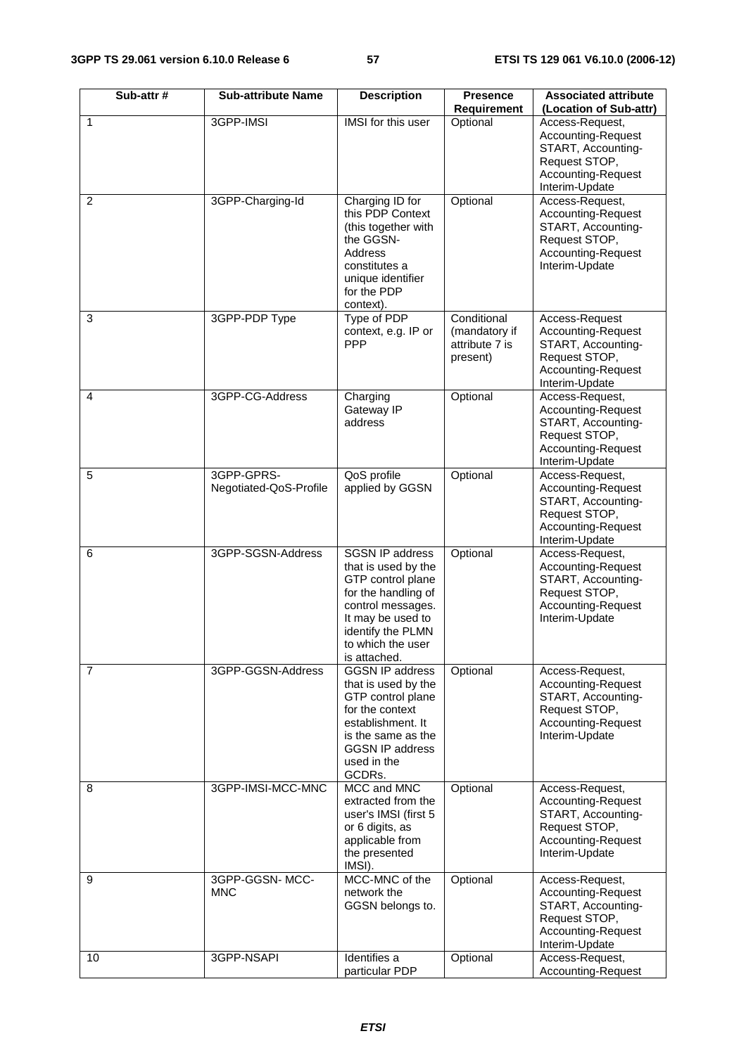| Sub-attr # | Sub-attribute Name | Description | Presence Requirement | Associated attribute (Location of Sub-attr) |
|---|---|---|---|---|
| 1 | 3GPP-IMSI | IMSI for this user | Optional | Access-Request, Accounting-Request START, Accounting-Request STOP, Accounting-Request Interim-Update |
| 2 | 3GPP-Charging-Id | Charging ID for this PDP Context (this together with the GGSN-Address constitutes a unique identifier for the PDP context). | Optional | Access-Request, Accounting-Request START, Accounting-Request STOP, Accounting-Request Interim-Update |
| 3 | 3GPP-PDP Type | Type of PDP context, e.g. IP or PPP | Conditional (mandatory if attribute 7 is present) | Access-Request Accounting-Request START, Accounting-Request STOP, Accounting-Request Interim-Update |
| 4 | 3GPP-CG-Address | Charging Gateway IP address | Optional | Access-Request, Accounting-Request START, Accounting-Request STOP, Accounting-Request Interim-Update |
| 5 | 3GPP-GPRS-Negotiated-QoS-Profile | QoS profile applied by GGSN | Optional | Access-Request, Accounting-Request START, Accounting-Request STOP, Accounting-Request Interim-Update |
| 6 | 3GPP-SGSN-Address | SGSN IP address that is used by the GTP control plane for the handling of control messages. It may be used to identify the PLMN to which the user is attached. | Optional | Access-Request, Accounting-Request START, Accounting-Request STOP, Accounting-Request Interim-Update |
| 7 | 3GPP-GGSN-Address | GGSN IP address that is used by the GTP control plane for the context establishment. It is the same as the GGSN IP address used in the GCDRs. | Optional | Access-Request, Accounting-Request START, Accounting-Request STOP, Accounting-Request Interim-Update |
| 8 | 3GPP-IMSI-MCC-MNC | MCC and MNC extracted from the user's IMSI (first 5 or 6 digits, as applicable from the presented IMSI). | Optional | Access-Request, Accounting-Request START, Accounting-Request STOP, Accounting-Request Interim-Update |
| 9 | 3GPP-GGSN- MCC-MNC | MCC-MNC of the network the GGSN belongs to. | Optional | Access-Request, Accounting-Request START, Accounting-Request STOP, Accounting-Request Interim-Update |
| 10 | 3GPP-NSAPI | Identifies a particular PDP | Optional | Access-Request, Accounting-Request |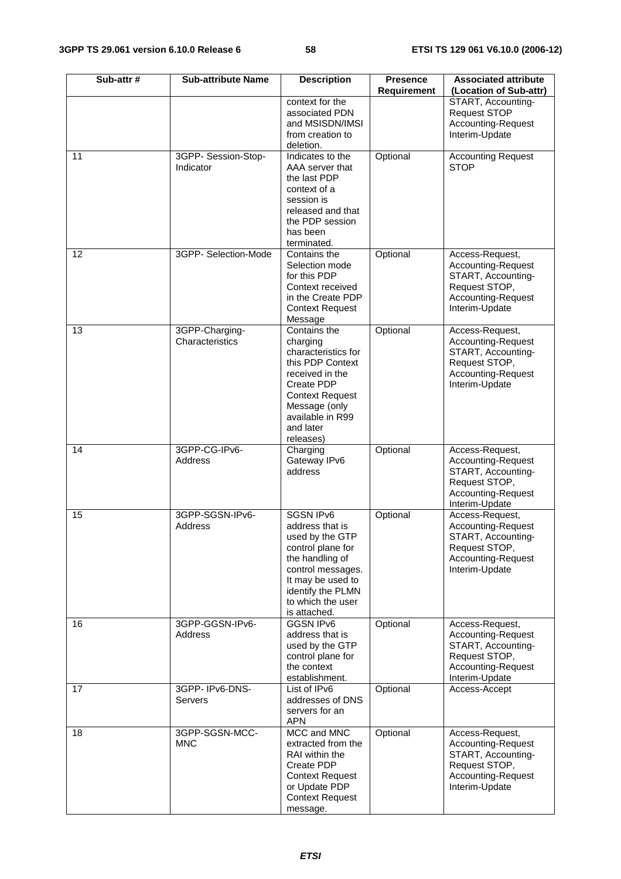| Sub-attr # | Sub-attribute Name | Description | Presence Requirement | Associated attribute (Location of Sub-attr) |
|---|---|---|---|---|
| | | context for the associated PDN and MSISDN/IMSI from creation to deletion. | | START, Accounting-Request STOP Accounting-Request Interim-Update |
| 11 | 3GPP- Session-Stop-Indicator | Indicates to the AAA server that the last PDP context of a session is released and that the PDP session has been terminated. | Optional | Accounting Request STOP |
| 12 | 3GPP- Selection-Mode | Contains the Selection mode for this PDP Context received in the Create PDP Context Request Message | Optional | Access-Request, Accounting-Request START, Accounting-Request STOP, Accounting-Request Interim-Update |
| 13 | 3GPP-Charging-Characteristics | Contains the charging characteristics for this PDP Context received in the Create PDP Context Request Message (only available in R99 and later releases) | Optional | Access-Request, Accounting-Request START, Accounting-Request STOP, Accounting-Request Interim-Update |
| 14 | 3GPP-CG-IPv6-Address | Charging Gateway IPv6 address | Optional | Access-Request, Accounting-Request START, Accounting-Request STOP, Accounting-Request Interim-Update |
| 15 | 3GPP-SGSN-IPv6-Address | SGSN IPv6 address that is used by the GTP control plane for the handling of control messages. It may be used to identify the PLMN to which the user is attached. | Optional | Access-Request, Accounting-Request START, Accounting-Request STOP, Accounting-Request Interim-Update |
| 16 | 3GPP-GGSN-IPv6-Address | GGSN IPv6 address that is used by the GTP control plane for the context establishment. | Optional | Access-Request, Accounting-Request START, Accounting-Request STOP, Accounting-Request Interim-Update |
| 17 | 3GPP- IPv6-DNS-Servers | List of IPv6 addresses of DNS servers for an APN | Optional | Access-Accept |
| 18 | 3GPP-SGSN-MCC-MNC | MCC and MNC extracted from the RAI within the Create PDP Context Request or Update PDP Context Request message. | Optional | Access-Request, Accounting-Request START, Accounting-Request STOP, Accounting-Request Interim-Update |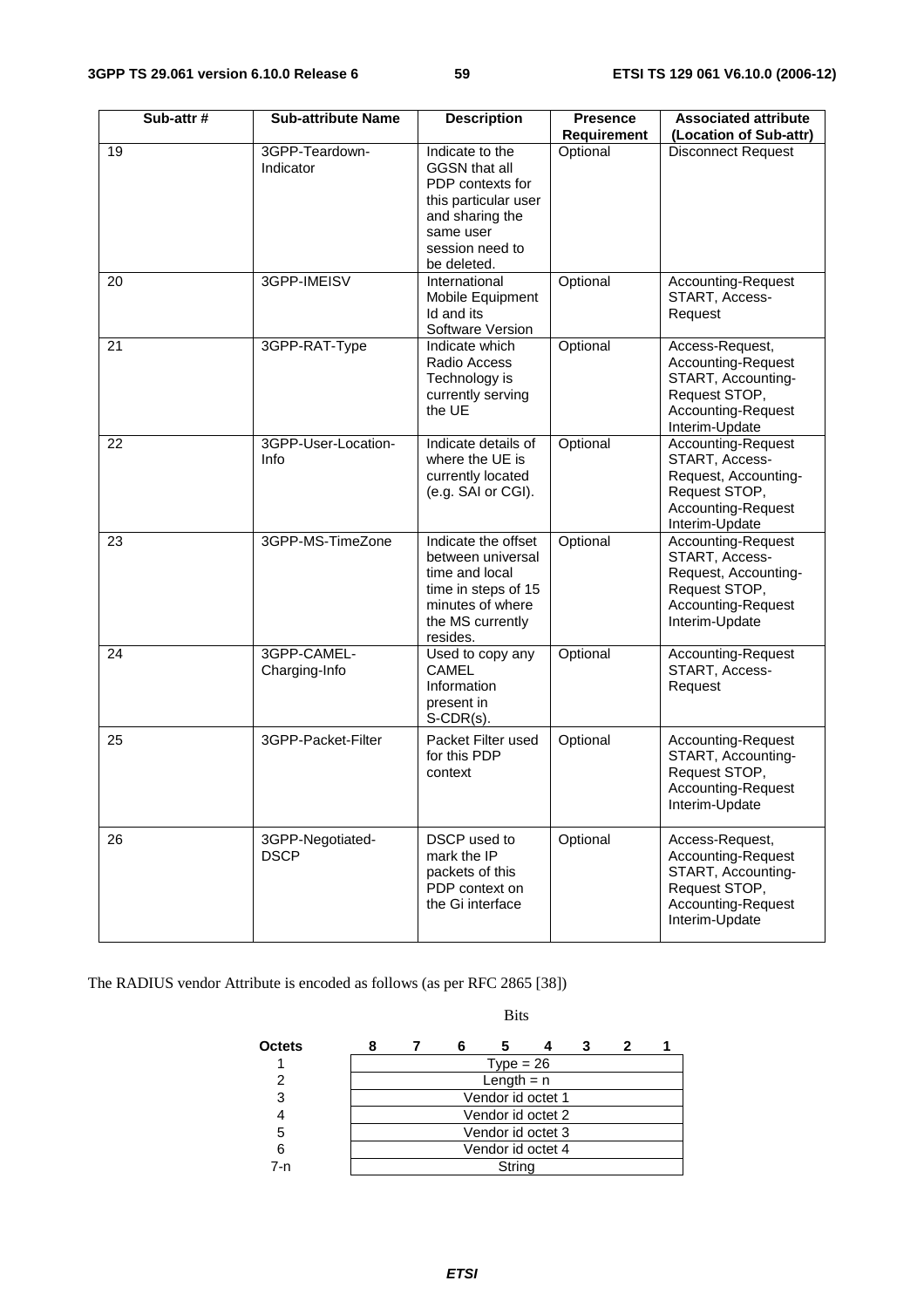| Sub-attr # | Sub-attribute Name | Description | Presence Requirement | Associated attribute (Location of Sub-attr) |
|---|---|---|---|---|
| 19 | 3GPP-Teardown-Indicator | Indicate to the GGSN that all PDP contexts for this particular user and sharing the same user session need to be deleted. | Optional | Disconnect Request |
| 20 | 3GPP-IMEISV | International Mobile Equipment Id and its Software Version | Optional | Accounting-Request START, Access-Request |
| 21 | 3GPP-RAT-Type | Indicate which Radio Access Technology is currently serving the UE | Optional | Access-Request, Accounting-Request START, Accounting-Request STOP, Accounting-Request Interim-Update |
| 22 | 3GPP-User-Location-Info | Indicate details of where the UE is currently located (e.g. SAI or CGI). | Optional | Accounting-Request START, Access-Request, Accounting-Request STOP, Accounting-Request Interim-Update |
| 23 | 3GPP-MS-TimeZone | Indicate the offset between universal time and local time in steps of 15 minutes of where the MS currently resides. | Optional | Accounting-Request START, Access-Request, Accounting-Request STOP, Accounting-Request Interim-Update |
| 24 | 3GPP-CAMEL-Charging-Info | Used to copy any CAMEL Information present in S-CDR(s). | Optional | Accounting-Request START, Access-Request |
| 25 | 3GPP-Packet-Filter | Packet Filter used for this PDP context | Optional | Accounting-Request START, Accounting-Request STOP, Accounting-Request Interim-Update |
| 26 | 3GPP-Negotiated-DSCP | DSCP used to mark the IP packets of this PDP context on the Gi interface | Optional | Access-Request, Accounting-Request START, Accounting-Request STOP, Accounting-Request Interim-Update |

The RADIUS vendor Attribute is encoded as follows (as per RFC 2865 [38])

| Octets | Bits 8 7 6 5 4 3 2 1 |
|---|---|
| 1 | Type = 26 |
| 2 | Length = n |
| 3 | Vendor id octet 1 |
| 4 | Vendor id octet 2 |
| 5 | Vendor id octet 3 |
| 6 | Vendor id octet 4 |
| 7-n | String |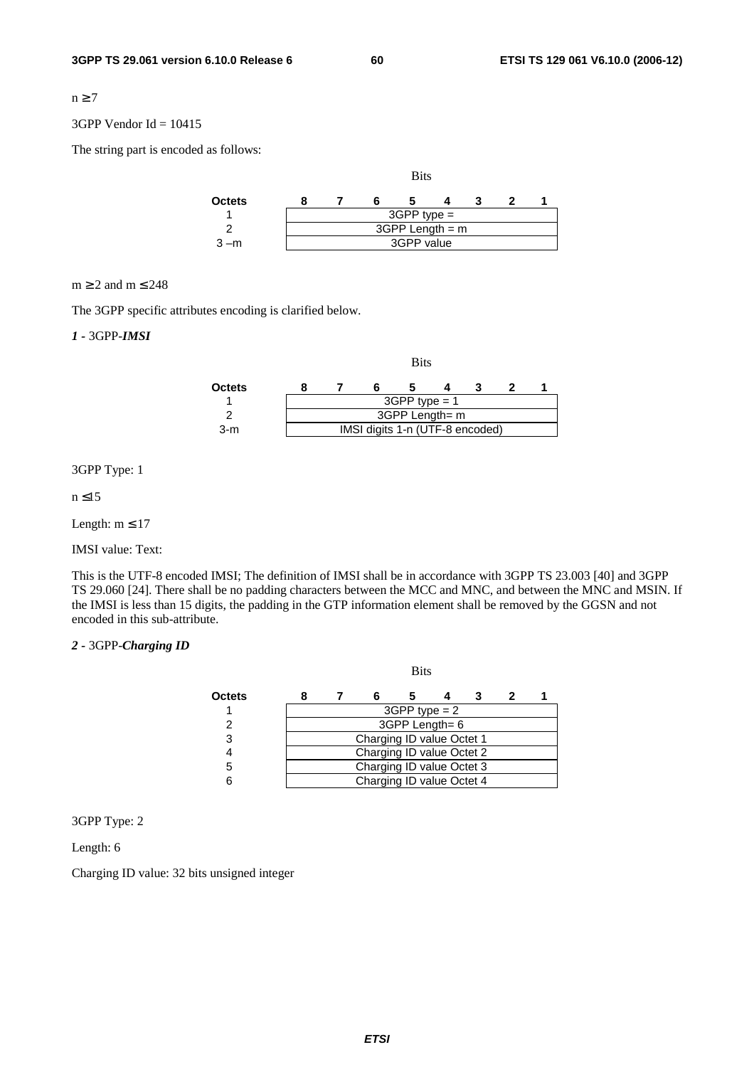$n \geq 7$

3GPP Vendor Id = 10415

The string part is encoded as follows:

| Octets | Bits 8 | 7 | 6 | 5 | 4 | 3 | 2 | 1 |
|---|---|---|---|---|---|---|---|---|
| 1 | 3GPP type = | | | | | | | |
| 2 | 3GPP Length = m | | | | | | | |
| 3 –m | 3GPP value | | | | | | | |

$m \geq 2$ and $m \leq 248$

The 3GPP specific attributes encoding is clarified below.

***1*** - 3GPP-***IMSI***

| Octets | Bits 8 | 7 | 6 | 5 | 4 | 3 | 2 | 1 |
|---|---|---|---|---|---|---|---|---|
| 1 | 3GPP type = 1 | | | | | | | |
| 2 | 3GPP Length= m | | | | | | | |
| 3-m | IMSI digits 1-n (UTF-8 encoded) | | | | | | | |

3GPP Type: 1

$n \leq 15$

Length: $m \leq 17$

IMSI value: Text:

This is the UTF-8 encoded IMSI; The definition of IMSI shall be in accordance with 3GPP TS 23.003 [40] and 3GPP TS 29.060 [24]. There shall be no padding characters between the MCC and MNC, and between the MNC and MSIN. If the IMSI is less than 15 digits, the padding in the GTP information element shall be removed by the GGSN and not encoded in this sub-attribute.

***2*** - 3GPP-***Charging ID***

| Octets | Bits 8 | 7 | 6 | 5 | 4 | 3 | 2 | 1 |
|---|---|---|---|---|---|---|---|---|
| 1 | 3GPP type = 2 | | | | | | | |
| 2 | 3GPP Length= 6 | | | | | | | |
| 3 | Charging ID value Octet 1 | | | | | | | |
| 4 | Charging ID value Octet 2 | | | | | | | |
| 5 | Charging ID value Octet 3 | | | | | | | |
| 6 | Charging ID value Octet 4 | | | | | | | |

3GPP Type: 2

Length: 6

Charging ID value: 32 bits unsigned integer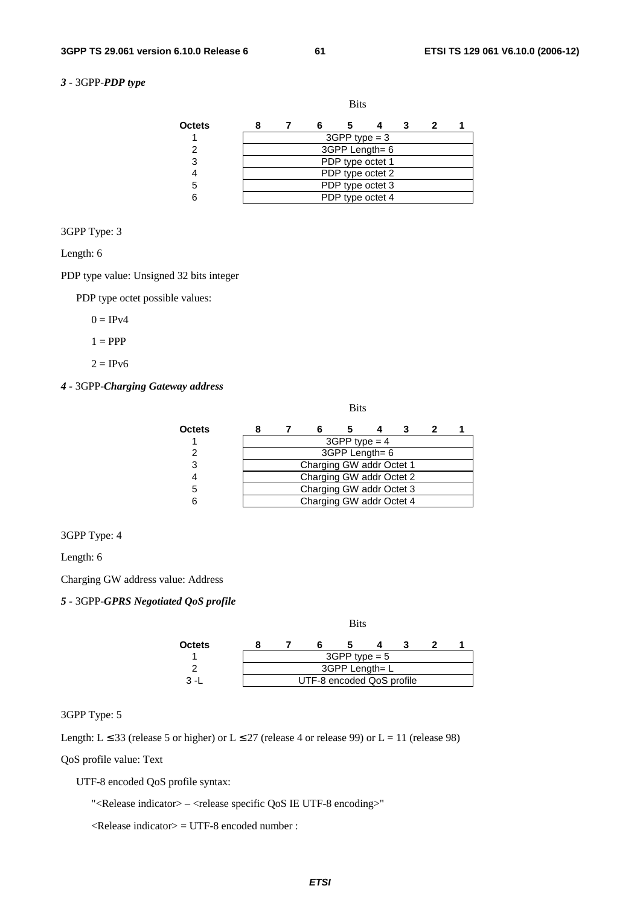***3 -** 3GPP-**PDP type***

| Octets | Bits 8 | 7 | 6 | 5 | 4 | 3 | 2 | 1 |
|---|---|---|---|---|---|---|---|---|
| 1 | 3GPP type = 3 | | | | | | | |
| 2 | 3GPP Length= 6 | | | | | | | |
| 3 | PDP type octet 1 | | | | | | | |
| 4 | PDP type octet 2 | | | | | | | |
| 5 | PDP type octet 3 | | | | | | | |
| 6 | PDP type octet 4 | | | | | | | |

3GPP Type: 3

Length: 6

PDP type value: Unsigned 32 bits integer

PDP type octet possible values:

0 = IPv4

1 = PPP

2 = IPv6

***4 -** 3GPP-**Charging Gateway address***

| Octets | Bits 8 | 7 | 6 | 5 | 4 | 3 | 2 | 1 |
|---|---|---|---|---|---|---|---|---|
| 1 | 3GPP type = 4 | | | | | | | |
| 2 | 3GPP Length= 6 | | | | | | | |
| 3 | Charging GW addr Octet 1 | | | | | | | |
| 4 | Charging GW addr Octet 2 | | | | | | | |
| 5 | Charging GW addr Octet 3 | | | | | | | |
| 6 | Charging GW addr Octet 4 | | | | | | | |

3GPP Type: 4

Length: 6

Charging GW address value: Address

***5 -** 3GPP-**GPRS Negotiated QoS profile***

| Octets | Bits 8 | 7 | 6 | 5 | 4 | 3 | 2 | 1 |
|---|---|---|---|---|---|---|---|---|
| 1 | 3GPP type = 5 | | | | | | | |
| 2 | 3GPP Length= L | | | | | | | |
| 3 -L | UTF-8 encoded QoS profile | | | | | | | |

3GPP Type: 5

Length: $L \leq 33$ (release 5 or higher) or $L \leq 27$ (release 4 or release 99) or L = 11 (release 98)

QoS profile value: Text

UTF-8 encoded QoS profile syntax:

"<Release indicator> – <release specific QoS IE UTF-8 encoding>"

<Release indicator> = UTF-8 encoded number :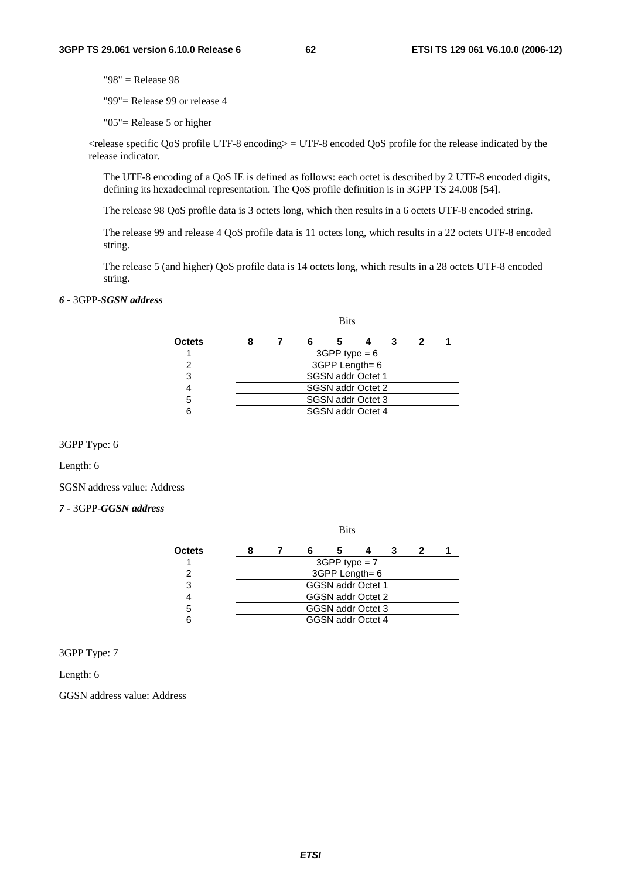"98" = Release 98

"99"= Release 99 or release 4

"05"= Release 5 or higher

<release specific QoS profile UTF-8 encoding> = UTF-8 encoded QoS profile for the release indicated by the release indicator.

The UTF-8 encoding of a QoS IE is defined as follows: each octet is described by 2 UTF-8 encoded digits, defining its hexadecimal representation. The QoS profile definition is in 3GPP TS 24.008 [54].

The release 98 QoS profile data is 3 octets long, which then results in a 6 octets UTF-8 encoded string.

The release 99 and release 4 QoS profile data is 11 octets long, which results in a 22 octets UTF-8 encoded string.

The release 5 (and higher) QoS profile data is 14 octets long, which results in a 28 octets UTF-8 encoded string.

***6 -*** 3GPP-***SGSN address***

| Octets | Bits: 8 7 6 5 4 3 2 1 |
|---|---|
| 1 | 3GPP type = 6 |
| 2 | 3GPP Length= 6 |
| 3 | SGSN addr Octet 1 |
| 4 | SGSN addr Octet 2 |
| 5 | SGSN addr Octet 3 |
| 6 | SGSN addr Octet 4 |

3GPP Type: 6

Length: 6

SGSN address value: Address

***7 -*** 3GPP-***GGSN address***

| Octets | Bits: 8 7 6 5 4 3 2 1 |
|---|---|
| 1 | 3GPP type = 7 |
| 2 | 3GPP Length= 6 |
| 3 | GGSN addr Octet 1 |
| 4 | GGSN addr Octet 2 |
| 5 | GGSN addr Octet 3 |
| 6 | GGSN addr Octet 4 |

3GPP Type: 7

Length: 6

GGSN address value: Address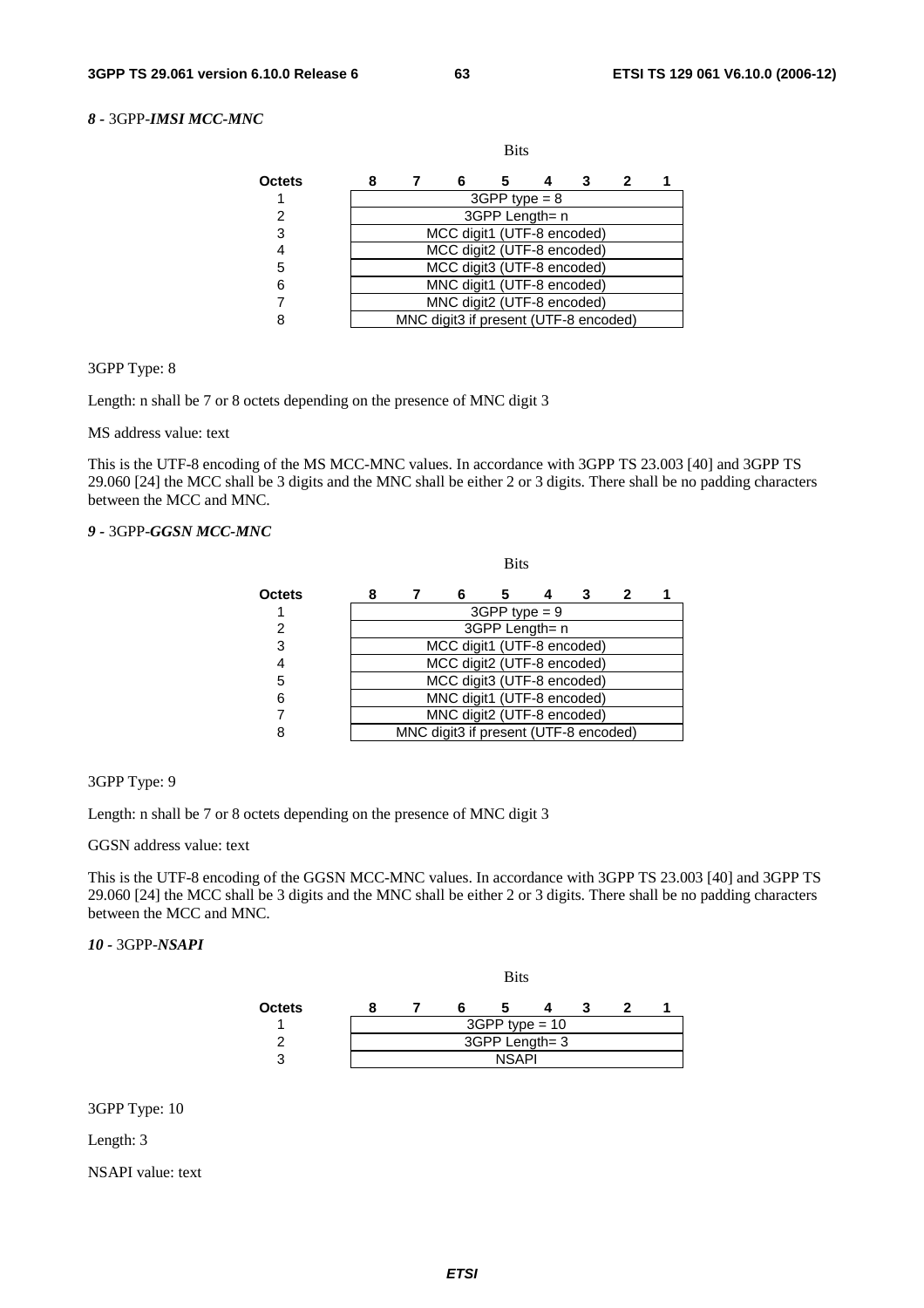#### *8 -* 3GPP-*IMSI MCC-MNC*

| Octets | Bits 8 | 7 | 6 | 5 | 4 | 3 | 2 | 1 |
|---|---|---|---|---|---|---|---|---|
| 1 | 3GPP type = 8 | | | | | | | |
| 2 | 3GPP Length= n | | | | | | | |
| 3 | MCC digit1 (UTF-8 encoded) | | | | | | | |
| 4 | MCC digit2 (UTF-8 encoded) | | | | | | | |
| 5 | MCC digit3 (UTF-8 encoded) | | | | | | | |
| 6 | MNC digit1 (UTF-8 encoded) | | | | | | | |
| 7 | MNC digit2 (UTF-8 encoded) | | | | | | | |
| 8 | MNC digit3 if present (UTF-8 encoded) | | | | | | | |

3GPP Type: 8

Length: n shall be 7 or 8 octets depending on the presence of MNC digit 3

MS address value: text

This is the UTF-8 encoding of the MS MCC-MNC values. In accordance with 3GPP TS 23.003 [40] and 3GPP TS 29.060 [24] the MCC shall be 3 digits and the MNC shall be either 2 or 3 digits. There shall be no padding characters between the MCC and MNC.

#### *9 -* 3GPP-*GGSN MCC-MNC*

| Octets | Bits 8 | 7 | 6 | 5 | 4 | 3 | 2 | 1 |
|---|---|---|---|---|---|---|---|---|
| 1 | 3GPP type = 9 | | | | | | | |
| 2 | 3GPP Length= n | | | | | | | |
| 3 | MCC digit1 (UTF-8 encoded) | | | | | | | |
| 4 | MCC digit2 (UTF-8 encoded) | | | | | | | |
| 5 | MCC digit3 (UTF-8 encoded) | | | | | | | |
| 6 | MNC digit1 (UTF-8 encoded) | | | | | | | |
| 7 | MNC digit2 (UTF-8 encoded) | | | | | | | |
| 8 | MNC digit3 if present (UTF-8 encoded) | | | | | | | |

3GPP Type: 9

Length: n shall be 7 or 8 octets depending on the presence of MNC digit 3

GGSN address value: text

This is the UTF-8 encoding of the GGSN MCC-MNC values. In accordance with 3GPP TS 23.003 [40] and 3GPP TS 29.060 [24] the MCC shall be 3 digits and the MNC shall be either 2 or 3 digits. There shall be no padding characters between the MCC and MNC.

#### *10 -* 3GPP-*NSAPI*

| Octets | Bits 8 | 7 | 6 | 5 | 4 | 3 | 2 | 1 |
|---|---|---|---|---|---|---|---|---|
| 1 | 3GPP type = 10 | | | | | | | |
| 2 | 3GPP Length= 3 | | | | | | | |
| 3 | NSAPI | | | | | | | |

3GPP Type: 10

Length: 3

NSAPI value: text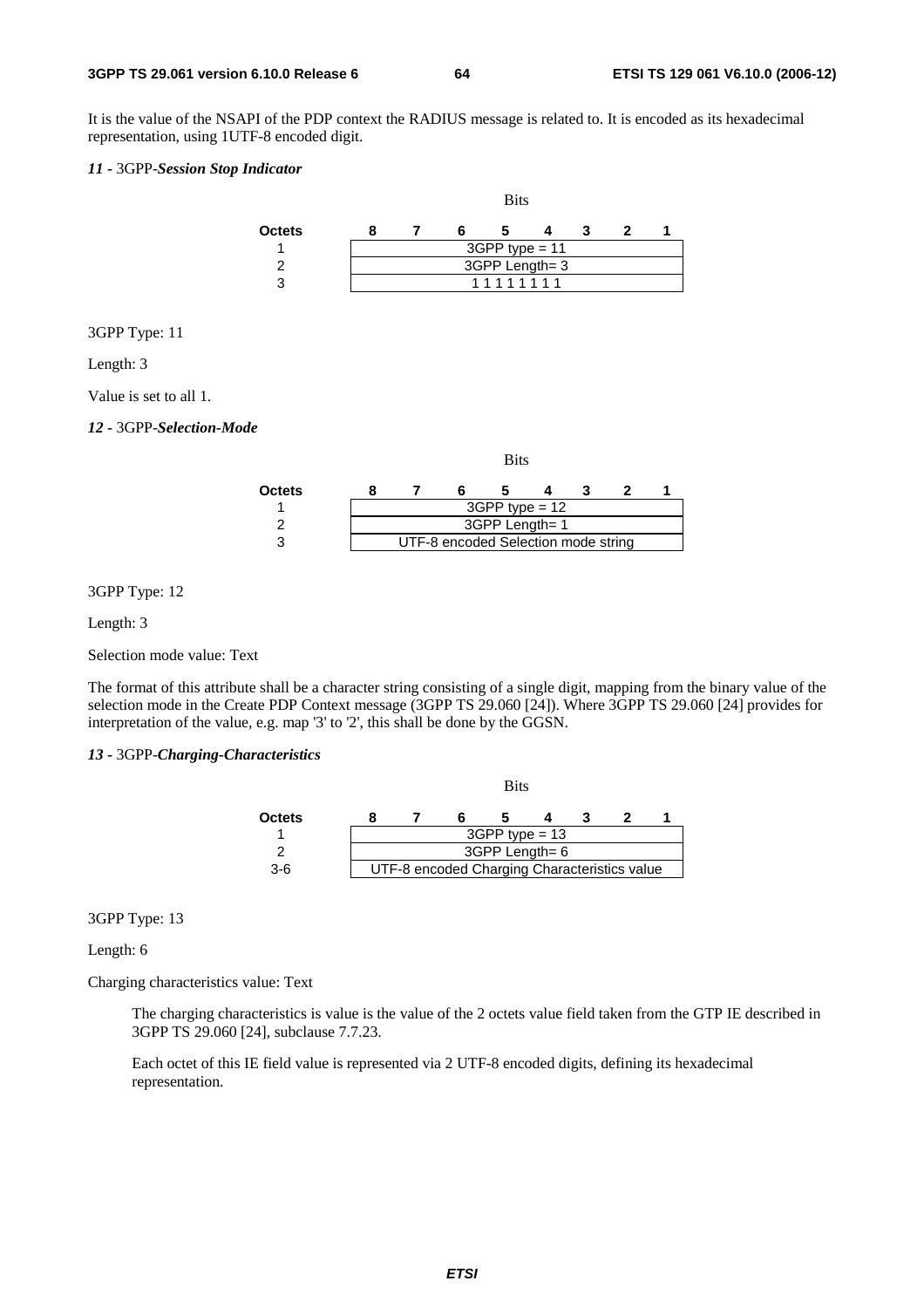It is the value of the NSAPI of the PDP context the RADIUS message is related to. It is encoded as its hexadecimal representation, using 1UTF-8 encoded digit.

#### *11 -* 3GPP-*Session Stop Indicator*

| Octets | Bits 8 | 7 | 6 | 5 | 4 | 3 | 2 | 1 |
|---|---|---|---|---|---|---|---|---|
| 1 | 3GPP type = 11 | | | | | | | |
| 2 | 3GPP Length= 3 | | | | | | | |
| 3 | 1 1 1 1 1 1 1 1 | | | | | | | |

3GPP Type: 11

Length: 3

Value is set to all 1.

#### *12 -* 3GPP-*Selection-Mode*

| Octets | Bits 8 | 7 | 6 | 5 | 4 | 3 | 2 | 1 |
|---|---|---|---|---|---|---|---|---|
| 1 | 3GPP type = 12 | | | | | | | |
| 2 | 3GPP Length= 1 | | | | | | | |
| 3 | UTF-8 encoded Selection mode string | | | | | | | |

3GPP Type: 12

Length: 3

Selection mode value: Text

The format of this attribute shall be a character string consisting of a single digit, mapping from the binary value of the selection mode in the Create PDP Context message (3GPP TS 29.060 [24]). Where 3GPP TS 29.060 [24] provides for interpretation of the value, e.g. map '3' to '2', this shall be done by the GGSN.

#### *13 -* 3GPP-*Charging-Characteristics*

| Octets | Bits 8 | 7 | 6 | 5 | 4 | 3 | 2 | 1 |
|---|---|---|---|---|---|---|---|---|
| 1 | 3GPP type = 13 | | | | | | | |
| 2 | 3GPP Length= 6 | | | | | | | |
| 3-6 | UTF-8 encoded Charging Characteristics value | | | | | | | |

3GPP Type: 13

Length: 6

Charging characteristics value: Text

> The charging characteristics is value is the value of the 2 octets value field taken from the GTP IE described in 3GPP TS 29.060 [24], subclause 7.7.23.
>
> Each octet of this IE field value is represented via 2 UTF-8 encoded digits, defining its hexadecimal representation.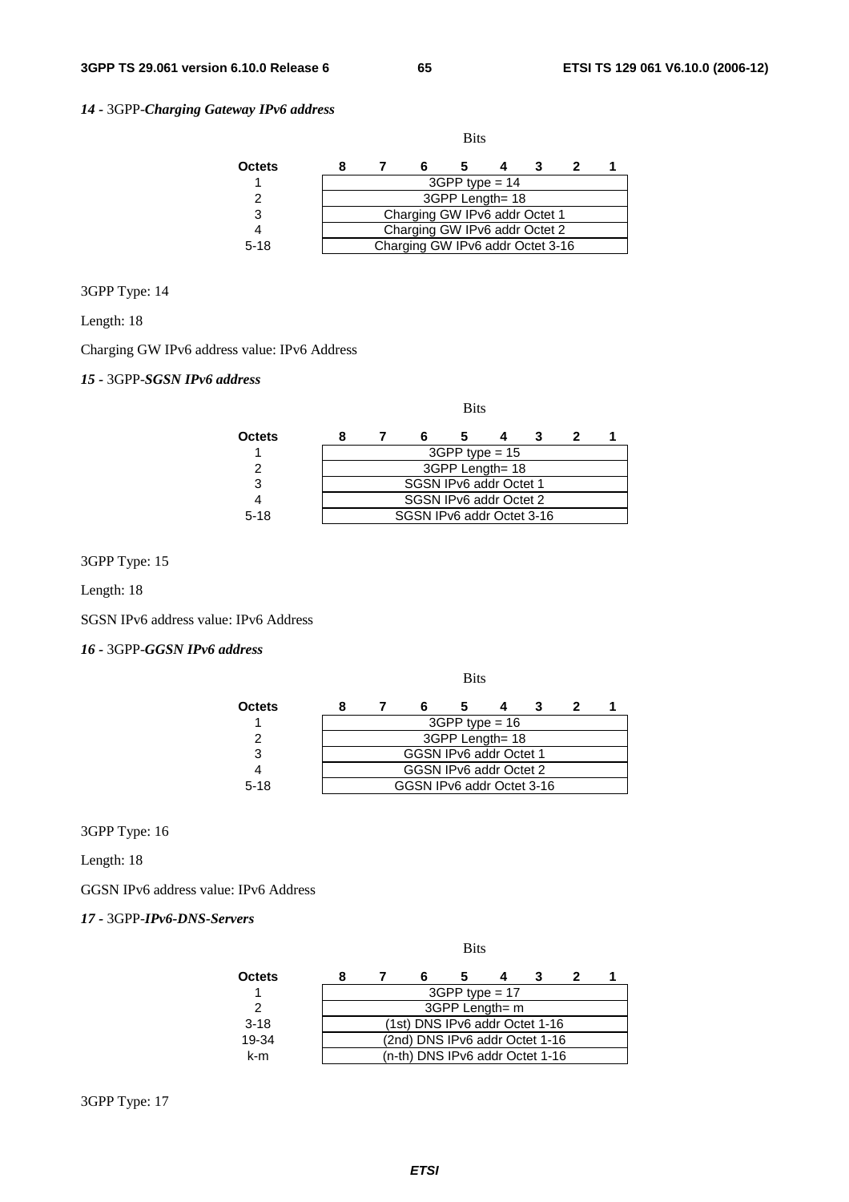*14* - 3GPP-***Charging Gateway IPv6 address***

| Octets | Bits 8 7 6 5 4 3 2 1 |
|---|---|
| 1 | 3GPP type = 14 |
| 2 | 3GPP Length= 18 |
| 3 | Charging GW IPv6 addr Octet 1 |
| 4 | Charging GW IPv6 addr Octet 2 |
| 5-18 | Charging GW IPv6 addr Octet 3-16 |

3GPP Type: 14

Length: 18

Charging GW IPv6 address value: IPv6 Address

*15* - 3GPP-***SGSN IPv6 address***

| Octets | Bits 8 7 6 5 4 3 2 1 |
|---|---|
| 1 | 3GPP type = 15 |
| 2 | 3GPP Length= 18 |
| 3 | SGSN IPv6 addr Octet 1 |
| 4 | SGSN IPv6 addr Octet 2 |
| 5-18 | SGSN IPv6 addr Octet 3-16 |

3GPP Type: 15

Length: 18

SGSN IPv6 address value: IPv6 Address

*16* - 3GPP-***GGSN IPv6 address***

| Octets | Bits 8 7 6 5 4 3 2 1 |
|---|---|
| 1 | 3GPP type = 16 |
| 2 | 3GPP Length= 18 |
| 3 | GGSN IPv6 addr Octet 1 |
| 4 | GGSN IPv6 addr Octet 2 |
| 5-18 | GGSN IPv6 addr Octet 3-16 |

3GPP Type: 16

Length: 18

GGSN IPv6 address value: IPv6 Address

*17* - 3GPP-***IPv6-DNS-Servers***

| Octets | Bits 8 7 6 5 4 3 2 1 |
|---|---|
| 1 | 3GPP type = 17 |
| 2 | 3GPP Length= m |
| 3-18 | (1st) DNS IPv6 addr Octet 1-16 |
| 19-34 | (2nd) DNS IPv6 addr Octet 1-16 |
| k-m | (n-th) DNS IPv6 addr Octet 1-16 |

3GPP Type: 17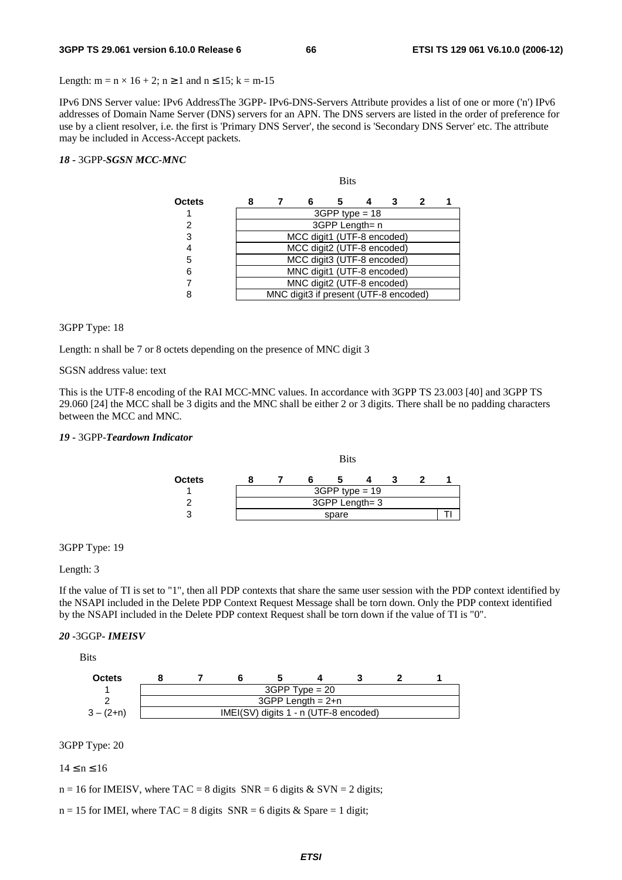Length: $m = n \times 16 + 2$; $n \geq 1$ and $n \leq 15$; $k = m-15$

IPv6 DNS Server value: IPv6 AddressThe 3GPP- IPv6-DNS-Servers Attribute provides a list of one or more ('n') IPv6 addresses of Domain Name Server (DNS) servers for an APN. The DNS servers are listed in the order of preference for use by a client resolver, i.e. the first is 'Primary DNS Server', the second is 'Secondary DNS Server' etc. The attribute may be included in Access-Accept packets.

#### *18* - 3GPP-*SGSN MCC-MNC*

| Octets | Bits 8 | 7 | 6 | 5 | 4 | 3 | 2 | 1 |
|---|---|---|---|---|---|---|---|---|
| 1 | 3GPP type = 18 | | | | | | | |
| 2 | 3GPP Length= n | | | | | | | |
| 3 | MCC digit1 (UTF-8 encoded) | | | | | | | |
| 4 | MCC digit2 (UTF-8 encoded) | | | | | | | |
| 5 | MCC digit3 (UTF-8 encoded) | | | | | | | |
| 6 | MNC digit1 (UTF-8 encoded) | | | | | | | |
| 7 | MNC digit2 (UTF-8 encoded) | | | | | | | |
| 8 | MNC digit3 if present (UTF-8 encoded) | | | | | | | |

3GPP Type: 18

Length: n shall be 7 or 8 octets depending on the presence of MNC digit 3

SGSN address value: text

This is the UTF-8 encoding of the RAI MCC-MNC values. In accordance with 3GPP TS 23.003 [40] and 3GPP TS 29.060 [24] the MCC shall be 3 digits and the MNC shall be either 2 or 3 digits. There shall be no padding characters between the MCC and MNC.

#### *19* - 3GPP-*Teardown Indicator*

| Octets | Bits 8 | 7 | 6 | 5 | 4 | 3 | 2 | 1 |
|---|---|---|---|---|---|---|---|---|
| 1 | 3GPP type = 19 | | | | | | | |
| 2 | 3GPP Length= 3 | | | | | | | |
| 3 | spare | | | | | | | TI |

3GPP Type: 19

Length: 3

If the value of TI is set to "1", then all PDP contexts that share the same user session with the PDP context identified by the NSAPI included in the Delete PDP Context Request Message shall be torn down. Only the PDP context identified by the NSAPI included in the Delete PDP context Request shall be torn down if the value of TI is "0".

#### *20* -3GGP- *IMEISV*

Bits

| Octets | 8 | 7 | 6 | 5 | 4 | 3 | 2 | 1 |
|---|---|---|---|---|---|---|---|---|
| 1 | 3GPP Type = 20 | | | | | | | |
| 2 | 3GPP Length = 2+n | | | | | | | |
| 3 – (2+n) | IMEI(SV) digits 1 - n (UTF-8 encoded) | | | | | | | |

3GPP Type: 20

$14 \leq n \leq 16$

n = 16 for IMEISV, where TAC = 8 digits SNR = 6 digits & SVN = 2 digits;

n = 15 for IMEI, where TAC = 8 digits SNR = 6 digits & Spare = 1 digit;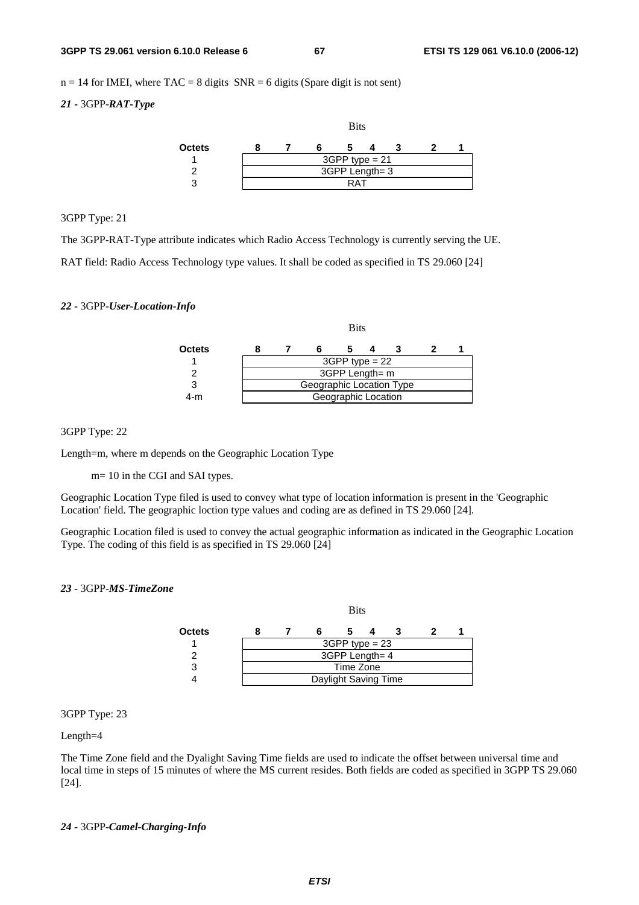n = 14 for IMEI, where TAC = 8 digits  SNR = 6 digits (Spare digit is not sent)

***21 -** 3GPP-**RAT-Type***

| Octets | Bits 8 | 7 | 6 | 5 | 4 | 3 | 2 | 1 |
|---|---|---|---|---|---|---|---|---|
| 1 | 3GPP type = 21 | | | | | | | |
| 2 | 3GPP Length= 3 | | | | | | | |
| 3 | RAT | | | | | | | |

3GPP Type: 21

The 3GPP-RAT-Type attribute indicates which Radio Access Technology is currently serving the UE.

RAT field: Radio Access Technology type values. It shall be coded as specified in TS 29.060 [24]

***22 -** 3GPP-**User-Location-Info***

| Octets | Bits 8 | 7 | 6 | 5 | 4 | 3 | 2 | 1 |
|---|---|---|---|---|---|---|---|---|
| 1 | 3GPP type = 22 | | | | | | | |
| 2 | 3GPP Length= m | | | | | | | |
| 3 | Geographic Location Type | | | | | | | |
| 4-m | Geographic Location | | | | | | | |

3GPP Type: 22

Length=m, where m depends on the Geographic Location Type

m= 10 in the CGI and SAI types.

Geographic Location Type filed is used to convey what type of location information is present in the 'Geographic Location' field. The geographic loction type values and coding are as defined in TS 29.060 [24].

Geographic Location filed is used to convey the actual geographic information as indicated in the Geographic Location Type. The coding of this field is as specified in TS 29.060 [24]

***23 -** 3GPP-**MS-TimeZone***

| Octets | Bits 8 | 7 | 6 | 5 | 4 | 3 | 2 | 1 |
|---|---|---|---|---|---|---|---|---|
| 1 | 3GPP type = 23 | | | | | | | |
| 2 | 3GPP Length= 4 | | | | | | | |
| 3 | Time Zone | | | | | | | |
| 4 | Daylight Saving Time | | | | | | | |

3GPP Type: 23

Length=4

The Time Zone field and the Dyalight Saving Time fields are used to indicate the offset between universal time and local time in steps of 15 minutes of where the MS current resides. Both fields are coded as specified in 3GPP TS 29.060 [24].

***24 -** 3GPP-**Camel-Charging-Info***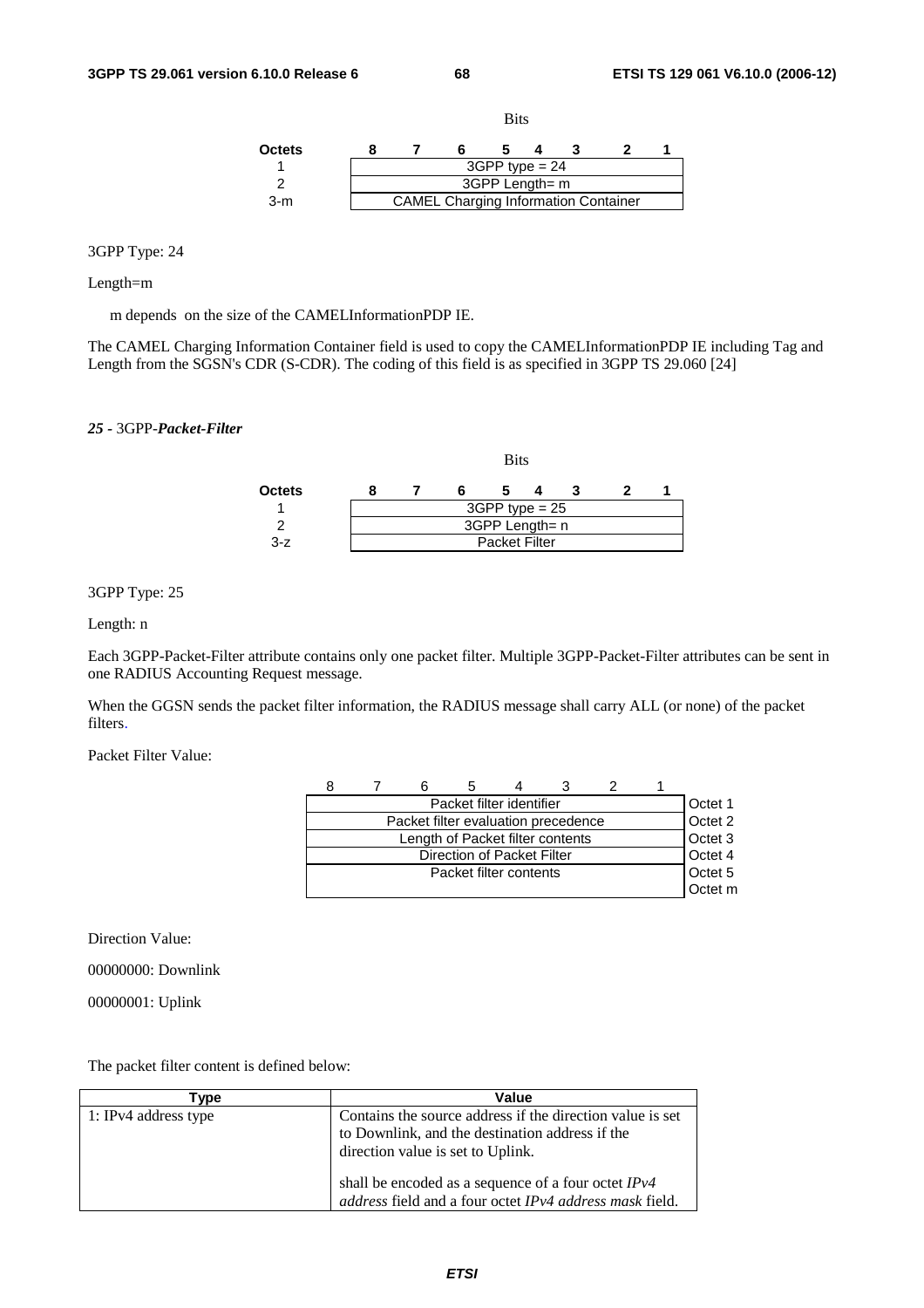| Octets | Bits 8 7 6 5 4 3 2 1 |
|---|---|
| 1 | 3GPP type = 24 |
| 2 | 3GPP Length= m |
| 3-m | CAMEL Charging Information Container |

3GPP Type: 24

Length=m

m depends on the size of the CAMELInformationPDP IE.

The CAMEL Charging Information Container field is used to copy the CAMELInformationPDP IE including Tag and Length from the SGSN's CDR (S-CDR). The coding of this field is as specified in 3GPP TS 29.060 [24]

#### *25 -* 3GPP-*Packet-Filter*

| Octets | Bits 8 7 6 5 4 3 2 1 |
|---|---|
| 1 | 3GPP type = 25 |
| 2 | 3GPP Length= n |
| 3-z | Packet Filter |

3GPP Type: 25

Length: n

Each 3GPP-Packet-Filter attribute contains only one packet filter. Multiple 3GPP-Packet-Filter attributes can be sent in one RADIUS Accounting Request message.

When the GGSN sends the packet filter information, the RADIUS message shall carry ALL (or none) of the packet filters.

Packet Filter Value:

| 8 7 6 5 4 3 2 1 | |
|---|---|
| Packet filter identifier | Octet 1 |
| Packet filter evaluation precedence | Octet 2 |
| Length of Packet filter contents | Octet 3 |
| Direction of Packet Filter | Octet 4 |
| Packet filter contents | Octet 5 |
| | Octet m |

Direction Value:

00000000: Downlink

00000001: Uplink

The packet filter content is defined below:

| Type | Value |
|---|---|
| 1: IPv4 address type | Contains the source address if the direction value is set to Downlink, and the destination address if the direction value is set to Uplink.<br><br>shall be encoded as a sequence of a four octet *IPv4 address* field and a four octet *IPv4 address mask* field. |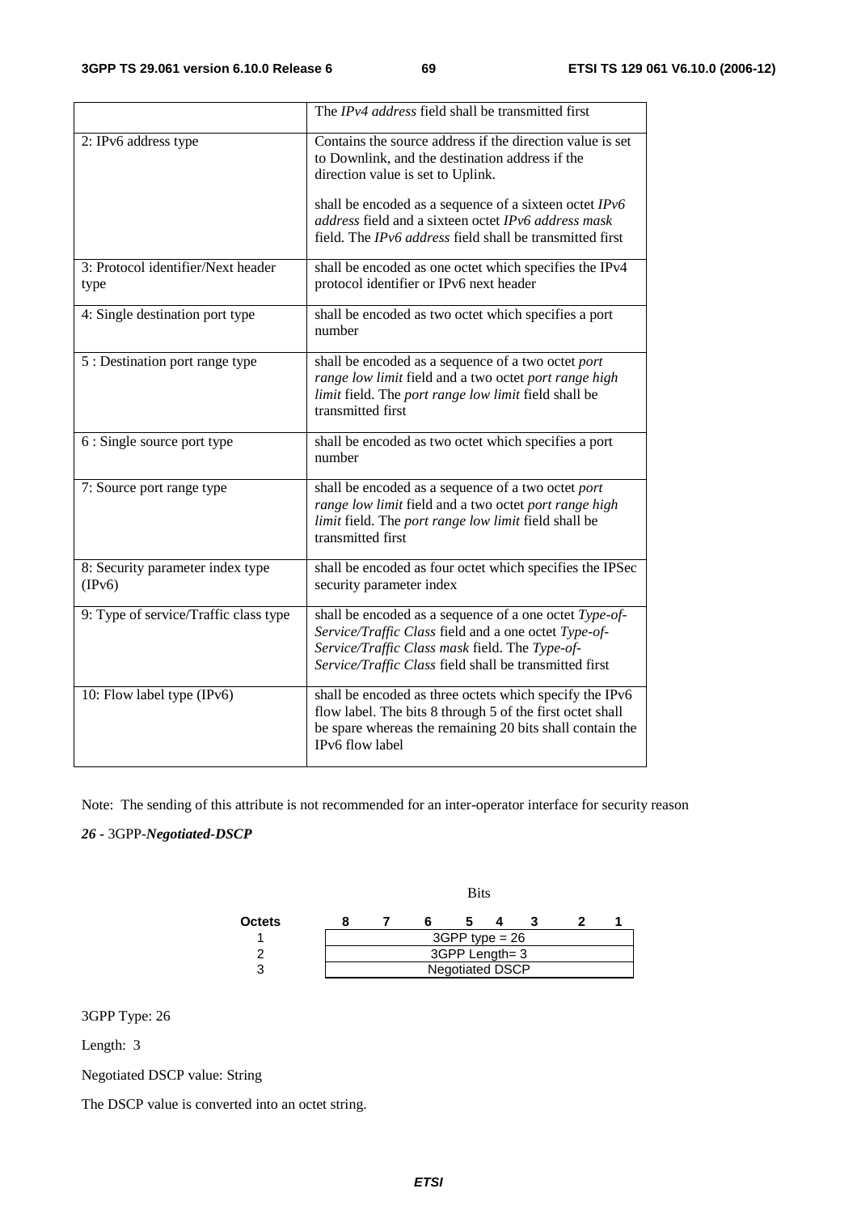|  | The *IPv4 address* field shall be transmitted first |
|---|---|
| 2: IPv6 address type | Contains the source address if the direction value is set to Downlink, and the destination address if the direction value is set to Uplink.<br><br>shall be encoded as a sequence of a sixteen octet *IPv6 address* field and a sixteen octet *IPv6 address mask* field. The *IPv6 address* field shall be transmitted first |
| 3: Protocol identifier/Next header type | shall be encoded as one octet which specifies the IPv4 protocol identifier or IPv6 next header |
| 4: Single destination port type | shall be encoded as two octet which specifies a port number |
| 5 : Destination port range type | shall be encoded as a sequence of a two octet *port range low limit* field and a two octet *port range high limit* field. The *port range low limit* field shall be transmitted first |
| 6 : Single source port type | shall be encoded as two octet which specifies a port number |
| 7: Source port range type | shall be encoded as a sequence of a two octet *port range low limit* field and a two octet *port range high limit* field. The *port range low limit* field shall be transmitted first |
| 8: Security parameter index type (IPv6) | shall be encoded as four octet which specifies the IPSec security parameter index |
| 9: Type of service/Traffic class type | shall be encoded as a sequence of a one octet *Type-of-Service/Traffic Class* field and a one octet *Type-of-Service/Traffic Class mask* field. The *Type-of-Service/Traffic Class* field shall be transmitted first |
| 10: Flow label type (IPv6) | shall be encoded as three octets which specify the IPv6 flow label. The bits 8 through 5 of the first octet shall be spare whereas the remaining 20 bits shall contain the IPv6 flow label |

Note: The sending of this attribute is not recommended for an inter-operator interface for security reason

***26*** **-** 3GPP-***Negotiated-DSCP***

| | Bits | | | | | | | |
|---|---|---|---|---|---|---|---|---|
| **Octets** | **8** | **7** | **6** | **5** | **4** | **3** | **2** | **1** |
| 1 | 3GPP type = 26 | | | | | | | |
| 2 | 3GPP Length= 3 | | | | | | | |
| 3 | Negotiated DSCP | | | | | | | |

3GPP Type: 26

Length: 3

Negotiated DSCP value: String

The DSCP value is converted into an octet string.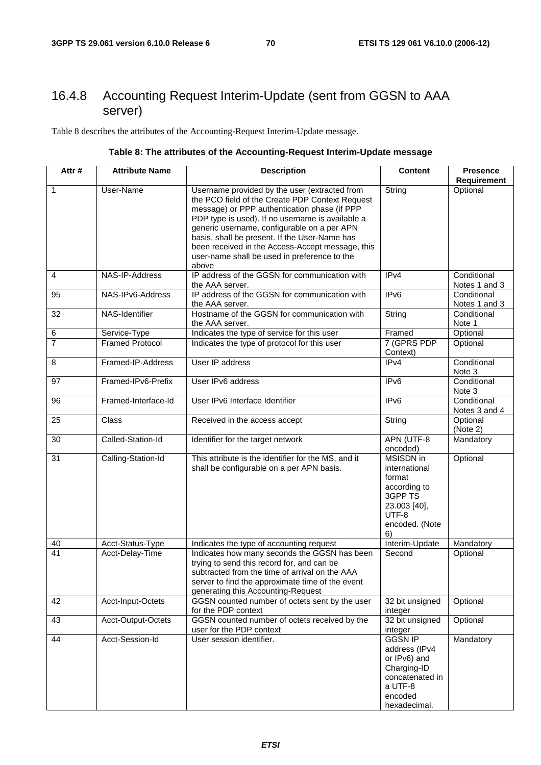### 16.4.8 Accounting Request Interim-Update (sent from GGSN to AAA server)

Table 8 describes the attributes of the Accounting-Request Interim-Update message.

**Table 8: The attributes of the Accounting-Request Interim-Update message**

| Attr # | Attribute Name | Description | Content | Presence Requirement |
|---|---|---|---|---|
| 1 | User-Name | Username provided by the user (extracted from the PCO field of the Create PDP Context Request message) or PPP authentication phase (if PPP PDP type is used). If no username is available a generic username, configurable on a per APN basis, shall be present. If the User-Name has been received in the Access-Accept message, this user-name shall be used in preference to the above | String | Optional |
| 4 | NAS-IP-Address | IP address of the GGSN for communication with the AAA server. | IPv4 | Conditional Notes 1 and 3 |
| 95 | NAS-IPv6-Address | IP address of the GGSN for communication with the AAA server. | IPv6 | Conditional Notes 1 and 3 |
| 32 | NAS-Identifier | Hostname of the GGSN for communication with the AAA server. | String | Conditional Note 1 |
| 6 | Service-Type | Indicates the type of service for this user | Framed | Optional |
| 7 | Framed Protocol | Indicates the type of protocol for this user | 7 (GPRS PDP Context) | Optional |
| 8 | Framed-IP-Address | User IP address | IPv4 | Conditional Note 3 |
| 97 | Framed-IPv6-Prefix | User IPv6 address | IPv6 | Conditional Note 3 |
| 96 | Framed-Interface-Id | User IPv6 Interface Identifier | IPv6 | Conditional Notes 3 and 4 |
| 25 | Class | Received in the access accept | String | Optional (Note 2) |
| 30 | Called-Station-Id | Identifier for the target network | APN (UTF-8 encoded) | Mandatory |
| 31 | Calling-Station-Id | This attribute is the identifier for the MS, and it shall be configurable on a per APN basis. | MSISDN in international format according to 3GPP TS 23.003 [40], UTF-8 encoded. (Note 6) | Optional |
| 40 | Acct-Status-Type | Indicates the type of accounting request | Interim-Update | Mandatory |
| 41 | Acct-Delay-Time | Indicates how many seconds the GGSN has been trying to send this record for, and can be subtracted from the time of arrival on the AAA server to find the approximate time of the event generating this Accounting-Request | Second | Optional |
| 42 | Acct-Input-Octets | GGSN counted number of octets sent by the user for the PDP context | 32 bit unsigned integer | Optional |
| 43 | Acct-Output-Octets | GGSN counted number of octets received by the user for the PDP context | 32 bit unsigned integer | Optional |
| 44 | Acct-Session-Id | User session identifier. | GGSN IP address (IPv4 or IPv6) and Charging-ID concatenated in a UTF-8 encoded hexadecimal. | Mandatory |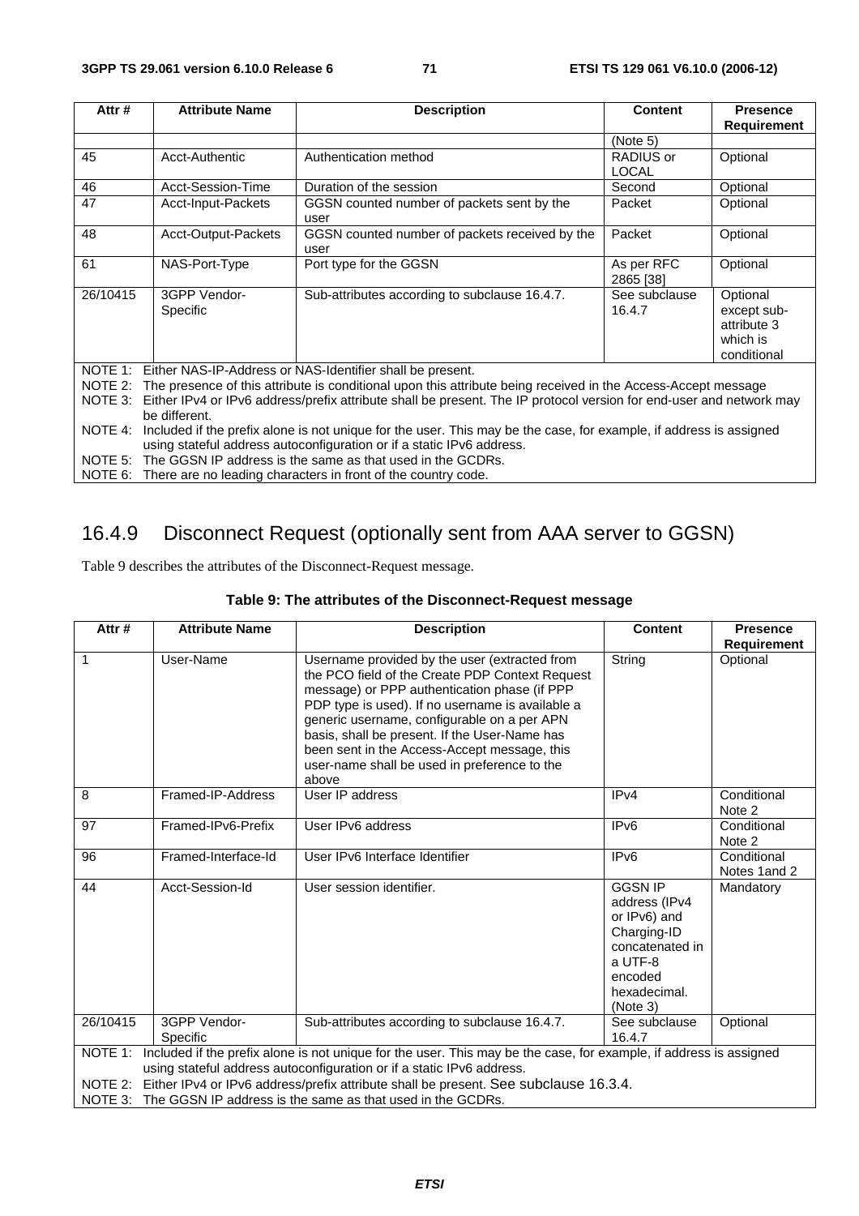| Attr # | Attribute Name | Description | Content | Presence Requirement |
|---|---|---|---|---|
| | | | (Note 5) | |
| 45 | Acct-Authentic | Authentication method | RADIUS or LOCAL | Optional |
| 46 | Acct-Session-Time | Duration of the session | Second | Optional |
| 47 | Acct-Input-Packets | GGSN counted number of packets sent by the user | Packet | Optional |
| 48 | Acct-Output-Packets | GGSN counted number of packets received by the user | Packet | Optional |
| 61 | NAS-Port-Type | Port type for the GGSN | As per RFC 2865 [38] | Optional |
| 26/10415 | 3GPP Vendor-Specific | Sub-attributes according to subclause 16.4.7. | See subclause 16.4.7 | Optional except sub-attribute 3 which is conditional |

NOTE 1: Either NAS-IP-Address or NAS-Identifier shall be present.
NOTE 2: The presence of this attribute is conditional upon this attribute being received in the Access-Accept message
NOTE 3: Either IPv4 or IPv6 address/prefix attribute shall be present. The IP protocol version for end-user and network may be different.
NOTE 4: Included if the prefix alone is not unique for the user. This may be the case, for example, if address is assigned using stateful address autoconfiguration or if a static IPv6 address.
NOTE 5: The GGSN IP address is the same as that used in the GCDRs.
NOTE 6: There are no leading characters in front of the country code.

### 16.4.9 Disconnect Request (optionally sent from AAA server to GGSN)

Table 9 describes the attributes of the Disconnect-Request message.

**Table 9: The attributes of the Disconnect-Request message**

| Attr # | Attribute Name | Description | Content | Presence Requirement |
|---|---|---|---|---|
| 1 | User-Name | Username provided by the user (extracted from the PCO field of the Create PDP Context Request message) or PPP authentication phase (if PPP PDP type is used). If no username is available a generic username, configurable on a per APN basis, shall be present. If the User-Name has been sent in the Access-Accept message, this user-name shall be used in preference to the above | String | Optional |
| 8 | Framed-IP-Address | User IP address | IPv4 | Conditional Note 2 |
| 97 | Framed-IPv6-Prefix | User IPv6 address | IPv6 | Conditional Note 2 |
| 96 | Framed-Interface-Id | User IPv6 Interface Identifier | IPv6 | Conditional Notes 1and 2 |
| 44 | Acct-Session-Id | User session identifier. | GGSN IP address (IPv4 or IPv6) and Charging-ID concatenated in a UTF-8 encoded hexadecimal. (Note 3) | Mandatory |
| 26/10415 | 3GPP Vendor-Specific | Sub-attributes according to subclause 16.4.7. | See subclause 16.4.7 | Optional |

NOTE 1: Included if the prefix alone is not unique for the user. This may be the case, for example, if address is assigned using stateful address autoconfiguration or if a static IPv6 address.
NOTE 2: Either IPv4 or IPv6 address/prefix attribute shall be present. See subclause 16.3.4.
NOTE 3: The GGSN IP address is the same as that used in the GCDRs.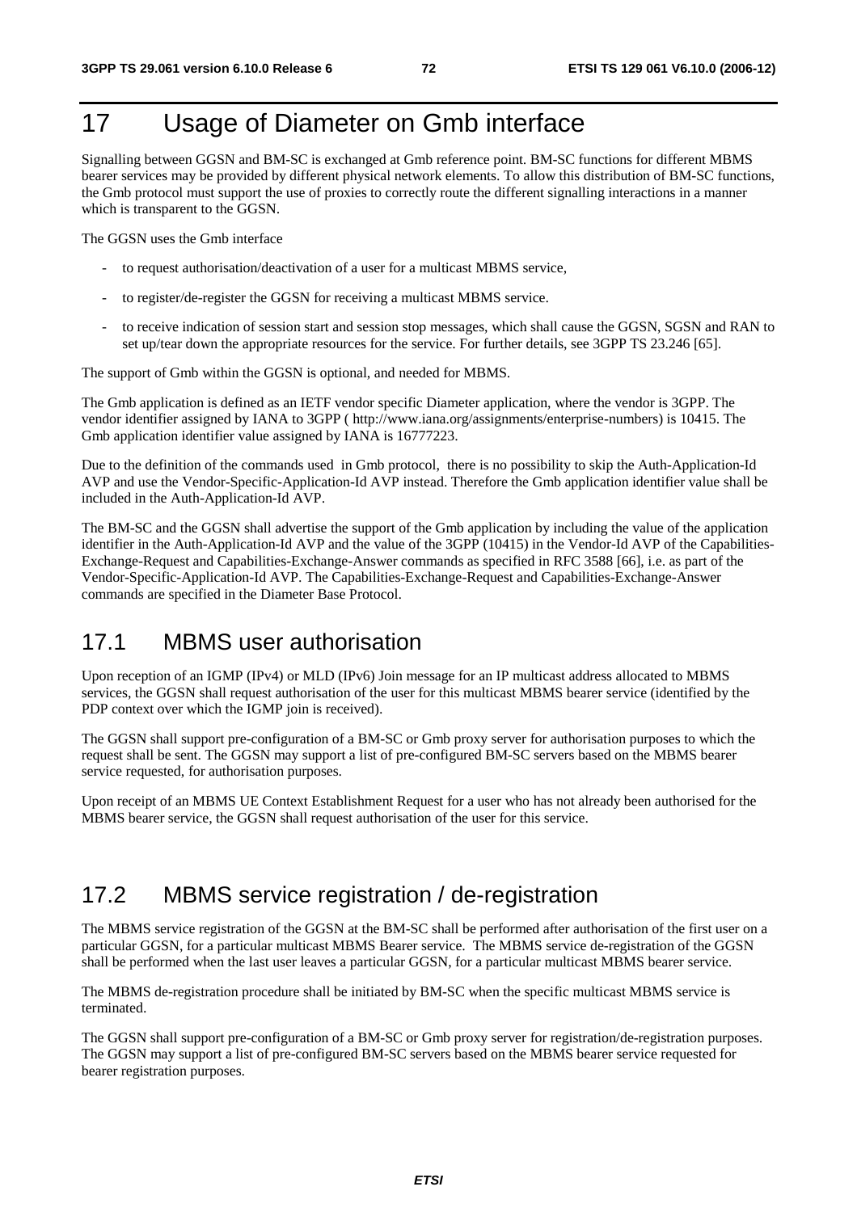# 17 Usage of Diameter on Gmb interface

Signalling between GGSN and BM-SC is exchanged at Gmb reference point. BM-SC functions for different MBMS bearer services may be provided by different physical network elements. To allow this distribution of BM-SC functions, the Gmb protocol must support the use of proxies to correctly route the different signalling interactions in a manner which is transparent to the GGSN.

The GGSN uses the Gmb interface

- to request authorisation/deactivation of a user for a multicast MBMS service,
- to register/de-register the GGSN for receiving a multicast MBMS service.
- to receive indication of session start and session stop messages, which shall cause the GGSN, SGSN and RAN to set up/tear down the appropriate resources for the service. For further details, see 3GPP TS 23.246 [65].

The support of Gmb within the GGSN is optional, and needed for MBMS.

The Gmb application is defined as an IETF vendor specific Diameter application, where the vendor is 3GPP. The vendor identifier assigned by IANA to 3GPP ( http://www.iana.org/assignments/enterprise-numbers) is 10415. The Gmb application identifier value assigned by IANA is 16777223.

Due to the definition of the commands used in Gmb protocol, there is no possibility to skip the Auth-Application-Id AVP and use the Vendor-Specific-Application-Id AVP instead. Therefore the Gmb application identifier value shall be included in the Auth-Application-Id AVP.

The BM-SC and the GGSN shall advertise the support of the Gmb application by including the value of the application identifier in the Auth-Application-Id AVP and the value of the 3GPP (10415) in the Vendor-Id AVP of the Capabilities-Exchange-Request and Capabilities-Exchange-Answer commands as specified in RFC 3588 [66], i.e. as part of the Vendor-Specific-Application-Id AVP. The Capabilities-Exchange-Request and Capabilities-Exchange-Answer commands are specified in the Diameter Base Protocol.

## 17.1 MBMS user authorisation

Upon reception of an IGMP (IPv4) or MLD (IPv6) Join message for an IP multicast address allocated to MBMS services, the GGSN shall request authorisation of the user for this multicast MBMS bearer service (identified by the PDP context over which the IGMP join is received).

The GGSN shall support pre-configuration of a BM-SC or Gmb proxy server for authorisation purposes to which the request shall be sent. The GGSN may support a list of pre-configured BM-SC servers based on the MBMS bearer service requested, for authorisation purposes.

Upon receipt of an MBMS UE Context Establishment Request for a user who has not already been authorised for the MBMS bearer service, the GGSN shall request authorisation of the user for this service.

## 17.2 MBMS service registration / de-registration

The MBMS service registration of the GGSN at the BM-SC shall be performed after authorisation of the first user on a particular GGSN, for a particular multicast MBMS Bearer service. The MBMS service de-registration of the GGSN shall be performed when the last user leaves a particular GGSN, for a particular multicast MBMS bearer service.

The MBMS de-registration procedure shall be initiated by BM-SC when the specific multicast MBMS service is terminated.

The GGSN shall support pre-configuration of a BM-SC or Gmb proxy server for registration/de-registration purposes. The GGSN may support a list of pre-configured BM-SC servers based on the MBMS bearer service requested for bearer registration purposes.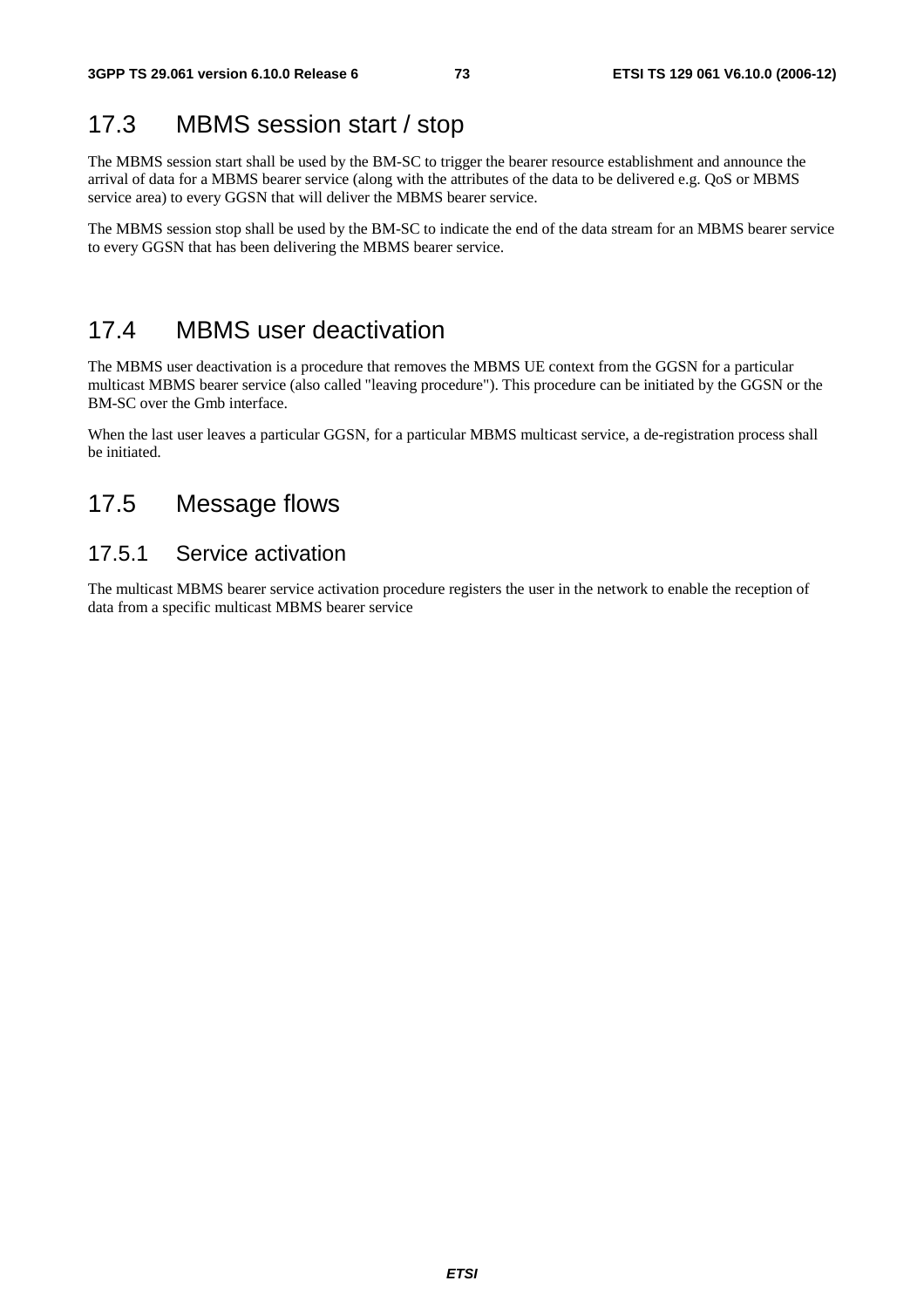## 17.3 MBMS session start / stop

The MBMS session start shall be used by the BM-SC to trigger the bearer resource establishment and announce the arrival of data for a MBMS bearer service (along with the attributes of the data to be delivered e.g. QoS or MBMS service area) to every GGSN that will deliver the MBMS bearer service.

The MBMS session stop shall be used by the BM-SC to indicate the end of the data stream for an MBMS bearer service to every GGSN that has been delivering the MBMS bearer service.

## 17.4 MBMS user deactivation

The MBMS user deactivation is a procedure that removes the MBMS UE context from the GGSN for a particular multicast MBMS bearer service (also called "leaving procedure"). This procedure can be initiated by the GGSN or the BM-SC over the Gmb interface.

When the last user leaves a particular GGSN, for a particular MBMS multicast service, a de-registration process shall be initiated.

## 17.5 Message flows

### 17.5.1 Service activation

The multicast MBMS bearer service activation procedure registers the user in the network to enable the reception of data from a specific multicast MBMS bearer service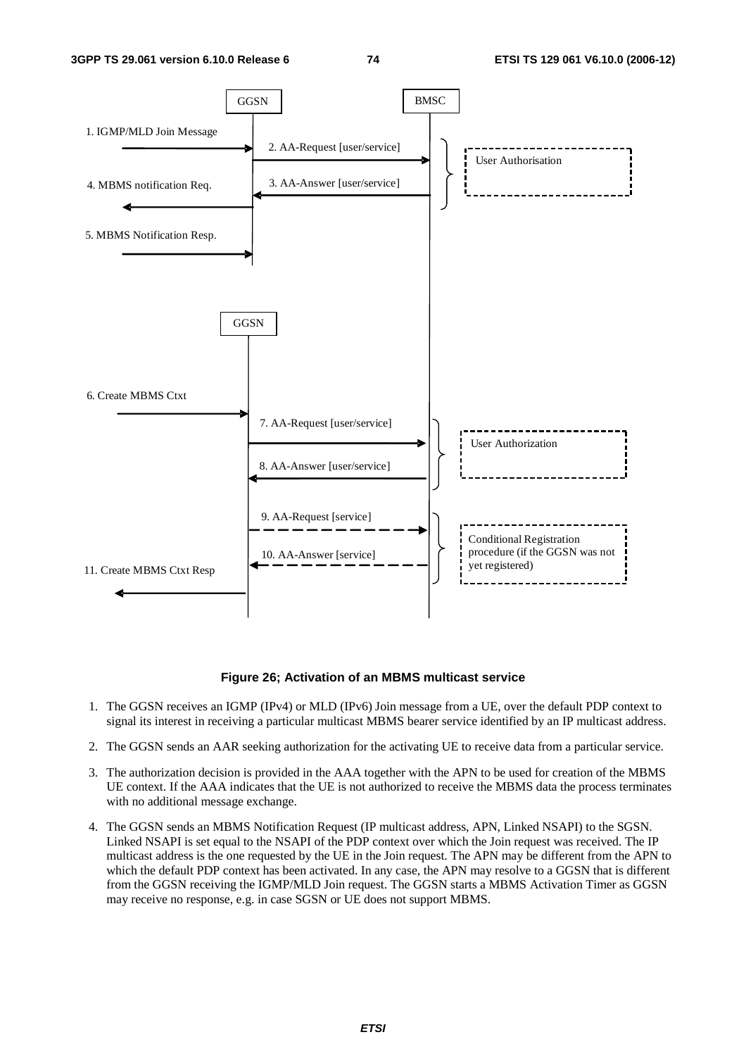**Figure 26; Activation of an MBMS multicast service**

1. The GGSN receives an IGMP (IPv4) or MLD (IPv6) Join message from a UE, over the default PDP context to signal its interest in receiving a particular multicast MBMS bearer service identified by an IP multicast address.

2. The GGSN sends an AAR seeking authorization for the activating UE to receive data from a particular service.

3. The authorization decision is provided in the AAA together with the APN to be used for creation of the MBMS UE context. If the AAA indicates that the UE is not authorized to receive the MBMS data the process terminates with no additional message exchange.

4. The GGSN sends an MBMS Notification Request (IP multicast address, APN, Linked NSAPI) to the SGSN. Linked NSAPI is set equal to the NSAPI of the PDP context over which the Join request was received. The IP multicast address is the one requested by the UE in the Join request. The APN may be different from the APN to which the default PDP context has been activated. In any case, the APN may resolve to a GGSN that is different from the GGSN receiving the IGMP/MLD Join request. The GGSN starts a MBMS Activation Timer as GGSN may receive no response, e.g. in case SGSN or UE does not support MBMS.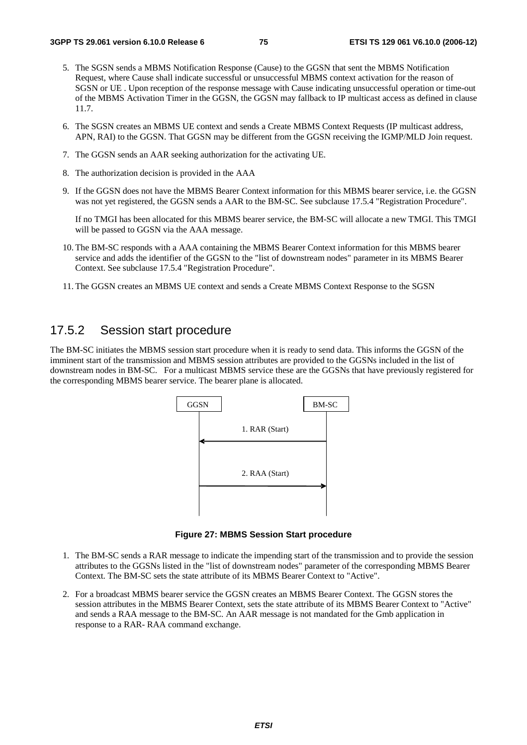5. The SGSN sends a MBMS Notification Response (Cause) to the GGSN that sent the MBMS Notification Request, where Cause shall indicate successful or unsuccessful MBMS context activation for the reason of SGSN or UE . Upon reception of the response message with Cause indicating unsuccessful operation or time-out of the MBMS Activation Timer in the GGSN, the GGSN may fallback to IP multicast access as defined in clause 11.7.

6. The SGSN creates an MBMS UE context and sends a Create MBMS Context Requests (IP multicast address, APN, RAI) to the GGSN. That GGSN may be different from the GGSN receiving the IGMP/MLD Join request.

7. The GGSN sends an AAR seeking authorization for the activating UE.

8. The authorization decision is provided in the AAA

9. If the GGSN does not have the MBMS Bearer Context information for this MBMS bearer service, i.e. the GGSN was not yet registered, the GGSN sends a AAR to the BM-SC. See subclause 17.5.4 "Registration Procedure".

   If no TMGI has been allocated for this MBMS bearer service, the BM-SC will allocate a new TMGI. This TMGI will be passed to GGSN via the AAA message.

10. The BM-SC responds with a AAA containing the MBMS Bearer Context information for this MBMS bearer service and adds the identifier of the GGSN to the "list of downstream nodes" parameter in its MBMS Bearer Context. See subclause 17.5.4 "Registration Procedure".

11. The GGSN creates an MBMS UE context and sends a Create MBMS Context Response to the SGSN

## 17.5.2 Session start procedure

The BM-SC initiates the MBMS session start procedure when it is ready to send data. This informs the GGSN of the imminent start of the transmission and MBMS session attributes are provided to the GGSNs included in the list of downstream nodes in BM-SC. For a multicast MBMS service these are the GGSNs that have previously registered for the corresponding MBMS bearer service. The bearer plane is allocated.

GGSN | BM-SC

1. RAR (Start)

2. RAA (Start)

**Figure 27: MBMS Session Start procedure**

1. The BM-SC sends a RAR message to indicate the impending start of the transmission and to provide the session attributes to the GGSNs listed in the "list of downstream nodes" parameter of the corresponding MBMS Bearer Context. The BM-SC sets the state attribute of its MBMS Bearer Context to "Active".

2. For a broadcast MBMS bearer service the GGSN creates an MBMS Bearer Context. The GGSN stores the session attributes in the MBMS Bearer Context, sets the state attribute of its MBMS Bearer Context to "Active" and sends a RAA message to the BM-SC. An AAR message is not mandated for the Gmb application in response to a RAR- RAA command exchange.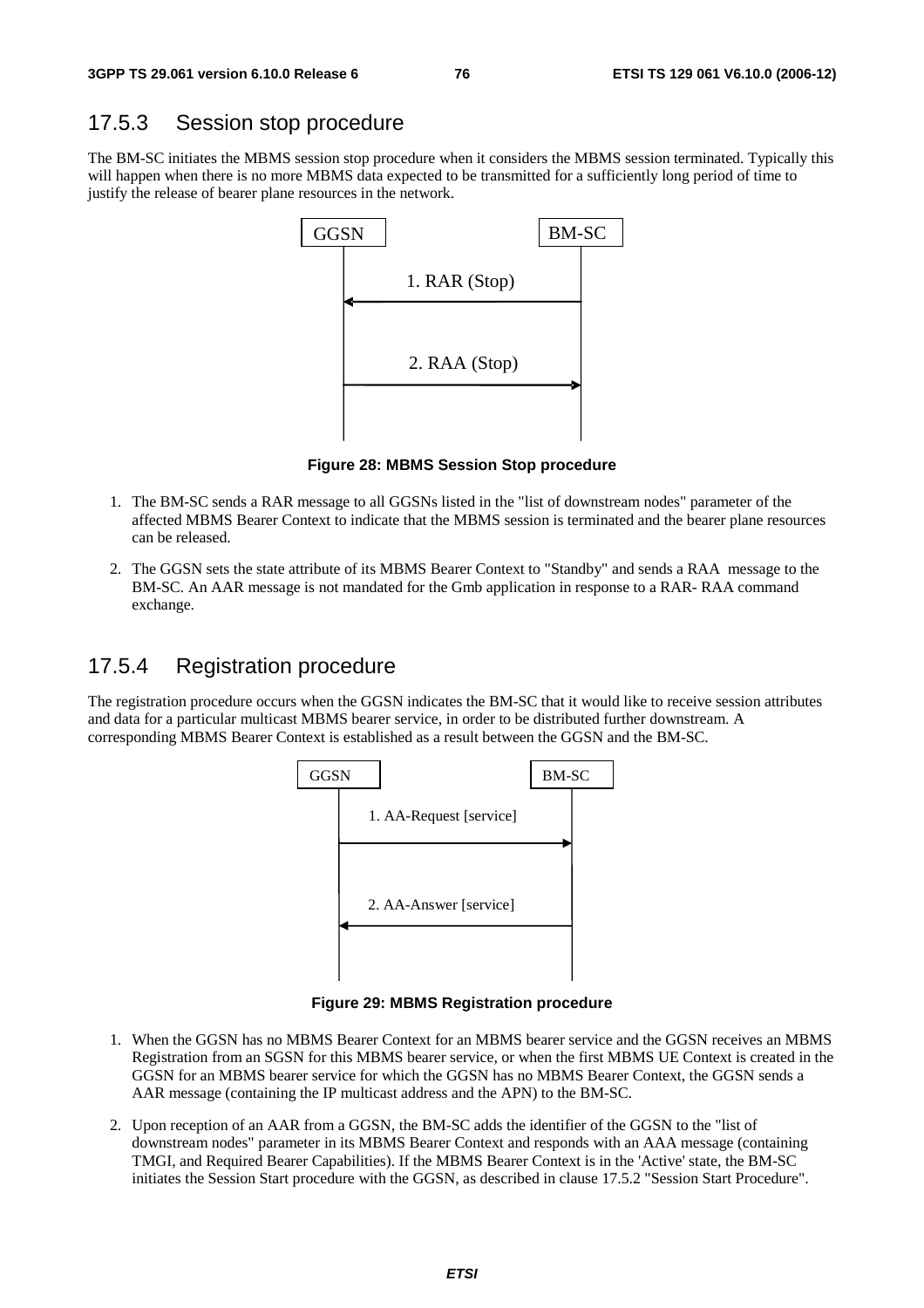## 17.5.3 Session stop procedure

The BM-SC initiates the MBMS session stop procedure when it considers the MBMS session terminated. Typically this will happen when there is no more MBMS data expected to be transmitted for a sufficiently long period of time to justify the release of bearer plane resources in the network.

GGSN BM-SC

1. RAR (Stop)

2. RAA (Stop)

**Figure 28: MBMS Session Stop procedure**

1. The BM-SC sends a RAR message to all GGSNs listed in the "list of downstream nodes" parameter of the affected MBMS Bearer Context to indicate that the MBMS session is terminated and the bearer plane resources can be released.
2. The GGSN sets the state attribute of its MBMS Bearer Context to "Standby" and sends a RAA message to the BM-SC. An AAR message is not mandated for the Gmb application in response to a RAR- RAA command exchange.

## 17.5.4 Registration procedure

The registration procedure occurs when the GGSN indicates the BM-SC that it would like to receive session attributes and data for a particular multicast MBMS bearer service, in order to be distributed further downstream. A corresponding MBMS Bearer Context is established as a result between the GGSN and the BM-SC.

GGSN BM-SC

1. AA-Request [service]

2. AA-Answer [service]

**Figure 29: MBMS Registration procedure**

1. When the GGSN has no MBMS Bearer Context for an MBMS bearer service and the GGSN receives an MBMS Registration from an SGSN for this MBMS bearer service, or when the first MBMS UE Context is created in the GGSN for an MBMS bearer service for which the GGSN has no MBMS Bearer Context, the GGSN sends a AAR message (containing the IP multicast address and the APN) to the BM-SC.
2. Upon reception of an AAR from a GGSN, the BM-SC adds the identifier of the GGSN to the "list of downstream nodes" parameter in its MBMS Bearer Context and responds with an AAA message (containing TMGI, and Required Bearer Capabilities). If the MBMS Bearer Context is in the 'Active' state, the BM-SC initiates the Session Start procedure with the GGSN, as described in clause 17.5.2 "Session Start Procedure".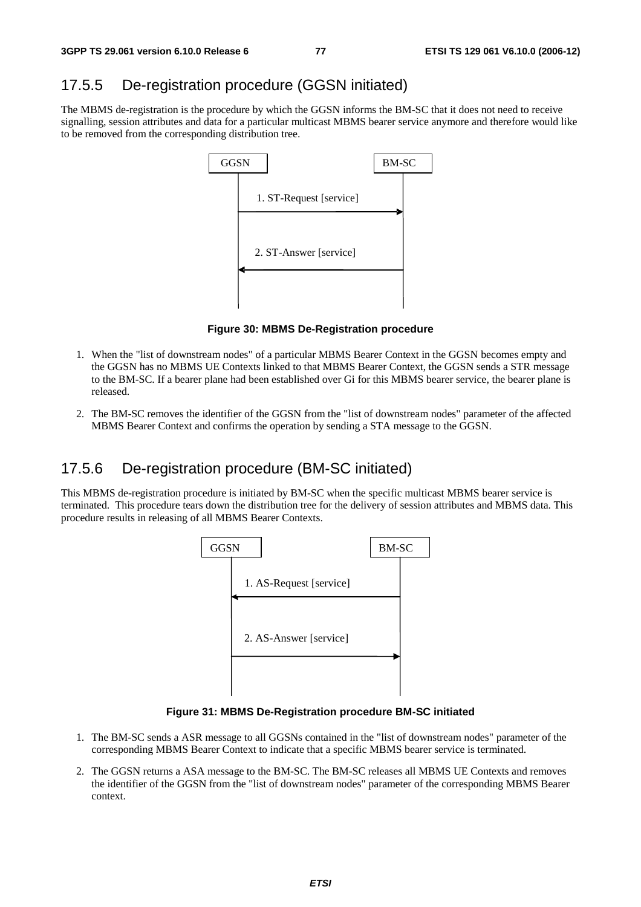## 17.5.5 De-registration procedure (GGSN initiated)

The MBMS de-registration is the procedure by which the GGSN informs the BM-SC that it does not need to receive signalling, session attributes and data for a particular multicast MBMS bearer service anymore and therefore would like to be removed from the corresponding distribution tree.

GGSN BM-SC

1. ST-Request [service]

2. ST-Answer [service]

**Figure 30: MBMS De-Registration procedure**

1. When the "list of downstream nodes" of a particular MBMS Bearer Context in the GGSN becomes empty and the GGSN has no MBMS UE Contexts linked to that MBMS Bearer Context, the GGSN sends a STR message to the BM-SC. If a bearer plane had been established over Gi for this MBMS bearer service, the bearer plane is released.

2. The BM-SC removes the identifier of the GGSN from the "list of downstream nodes" parameter of the affected MBMS Bearer Context and confirms the operation by sending a STA message to the GGSN.

## 17.5.6 De-registration procedure (BM-SC initiated)

This MBMS de-registration procedure is initiated by BM-SC when the specific multicast MBMS bearer service is terminated. This procedure tears down the distribution tree for the delivery of session attributes and MBMS data. This procedure results in releasing of all MBMS Bearer Contexts.

GGSN BM-SC

1. AS-Request [service]

2. AS-Answer [service]

**Figure 31: MBMS De-Registration procedure BM-SC initiated**

1. The BM-SC sends a ASR message to all GGSNs contained in the "list of downstream nodes" parameter of the corresponding MBMS Bearer Context to indicate that a specific MBMS bearer service is terminated.

2. The GGSN returns a ASA message to the BM-SC. The BM-SC releases all MBMS UE Contexts and removes the identifier of the GGSN from the "list of downstream nodes" parameter of the corresponding MBMS Bearer context.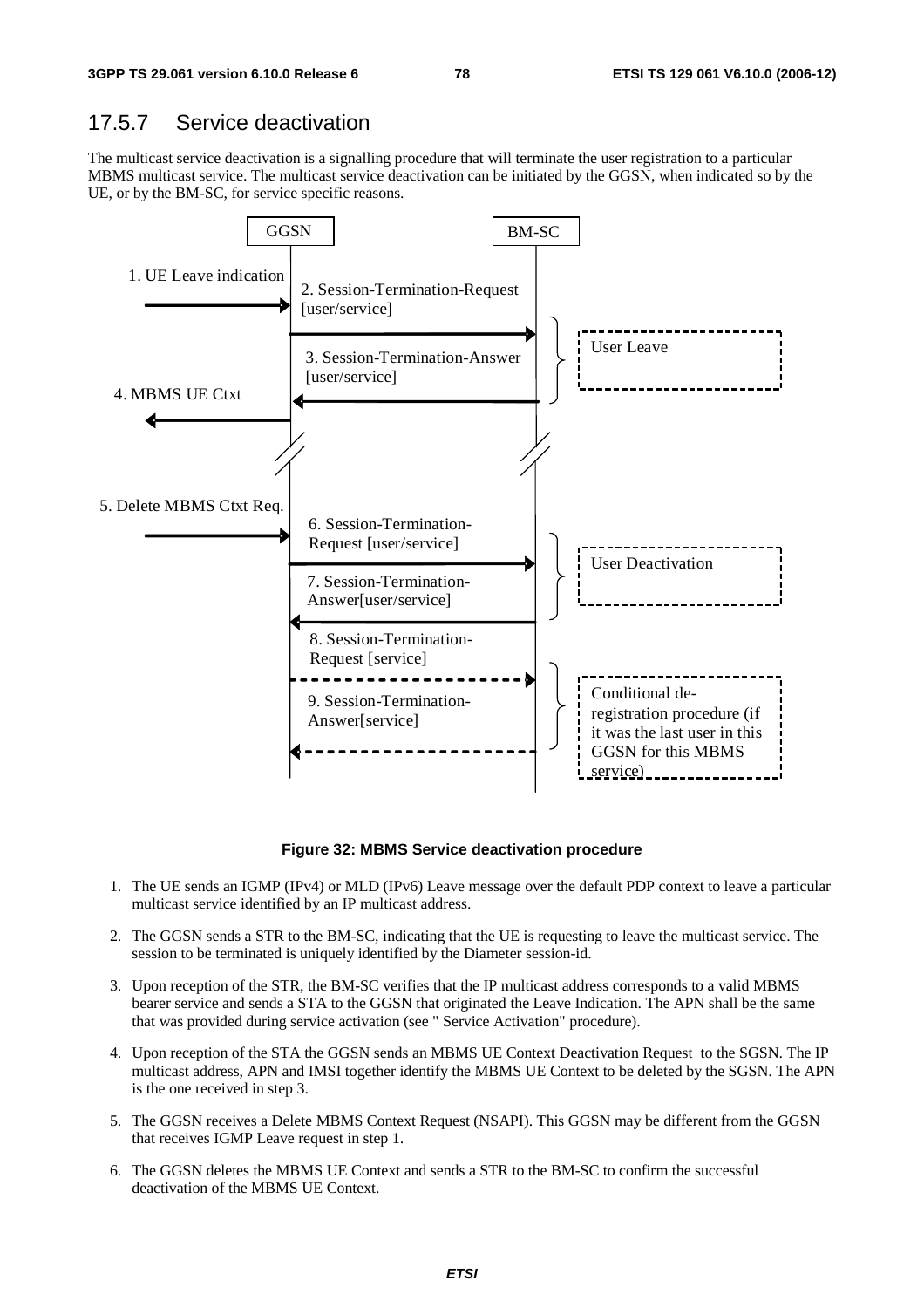### 17.5.7 Service deactivation

The multicast service deactivation is a signalling procedure that will terminate the user registration to a particular MBMS multicast service. The multicast service deactivation can be initiated by the GGSN, when indicated so by the UE, or by the BM-SC, for service specific reasons.

**Figure 32: MBMS Service deactivation procedure**

1. The UE sends an IGMP (IPv4) or MLD (IPv6) Leave message over the default PDP context to leave a particular multicast service identified by an IP multicast address.

2. The GGSN sends a STR to the BM-SC, indicating that the UE is requesting to leave the multicast service. The session to be terminated is uniquely identified by the Diameter session-id.

3. Upon reception of the STR, the BM-SC verifies that the IP multicast address corresponds to a valid MBMS bearer service and sends a STA to the GGSN that originated the Leave Indication. The APN shall be the same that was provided during service activation (see " Service Activation" procedure).

4. Upon reception of the STA the GGSN sends an MBMS UE Context Deactivation Request to the SGSN. The IP multicast address, APN and IMSI together identify the MBMS UE Context to be deleted by the SGSN. The APN is the one received in step 3.

5. The GGSN receives a Delete MBMS Context Request (NSAPI). This GGSN may be different from the GGSN that receives IGMP Leave request in step 1.

6. The GGSN deletes the MBMS UE Context and sends a STR to the BM-SC to confirm the successful deactivation of the MBMS UE Context.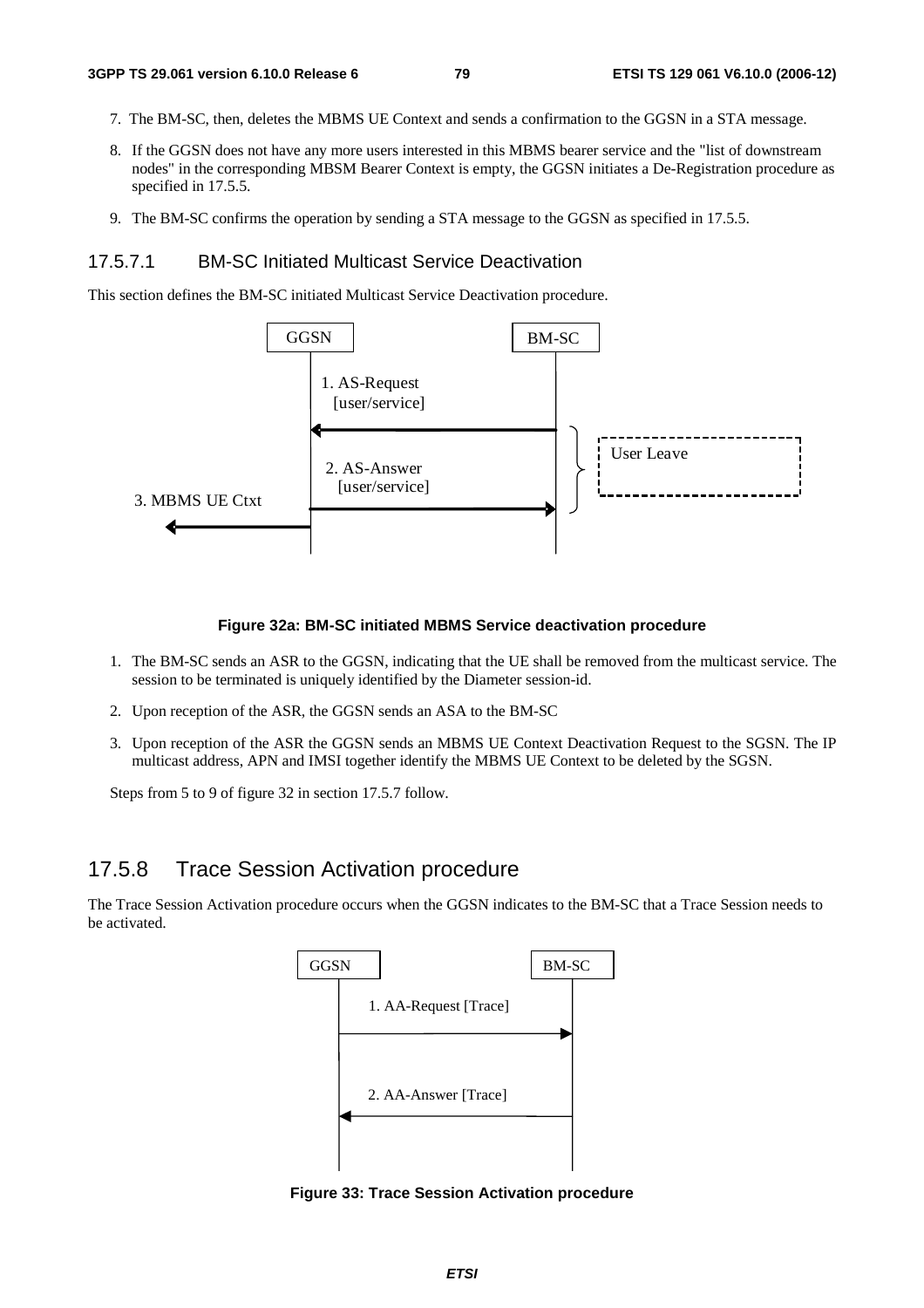7. The BM-SC, then, deletes the MBMS UE Context and sends a confirmation to the GGSN in a STA message.

8. If the GGSN does not have any more users interested in this MBMS bearer service and the "list of downstream nodes" in the corresponding MBSM Bearer Context is empty, the GGSN initiates a De-Registration procedure as specified in 17.5.5.

9. The BM-SC confirms the operation by sending a STA message to the GGSN as specified in 17.5.5.

#### 17.5.7.1 BM-SC Initiated Multicast Service Deactivation

This section defines the BM-SC initiated Multicast Service Deactivation procedure.

GGSN BM-SC

1. AS-Request [user/service]

2. AS-Answer [user/service]

3. MBMS UE Ctxt

User Leave

**Figure 32a: BM-SC initiated MBMS Service deactivation procedure**

1. The BM-SC sends an ASR to the GGSN, indicating that the UE shall be removed from the multicast service. The session to be terminated is uniquely identified by the Diameter session-id.

2. Upon reception of the ASR, the GGSN sends an ASA to the BM-SC

3. Upon reception of the ASR the GGSN sends an MBMS UE Context Deactivation Request to the SGSN. The IP multicast address, APN and IMSI together identify the MBMS UE Context to be deleted by the SGSN.

Steps from 5 to 9 of figure 32 in section 17.5.7 follow.

### 17.5.8 Trace Session Activation procedure

The Trace Session Activation procedure occurs when the GGSN indicates to the BM-SC that a Trace Session needs to be activated.

GGSN BM-SC

1. AA-Request [Trace]

2. AA-Answer [Trace]

**Figure 33: Trace Session Activation procedure**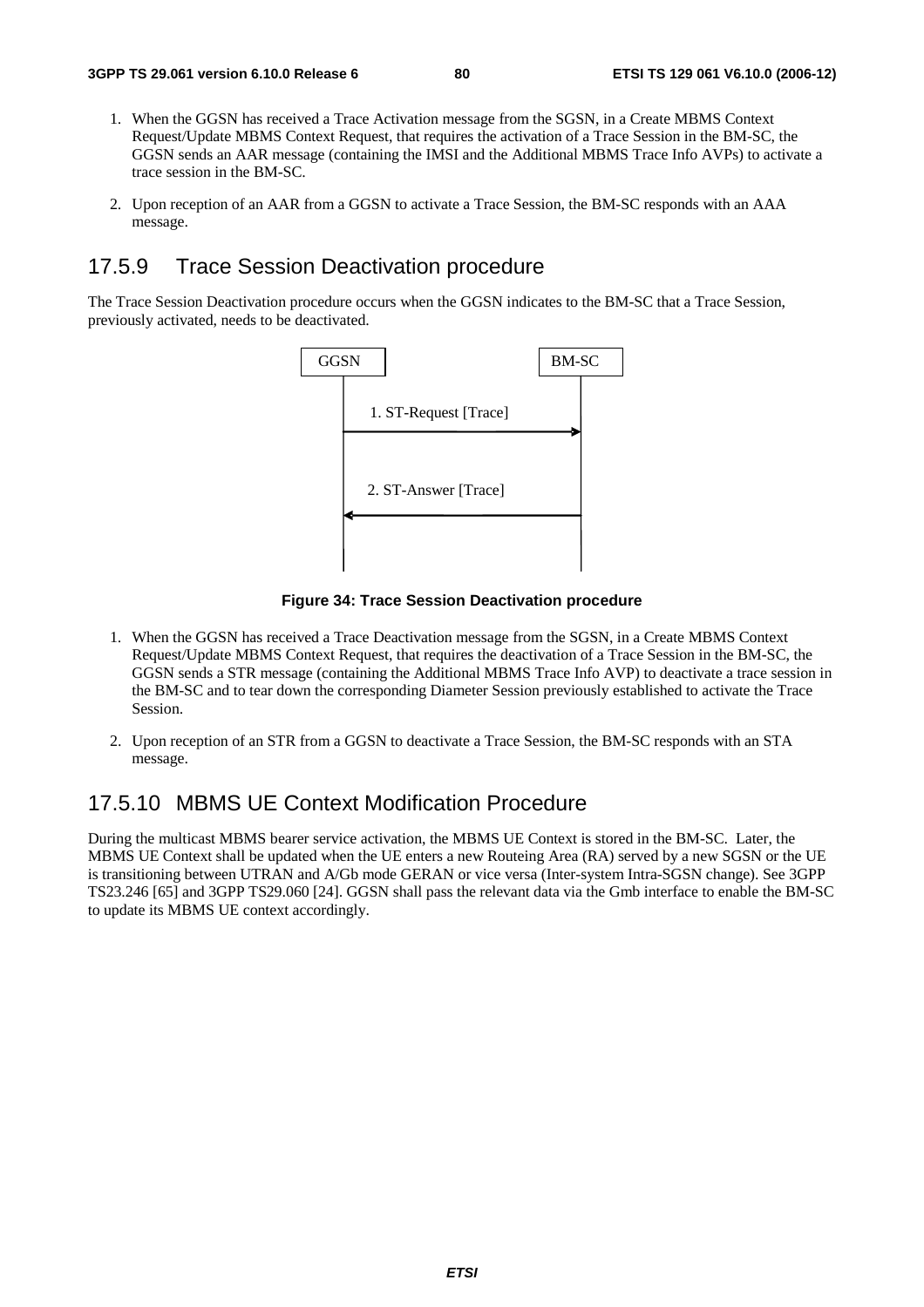1. When the GGSN has received a Trace Activation message from the SGSN, in a Create MBMS Context Request/Update MBMS Context Request, that requires the activation of a Trace Session in the BM-SC, the GGSN sends an AAR message (containing the IMSI and the Additional MBMS Trace Info AVPs) to activate a trace session in the BM-SC.

2. Upon reception of an AAR from a GGSN to activate a Trace Session, the BM-SC responds with an AAA message.

## 17.5.9 Trace Session Deactivation procedure

The Trace Session Deactivation procedure occurs when the GGSN indicates to the BM-SC that a Trace Session, previously activated, needs to be deactivated.

GGSN — BM-SC

1. ST-Request [Trace]

2. ST-Answer [Trace]

**Figure 34: Trace Session Deactivation procedure**

1. When the GGSN has received a Trace Deactivation message from the SGSN, in a Create MBMS Context Request/Update MBMS Context Request, that requires the deactivation of a Trace Session in the BM-SC, the GGSN sends a STR message (containing the Additional MBMS Trace Info AVP) to deactivate a trace session in the BM-SC and to tear down the corresponding Diameter Session previously established to activate the Trace Session.

2. Upon reception of an STR from a GGSN to deactivate a Trace Session, the BM-SC responds with an STA message.

## 17.5.10 MBMS UE Context Modification Procedure

During the multicast MBMS bearer service activation, the MBMS UE Context is stored in the BM-SC. Later, the MBMS UE Context shall be updated when the UE enters a new Routeing Area (RA) served by a new SGSN or the UE is transitioning between UTRAN and A/Gb mode GERAN or vice versa (Inter-system Intra-SGSN change). See 3GPP TS23.246 [65] and 3GPP TS29.060 [24]. GGSN shall pass the relevant data via the Gmb interface to enable the BM-SC to update its MBMS UE context accordingly.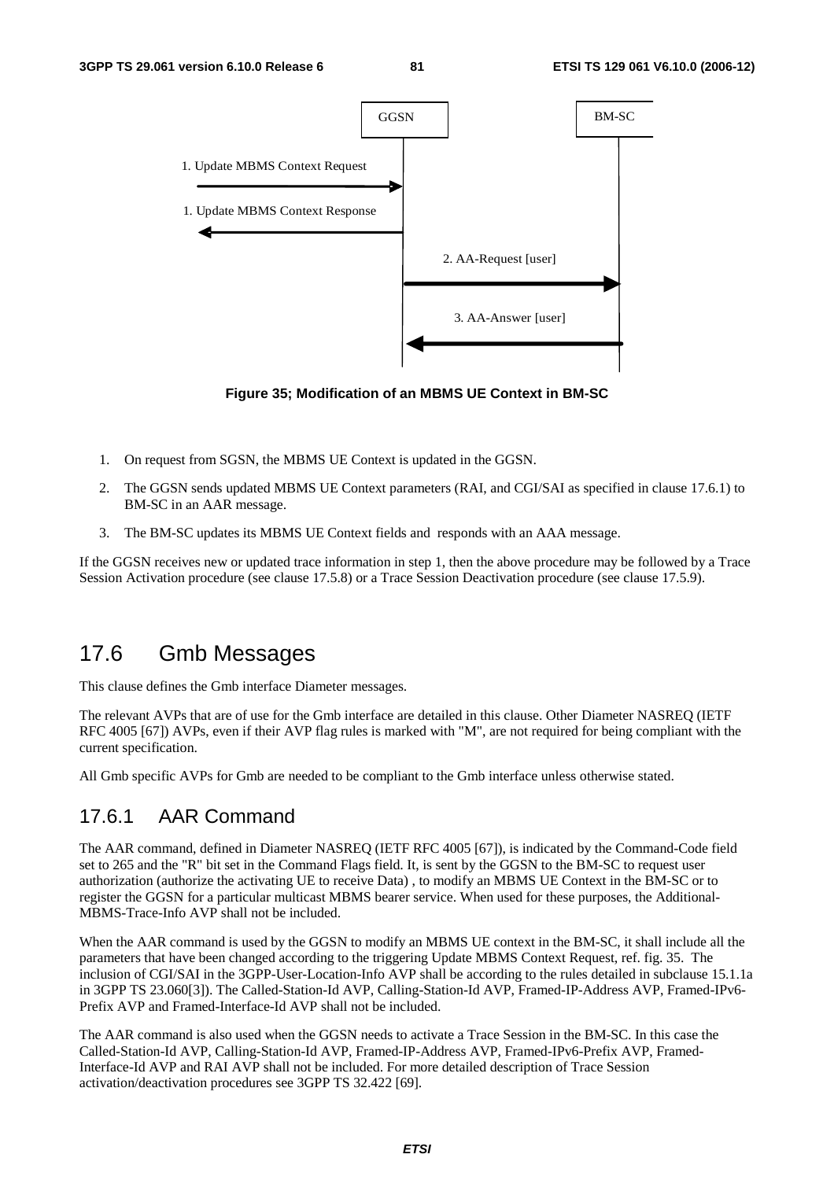**Figure 35; Modification of an MBMS UE Context in BM-SC**

1. On request from SGSN, the MBMS UE Context is updated in the GGSN.
2. The GGSN sends updated MBMS UE Context parameters (RAI, and CGI/SAI as specified in clause 17.6.1) to BM-SC in an AAR message.
3. The BM-SC updates its MBMS UE Context fields and responds with an AAA message.

If the GGSN receives new or updated trace information in step 1, then the above procedure may be followed by a Trace Session Activation procedure (see clause 17.5.8) or a Trace Session Deactivation procedure (see clause 17.5.9).

# 17.6 Gmb Messages

This clause defines the Gmb interface Diameter messages.

The relevant AVPs that are of use for the Gmb interface are detailed in this clause. Other Diameter NASREQ (IETF RFC 4005 [67]) AVPs, even if their AVP flag rules is marked with "M", are not required for being compliant with the current specification.

All Gmb specific AVPs for Gmb are needed to be compliant to the Gmb interface unless otherwise stated.

## 17.6.1 AAR Command

The AAR command, defined in Diameter NASREQ (IETF RFC 4005 [67]), is indicated by the Command-Code field set to 265 and the "R" bit set in the Command Flags field. It, is sent by the GGSN to the BM-SC to request user authorization (authorize the activating UE to receive Data) , to modify an MBMS UE Context in the BM-SC or to register the GGSN for a particular multicast MBMS bearer service. When used for these purposes, the Additional-MBMS-Trace-Info AVP shall not be included.

When the AAR command is used by the GGSN to modify an MBMS UE context in the BM-SC, it shall include all the parameters that have been changed according to the triggering Update MBMS Context Request, ref. fig. 35. The inclusion of CGI/SAI in the 3GPP-User-Location-Info AVP shall be according to the rules detailed in subclause 15.1.1a in 3GPP TS 23.060[3]). The Called-Station-Id AVP, Calling-Station-Id AVP, Framed-IP-Address AVP, Framed-IPv6-Prefix AVP and Framed-Interface-Id AVP shall not be included.

The AAR command is also used when the GGSN needs to activate a Trace Session in the BM-SC. In this case the Called-Station-Id AVP, Calling-Station-Id AVP, Framed-IP-Address AVP, Framed-IPv6-Prefix AVP, Framed-Interface-Id AVP and RAI AVP shall not be included. For more detailed description of Trace Session activation/deactivation procedures see 3GPP TS 32.422 [69].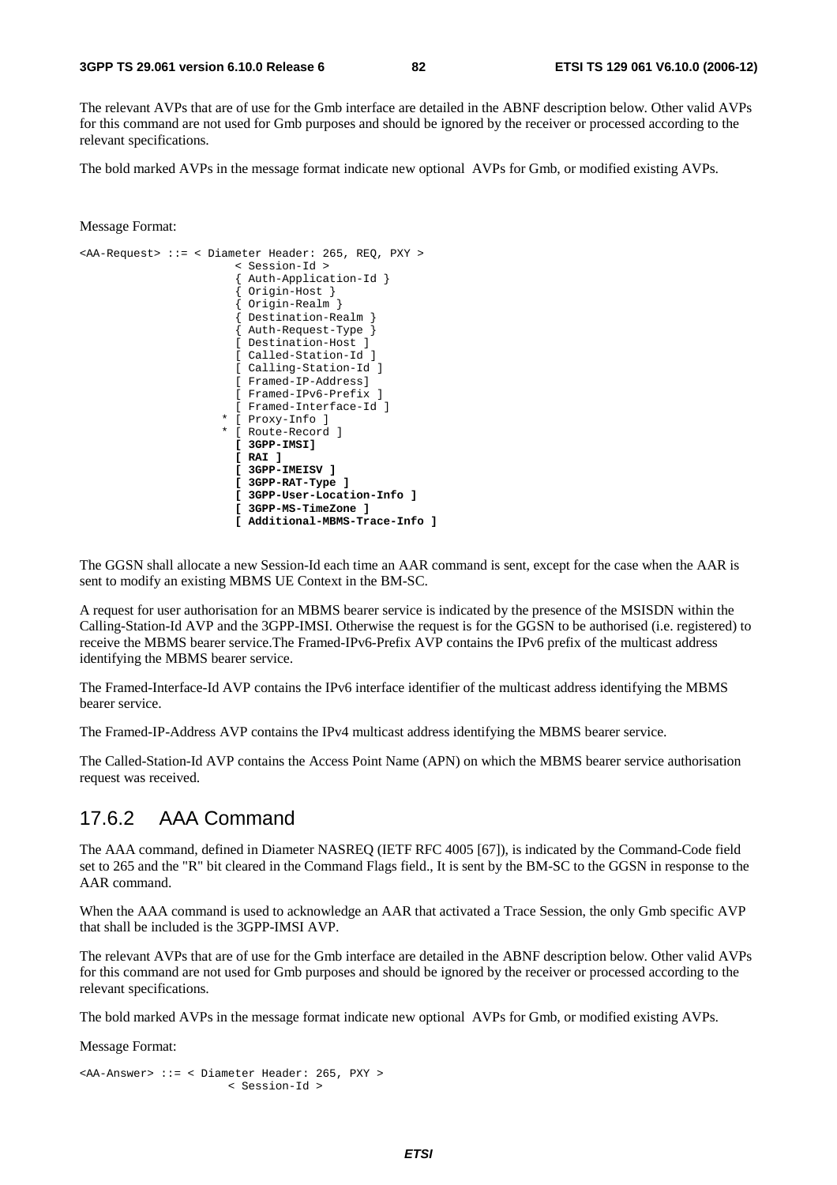The relevant AVPs that are of use for the Gmb interface are detailed in the ABNF description below. Other valid AVPs for this command are not used for Gmb purposes and should be ignored by the receiver or processed according to the relevant specifications.

The bold marked AVPs in the message format indicate new optional AVPs for Gmb, or modified existing AVPs.

Message Format:

```
<AA-Request> ::= < Diameter Header: 265, REQ, PXY >
                    < Session-Id >
                    { Auth-Application-Id }
                    { Origin-Host }
                    { Origin-Realm }
                    { Destination-Realm }
                    { Auth-Request-Type }
                    [ Destination-Host ]
                    [ Called-Station-Id ]
                    [ Calling-Station-Id ]
                    [ Framed-IP-Address]
                    [ Framed-IPv6-Prefix ]
                    [ Framed-Interface-Id ]
                  * [ Proxy-Info ]
                  * [ Route-Record ]
                    [ 3GPP-IMSI]
                    [ RAI ]
                    [ 3GPP-IMEISV ]
                    [ 3GPP-RAT-Type ]
                    [ 3GPP-User-Location-Info ]
                    [ 3GPP-MS-TimeZone ]
                    [ Additional-MBMS-Trace-Info ]
```

The GGSN shall allocate a new Session-Id each time an AAR command is sent, except for the case when the AAR is sent to modify an existing MBMS UE Context in the BM-SC.

A request for user authorisation for an MBMS bearer service is indicated by the presence of the MSISDN within the Calling-Station-Id AVP and the 3GPP-IMSI. Otherwise the request is for the GGSN to be authorised (i.e. registered) to receive the MBMS bearer service.The Framed-IPv6-Prefix AVP contains the IPv6 prefix of the multicast address identifying the MBMS bearer service.

The Framed-Interface-Id AVP contains the IPv6 interface identifier of the multicast address identifying the MBMS bearer service.

The Framed-IP-Address AVP contains the IPv4 multicast address identifying the MBMS bearer service.

The Called-Station-Id AVP contains the Access Point Name (APN) on which the MBMS bearer service authorisation request was received.

## 17.6.2 AAA Command

The AAA command, defined in Diameter NASREQ (IETF RFC 4005 [67]), is indicated by the Command-Code field set to 265 and the "R" bit cleared in the Command Flags field., It is sent by the BM-SC to the GGSN in response to the AAR command.

When the AAA command is used to acknowledge an AAR that activated a Trace Session, the only Gmb specific AVP that shall be included is the 3GPP-IMSI AVP.

The relevant AVPs that are of use for the Gmb interface are detailed in the ABNF description below. Other valid AVPs for this command are not used for Gmb purposes and should be ignored by the receiver or processed according to the relevant specifications.

The bold marked AVPs in the message format indicate new optional AVPs for Gmb, or modified existing AVPs.

Message Format:

```
<AA-Answer> ::= < Diameter Header: 265, PXY >
                  < Session-Id >
```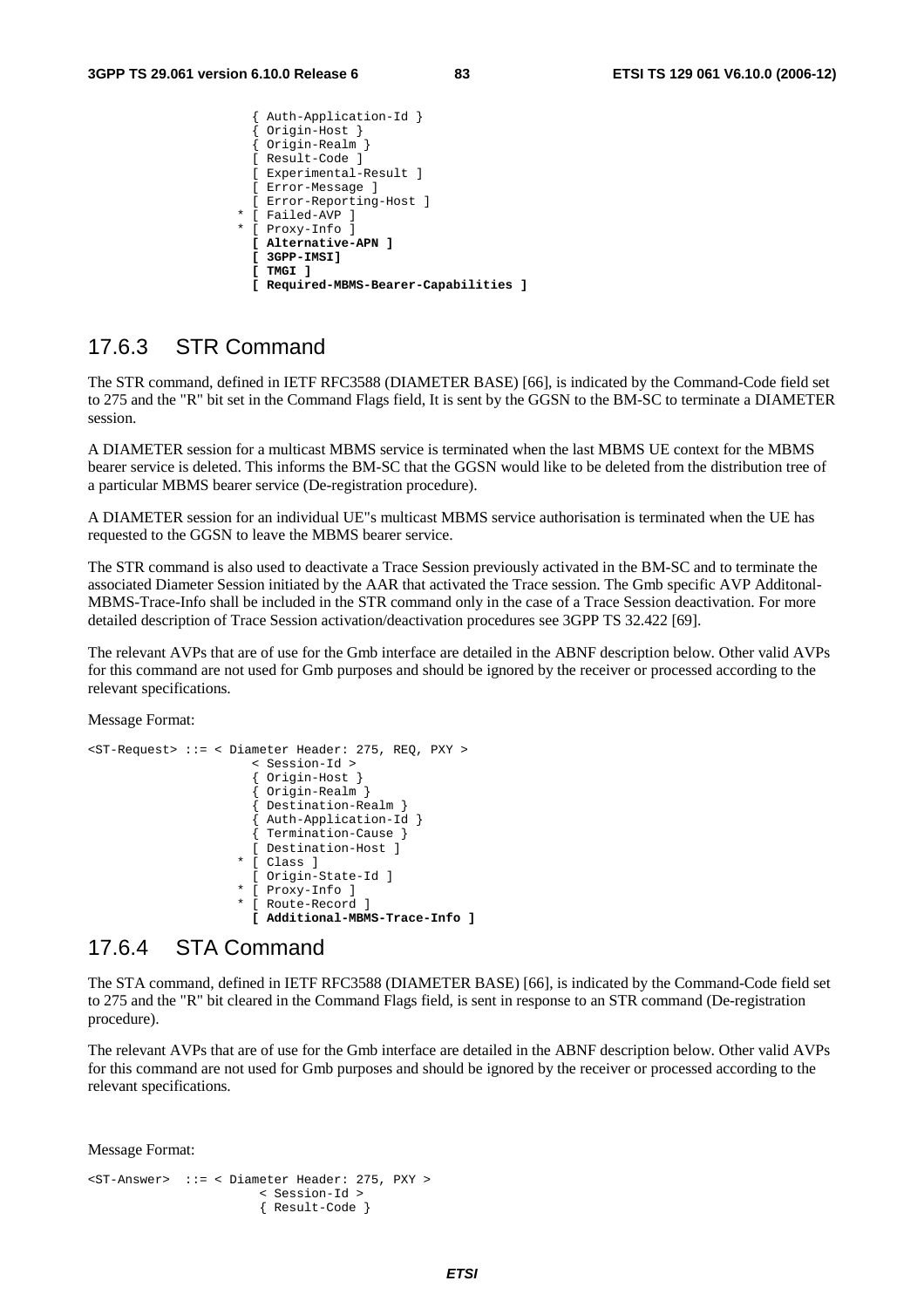```
                  { Auth-Application-Id }
                  { Origin-Host }
                  { Origin-Realm }
                  [ Result-Code ]
                  [ Experimental-Result ]
                  [ Error-Message ]
                  [ Error-Reporting-Host ]
                * [ Failed-AVP ]
                * [ Proxy-Info ]
                  [ Alternative-APN ]
                  [ 3GPP-IMSI]
                  [ TMGI ]
                  [ Required-MBMS-Bearer-Capabilities ]
```

### 17.6.3 STR Command

The STR command, defined in IETF RFC3588 (DIAMETER BASE) [66], is indicated by the Command-Code field set to 275 and the "R" bit set in the Command Flags field, It is sent by the GGSN to the BM-SC to terminate a DIAMETER session.

A DIAMETER session for a multicast MBMS service is terminated when the last MBMS UE context for the MBMS bearer service is deleted. This informs the BM-SC that the GGSN would like to be deleted from the distribution tree of a particular MBMS bearer service (De-registration procedure).

A DIAMETER session for an individual UE"s multicast MBMS service authorisation is terminated when the UE has requested to the GGSN to leave the MBMS bearer service.

The STR command is also used to deactivate a Trace Session previously activated in the BM-SC and to terminate the associated Diameter Session initiated by the AAR that activated the Trace session. The Gmb specific AVP Additonal-MBMS-Trace-Info shall be included in the STR command only in the case of a Trace Session deactivation. For more detailed description of Trace Session activation/deactivation procedures see 3GPP TS 32.422 [69].

The relevant AVPs that are of use for the Gmb interface are detailed in the ABNF description below. Other valid AVPs for this command are not used for Gmb purposes and should be ignored by the receiver or processed according to the relevant specifications.

Message Format:

```
<ST-Request> ::= < Diameter Header: 275, REQ, PXY >
                     < Session-Id >
                     { Origin-Host }
                     { Origin-Realm }
                     { Destination-Realm }
                     { Auth-Application-Id }
                     { Termination-Cause }
                     [ Destination-Host ]
                   * [ Class ]
                     [ Origin-State-Id ]
                   * [ Proxy-Info ]
                   * [ Route-Record ]
                     [ Additional-MBMS-Trace-Info ]
```

### 17.6.4 STA Command

The STA command, defined in IETF RFC3588 (DIAMETER BASE) [66], is indicated by the Command-Code field set to 275 and the "R" bit cleared in the Command Flags field, is sent in response to an STR command (De-registration procedure).

The relevant AVPs that are of use for the Gmb interface are detailed in the ABNF description below. Other valid AVPs for this command are not used for Gmb purposes and should be ignored by the receiver or processed according to the relevant specifications.

Message Format:

```
<ST-Answer>  ::= < Diameter Header: 275, PXY >
                      < Session-Id >
                      { Result-Code }
```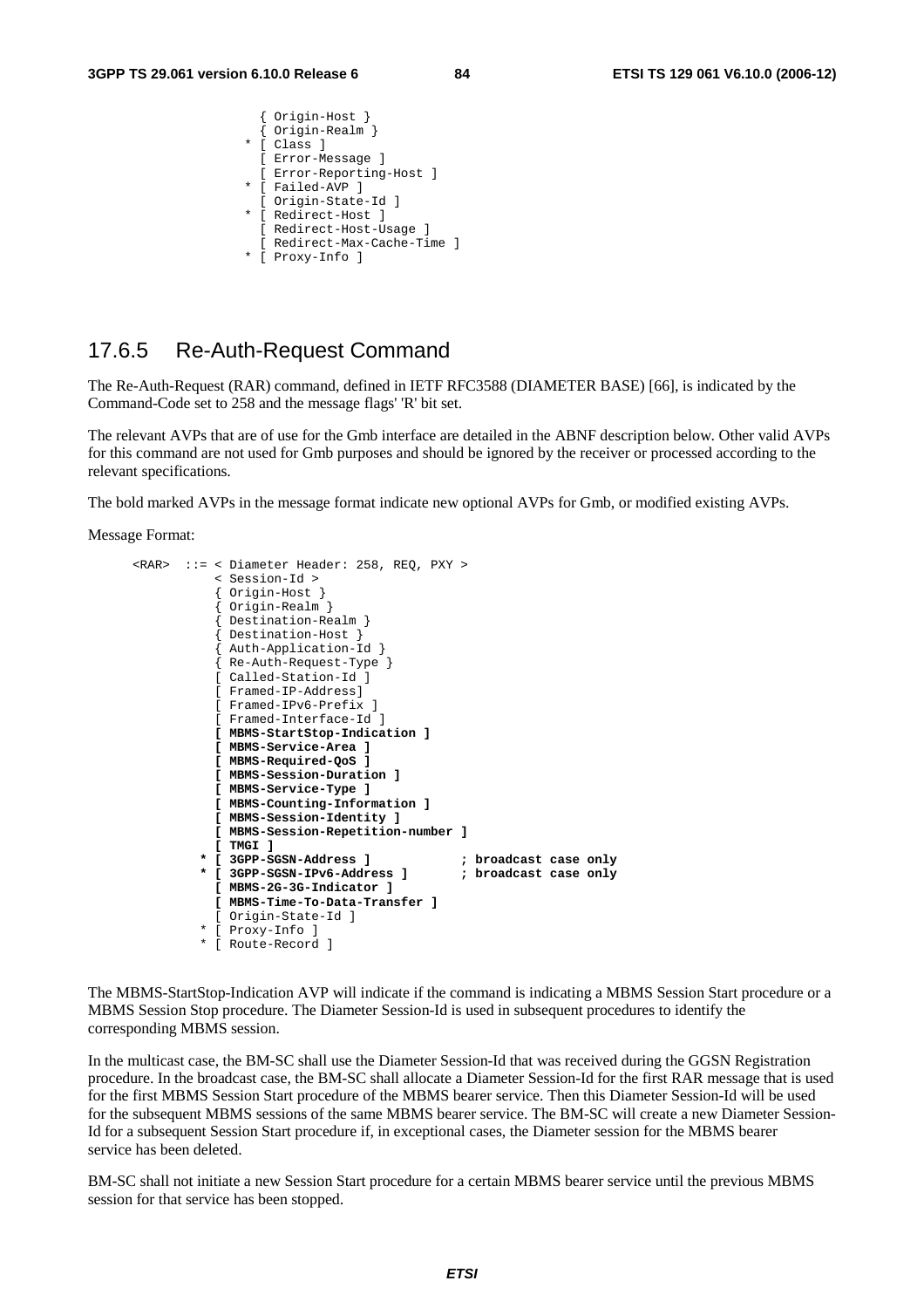```
              { Origin-Host }
              { Origin-Realm }
            * [ Class ]
              [ Error-Message ]
              [ Error-Reporting-Host ]
            * [ Failed-AVP ]
              [ Origin-State-Id ]
            * [ Redirect-Host ]
              [ Redirect-Host-Usage ]
              [ Redirect-Max-Cache-Time ]
            * [ Proxy-Info ]
```

### 17.6.5 Re-Auth-Request Command

The Re-Auth-Request (RAR) command, defined in IETF RFC3588 (DIAMETER BASE) [66], is indicated by the Command-Code set to 258 and the message flags' 'R' bit set.

The relevant AVPs that are of use for the Gmb interface are detailed in the ABNF description below. Other valid AVPs for this command are not used for Gmb purposes and should be ignored by the receiver or processed according to the relevant specifications.

The bold marked AVPs in the message format indicate new optional AVPs for Gmb, or modified existing AVPs.

Message Format:

```
<RAR>  ::= < Diameter Header: 258, REQ, PXY >
            < Session-Id >
            { Origin-Host }
            { Origin-Realm }
            { Destination-Realm }
            { Destination-Host }
            { Auth-Application-Id }
            { Re-Auth-Request-Type }
            [ Called-Station-Id ]
            [ Framed-IP-Address]
            [ Framed-IPv6-Prefix ]
            [ Framed-Interface-Id ]
            [ MBMS-StartStop-Indication ]
            [ MBMS-Service-Area ]
            [ MBMS-Required-QoS ]
            [ MBMS-Session-Duration ]
            [ MBMS-Service-Type ]
            [ MBMS-Counting-Information ]
            [ MBMS-Session-Identity ]
            [ MBMS-Session-Repetition-number ]
            [ TMGI ]
          * [ 3GPP-SGSN-Address ]            ; broadcast case only
          * [ 3GPP-SGSN-IPv6-Address ]       ; broadcast case only
            [ MBMS-2G-3G-Indicator ]
            [ MBMS-Time-To-Data-Transfer ]
            [ Origin-State-Id ]
          * [ Proxy-Info ]
          * [ Route-Record ]
```

The MBMS-StartStop-Indication AVP will indicate if the command is indicating a MBMS Session Start procedure or a MBMS Session Stop procedure. The Diameter Session-Id is used in subsequent procedures to identify the corresponding MBMS session.

In the multicast case, the BM-SC shall use the Diameter Session-Id that was received during the GGSN Registration procedure. In the broadcast case, the BM-SC shall allocate a Diameter Session-Id for the first RAR message that is used for the first MBMS Session Start procedure of the MBMS bearer service. Then this Diameter Session-Id will be used for the subsequent MBMS sessions of the same MBMS bearer service. The BM-SC will create a new Diameter Session-Id for a subsequent Session Start procedure if, in exceptional cases, the Diameter session for the MBMS bearer service has been deleted.

BM-SC shall not initiate a new Session Start procedure for a certain MBMS bearer service until the previous MBMS session for that service has been stopped.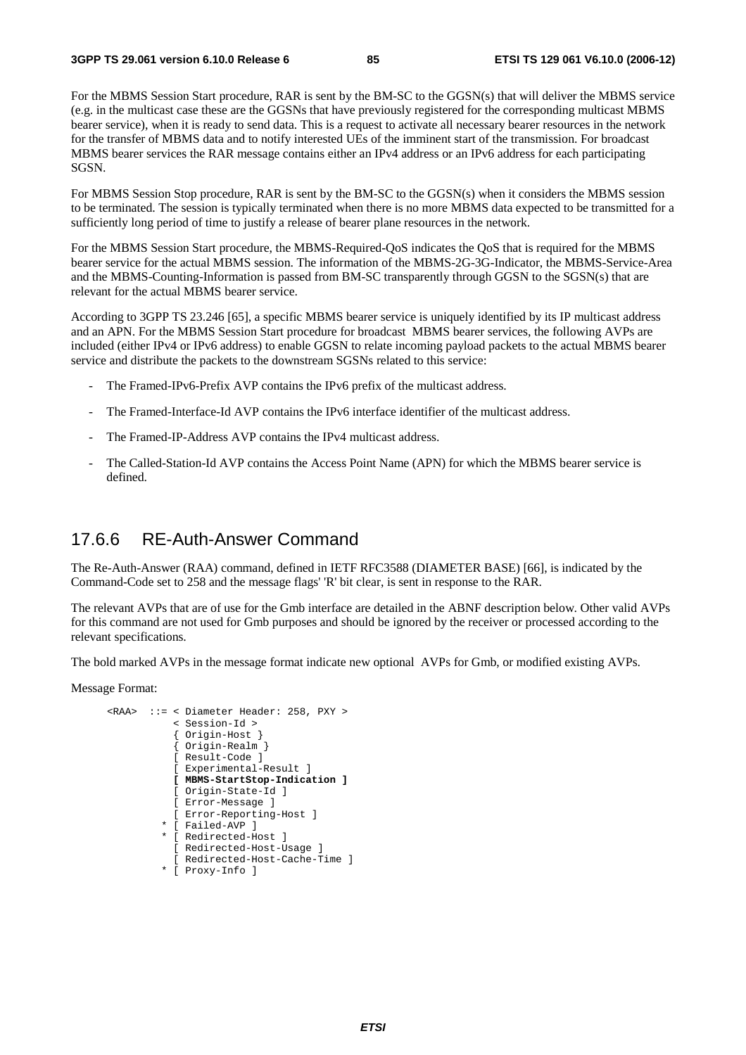For the MBMS Session Start procedure, RAR is sent by the BM-SC to the GGSN(s) that will deliver the MBMS service (e.g. in the multicast case these are the GGSNs that have previously registered for the corresponding multicast MBMS bearer service), when it is ready to send data. This is a request to activate all necessary bearer resources in the network for the transfer of MBMS data and to notify interested UEs of the imminent start of the transmission. For broadcast MBMS bearer services the RAR message contains either an IPv4 address or an IPv6 address for each participating SGSN.

For MBMS Session Stop procedure, RAR is sent by the BM-SC to the GGSN(s) when it considers the MBMS session to be terminated. The session is typically terminated when there is no more MBMS data expected to be transmitted for a sufficiently long period of time to justify a release of bearer plane resources in the network.

For the MBMS Session Start procedure, the MBMS-Required-QoS indicates the QoS that is required for the MBMS bearer service for the actual MBMS session. The information of the MBMS-2G-3G-Indicator, the MBMS-Service-Area and the MBMS-Counting-Information is passed from BM-SC transparently through GGSN to the SGSN(s) that are relevant for the actual MBMS bearer service.

According to 3GPP TS 23.246 [65], a specific MBMS bearer service is uniquely identified by its IP multicast address and an APN. For the MBMS Session Start procedure for broadcast MBMS bearer services, the following AVPs are included (either IPv4 or IPv6 address) to enable GGSN to relate incoming payload packets to the actual MBMS bearer service and distribute the packets to the downstream SGSNs related to this service:

- The Framed-IPv6-Prefix AVP contains the IPv6 prefix of the multicast address.
- The Framed-Interface-Id AVP contains the IPv6 interface identifier of the multicast address.
- The Framed-IP-Address AVP contains the IPv4 multicast address.
- The Called-Station-Id AVP contains the Access Point Name (APN) for which the MBMS bearer service is defined.

## 17.6.6 RE-Auth-Answer Command

The Re-Auth-Answer (RAA) command, defined in IETF RFC3588 (DIAMETER BASE) [66], is indicated by the Command-Code set to 258 and the message flags' 'R' bit clear, is sent in response to the RAR.

The relevant AVPs that are of use for the Gmb interface are detailed in the ABNF description below. Other valid AVPs for this command are not used for Gmb purposes and should be ignored by the receiver or processed according to the relevant specifications.

The bold marked AVPs in the message format indicate new optional AVPs for Gmb, or modified existing AVPs.

Message Format:

```
<RAA>  ::= < Diameter Header: 258, PXY >
           < Session-Id >
           { Origin-Host }
           { Origin-Realm }
           [ Result-Code ]
           [ Experimental-Result ]
           [ MBMS-StartStop-Indication ]
           [ Origin-State-Id ]
           [ Error-Message ]
           [ Error-Reporting-Host ]
         * [ Failed-AVP ]
         * [ Redirected-Host ]
           [ Redirected-Host-Usage ]
           [ Redirected-Host-Cache-Time ]
         * [ Proxy-Info ]
```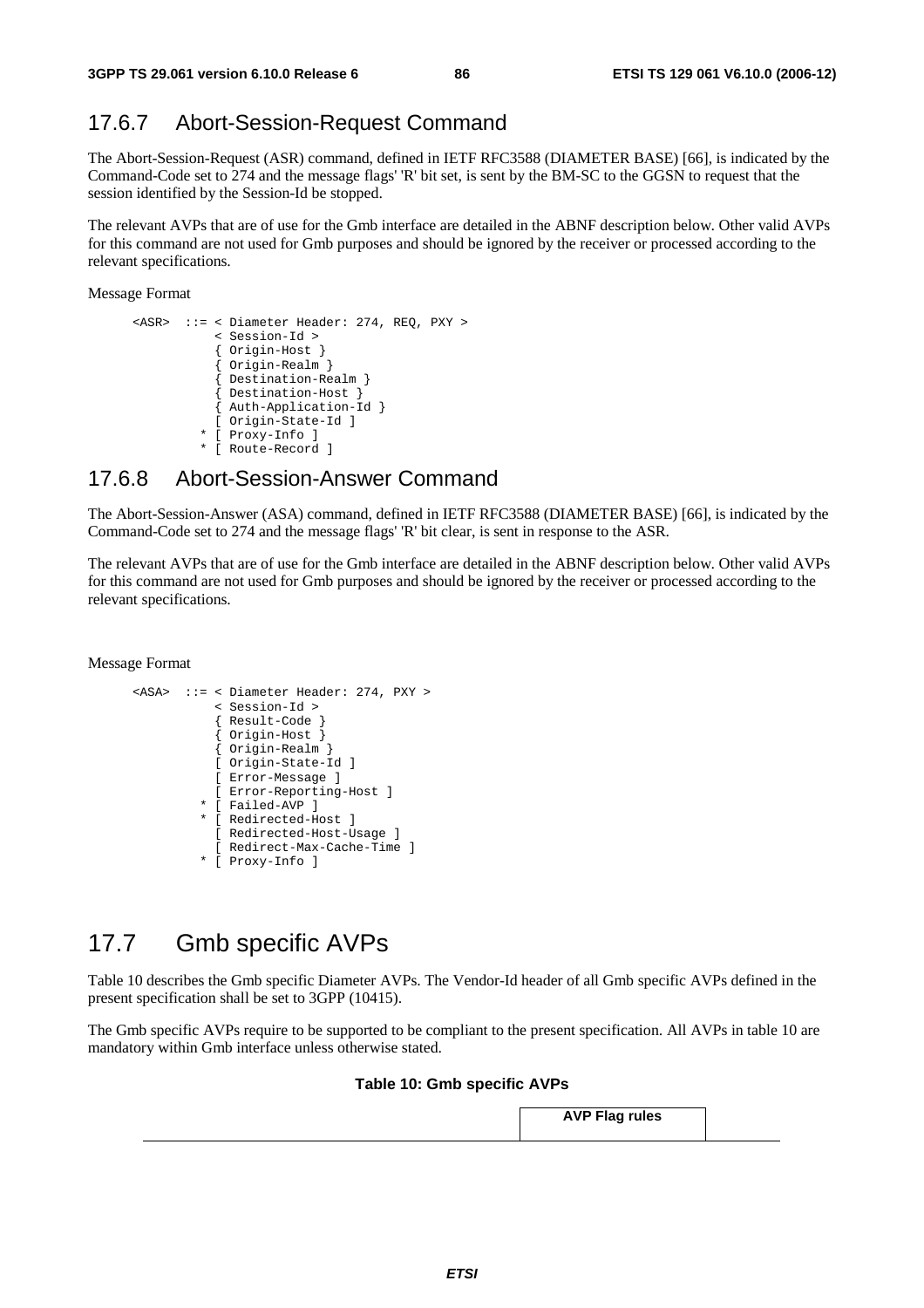## 17.6.7 Abort-Session-Request Command

The Abort-Session-Request (ASR) command, defined in IETF RFC3588 (DIAMETER BASE) [66], is indicated by the Command-Code set to 274 and the message flags' 'R' bit set, is sent by the BM-SC to the GGSN to request that the session identified by the Session-Id be stopped.

The relevant AVPs that are of use for the Gmb interface are detailed in the ABNF description below. Other valid AVPs for this command are not used for Gmb purposes and should be ignored by the receiver or processed according to the relevant specifications.

Message Format

```
<ASR>  ::= < Diameter Header: 274, REQ, PXY >
           < Session-Id >
           { Origin-Host }
           { Origin-Realm }
           { Destination-Realm }
           { Destination-Host }
           { Auth-Application-Id }
           [ Origin-State-Id ]
         * [ Proxy-Info ]
         * [ Route-Record ]
```

## 17.6.8 Abort-Session-Answer Command

The Abort-Session-Answer (ASA) command, defined in IETF RFC3588 (DIAMETER BASE) [66], is indicated by the Command-Code set to 274 and the message flags' 'R' bit clear, is sent in response to the ASR.

The relevant AVPs that are of use for the Gmb interface are detailed in the ABNF description below. Other valid AVPs for this command are not used for Gmb purposes and should be ignored by the receiver or processed according to the relevant specifications.

Message Format

```
<ASA>  ::= < Diameter Header: 274, PXY >
           < Session-Id >
           { Result-Code }
           { Origin-Host }
           { Origin-Realm }
           [ Origin-State-Id ]
           [ Error-Message ]
           [ Error-Reporting-Host ]
         * [ Failed-AVP ]
         * [ Redirected-Host ]
           [ Redirected-Host-Usage ]
           [ Redirect-Max-Cache-Time ]
         * [ Proxy-Info ]
```

# 17.7 Gmb specific AVPs

Table 10 describes the Gmb specific Diameter AVPs. The Vendor-Id header of all Gmb specific AVPs defined in the present specification shall be set to 3GPP (10415).

The Gmb specific AVPs require to be supported to be compliant to the present specification. All AVPs in table 10 are mandatory within Gmb interface unless otherwise stated.

**Table 10: Gmb specific AVPs**

| | AVP Flag rules | |
|---|---|---|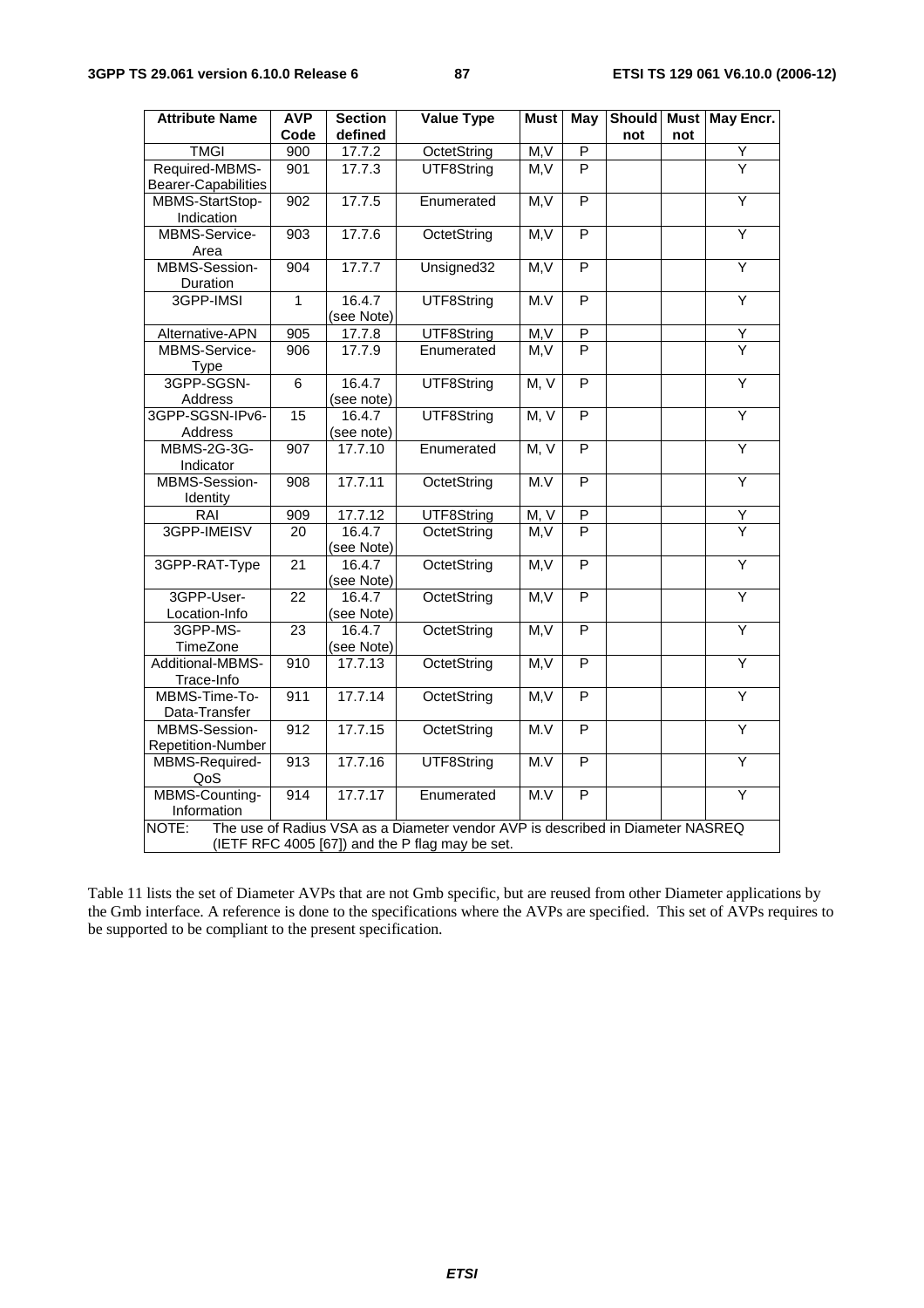| Attribute Name | AVP Code | Section defined | Value Type | Must | May | Should not | Must not | May Encr. |
|---|---|---|---|---|---|---|---|---|
| TMGI | 900 | 17.7.2 | OctetString | M,V | P | | | Y |
| Required-MBMS-Bearer-Capabilities | 901 | 17.7.3 | UTF8String | M,V | P | | | Y |
| MBMS-StartStop-Indication | 902 | 17.7.5 | Enumerated | M,V | P | | | Y |
| MBMS-Service-Area | 903 | 17.7.6 | OctetString | M,V | P | | | Y |
| MBMS-Session-Duration | 904 | 17.7.7 | Unsigned32 | M,V | P | | | Y |
| 3GPP-IMSI | 1 | 16.4.7 (see Note) | UTF8String | M.V | P | | | Y |
| Alternative-APN | 905 | 17.7.8 | UTF8String | M,V | P | | | Y |
| MBMS-Service-Type | 906 | 17.7.9 | Enumerated | M,V | P | | | Y |
| 3GPP-SGSN-Address | 6 | 16.4.7 (see note) | UTF8String | M, V | P | | | Y |
| 3GPP-SGSN-IPv6-Address | 15 | 16.4.7 (see note) | UTF8String | M, V | P | | | Y |
| MBMS-2G-3G-Indicator | 907 | 17.7.10 | Enumerated | M, V | P | | | Y |
| MBMS-Session-Identity | 908 | 17.7.11 | OctetString | M.V | P | | | Y |
| RAI | 909 | 17.7.12 | UTF8String | M, V | P | | | Y |
| 3GPP-IMEISV | 20 | 16.4.7 (see Note) | OctetString | M,V | P | | | Y |
| 3GPP-RAT-Type | 21 | 16.4.7 (see Note) | OctetString | M,V | P | | | Y |
| 3GPP-User-Location-Info | 22 | 16.4.7 (see Note) | OctetString | M,V | P | | | Y |
| 3GPP-MS-TimeZone | 23 | 16.4.7 (see Note) | OctetString | M,V | P | | | Y |
| Additional-MBMS-Trace-Info | 910 | 17.7.13 | OctetString | M,V | P | | | Y |
| MBMS-Time-To-Data-Transfer | 911 | 17.7.14 | OctetString | M,V | P | | | Y |
| MBMS-Session-Repetition-Number | 912 | 17.7.15 | OctetString | M.V | P | | | Y |
| MBMS-Required-QoS | 913 | 17.7.16 | UTF8String | M.V | P | | | Y |
| MBMS-Counting-Information | 914 | 17.7.17 | Enumerated | M.V | P | | | Y |
| NOTE: The use of Radius VSA as a Diameter vendor AVP is described in Diameter NASREQ (IETF RFC 4005 [67]) and the P flag may be set. | | | | | | | | |

Table 11 lists the set of Diameter AVPs that are not Gmb specific, but are reused from other Diameter applications by the Gmb interface. A reference is done to the specifications where the AVPs are specified. This set of AVPs requires to be supported to be compliant to the present specification.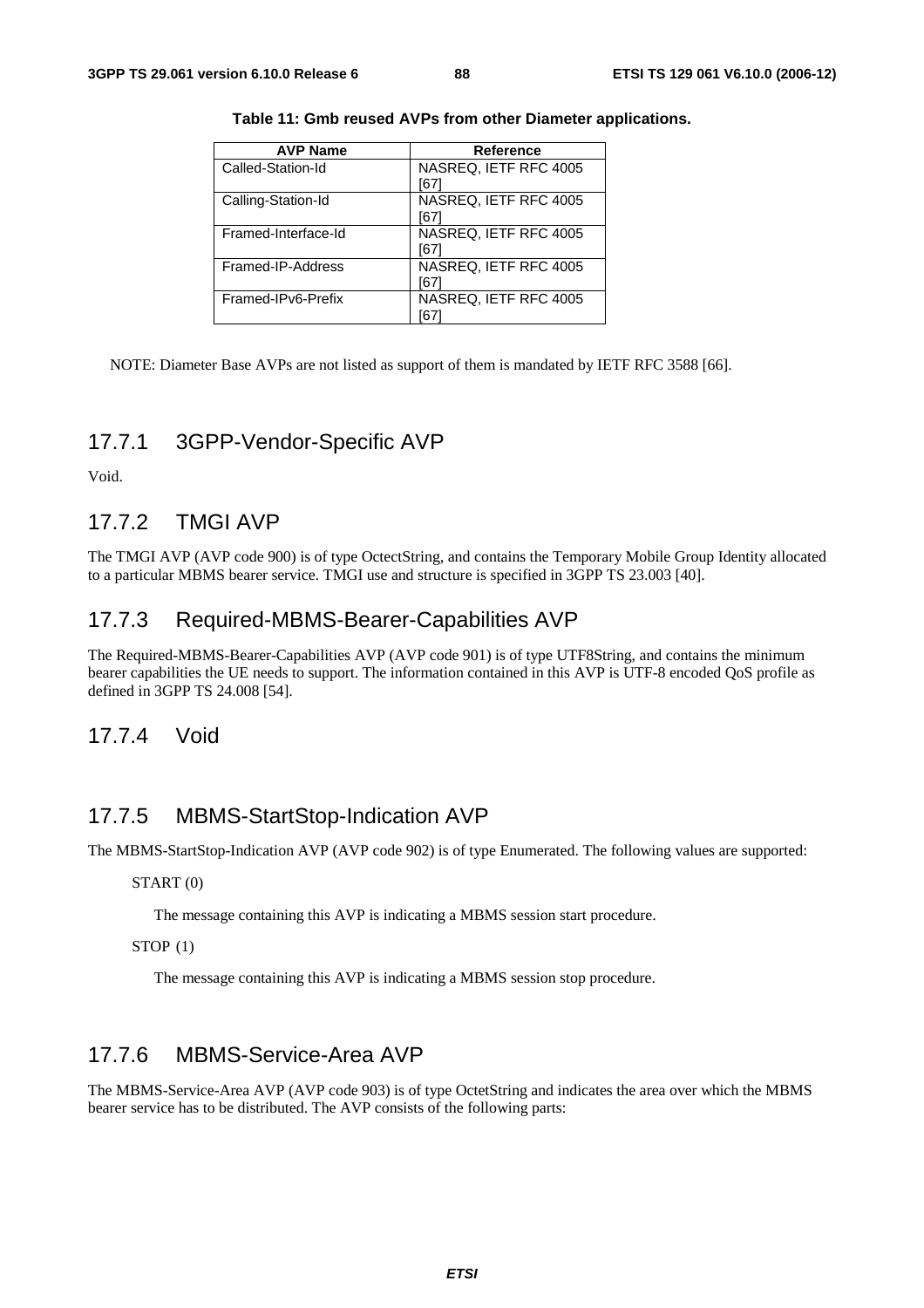**Table 11: Gmb reused AVPs from other Diameter applications.**

| AVP Name | Reference |
| --- | --- |
| Called-Station-Id | NASREQ, IETF RFC 4005 [67] |
| Calling-Station-Id | NASREQ, IETF RFC 4005 [67] |
| Framed-Interface-Id | NASREQ, IETF RFC 4005 [67] |
| Framed-IP-Address | NASREQ, IETF RFC 4005 [67] |
| Framed-IPv6-Prefix | NASREQ, IETF RFC 4005 [67] |

NOTE: Diameter Base AVPs are not listed as support of them is mandated by IETF RFC 3588 [66].

### 17.7.1 3GPP-Vendor-Specific AVP

Void.

### 17.7.2 TMGI AVP

The TMGI AVP (AVP code 900) is of type OctectString, and contains the Temporary Mobile Group Identity allocated to a particular MBMS bearer service. TMGI use and structure is specified in 3GPP TS 23.003 [40].

### 17.7.3 Required-MBMS-Bearer-Capabilities AVP

The Required-MBMS-Bearer-Capabilities AVP (AVP code 901) is of type UTF8String, and contains the minimum bearer capabilities the UE needs to support. The information contained in this AVP is UTF-8 encoded QoS profile as defined in 3GPP TS 24.008 [54].

### 17.7.4 Void

### 17.7.5 MBMS-StartStop-Indication AVP

The MBMS-StartStop-Indication AVP (AVP code 902) is of type Enumerated. The following values are supported:

START (0)

The message containing this AVP is indicating a MBMS session start procedure.

STOP (1)

The message containing this AVP is indicating a MBMS session stop procedure.

### 17.7.6 MBMS-Service-Area AVP

The MBMS-Service-Area AVP (AVP code 903) is of type OctetString and indicates the area over which the MBMS bearer service has to be distributed. The AVP consists of the following parts: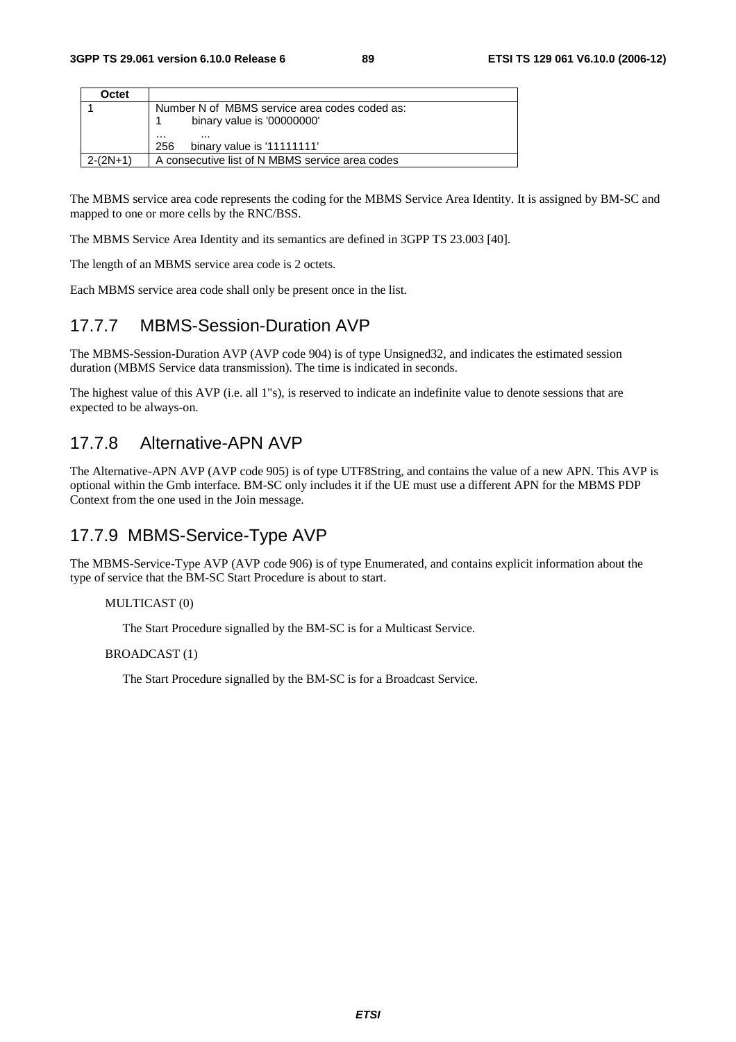| Octet | |
|---|---|
| 1 | Number N of MBMS service area codes coded as:<br>1 binary value is '00000000'<br>… ...<br>256 binary value is '11111111' |
| 2-(2N+1) | A consecutive list of N MBMS service area codes |

The MBMS service area code represents the coding for the MBMS Service Area Identity. It is assigned by BM-SC and mapped to one or more cells by the RNC/BSS.

The MBMS Service Area Identity and its semantics are defined in 3GPP TS 23.003 [40].

The length of an MBMS service area code is 2 octets.

Each MBMS service area code shall only be present once in the list.

## 17.7.7 MBMS-Session-Duration AVP

The MBMS-Session-Duration AVP (AVP code 904) is of type Unsigned32, and indicates the estimated session duration (MBMS Service data transmission). The time is indicated in seconds.

The highest value of this AVP (i.e. all 1"s), is reserved to indicate an indefinite value to denote sessions that are expected to be always-on.

## 17.7.8 Alternative-APN AVP

The Alternative-APN AVP (AVP code 905) is of type UTF8String, and contains the value of a new APN. This AVP is optional within the Gmb interface. BM-SC only includes it if the UE must use a different APN for the MBMS PDP Context from the one used in the Join message.

## 17.7.9 MBMS-Service-Type AVP

The MBMS-Service-Type AVP (AVP code 906) is of type Enumerated, and contains explicit information about the type of service that the BM-SC Start Procedure is about to start.

MULTICAST (0)

The Start Procedure signalled by the BM-SC is for a Multicast Service.

BROADCAST (1)

The Start Procedure signalled by the BM-SC is for a Broadcast Service.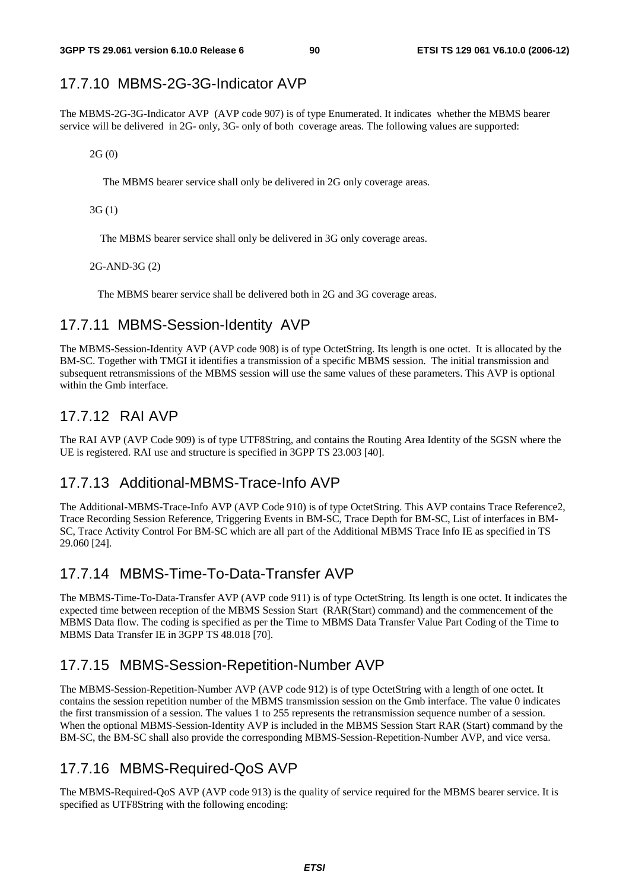## 17.7.10 MBMS-2G-3G-Indicator AVP

The MBMS-2G-3G-Indicator AVP (AVP code 907) is of type Enumerated. It indicates whether the MBMS bearer service will be delivered in 2G- only, 3G- only of both coverage areas. The following values are supported:

2G (0)

The MBMS bearer service shall only be delivered in 2G only coverage areas.

3G (1)

The MBMS bearer service shall only be delivered in 3G only coverage areas.

2G-AND-3G (2)

The MBMS bearer service shall be delivered both in 2G and 3G coverage areas.

## 17.7.11 MBMS-Session-Identity AVP

The MBMS-Session-Identity AVP (AVP code 908) is of type OctetString. Its length is one octet. It is allocated by the BM-SC. Together with TMGI it identifies a transmission of a specific MBMS session. The initial transmission and subsequent retransmissions of the MBMS session will use the same values of these parameters. This AVP is optional within the Gmb interface.

## 17.7.12 RAI AVP

The RAI AVP (AVP Code 909) is of type UTF8String, and contains the Routing Area Identity of the SGSN where the UE is registered. RAI use and structure is specified in 3GPP TS 23.003 [40].

## 17.7.13 Additional-MBMS-Trace-Info AVP

The Additional-MBMS-Trace-Info AVP (AVP Code 910) is of type OctetString. This AVP contains Trace Reference2, Trace Recording Session Reference, Triggering Events in BM-SC, Trace Depth for BM-SC, List of interfaces in BM-SC, Trace Activity Control For BM-SC which are all part of the Additional MBMS Trace Info IE as specified in TS 29.060 [24].

## 17.7.14 MBMS-Time-To-Data-Transfer AVP

The MBMS-Time-To-Data-Transfer AVP (AVP code 911) is of type OctetString. Its length is one octet. It indicates the expected time between reception of the MBMS Session Start (RAR(Start) command) and the commencement of the MBMS Data flow. The coding is specified as per the Time to MBMS Data Transfer Value Part Coding of the Time to MBMS Data Transfer IE in 3GPP TS 48.018 [70].

## 17.7.15 MBMS-Session-Repetition-Number AVP

The MBMS-Session-Repetition-Number AVP (AVP code 912) is of type OctetString with a length of one octet. It contains the session repetition number of the MBMS transmission session on the Gmb interface. The value 0 indicates the first transmission of a session. The values 1 to 255 represents the retransmission sequence number of a session. When the optional MBMS-Session-Identity AVP is included in the MBMS Session Start RAR (Start) command by the BM-SC, the BM-SC shall also provide the corresponding MBMS-Session-Repetition-Number AVP, and vice versa.

## 17.7.16 MBMS-Required-QoS AVP

The MBMS-Required-QoS AVP (AVP code 913) is the quality of service required for the MBMS bearer service. It is specified as UTF8String with the following encoding: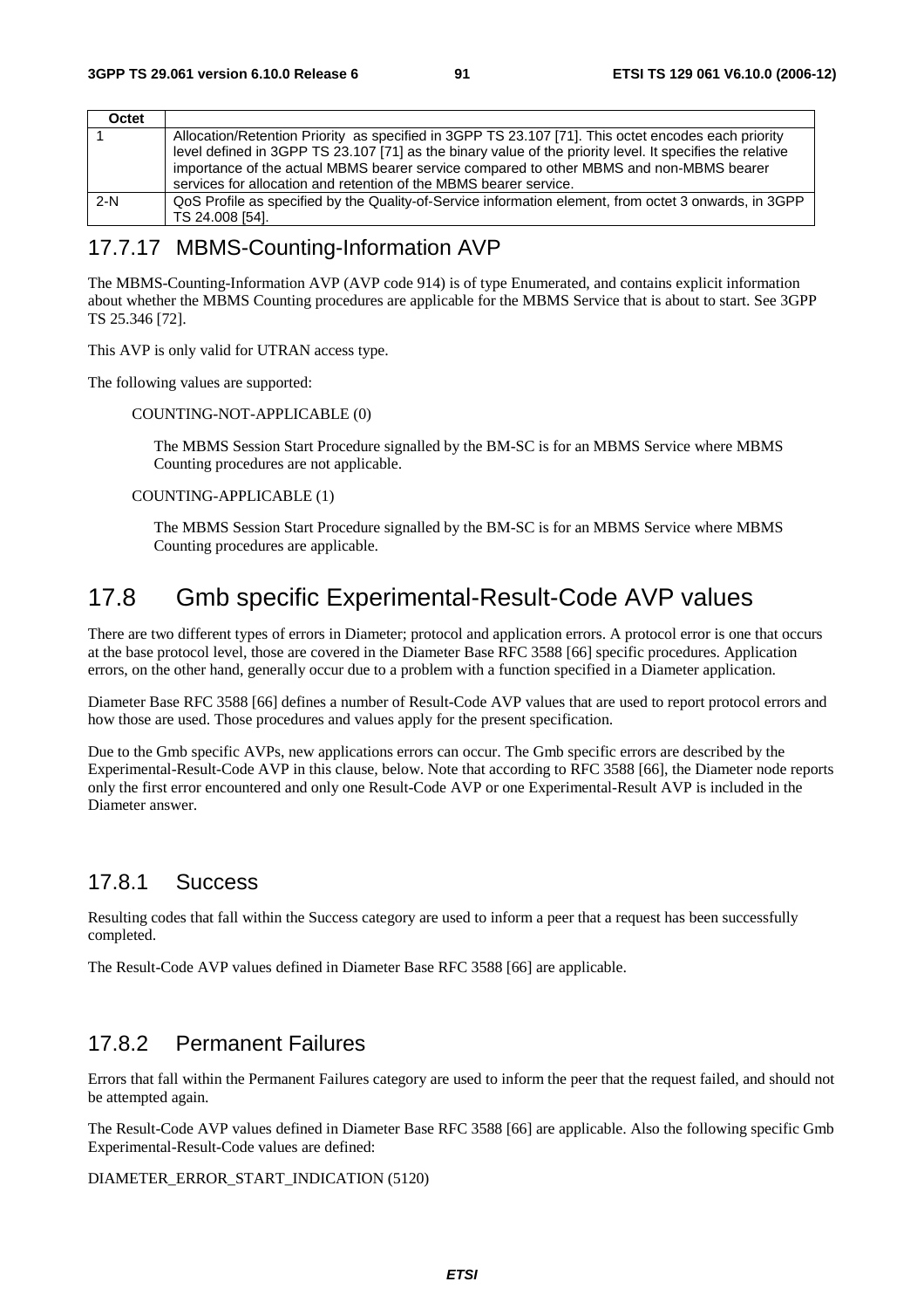| Octet | |
|---|---|
| 1 | Allocation/Retention Priority as specified in 3GPP TS 23.107 [71]. This octet encodes each priority level defined in 3GPP TS 23.107 [71] as the binary value of the priority level. It specifies the relative importance of the actual MBMS bearer service compared to other MBMS and non-MBMS bearer services for allocation and retention of the MBMS bearer service. |
| 2-N | QoS Profile as specified by the Quality-of-Service information element, from octet 3 onwards, in 3GPP TS 24.008 [54]. |

### 17.7.17 MBMS-Counting-Information AVP

The MBMS-Counting-Information AVP (AVP code 914) is of type Enumerated, and contains explicit information about whether the MBMS Counting procedures are applicable for the MBMS Service that is about to start. See 3GPP TS 25.346 [72].

This AVP is only valid for UTRAN access type.

The following values are supported:

COUNTING-NOT-APPLICABLE (0)

The MBMS Session Start Procedure signalled by the BM-SC is for an MBMS Service where MBMS Counting procedures are not applicable.

COUNTING-APPLICABLE (1)

The MBMS Session Start Procedure signalled by the BM-SC is for an MBMS Service where MBMS Counting procedures are applicable.

## 17.8 Gmb specific Experimental-Result-Code AVP values

There are two different types of errors in Diameter; protocol and application errors. A protocol error is one that occurs at the base protocol level, those are covered in the Diameter Base RFC 3588 [66] specific procedures. Application errors, on the other hand, generally occur due to a problem with a function specified in a Diameter application.

Diameter Base RFC 3588 [66] defines a number of Result-Code AVP values that are used to report protocol errors and how those are used. Those procedures and values apply for the present specification.

Due to the Gmb specific AVPs, new applications errors can occur. The Gmb specific errors are described by the Experimental-Result-Code AVP in this clause, below. Note that according to RFC 3588 [66], the Diameter node reports only the first error encountered and only one Result-Code AVP or one Experimental-Result AVP is included in the Diameter answer.

### 17.8.1 Success

Resulting codes that fall within the Success category are used to inform a peer that a request has been successfully completed.

The Result-Code AVP values defined in Diameter Base RFC 3588 [66] are applicable.

### 17.8.2 Permanent Failures

Errors that fall within the Permanent Failures category are used to inform the peer that the request failed, and should not be attempted again.

The Result-Code AVP values defined in Diameter Base RFC 3588 [66] are applicable. Also the following specific Gmb Experimental-Result-Code values are defined:

DIAMETER_ERROR_START_INDICATION (5120)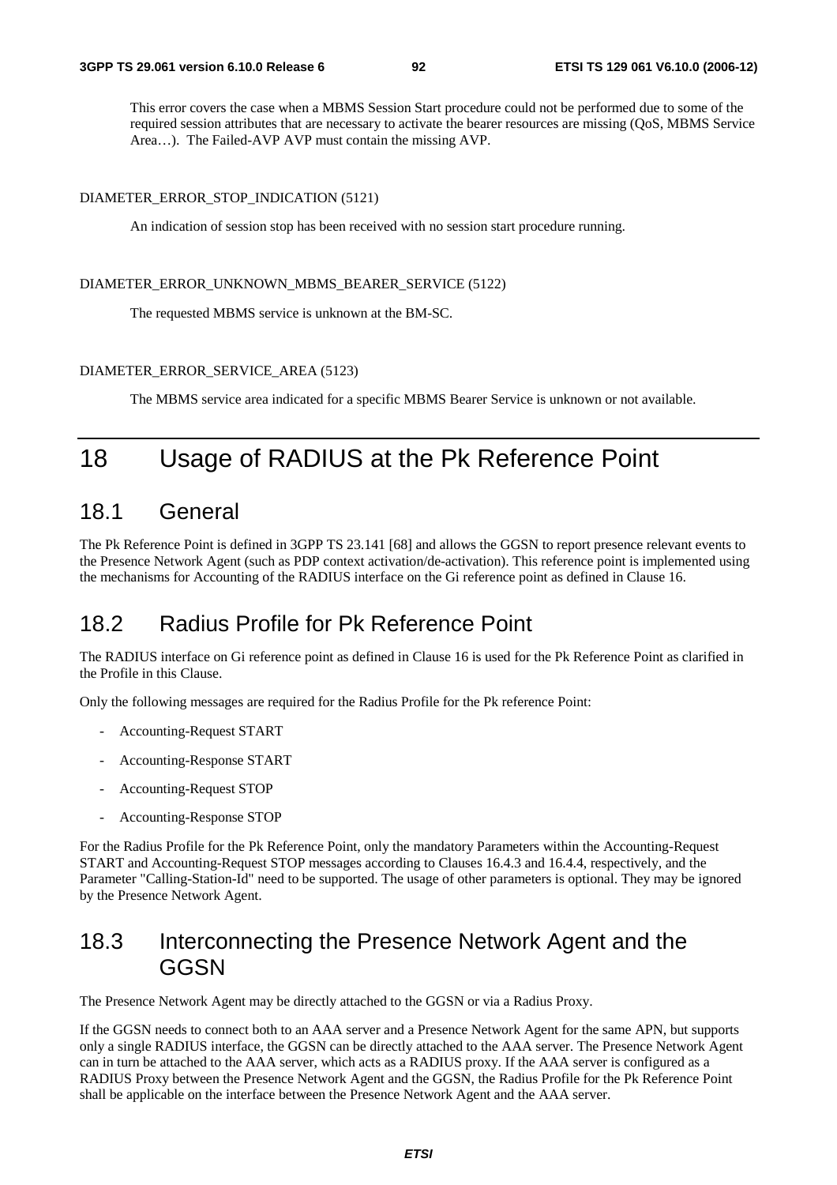This error covers the case when a MBMS Session Start procedure could not be performed due to some of the required session attributes that are necessary to activate the bearer resources are missing (QoS, MBMS Service Area…). The Failed-AVP AVP must contain the missing AVP.

DIAMETER_ERROR_STOP_INDICATION (5121)

An indication of session stop has been received with no session start procedure running.

DIAMETER_ERROR_UNKNOWN_MBMS_BEARER_SERVICE (5122)

The requested MBMS service is unknown at the BM-SC.

DIAMETER_ERROR_SERVICE_AREA (5123)

The MBMS service area indicated for a specific MBMS Bearer Service is unknown or not available.

# 18 Usage of RADIUS at the Pk Reference Point

## 18.1 General

The Pk Reference Point is defined in 3GPP TS 23.141 [68] and allows the GGSN to report presence relevant events to the Presence Network Agent (such as PDP context activation/de-activation). This reference point is implemented using the mechanisms for Accounting of the RADIUS interface on the Gi reference point as defined in Clause 16.

## 18.2 Radius Profile for Pk Reference Point

The RADIUS interface on Gi reference point as defined in Clause 16 is used for the Pk Reference Point as clarified in the Profile in this Clause.

Only the following messages are required for the Radius Profile for the Pk reference Point:

- Accounting-Request START
- Accounting-Response START
- Accounting-Request STOP
- Accounting-Response STOP

For the Radius Profile for the Pk Reference Point, only the mandatory Parameters within the Accounting-Request START and Accounting-Request STOP messages according to Clauses 16.4.3 and 16.4.4, respectively, and the Parameter "Calling-Station-Id" need to be supported. The usage of other parameters is optional. They may be ignored by the Presence Network Agent.

## 18.3 Interconnecting the Presence Network Agent and the GGSN

The Presence Network Agent may be directly attached to the GGSN or via a Radius Proxy.

If the GGSN needs to connect both to an AAA server and a Presence Network Agent for the same APN, but supports only a single RADIUS interface, the GGSN can be directly attached to the AAA server. The Presence Network Agent can in turn be attached to the AAA server, which acts as a RADIUS proxy. If the AAA server is configured as a RADIUS Proxy between the Presence Network Agent and the GGSN, the Radius Profile for the Pk Reference Point shall be applicable on the interface between the Presence Network Agent and the AAA server.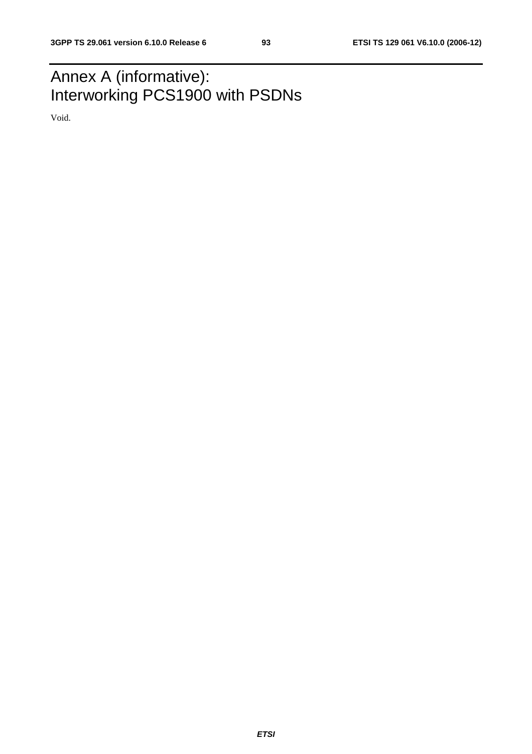# Annex A (informative): Interworking PCS1900 with PSDNs

Void.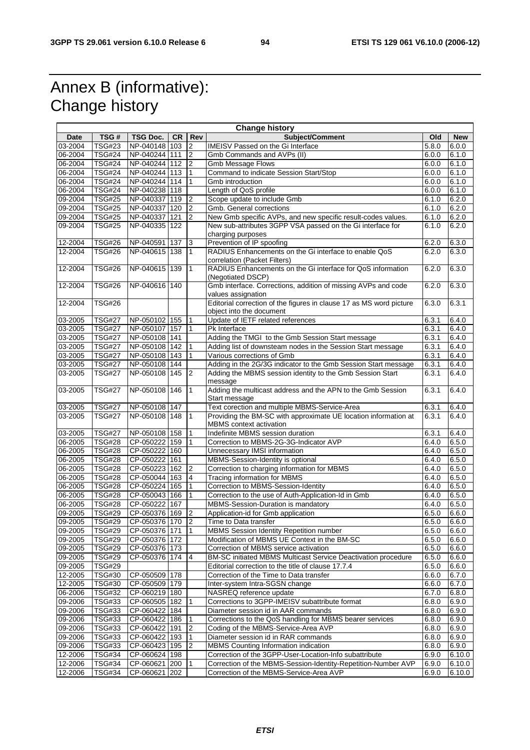# Annex B (informative): Change history

| Change history | | | | | | | |
|---|---|---|---|---|---|---|---|
| **Date** | **TSG #** | **TSG Doc.** | **CR** | **Rev** | **Subject/Comment** | **Old** | **New** |
| 03-2004 | TSG#23 | NP-040148 | 103 | 2 | IMEISV Passed on the Gi Interface | 5.8.0 | 6.0.0 |
| 06-2004 | TSG#24 | NP-040244 | 111 | 2 | Gmb Commands and AVPs (II) | 6.0.0 | 6.1.0 |
| 06-2004 | TSG#24 | NP-040244 | 112 | 2 | Gmb Message Flows | 6.0.0 | 6.1.0 |
| 06-2004 | TSG#24 | NP-040244 | 113 | 1 | Command to indicate Session Start/Stop | 6.0.0 | 6.1.0 |
| 06-2004 | TSG#24 | NP-040244 | 114 | 1 | Gmb introduction | 6.0.0 | 6.1.0 |
| 06-2004 | TSG#24 | NP-040238 | 118 | | Length of QoS profile | 6.0.0 | 6.1.0 |
| 09-2004 | TSG#25 | NP-040337 | 119 | 2 | Scope update to include Gmb | 6.1.0 | 6.2.0 |
| 09-2004 | TSG#25 | NP-040337 | 120 | 2 | Gmb. General corrections | 6.1.0 | 6.2.0 |
| 09-2004 | TSG#25 | NP-040337 | 121 | 2 | New Gmb specific AVPs, and new specific result-codes values. | 6.1.0 | 6.2.0 |
| 09-2004 | TSG#25 | NP-040335 | 122 | | New sub-attributes 3GPP VSA passed on the Gi interface for charging purposes | 6.1.0 | 6.2.0 |
| 12-2004 | TSG#26 | NP-040591 | 137 | 3 | Prevention of IP spoofing | 6.2.0 | 6.3.0 |
| 12-2004 | TSG#26 | NP-040615 | 138 | 1 | RADIUS Enhancements on the Gi interface to enable QoS correlation (Packet Filters) | 6.2.0 | 6.3.0 |
| 12-2004 | TSG#26 | NP-040615 | 139 | 1 | RADIUS Enhancements on the Gi interface for QoS information (Negotiated DSCP) | 6.2.0 | 6.3.0 |
| 12-2004 | TSG#26 | NP-040616 | 140 | | Gmb interface. Corrections, addition of missing AVPs and code values assignation | 6.2.0 | 6.3.0 |
| 12-2004 | TSG#26 | | | | Editorial correction of the figures in clause 17 as MS word picture object into the document | 6.3.0 | 6.3.1 |
| 03-2005 | TSG#27 | NP-050102 | 155 | 1 | Update of IETF related references | 6.3.1 | 6.4.0 |
| 03-2005 | TSG#27 | NP-050107 | 157 | 1 | Pk Interface | 6.3.1 | 6.4.0 |
| 03-2005 | TSG#27 | NP-050108 | 141 | | Adding the TMGI to the Gmb Session Start message | 6.3.1 | 6.4.0 |
| 03-2005 | TSG#27 | NP-050108 | 142 | 1 | Adding list of downsteam nodes in the Session Start message | 6.3.1 | 6.4.0 |
| 03-2005 | TSG#27 | NP-050108 | 143 | 1 | Various corrections of Gmb | 6.3.1 | 6.4.0 |
| 03-2005 | TSG#27 | NP-050108 | 144 | | Adding in the 2G/3G indicator to the Gmb Session Start message | 6.3.1 | 6.4.0 |
| 03-2005 | TSG#27 | NP-050108 | 145 | 2 | Adding the MBMS session identity to the Gmb Session Start message | 6.3.1 | 6.4.0 |
| 03-2005 | TSG#27 | NP-050108 | 146 | 1 | Adding the multicast address and the APN to the Gmb Session Start message | 6.3.1 | 6.4.0 |
| 03-2005 | TSG#27 | NP-050108 | 147 | | Text corection and multiple MBMS-Service-Area | 6.3.1 | 6.4.0 |
| 03-2005 | TSG#27 | NP-050108 | 148 | 1 | Providing the BM-SC with approximate UE location information at MBMS context activation | 6.3.1 | 6.4.0 |
| 03-2005 | TSG#27 | NP-050108 | 158 | 1 | Indefinite MBMS session duration | 6.3.1 | 6.4.0 |
| 06-2005 | TSG#28 | CP-050222 | 159 | 1 | Correction to MBMS-2G-3G-Indicator AVP | 6.4.0 | 6.5.0 |
| 06-2005 | TSG#28 | CP-050222 | 160 | | Unnecessary IMSI information | 6.4.0 | 6.5.0 |
| 06-2005 | TSG#28 | CP-050222 | 161 | | MBMS-Session-Identity is optional | 6.4.0 | 6.5.0 |
| 06-2005 | TSG#28 | CP-050223 | 162 | 2 | Correction to charging information for MBMS | 6.4.0 | 6.5.0 |
| 06-2005 | TSG#28 | CP-050044 | 163 | 4 | Tracing information for MBMS | 6.4.0 | 6.5.0 |
| 06-2005 | TSG#28 | CP-050224 | 165 | 1 | Correction to MBMS-Session-Identity | 6.4.0 | 6.5.0 |
| 06-2005 | TSG#28 | CP-050043 | 166 | 1 | Correction to the use of Auth-Application-Id in Gmb | 6.4.0 | 6.5.0 |
| 06-2005 | TSG#28 | CP-050222 | 167 | | MBMS-Session-Duration is mandatory | 6.4.0 | 6.5.0 |
| 09-2005 | TSG#29 | CP-050376 | 169 | 2 | Application-id for Gmb application | 6.5.0 | 6.6.0 |
| 09-2005 | TSG#29 | CP-050376 | 170 | 2 | Time to Data transfer | 6.5.0 | 6.6.0 |
| 09-2005 | TSG#29 | CP-050376 | 171 | 1 | MBMS Session Identity Repetition number | 6.5.0 | 6.6.0 |
| 09-2005 | TSG#29 | CP-050376 | 172 | | Modification of MBMS UE Context in the BM-SC | 6.5.0 | 6.6.0 |
| 09-2005 | TSG#29 | CP-050376 | 173 | | Correction of MBMS service activation | 6.5.0 | 6.6.0 |
| 09-2005 | TSG#29 | CP-050376 | 174 | 4 | BM-SC initiated MBMS Multicast Service Deactivation procedure | 6.5.0 | 6.6.0 |
| 09-2005 | TSG#29 | | | | Editorial correction to the title of clause 17.7.4 | 6.5.0 | 6.6.0 |
| 12-2005 | TSG#30 | CP-050509 | 178 | | Correction of the Time to Data transfer | 6.6.0 | 6.7.0 |
| 12-2005 | TSG#30 | CP-050509 | 179 | | Inter-system Intra-SGSN change | 6.6.0 | 6.7.0 |
| 06-2006 | TSG#32 | CP-060219 | 180 | | NASREQ reference update | 6.7.0 | 6.8.0 |
| 09-2006 | TSG#33 | CP-060505 | 182 | 1 | Corrections to 3GPP-IMEISV subattribute format | 6.8.0 | 6.9.0 |
| 09-2006 | TSG#33 | CP-060422 | 184 | | Diameter session id in AAR commands | 6.8.0 | 6.9.0 |
| 09-2006 | TSG#33 | CP-060422 | 186 | 1 | Corrections to the QoS handling for MBMS bearer services | 6.8.0 | 6.9.0 |
| 09-2006 | TSG#33 | CP-060422 | 191 | 2 | Coding of the MBMS-Service-Area AVP | 6.8.0 | 6.9.0 |
| 09-2006 | TSG#33 | CP-060422 | 193 | 1 | Diameter session id in RAR commands | 6.8.0 | 6.9.0 |
| 09-2006 | TSG#33 | CP-060423 | 195 | 2 | MBMS Counting Information indication | 6.8.0 | 6.9.0 |
| 12-2006 | TSG#34 | CP-060624 | 198 | | Correction of the 3GPP-User-Location-Info subattribute | 6.9.0 | 6.10.0 |
| 12-2006 | TSG#34 | CP-060621 | 200 | 1 | Correction of the MBMS-Session-Identity-Repetition-Number AVP | 6.9.0 | 6.10.0 |
| 12-2006 | TSG#34 | CP-060621 | 202 | | Correction of the MBMS-Service-Area AVP | 6.9.0 | 6.10.0 |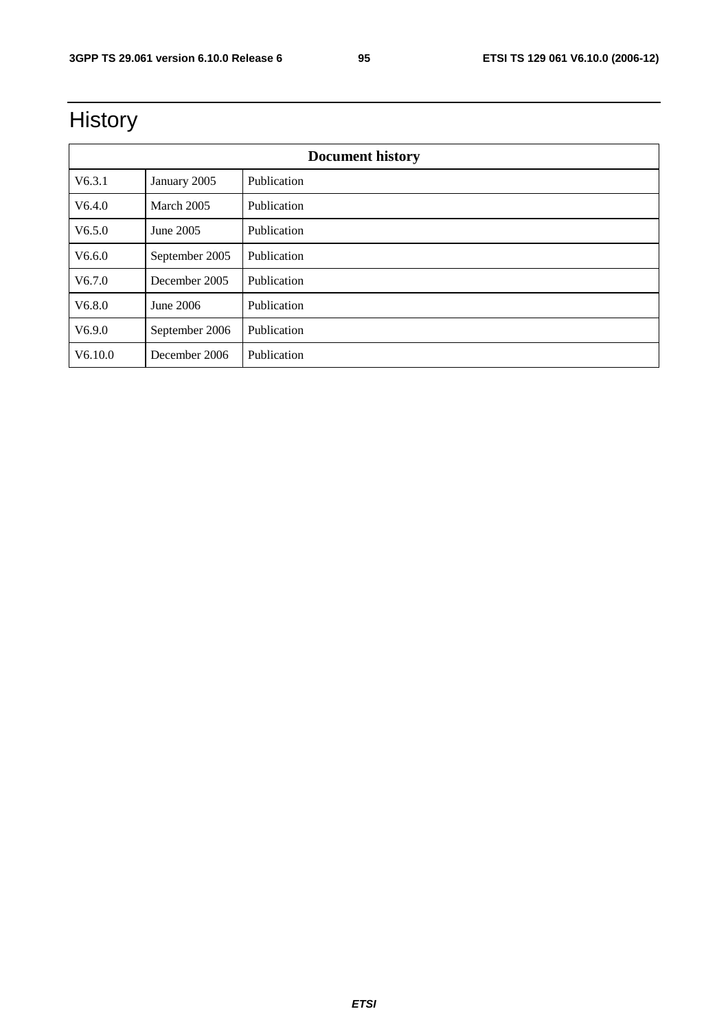# History

| Document history | | |
|---|---|---|
| V6.3.1 | January 2005 | Publication |
| V6.4.0 | March 2005 | Publication |
| V6.5.0 | June 2005 | Publication |
| V6.6.0 | September 2005 | Publication |
| V6.7.0 | December 2005 | Publication |
| V6.8.0 | June 2006 | Publication |
| V6.9.0 | September 2006 | Publication |
| V6.10.0 | December 2006 | Publication |